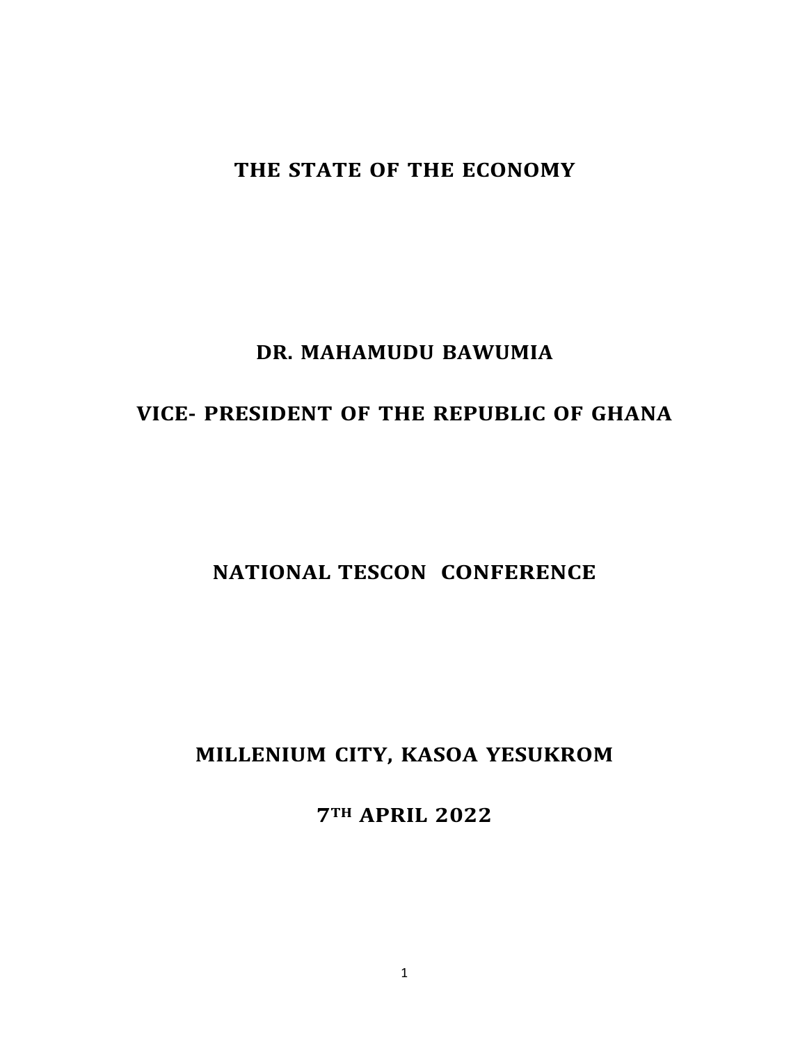# THE STATE OF THE ECONOMY

**DR. MAHAMUDU BAWUMIA**

**VICE- PRESIDENT OF THE REPUBLIC OF GHANA**

**NATIONAL TESCON CONFERENCE**

**MILLENIUM CITY, KASOA YESUKROM**

**7TH APRIL 2022**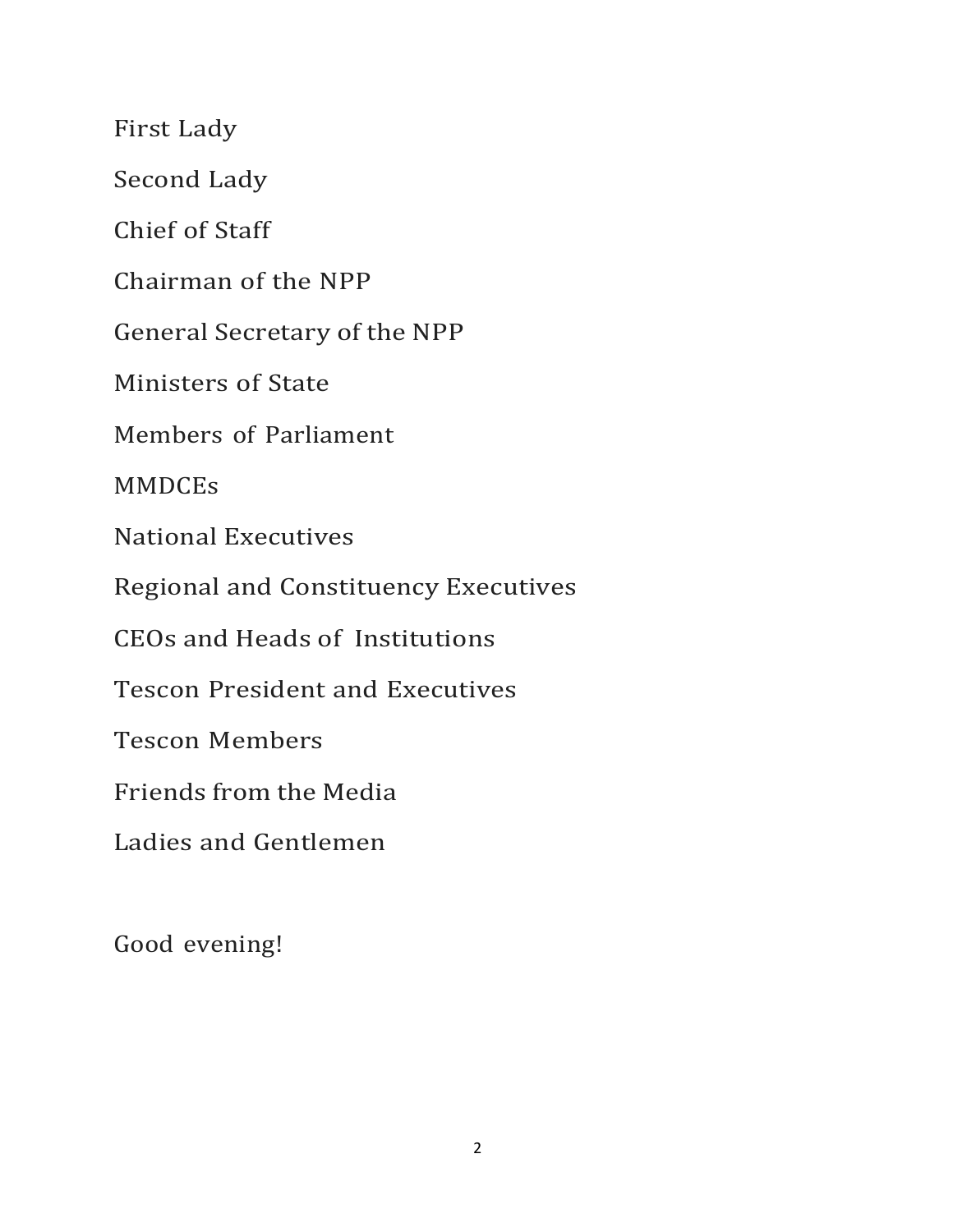First Lady

Second Lady

Chief of Staff

Chairman of the NPP

General Secretary of the NPP

Ministers of State

Members of Parliament

MMDCEs

National Executives

Regional and Constituency Executives

CEOs and Heads of Institutions

Tescon President and Executives

Tescon Members

Friends from the Media

Ladies and Gentlemen

Good evening!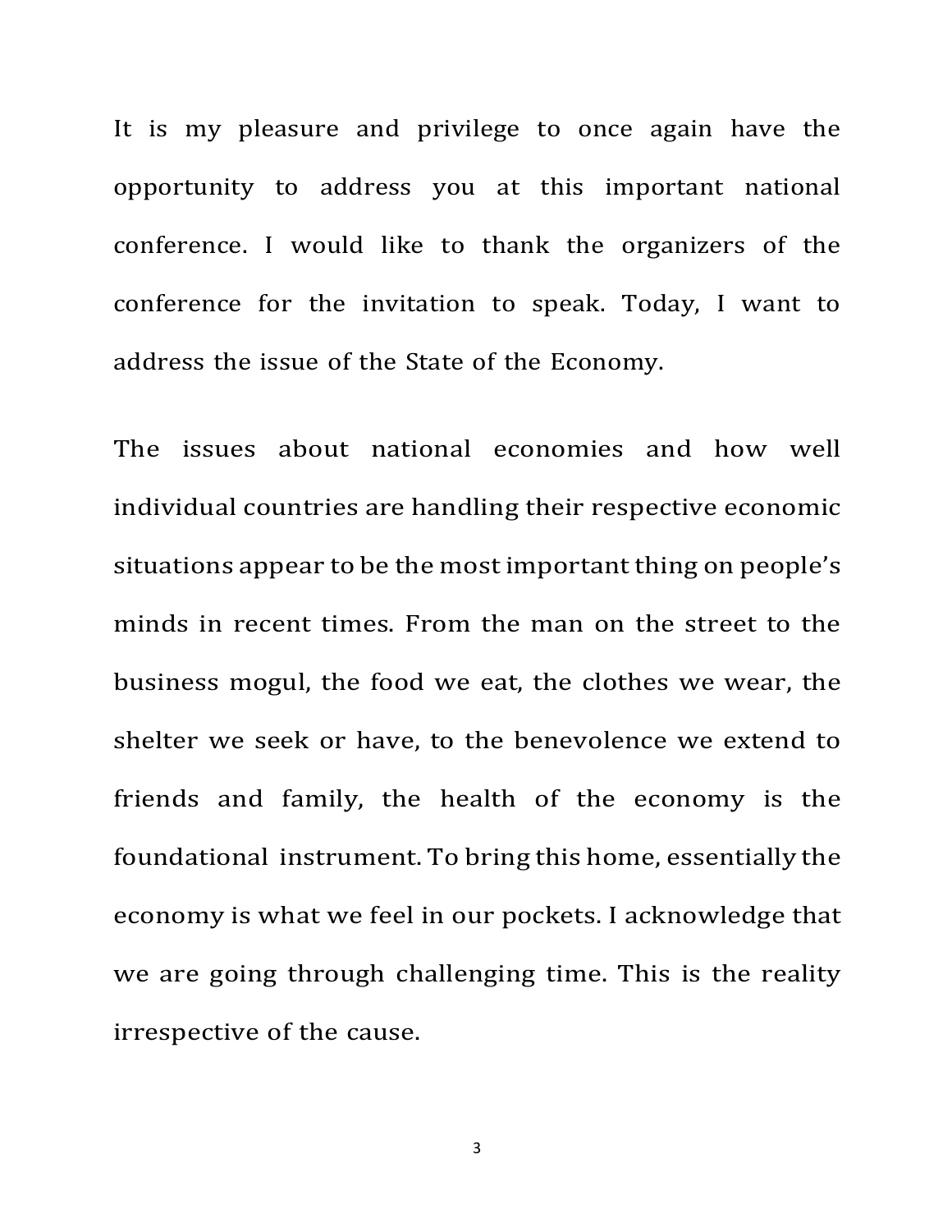It is my pleasure and privilege to once again have the opportunity to address you at this important national conference. I would like to thank the organizers of the conference for the invitation to speak. Today, I want to address the issue of the State of the Economy.

The issues about national economies and how well individual countries are handling their respective economic situations appear to be the most important thing on people's minds in recent times. From the man on the street to the business mogul, the food we eat, the clothes we wear, the shelter we seek or have, to the benevolence we extend to friends and family, the health of the economy is the foundational instrument. To bring this home, essentially the economy is what we feel in our pockets. I acknowledge that we are going through challenging time. This is the reality irrespective of the cause.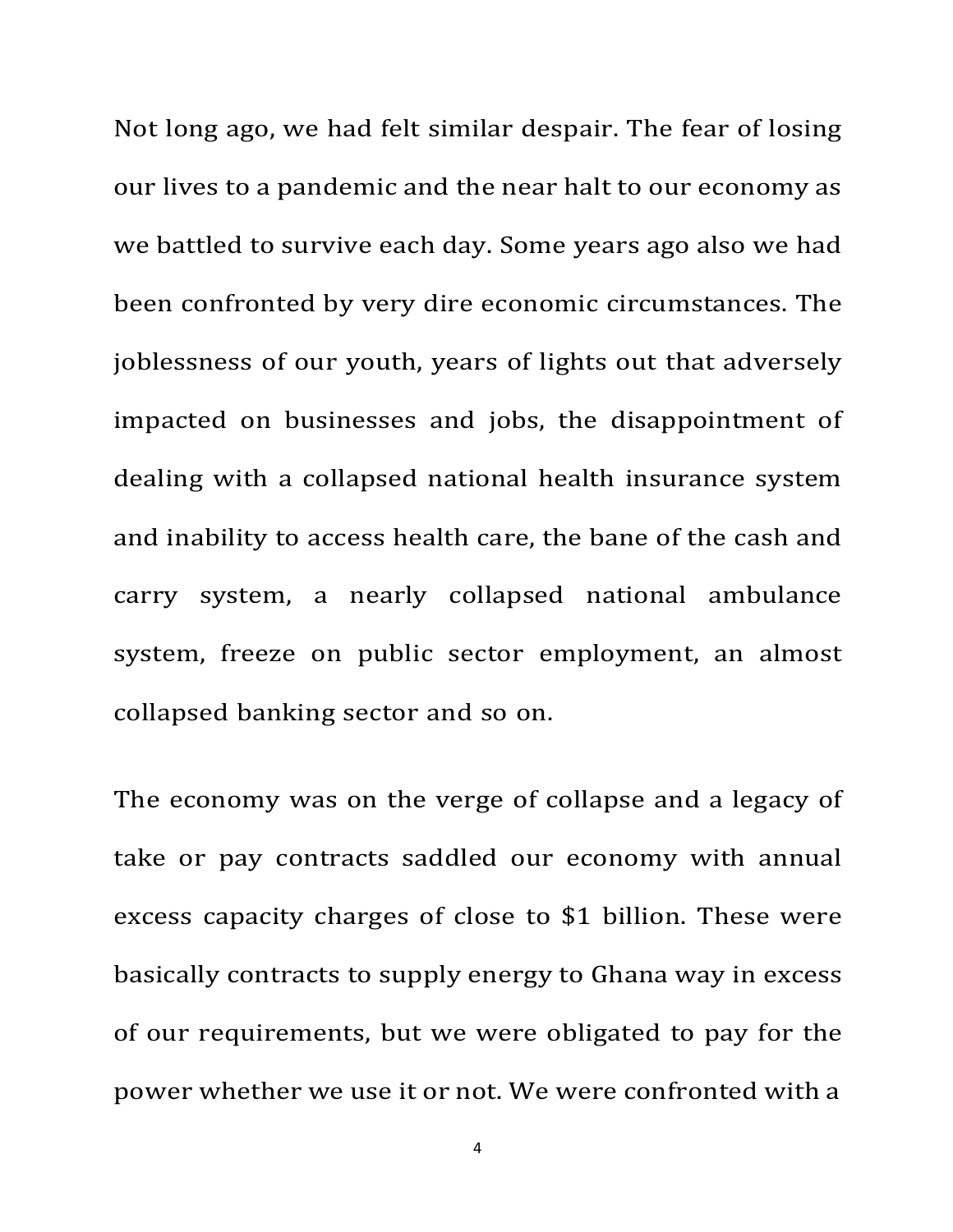Not long ago, we had felt similar despair. The fear of losing our lives to a pandemic and the near halt to our economy as we battled to survive each day. Some years ago also we had been confronted by very dire economic circumstances. The joblessness of our youth, years of lights out that adversely impacted on businesses and jobs, the disappointment of dealing with a collapsed national health insurance system and inability to access health care, the bane of the cash and carry system, a nearly collapsed national ambulance system, freeze on public sector employment, an almost collapsed banking sector and so on.

The economy was on the verge of collapse and a legacy of take or pay contracts saddled our economy with annual excess capacity charges of close to $1 billion. These were basically contracts to supply energy to Ghana way in excess of our requirements, but we were obligated to pay for the power whether we use it or not. We were confronted with a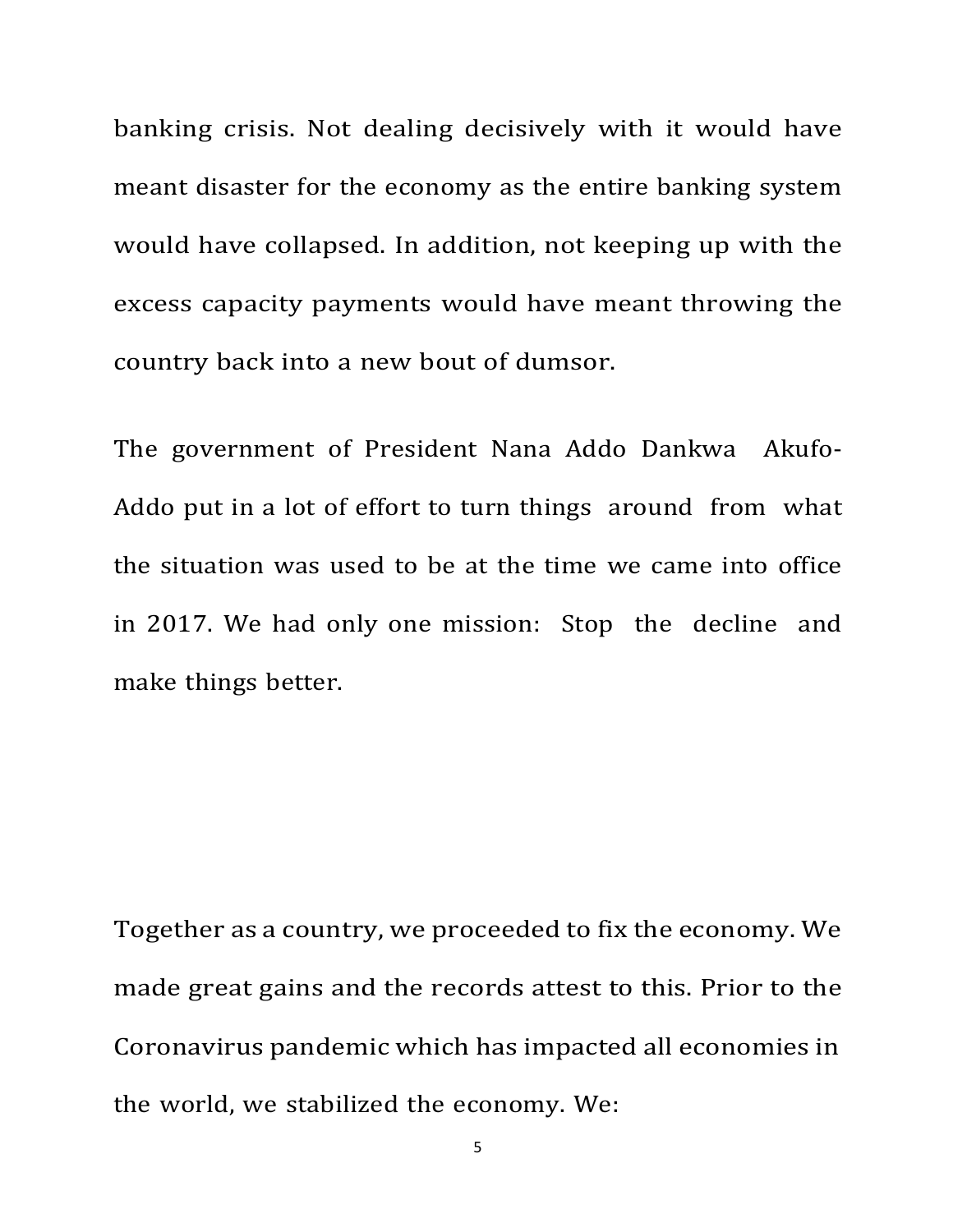banking crisis. Not dealing decisively with it would have meant disaster for the economy as the entire banking system would have collapsed. In addition, not keeping up with the excess capacity payments would have meant throwing the country back into a new bout of dumsor.

The government of President Nana Addo Dankwa Akufo-Addo put in a lot of effort to turn things around from what the situation was used to be at the time we came into office in 2017. We had only one mission: Stop the decline and make things better.

Together as a country, we proceeded to fix the economy. We made great gains and the records attest to this. Prior to the Coronavirus pandemic which has impacted all economies in the world, we stabilized the economy. We: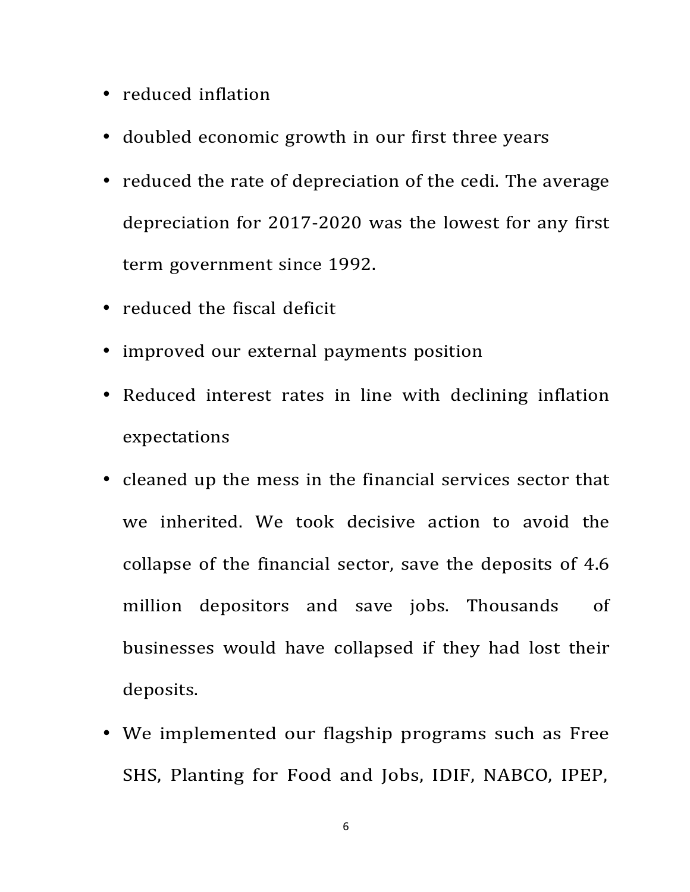- reduced inflation
- doubled economic growth in our first three years
- reduced the rate of depreciation of the cedi. The average depreciation for 2017-2020 was the lowest for any first term government since 1992.
- reduced the fiscal deficit
- improved our external payments position
- Reduced interest rates in line with declining inflation expectations
- cleaned up the mess in the financial services sector that we inherited. We took decisive action to avoid the collapse of the financial sector, save the deposits of 4.6 million depositors and save jobs. Thousands of businesses would have collapsed if they had lost their deposits.
- We implemented our flagship programs such as Free SHS, Planting for Food and Jobs, IDIF, NABCO, IPEP,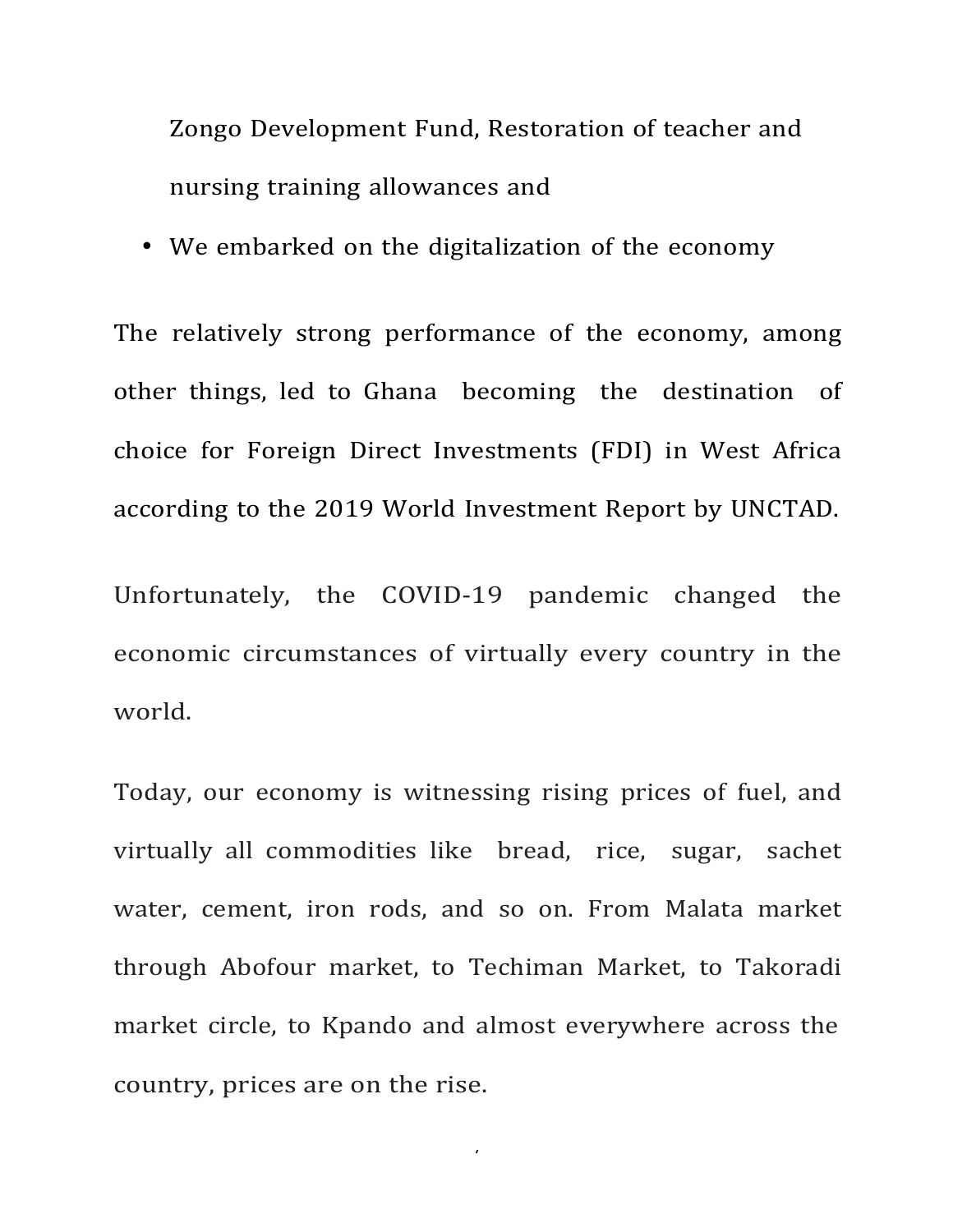Zongo Development Fund, Restoration of teacher and nursing training allowances and

- We embarked on the digitalization of the economy

The relatively strong performance of the economy, among other things, led to Ghana becoming the destination of choice for Foreign Direct Investments (FDI) in West Africa according to the 2019 World Investment Report by UNCTAD.

Unfortunately, the COVID-19 pandemic changed the economic circumstances of virtually every country in the world.

Today, our economy is witnessing rising prices of fuel, and virtually all commodities like bread, rice, sugar, sachet water, cement, iron rods, and so on. From Malata market through Abofour market, to Techiman Market, to Takoradi market circle, to Kpando and almost everywhere across the country, prices are on the rise.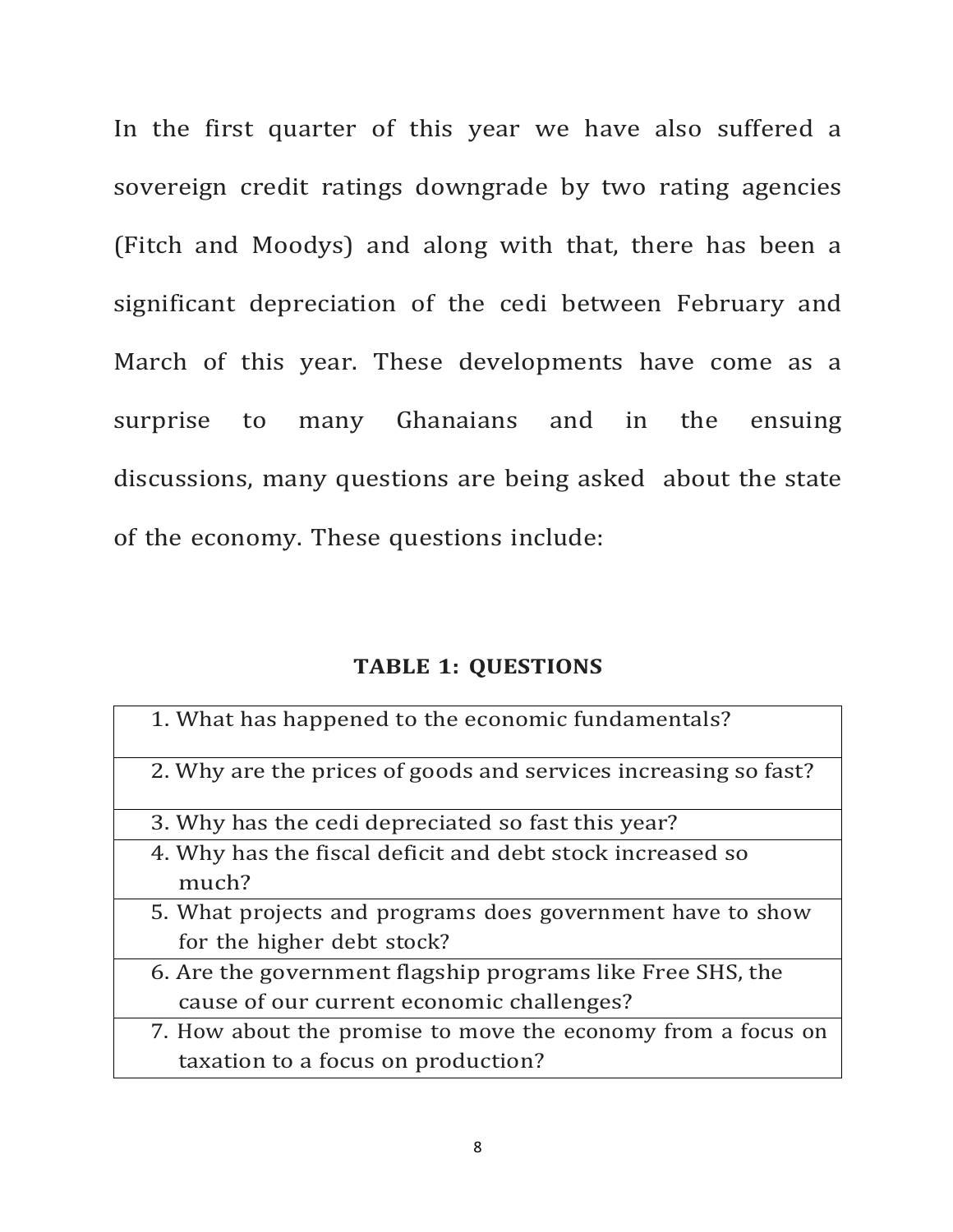In the first quarter of this year we have also suffered a sovereign credit ratings downgrade by two rating agencies (Fitch and Moodys) and along with that, there has been a significant depreciation of the cedi between February and March of this year. These developments have come as a surprise to many Ghanaians and in the ensuing discussions, many questions are being asked about the state of the economy. These questions include:

**TABLE 1: QUESTIONS**

| |
|---|
| 1. What has happened to the economic fundamentals? |
| 2. Why are the prices of goods and services increasing so fast? |
| 3. Why has the cedi depreciated so fast this year? |
| 4. Why has the fiscal deficit and debt stock increased so much? |
| 5. What projects and programs does government have to show for the higher debt stock? |
| 6. Are the government flagship programs like Free SHS, the cause of our current economic challenges? |
| 7. How about the promise to move the economy from a focus on taxation to a focus on production? |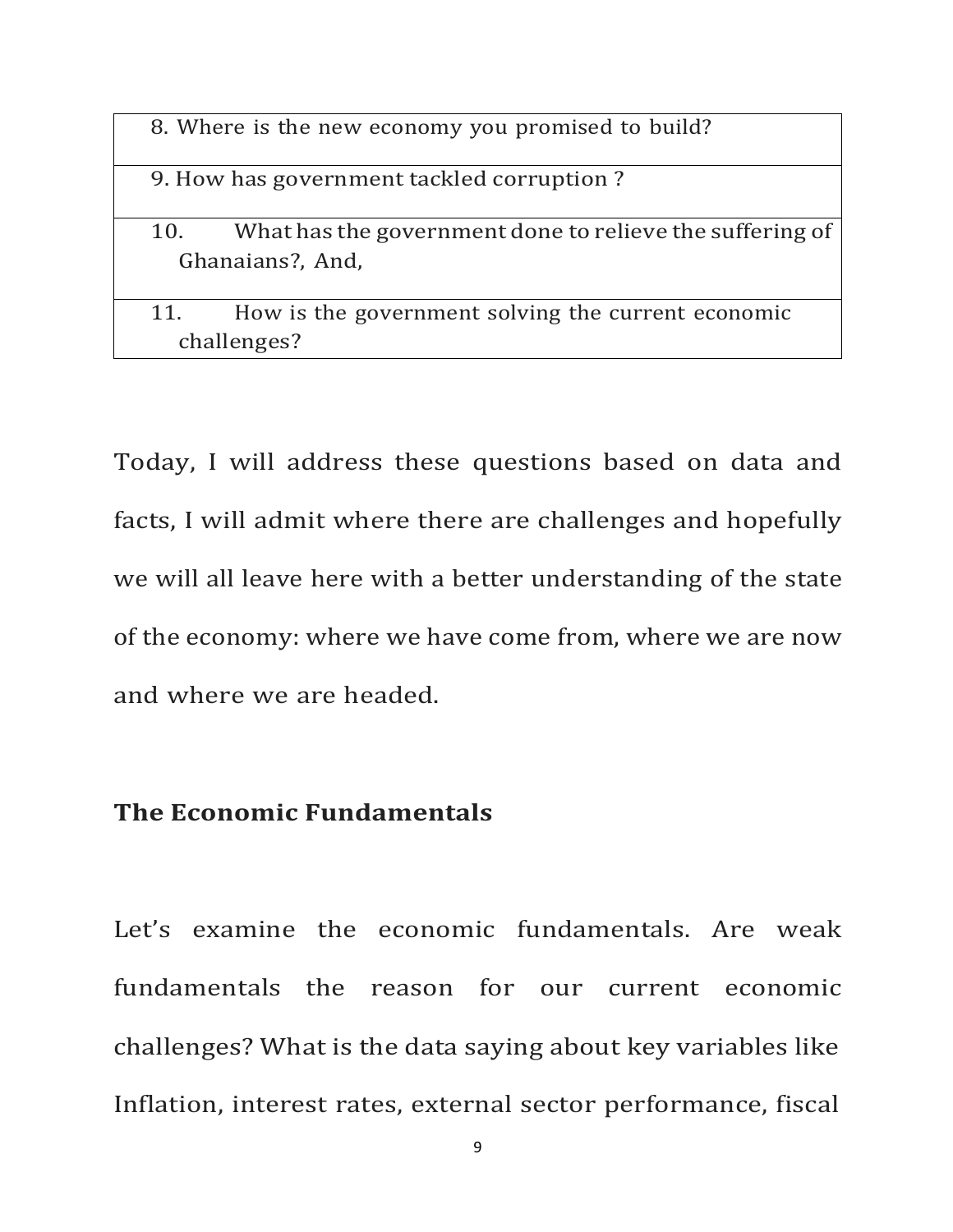| |
|---|
| 8. Where is the new economy you promised to build? |
| 9. How has government tackled corruption ? |
| 10. What has the government done to relieve the suffering of Ghanaians?, And, |
| 11. How is the government solving the current economic challenges? |

Today, I will address these questions based on data and facts, I will admit where there are challenges and hopefully we will all leave here with a better understanding of the state of the economy: where we have come from, where we are now and where we are headed.

**The Economic Fundamentals**

Let's examine the economic fundamentals. Are weak fundamentals the reason for our current economic challenges? What is the data saying about key variables like Inflation, interest rates, external sector performance, fiscal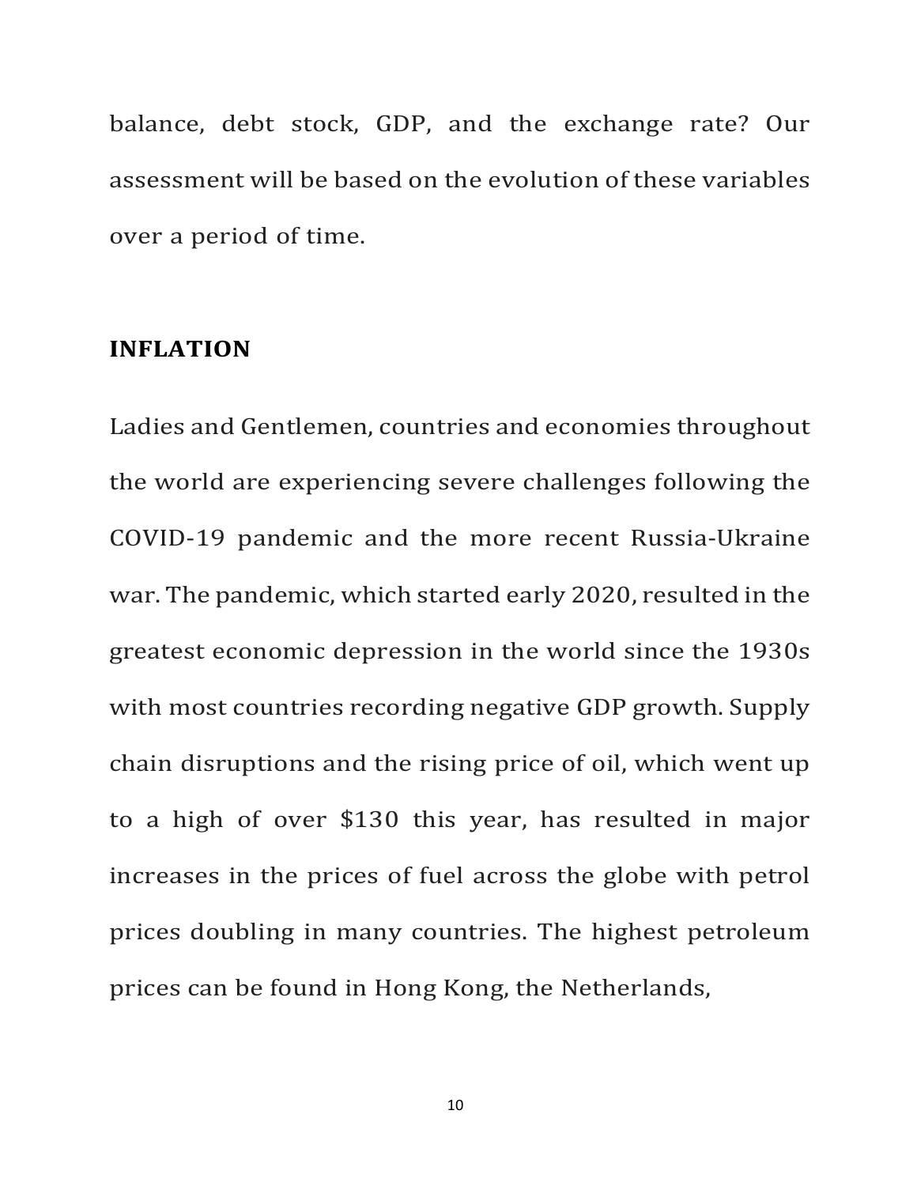balance, debt stock, GDP, and the exchange rate? Our assessment will be based on the evolution of these variables over a period of time.

## INFLATION

Ladies and Gentlemen, countries and economies throughout the world are experiencing severe challenges following the COVID-19 pandemic and the more recent Russia-Ukraine war. The pandemic, which started early 2020, resulted in the greatest economic depression in the world since the 1930s with most countries recording negative GDP growth. Supply chain disruptions and the rising price of oil, which went up to a high of over $130 this year, has resulted in major increases in the prices of fuel across the globe with petrol prices doubling in many countries. The highest petroleum prices can be found in Hong Kong, the Netherlands,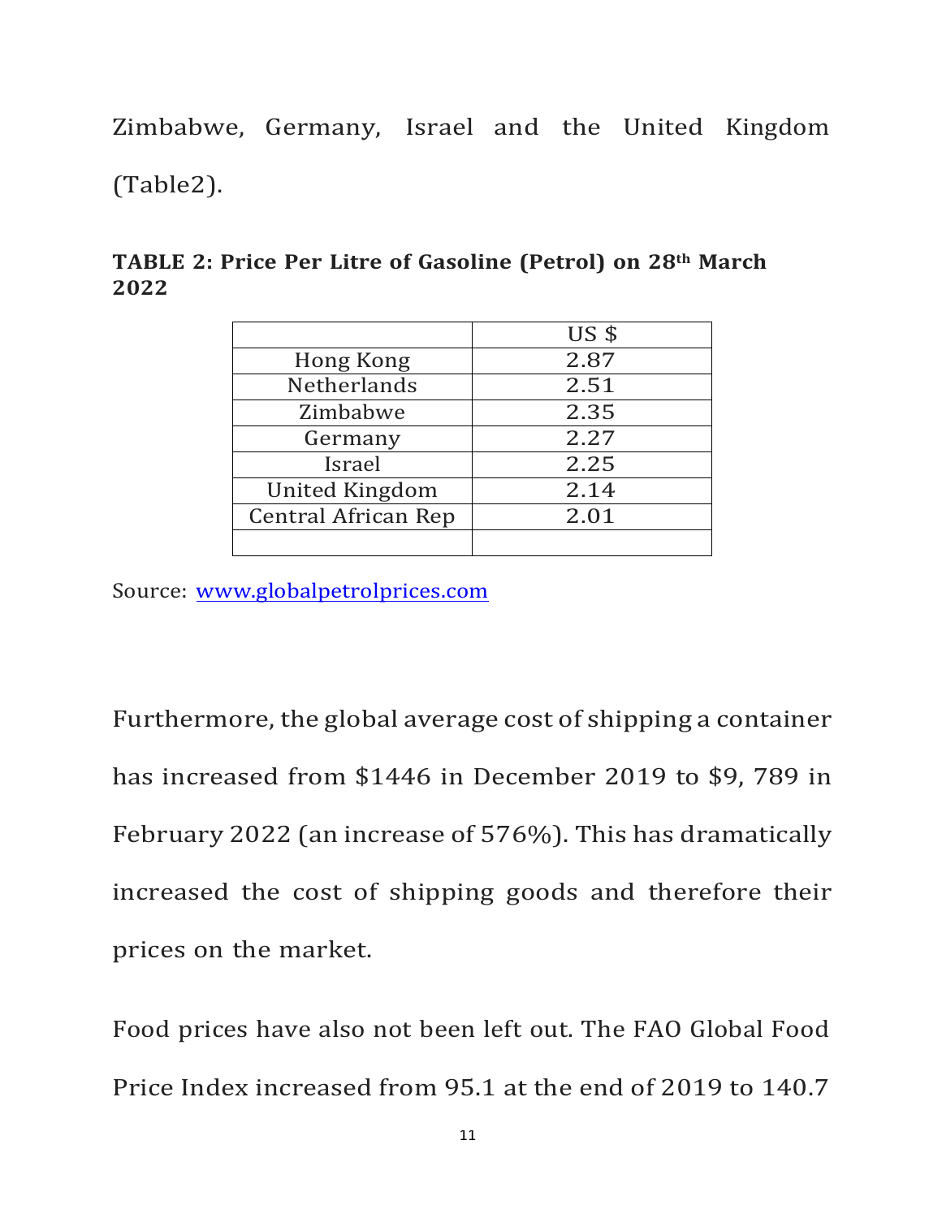Zimbabwe, Germany, Israel and the United Kingdom (Table2).

**TABLE 2: Price Per Litre of Gasoline (Petrol) on 28th March 2022**

| | US $ |
|---|---|
| Hong Kong | 2.87 |
| Netherlands | 2.51 |
| Zimbabwe | 2.35 |
| Germany | 2.27 |
| Israel | 2.25 |
| United Kingdom | 2.14 |
| Central African Rep | 2.01 |
| | |

Source: www.globalpetrolprices.com

Furthermore, the global average cost of shipping a container has increased from $1446 in December 2019 to $9, 789 in February 2022 (an increase of 576%). This has dramatically increased the cost of shipping goods and therefore their prices on the market.

Food prices have also not been left out. The FAO Global Food Price Index increased from 95.1 at the end of 2019 to 140.7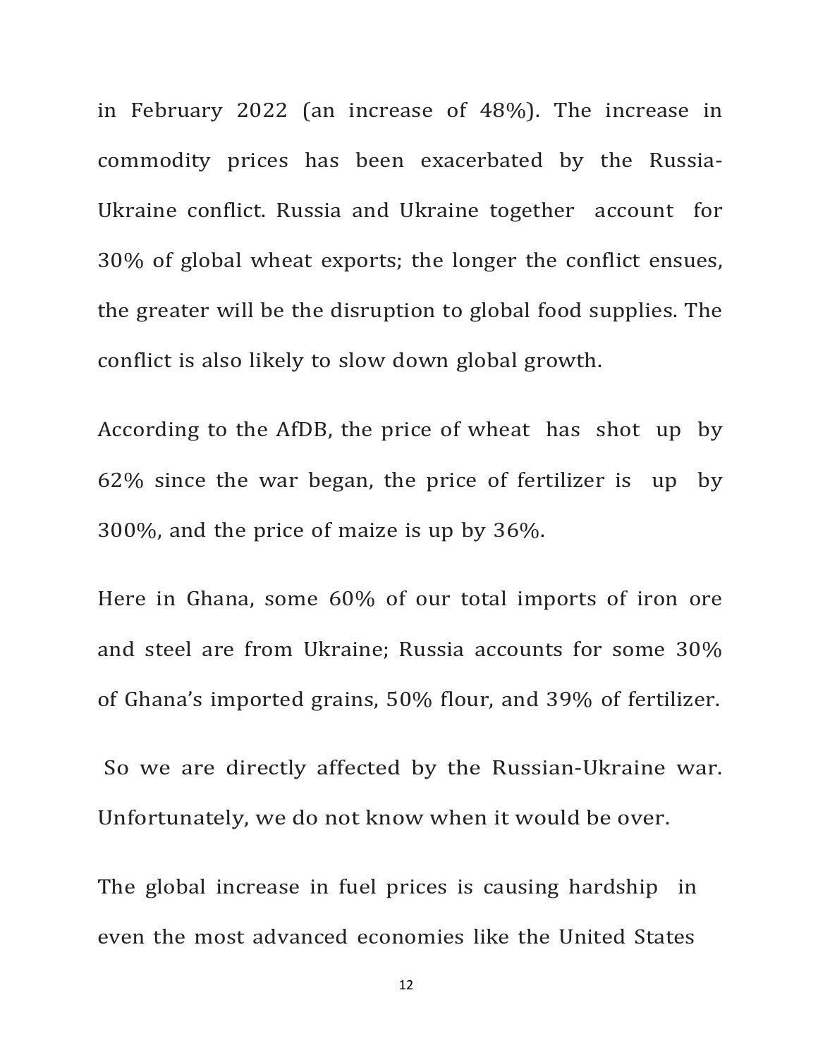in February 2022 (an increase of 48%). The increase in commodity prices has been exacerbated by the Russia-Ukraine conflict. Russia and Ukraine together account for 30% of global wheat exports; the longer the conflict ensues, the greater will be the disruption to global food supplies. The conflict is also likely to slow down global growth.

According to the AfDB, the price of wheat has shot up by 62% since the war began, the price of fertilizer is up by 300%, and the price of maize is up by 36%.

Here in Ghana, some 60% of our total imports of iron ore and steel are from Ukraine; Russia accounts for some 30% of Ghana's imported grains, 50% flour, and 39% of fertilizer.

So we are directly affected by the Russian-Ukraine war. Unfortunately, we do not know when it would be over.

The global increase in fuel prices is causing hardship in even the most advanced economies like the United States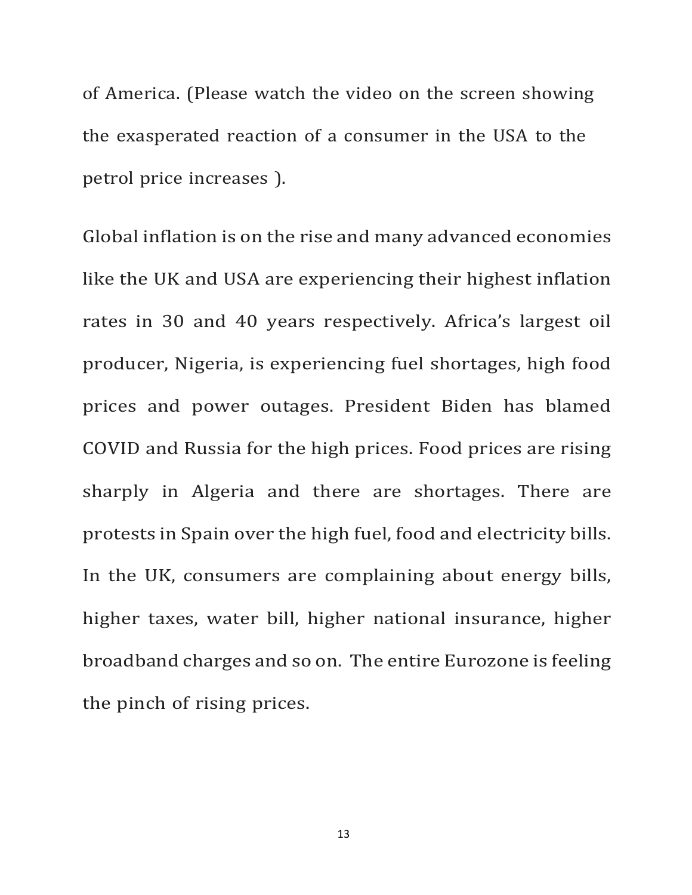of America. (Please watch the video on the screen showing the exasperated reaction of a consumer in the USA to the petrol price increases ).

Global inflation is on the rise and many advanced economies like the UK and USA are experiencing their highest inflation rates in 30 and 40 years respectively. Africa's largest oil producer, Nigeria, is experiencing fuel shortages, high food prices and power outages. President Biden has blamed COVID and Russia for the high prices. Food prices are rising sharply in Algeria and there are shortages. There are protests in Spain over the high fuel, food and electricity bills. In the UK, consumers are complaining about energy bills, higher taxes, water bill, higher national insurance, higher broadband charges and so on. The entire Eurozone is feeling the pinch of rising prices.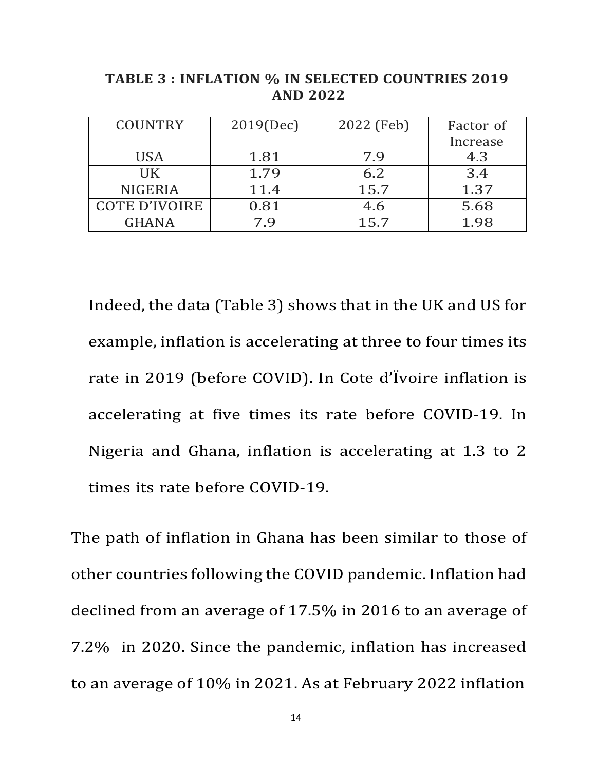**TABLE 3 : INFLATION % IN SELECTED COUNTRIES 2019 AND 2022**

| COUNTRY | 2019(Dec) | 2022 (Feb) | Factor of Increase |
|---|---|---|---|
| USA | 1.81 | 7.9 | 4.3 |
| UK | 1.79 | 6.2 | 3.4 |
| NIGERIA | 11.4 | 15.7 | 1.37 |
| COTE D'IVOIRE | 0.81 | 4.6 | 5.68 |
| GHANA | 7.9 | 15.7 | 1.98 |

Indeed, the data (Table 3) shows that in the UK and US for example, inflation is accelerating at three to four times its rate in 2019 (before COVID). In Cote d'Ïvoire inflation is accelerating at five times its rate before COVID-19. In Nigeria and Ghana, inflation is accelerating at 1.3 to 2 times its rate before COVID-19.

The path of inflation in Ghana has been similar to those of other countries following the COVID pandemic. Inflation had declined from an average of 17.5% in 2016 to an average of 7.2% in 2020. Since the pandemic, inflation has increased to an average of 10% in 2021. As at February 2022 inflation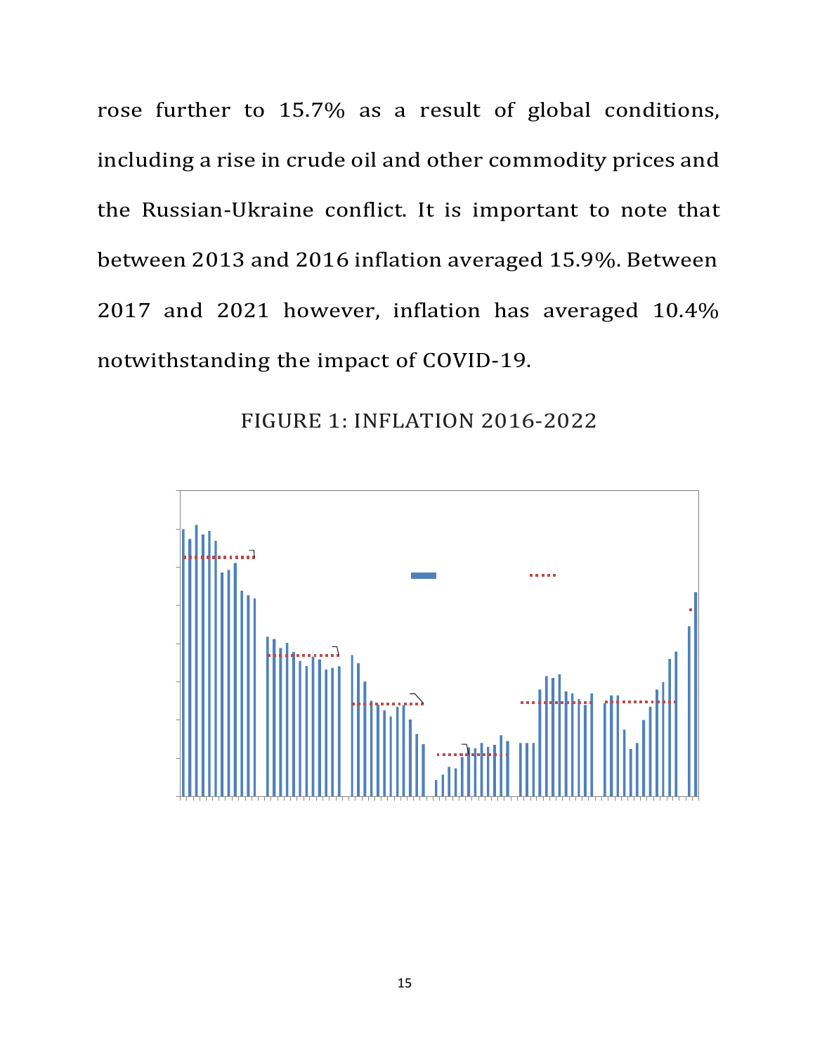rose further to 15.7% as a result of global conditions, including a rise in crude oil and other commodity prices and the Russian-Ukraine conflict. It is important to note that between 2013 and 2016 inflation averaged 15.9%. Between 2017 and 2021 however, inflation has averaged 10.4% notwithstanding the impact of COVID-19.

FIGURE 1: INFLATION 2016-2022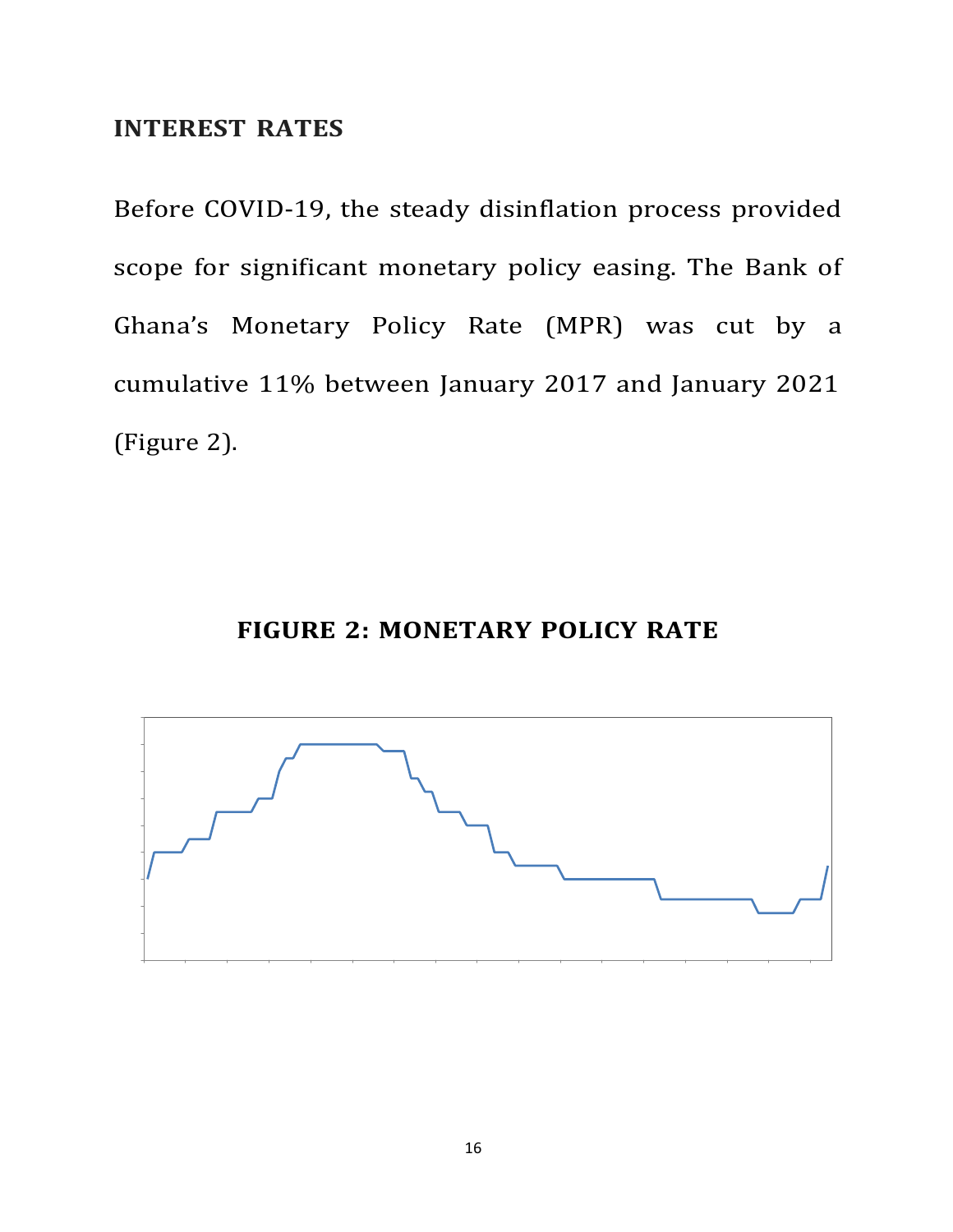## INTEREST RATES

Before COVID-19, the steady disinflation process provided scope for significant monetary policy easing. The Bank of Ghana's Monetary Policy Rate (MPR) was cut by a cumulative 11% between January 2017 and January 2021 (Figure 2).

**FIGURE 2: MONETARY POLICY RATE**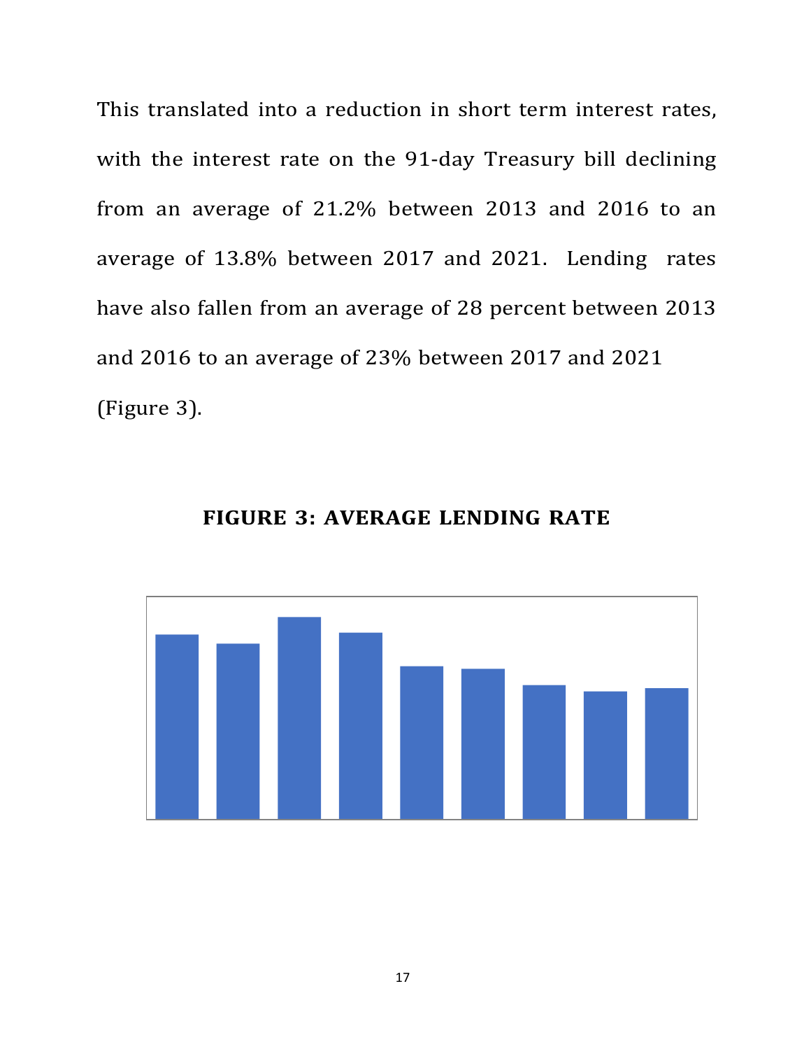This translated into a reduction in short term interest rates, with the interest rate on the 91-day Treasury bill declining from an average of 21.2% between 2013 and 2016 to an average of 13.8% between 2017 and 2021. Lending rates have also fallen from an average of 28 percent between 2013 and 2016 to an average of 23% between 2017 and 2021 (Figure 3).

**FIGURE 3: AVERAGE LENDING RATE**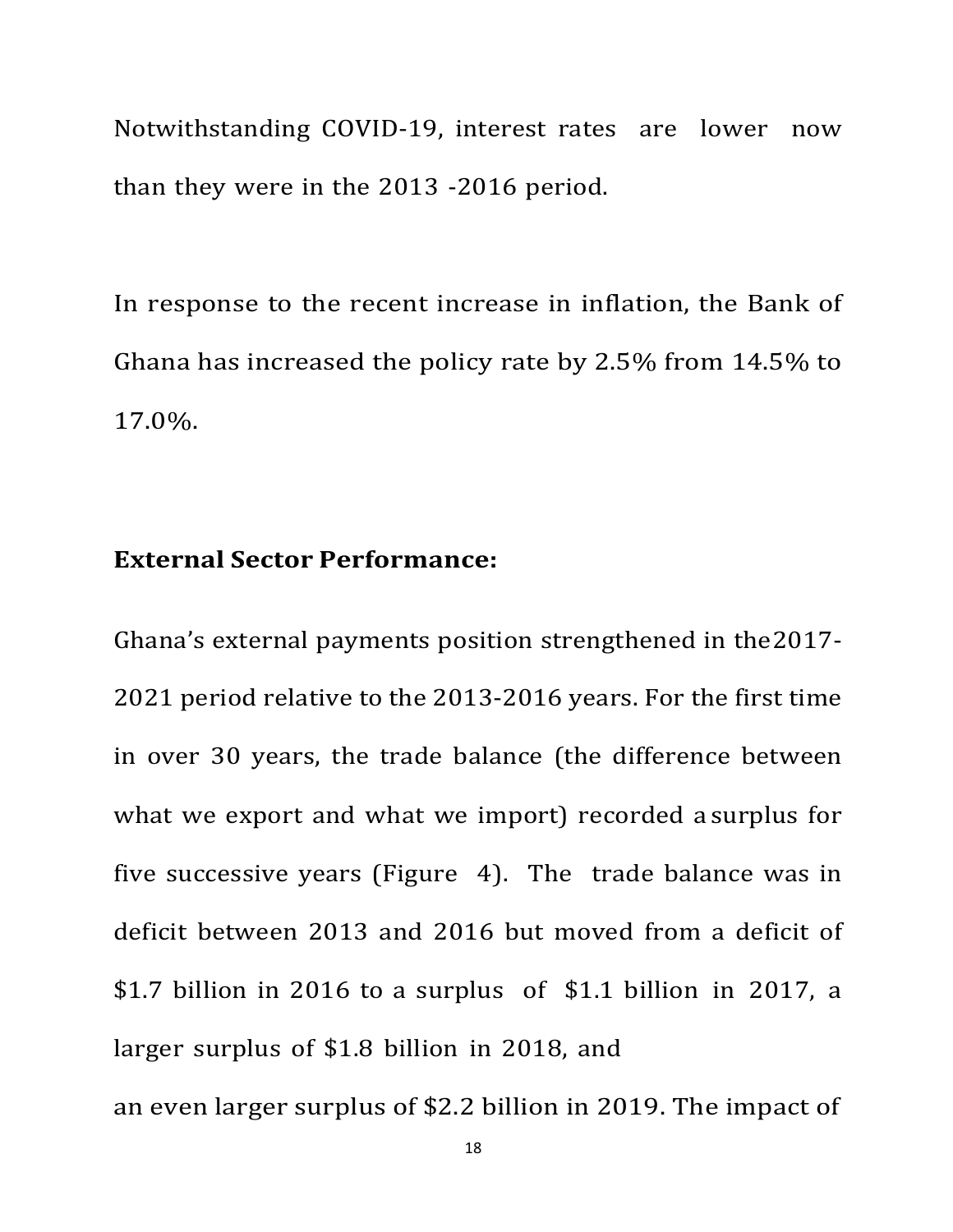Notwithstanding COVID-19, interest rates are lower now than they were in the 2013 -2016 period.

In response to the recent increase in inflation, the Bank of Ghana has increased the policy rate by 2.5% from 14.5% to 17.0%.

**External Sector Performance:**

Ghana's external payments position strengthened in the2017-2021 period relative to the 2013-2016 years. For the first time in over 30 years, the trade balance (the difference between what we export and what we import) recorded a surplus for five successive years (Figure 4). The trade balance was in deficit between 2013 and 2016 but moved from a deficit of $1.7 billion in 2016 to a surplus of $1.1 billion in 2017, a larger surplus of $1.8 billion in 2018, and an even larger surplus of $2.2 billion in 2019. The impact of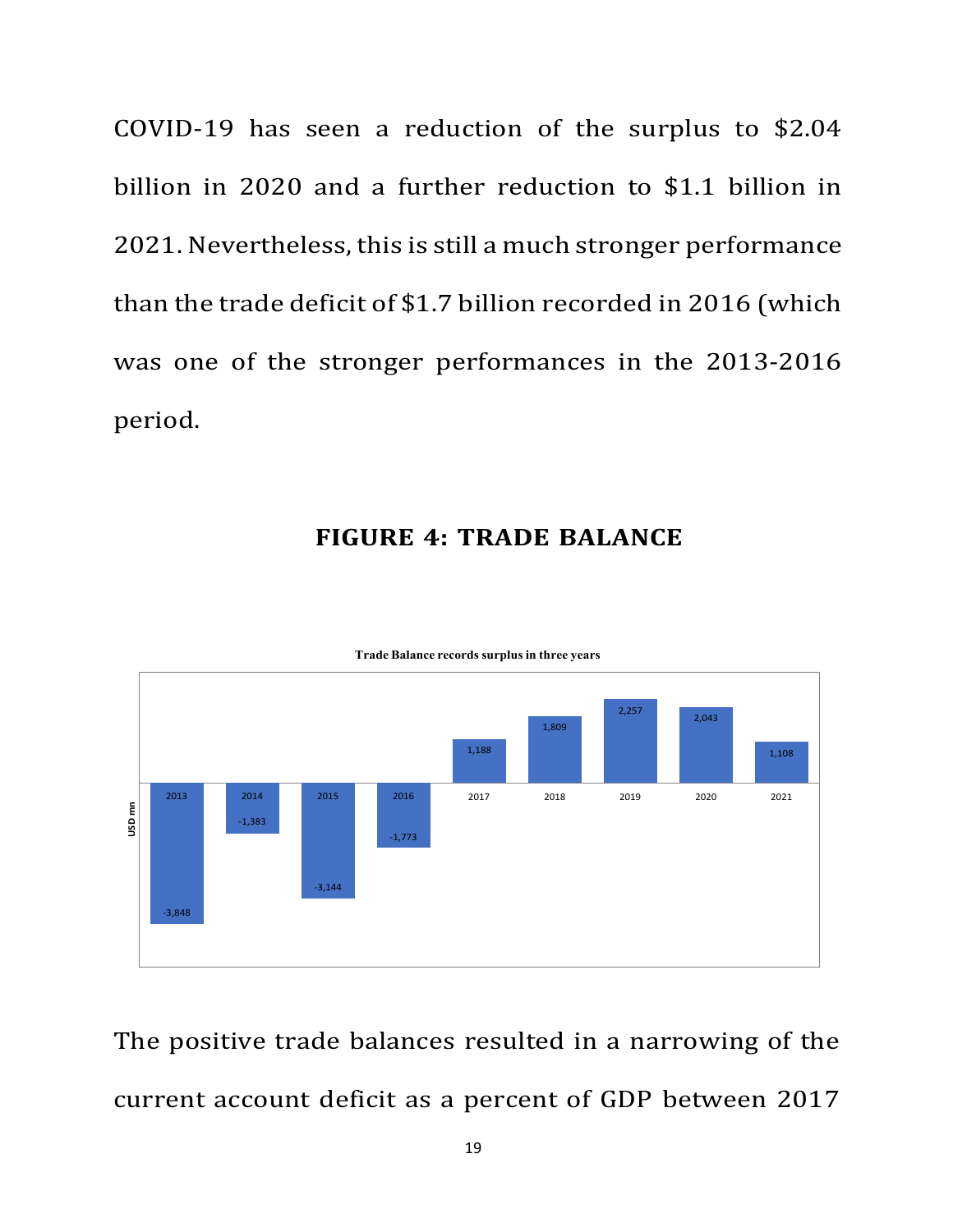COVID-19 has seen a reduction of the surplus to $2.04 billion in 2020 and a further reduction to $1.1 billion in 2021. Nevertheless, this is still a much stronger performance than the trade deficit of $1.7 billion recorded in 2016 (which was one of the stronger performances in the 2013-2016 period.

**FIGURE 4: TRADE BALANCE**

Trade Balance records surplus in three years

| Year | USD mn |
|---|---|
| 2013 | -3,848 |
| 2014 | -1,383 |
| 2015 | -3,144 |
| 2016 | -1,773 |
| 2017 | 1,188 |
| 2018 | 1,809 |
| 2019 | 2,257 |
| 2020 | 2,043 |
| 2021 | 1,108 |

The positive trade balances resulted in a narrowing of the current account deficit as a percent of GDP between 2017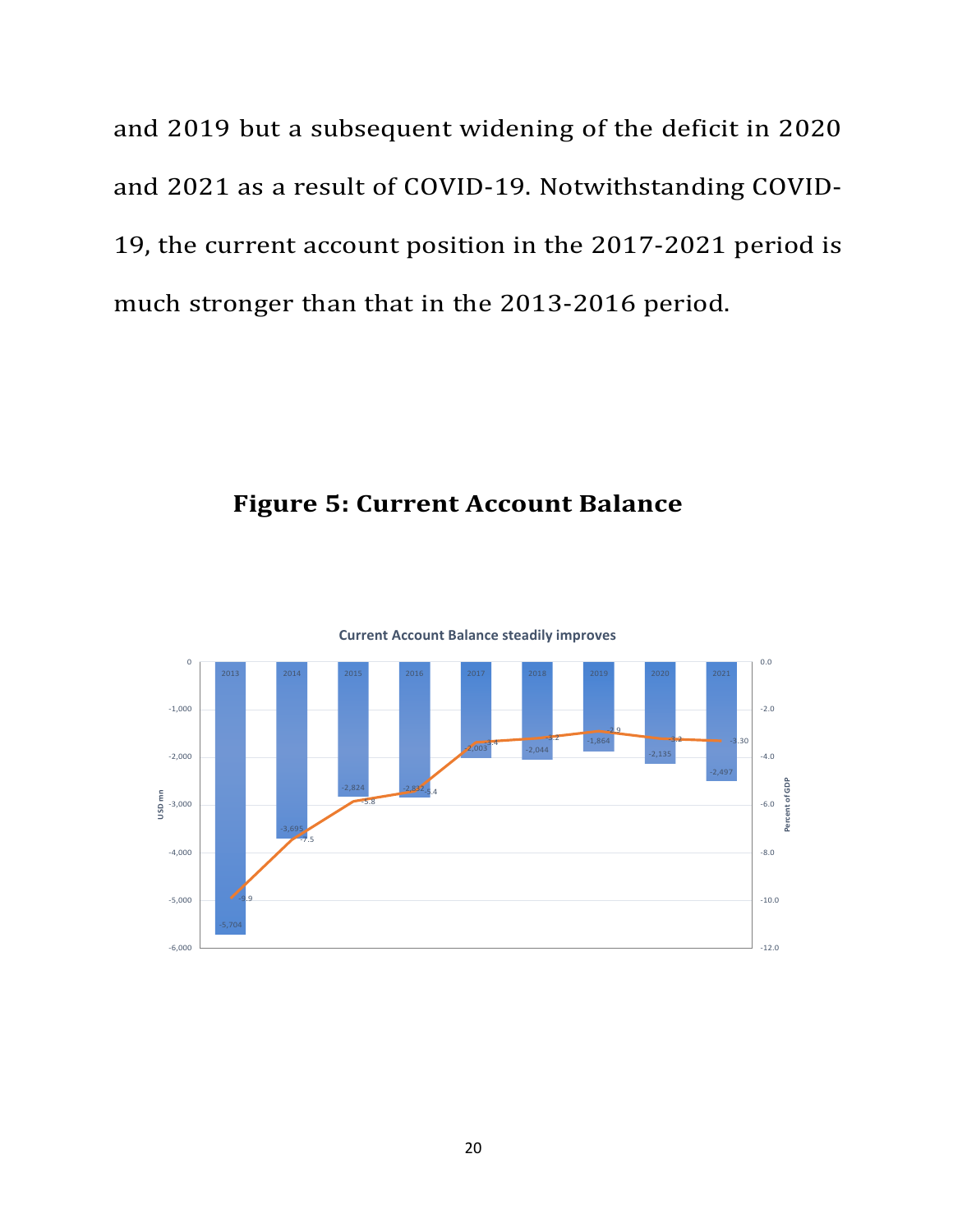and 2019 but a subsequent widening of the deficit in 2020 and 2021 as a result of COVID-19. Notwithstanding COVID-19, the current account position in the 2017-2021 period is much stronger than that in the 2013-2016 period.

**Figure 5: Current Account Balance**

Current Account Balance steadily improves

| Year | USD mn | Percent of GDP |
|---|---|---|
| 2013 | -5,704 | -9.9 |
| 2014 | -3,695 | -7.5 |
| 2015 | -2,824 | -5.8 |
| 2016 | -2,832 | -5.4 |
| 2017 | -2,003 | -3.4 |
| 2018 | -2,044 | -3.2 |
| 2019 | -1,864 | -2.9 |
| 2020 | -2,135 | -3.2 |
| 2021 | -2,497 | -3.30 |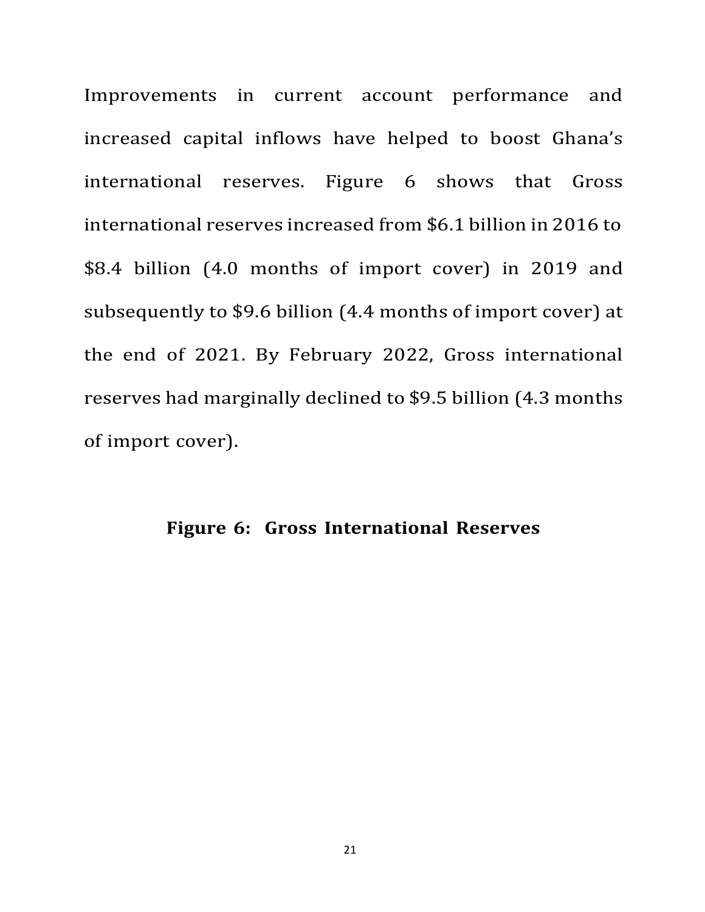Improvements in current account performance and increased capital inflows have helped to boost Ghana's international reserves. Figure 6 shows that Gross international reserves increased from $6.1 billion in 2016 to $8.4 billion (4.0 months of import cover) in 2019 and subsequently to $9.6 billion (4.4 months of import cover) at the end of 2021. By February 2022, Gross international reserves had marginally declined to $9.5 billion (4.3 months of import cover).

**Figure 6: Gross International Reserves**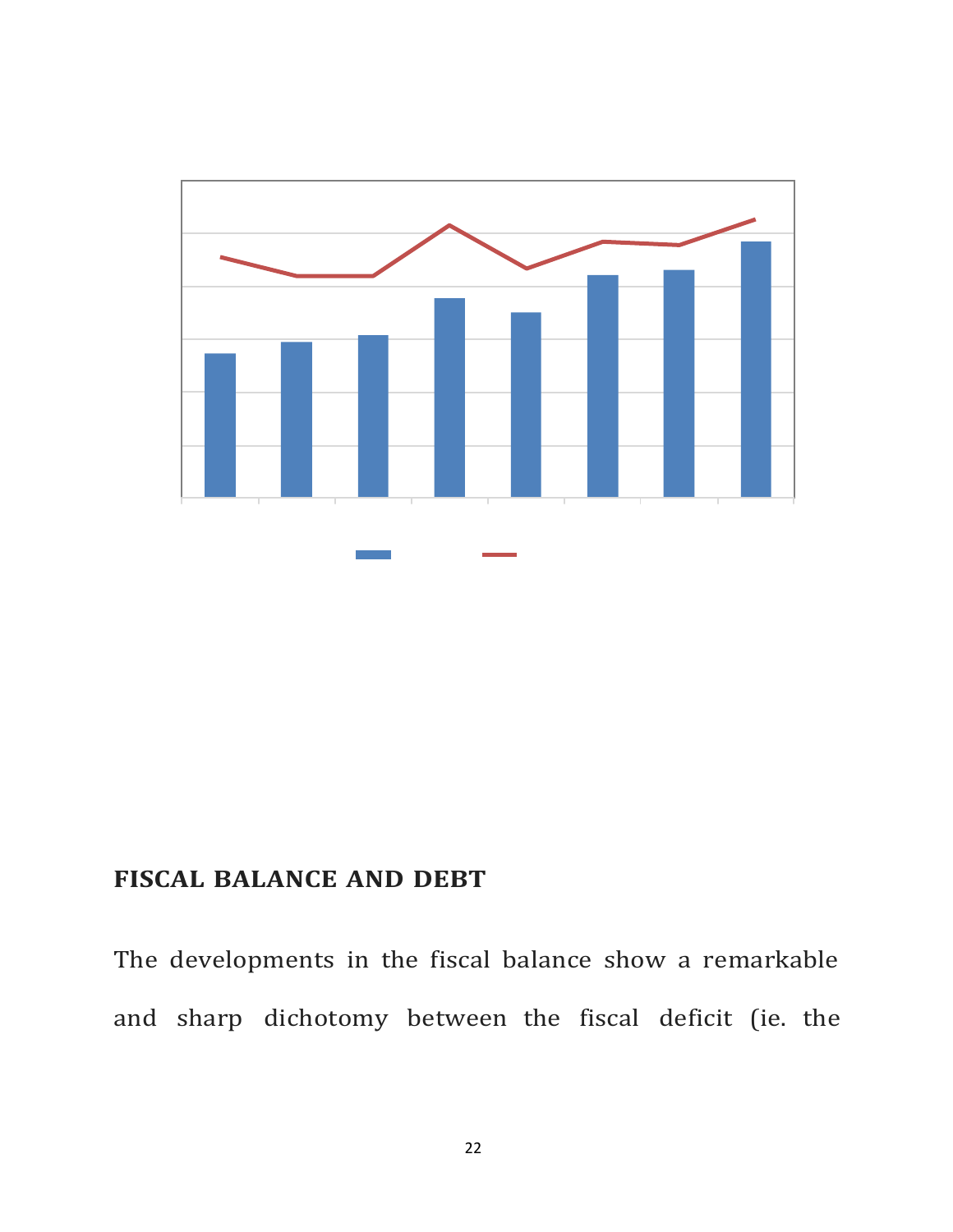## FISCAL BALANCE AND DEBT

The developments in the fiscal balance show a remarkable and sharp dichotomy between the fiscal deficit (ie. the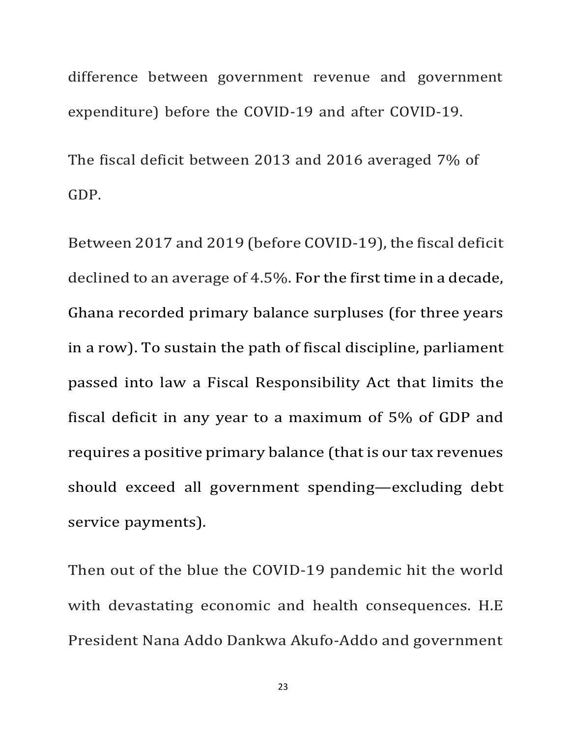difference between government revenue and government expenditure) before the COVID-19 and after COVID-19.

The fiscal deficit between 2013 and 2016 averaged 7% of GDP.

Between 2017 and 2019 (before COVID-19), the fiscal deficit declined to an average of 4.5%. For the first time in a decade, Ghana recorded primary balance surpluses (for three years in a row). To sustain the path of fiscal discipline, parliament passed into law a Fiscal Responsibility Act that limits the fiscal deficit in any year to a maximum of 5% of GDP and requires a positive primary balance (that is our tax revenues should exceed all government spending—excluding debt service payments).

Then out of the blue the COVID-19 pandemic hit the world with devastating economic and health consequences. H.E President Nana Addo Dankwa Akufo-Addo and government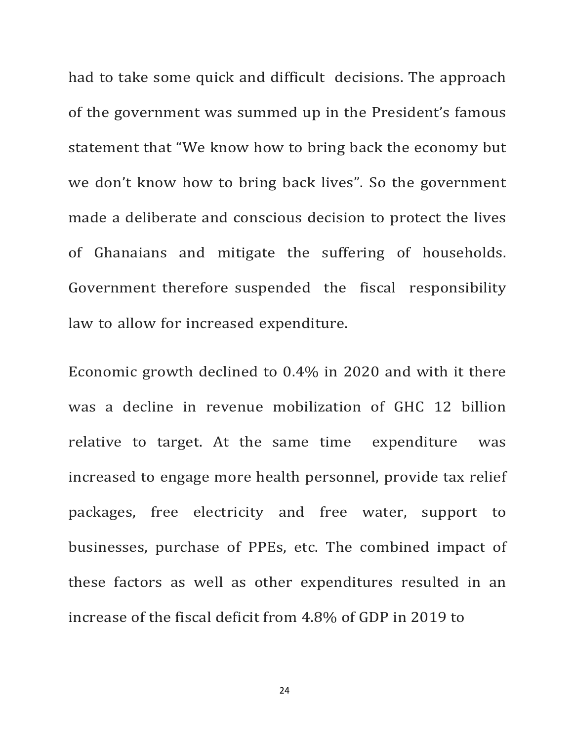had to take some quick and difficult decisions. The approach of the government was summed up in the President's famous statement that "We know how to bring back the economy but we don't know how to bring back lives". So the government made a deliberate and conscious decision to protect the lives of Ghanaians and mitigate the suffering of households. Government therefore suspended the fiscal responsibility law to allow for increased expenditure.

Economic growth declined to 0.4% in 2020 and with it there was a decline in revenue mobilization of GHC 12 billion relative to target. At the same time expenditure was increased to engage more health personnel, provide tax relief packages, free electricity and free water, support to businesses, purchase of PPEs, etc. The combined impact of these factors as well as other expenditures resulted in an increase of the fiscal deficit from 4.8% of GDP in 2019 to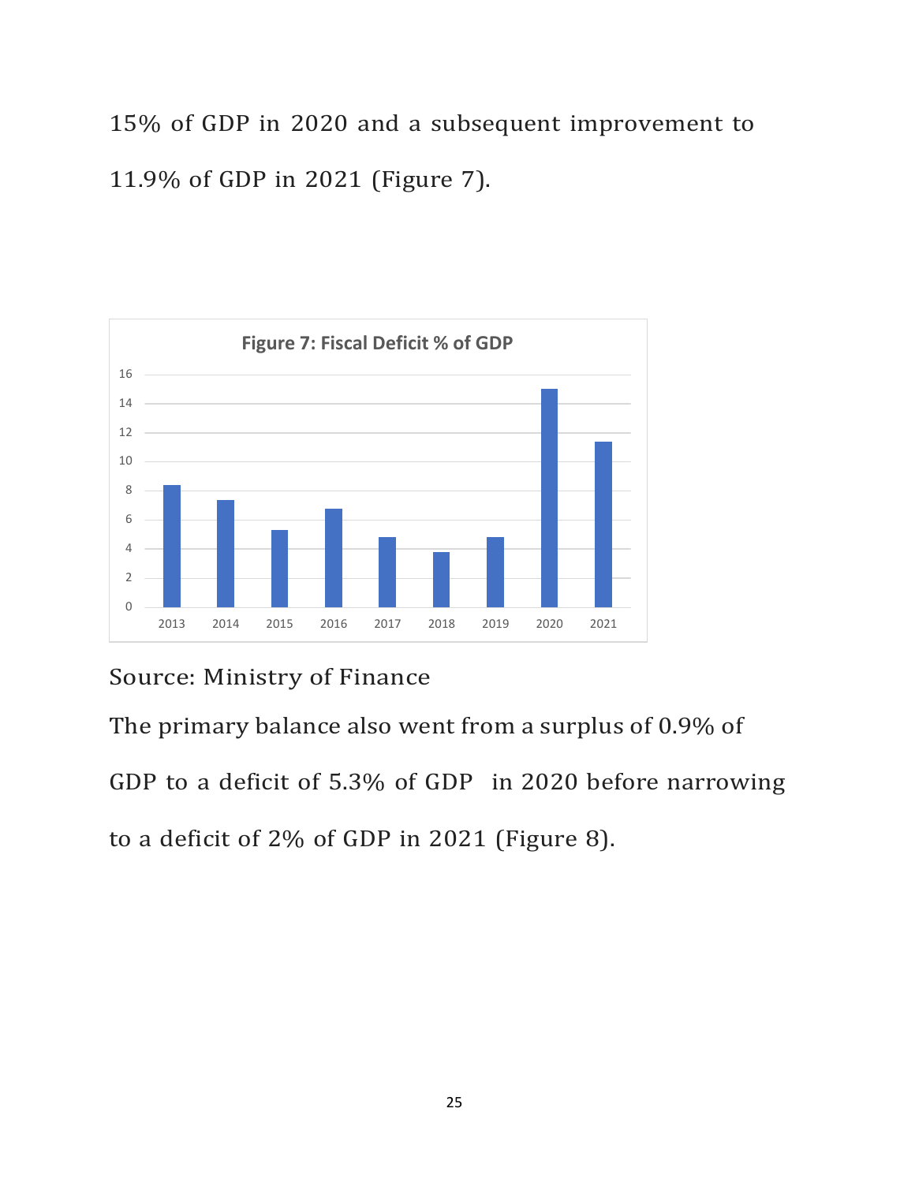15% of GDP in 2020 and a subsequent improvement to 11.9% of GDP in 2021 (Figure 7).

**Figure 7: Fiscal Deficit % of GDP**

Source: Ministry of Finance

The primary balance also went from a surplus of 0.9% of GDP to a deficit of 5.3% of GDP in 2020 before narrowing to a deficit of 2% of GDP in 2021 (Figure 8).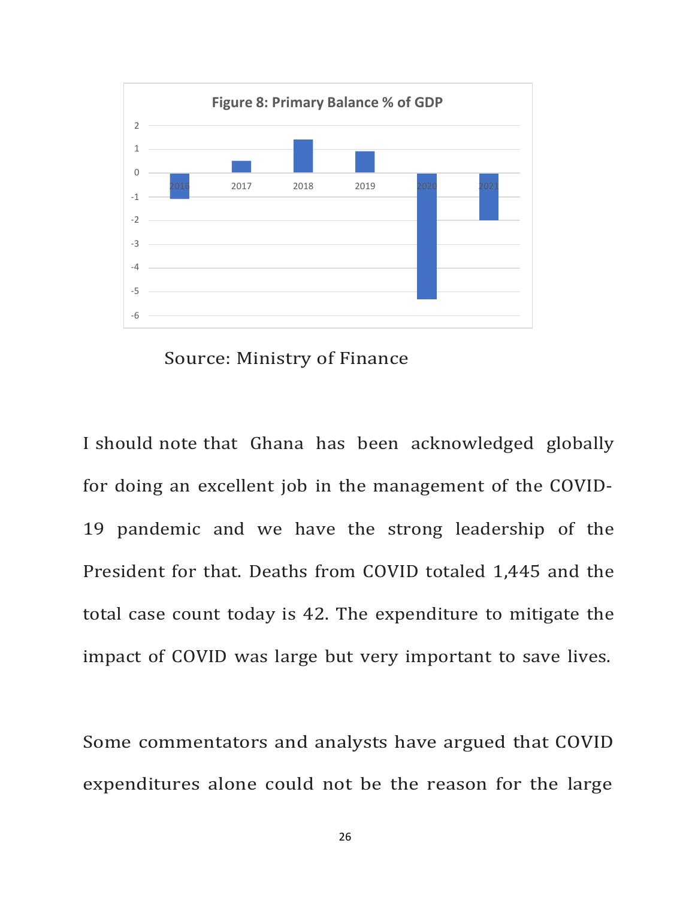**Figure 8: Primary Balance % of GDP**

Source: Ministry of Finance

I should note that Ghana has been acknowledged globally for doing an excellent job in the management of the COVID-19 pandemic and we have the strong leadership of the President for that. Deaths from COVID totaled 1,445 and the total case count today is 42. The expenditure to mitigate the impact of COVID was large but very important to save lives.

Some commentators and analysts have argued that COVID expenditures alone could not be the reason for the large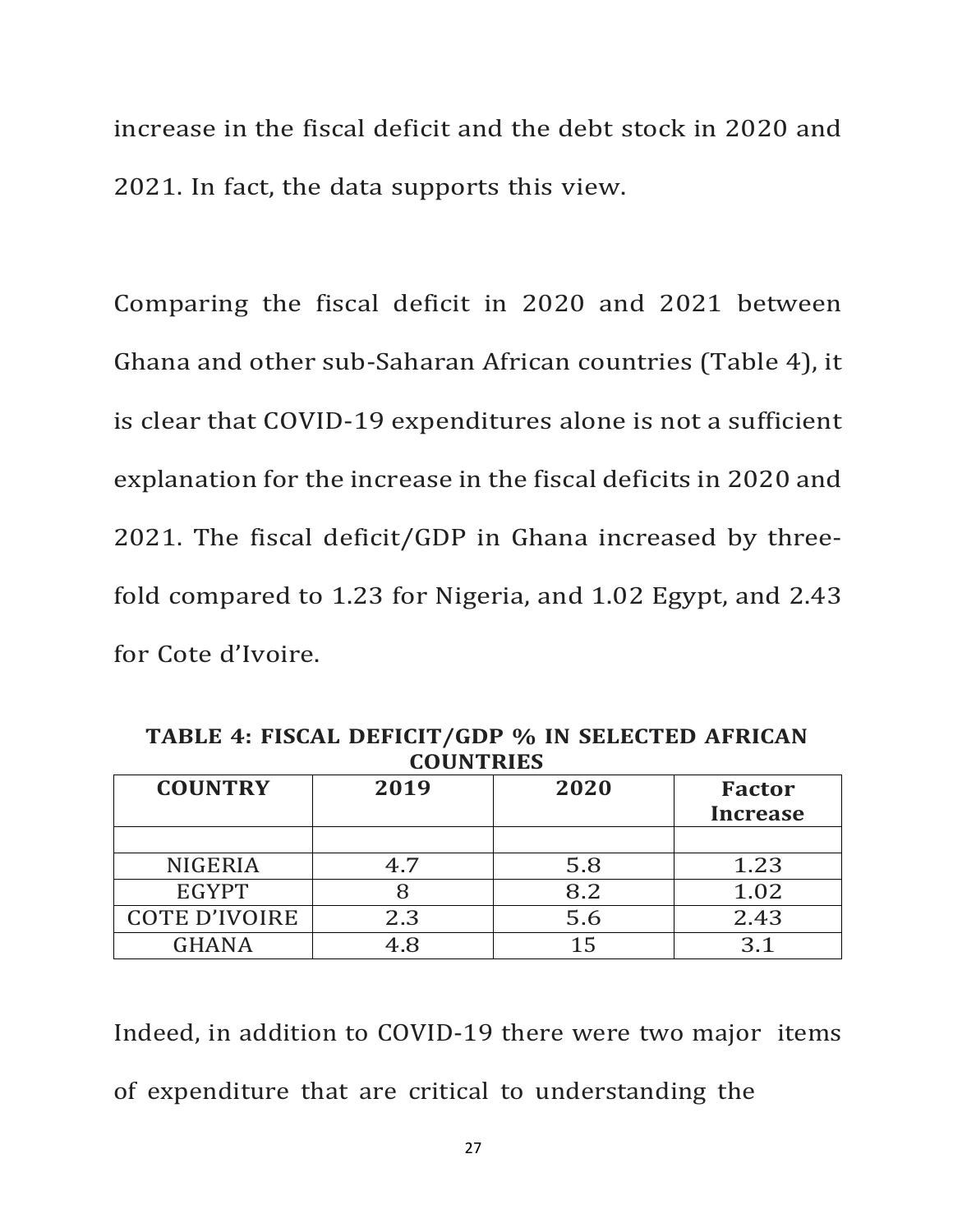increase in the fiscal deficit and the debt stock in 2020 and 2021. In fact, the data supports this view.

Comparing the fiscal deficit in 2020 and 2021 between Ghana and other sub-Saharan African countries (Table 4), it is clear that COVID-19 expenditures alone is not a sufficient explanation for the increase in the fiscal deficits in 2020 and 2021. The fiscal deficit/GDP in Ghana increased by three-fold compared to 1.23 for Nigeria, and 1.02 Egypt, and 2.43 for Cote d'Ivoire.

**TABLE 4: FISCAL DEFICIT/GDP % IN SELECTED AFRICAN COUNTRIES**

| COUNTRY | 2019 | 2020 | Factor Increase |
|---|---|---|---|
| | | | |
| NIGERIA | 4.7 | 5.8 | 1.23 |
| EGYPT | 8 | 8.2 | 1.02 |
| COTE D'IVOIRE | 2.3 | 5.6 | 2.43 |
| GHANA | 4.8 | 15 | 3.1 |

Indeed, in addition to COVID-19 there were two major items of expenditure that are critical to understanding the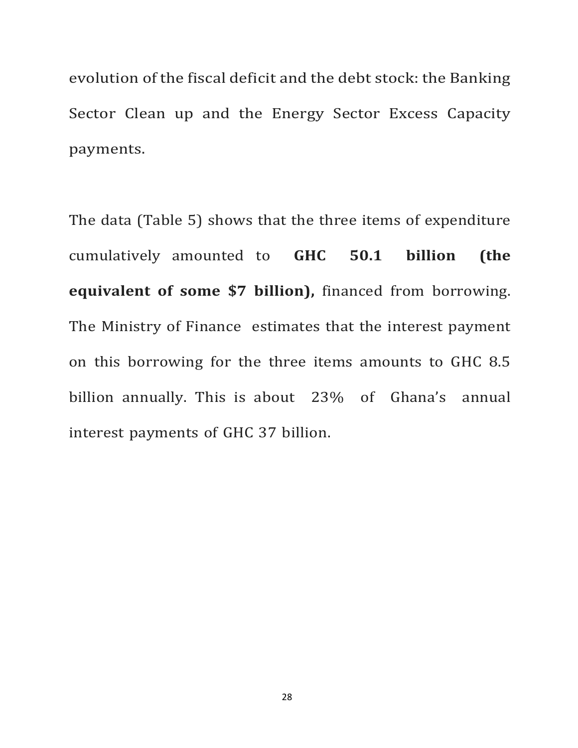evolution of the fiscal deficit and the debt stock: the Banking Sector Clean up and the Energy Sector Excess Capacity payments.

The data (Table 5) shows that the three items of expenditure cumulatively amounted to **GHC 50.1 billion (the equivalent of some $7 billion),** financed from borrowing. The Ministry of Finance estimates that the interest payment on this borrowing for the three items amounts to GHC 8.5 billion annually. This is about 23% of Ghana's annual interest payments of GHC 37 billion.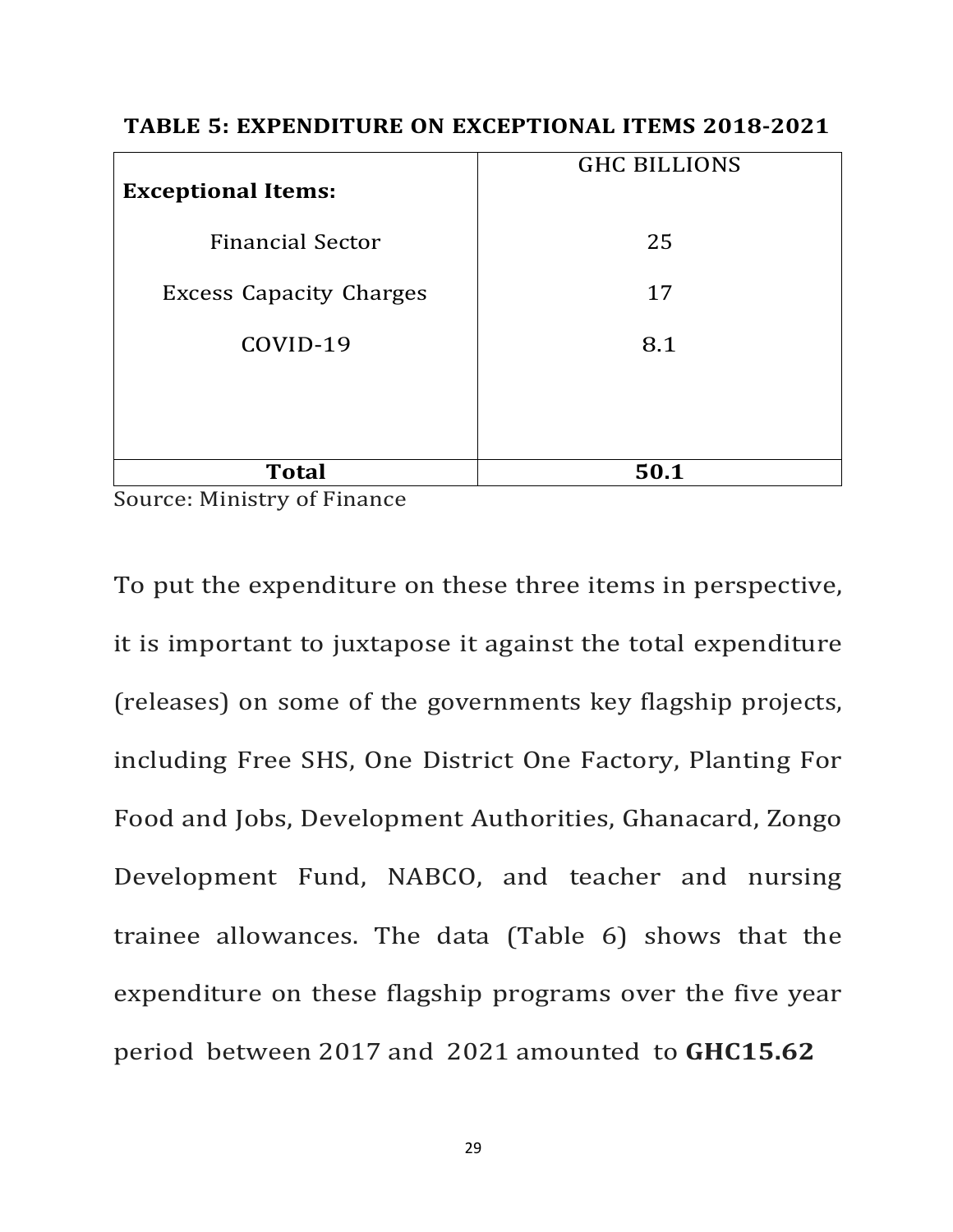**TABLE 5: EXPENDITURE ON EXCEPTIONAL ITEMS 2018-2021**

| **Exceptional Items:** | GHC BILLIONS |
|---|---|
| Financial Sector | 25 |
| Excess Capacity Charges | 17 |
| COVID-19 | 8.1 |
| **Total** | **50.1** |

Source: Ministry of Finance

To put the expenditure on these three items in perspective, it is important to juxtapose it against the total expenditure (releases) on some of the governments key flagship projects, including Free SHS, One District One Factory, Planting For Food and Jobs, Development Authorities, Ghanacard, Zongo Development Fund, NABCO, and teacher and nursing trainee allowances. The data (Table 6) shows that the expenditure on these flagship programs over the five year period between 2017 and 2021 amounted to **GHC15.62**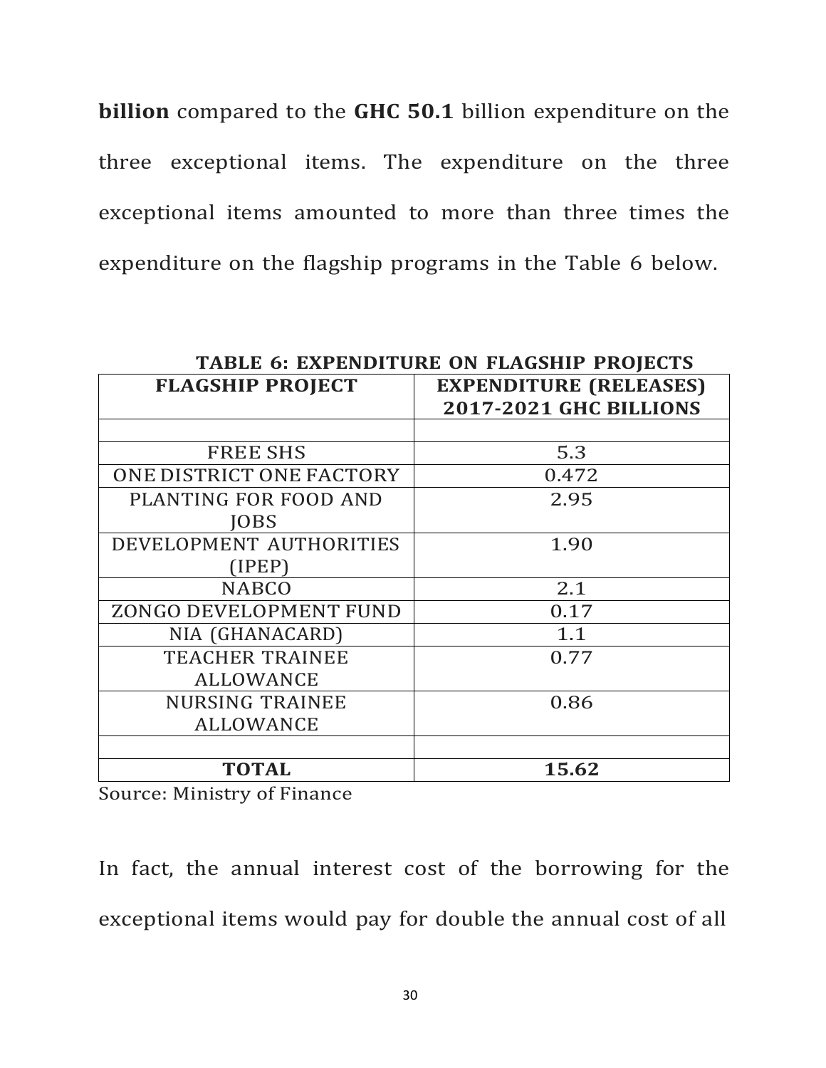**billion** compared to the **GHC 50.1** billion expenditure on the three exceptional items. The expenditure on the three exceptional items amounted to more than three times the expenditure on the flagship programs in the Table 6 below.

**TABLE 6: EXPENDITURE ON FLAGSHIP PROJECTS**

| FLAGSHIP PROJECT | EXPENDITURE (RELEASES) 2017-2021 GHC BILLIONS |
|---|---|
| | |
| FREE SHS | 5.3 |
| ONE DISTRICT ONE FACTORY | 0.472 |
| PLANTING FOR FOOD AND JOBS | 2.95 |
| DEVELOPMENT AUTHORITIES (IPEP) | 1.90 |
| NABCO | 2.1 |
| ZONGO DEVELOPMENT FUND | 0.17 |
| NIA (GHANACARD) | 1.1 |
| TEACHER TRAINEE ALLOWANCE | 0.77 |
| NURSING TRAINEE ALLOWANCE | 0.86 |
| | |
| **TOTAL** | **15.62** |

Source: Ministry of Finance

In fact, the annual interest cost of the borrowing for the exceptional items would pay for double the annual cost of all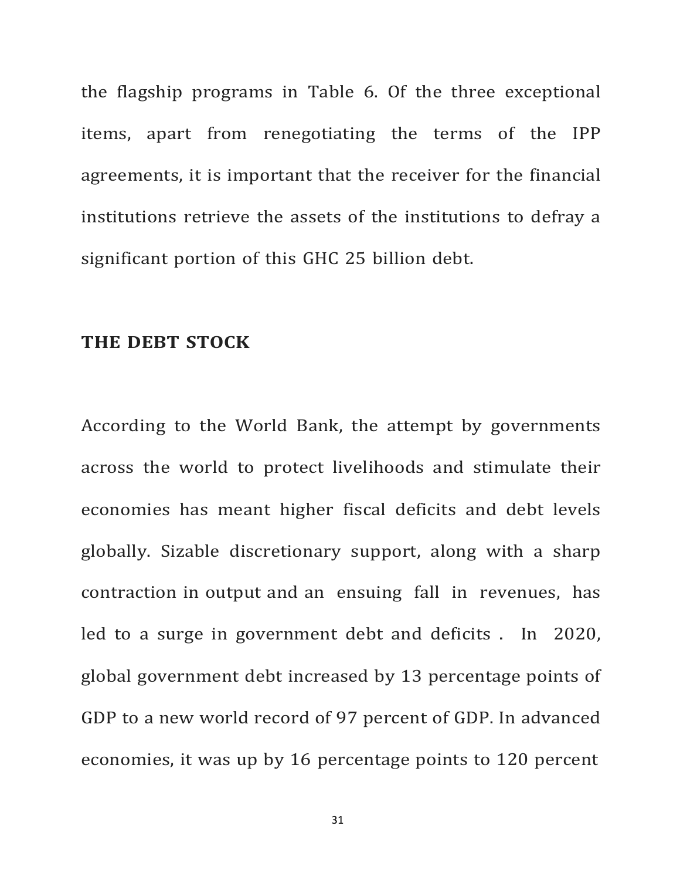the flagship programs in Table 6. Of the three exceptional items, apart from renegotiating the terms of the IPP agreements, it is important that the receiver for the financial institutions retrieve the assets of the institutions to defray a significant portion of this GHC 25 billion debt.

## THE DEBT STOCK

According to the World Bank, the attempt by governments across the world to protect livelihoods and stimulate their economies has meant higher fiscal deficits and debt levels globally. Sizable discretionary support, along with a sharp contraction in output and an ensuing fall in revenues, has led to a surge in government debt and deficits . In 2020, global government debt increased by 13 percentage points of GDP to a new world record of 97 percent of GDP. In advanced economies, it was up by 16 percentage points to 120 percent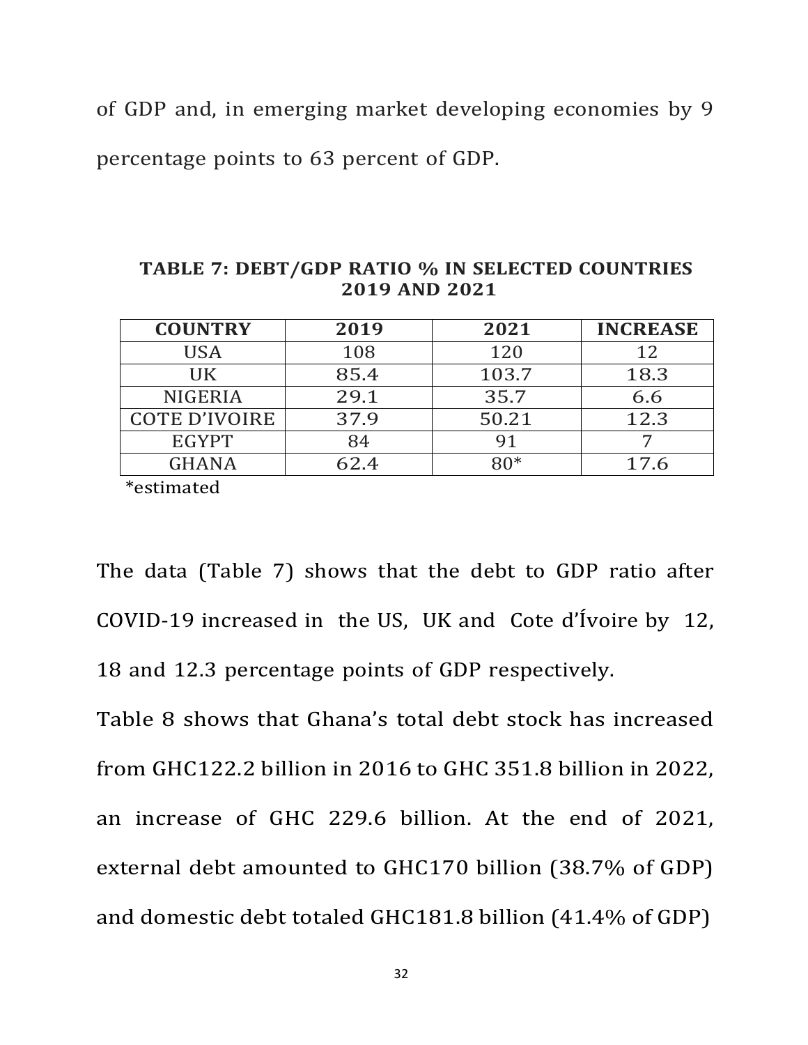of GDP and, in emerging market developing economies by 9 percentage points to 63 percent of GDP.

**TABLE 7: DEBT/GDP RATIO % IN SELECTED COUNTRIES 2019 AND 2021**

| COUNTRY | 2019 | 2021 | INCREASE |
|---|---|---|---|
| USA | 108 | 120 | 12 |
| UK | 85.4 | 103.7 | 18.3 |
| NIGERIA | 29.1 | 35.7 | 6.6 |
| COTE D'IVOIRE | 37.9 | 50.21 | 12.3 |
| EGYPT | 84 | 91 | 7 |
| GHANA | 62.4 | 80* | 17.6 |

*estimated

The data (Table 7) shows that the debt to GDP ratio after COVID-19 increased in the US, UK and Cote d'Ívoire by 12, 18 and 12.3 percentage points of GDP respectively.

Table 8 shows that Ghana's total debt stock has increased from GHC122.2 billion in 2016 to GHC 351.8 billion in 2022, an increase of GHC 229.6 billion. At the end of 2021, external debt amounted to GHC170 billion (38.7% of GDP) and domestic debt totaled GHC181.8 billion (41.4% of GDP)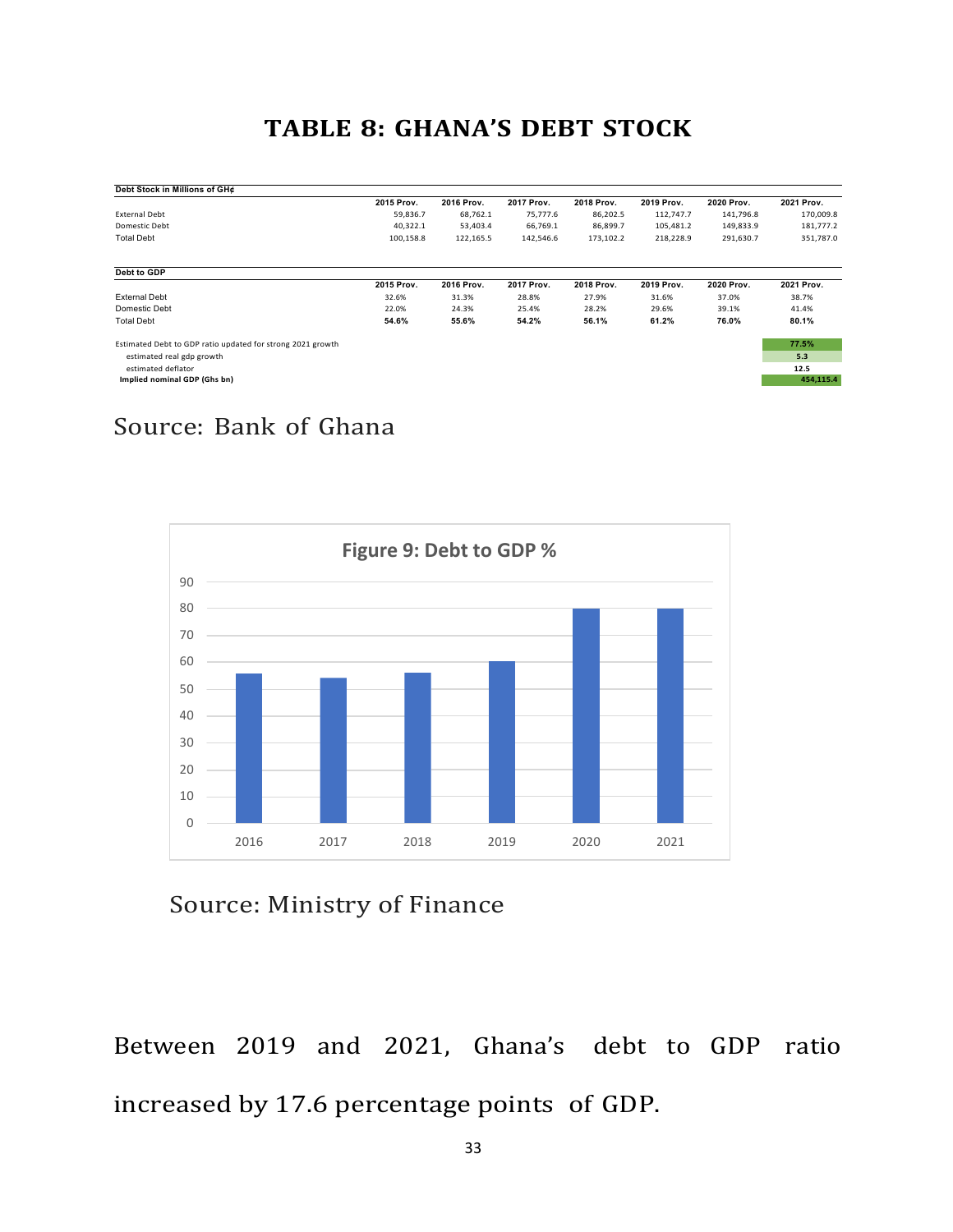# TABLE 8: GHANA'S DEBT STOCK

| Debt Stock in Millions of GH¢ | 2015 Prov. | 2016 Prov. | 2017 Prov. | 2018 Prov. | 2019 Prov. | 2020 Prov. | 2021 Prov. |
|---|---|---|---|---|---|---|---|
| External Debt | 59,836.7 | 68,762.1 | 75,777.6 | 86,202.5 | 112,747.7 | 141,796.8 | 170,009.8 |
| Domestic Debt | 40,322.1 | 53,403.4 | 66,769.1 | 86,899.7 | 105,481.2 | 149,833.9 | 181,777.2 |
| Total Debt | 100,158.8 | 122,165.5 | 142,546.6 | 173,102.2 | 218,228.9 | 291,630.7 | 351,787.0 |

| Debt to GDP | 2015 Prov. | 2016 Prov. | 2017 Prov. | 2018 Prov. | 2019 Prov. | 2020 Prov. | 2021 Prov. |
|---|---|---|---|---|---|---|---|
| External Debt | 32.6% | 31.3% | 28.8% | 27.9% | 31.6% | 37.0% | 38.7% |
| Domestic Debt | 22.0% | 24.3% | 25.4% | 28.2% | 29.6% | 39.1% | 41.4% |
| **Total Debt** | **54.6%** | **55.6%** | **54.2%** | **56.1%** | **61.2%** | **76.0%** | **80.1%** |
| Estimated Debt to GDP ratio updated for strong 2021 growth | | | | | | | 77.5% |
| estimated real gdp growth | | | | | | | 5.3 |
| estimated deflator | | | | | | | 12.5 |
| **Implied nominal GDP (Ghs bn)** | | | | | | | **454,115.4** |

Source: Bank of Ghana

**Figure 9: Debt to GDP %**

| Year | Debt to GDP % |
|---|---|
| 2016 | ~56 |
| 2017 | ~54 |
| 2018 | ~56 |
| 2019 | ~60 |
| 2020 | ~80 |
| 2021 | ~80 |

Source: Ministry of Finance

Between 2019 and 2021, Ghana's debt to GDP ratio increased by 17.6 percentage points of GDP.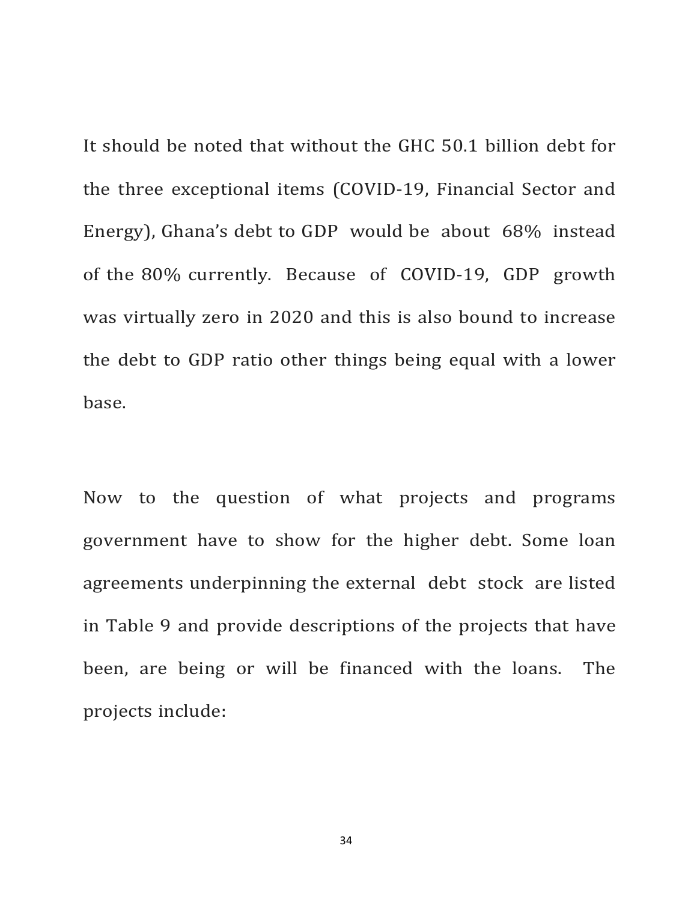It should be noted that without the GHC 50.1 billion debt for the three exceptional items (COVID-19, Financial Sector and Energy), Ghana's debt to GDP would be about 68% instead of the 80% currently. Because of COVID-19, GDP growth was virtually zero in 2020 and this is also bound to increase the debt to GDP ratio other things being equal with a lower base.

Now to the question of what projects and programs government have to show for the higher debt. Some loan agreements underpinning the external debt stock are listed in Table 9 and provide descriptions of the projects that have been, are being or will be financed with the loans. The projects include: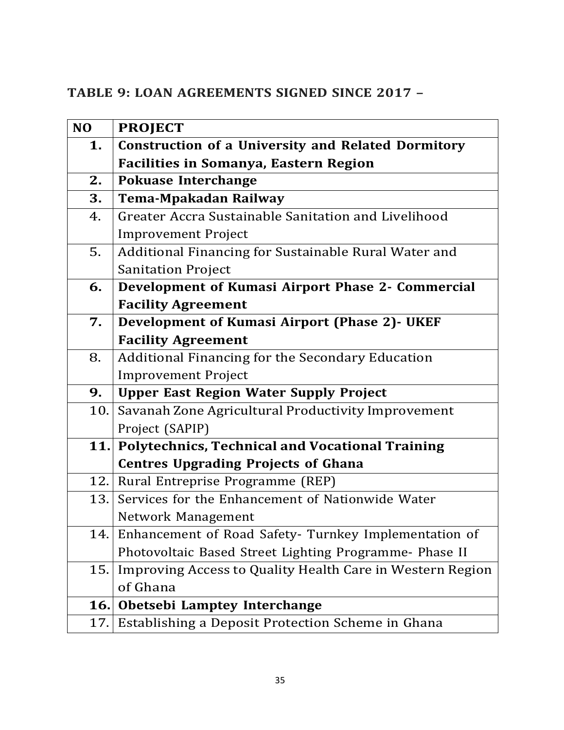## TABLE 9: LOAN AGREEMENTS SIGNED SINCE 2017 –

| NO | PROJECT |
|---|---|
| **1.** | **Construction of a University and Related Dormitory Facilities in Somanya, Eastern Region** |
| **2.** | **Pokuase Interchange** |
| **3.** | **Tema-Mpakadan Railway** |
| 4. | Greater Accra Sustainable Sanitation and Livelihood Improvement Project |
| 5. | Additional Financing for Sustainable Rural Water and Sanitation Project |
| **6.** | **Development of Kumasi Airport Phase 2- Commercial Facility Agreement** |
| **7.** | **Development of Kumasi Airport (Phase 2)- UKEF Facility Agreement** |
| 8. | Additional Financing for the Secondary Education Improvement Project |
| **9.** | **Upper East Region Water Supply Project** |
| 10. | Savanah Zone Agricultural Productivity Improvement Project (SAPIP) |
| **11.** | **Polytechnics, Technical and Vocational Training Centres Upgrading Projects of Ghana** |
| 12. | Rural Entreprise Programme (REP) |
| 13. | Services for the Enhancement of Nationwide Water Network Management |
| 14. | Enhancement of Road Safety- Turnkey Implementation of Photovoltaic Based Street Lighting Programme- Phase II |
| 15. | Improving Access to Quality Health Care in Western Region of Ghana |
| **16.** | **Obetsebi Lamptey Interchange** |
| 17. | Establishing a Deposit Protection Scheme in Ghana |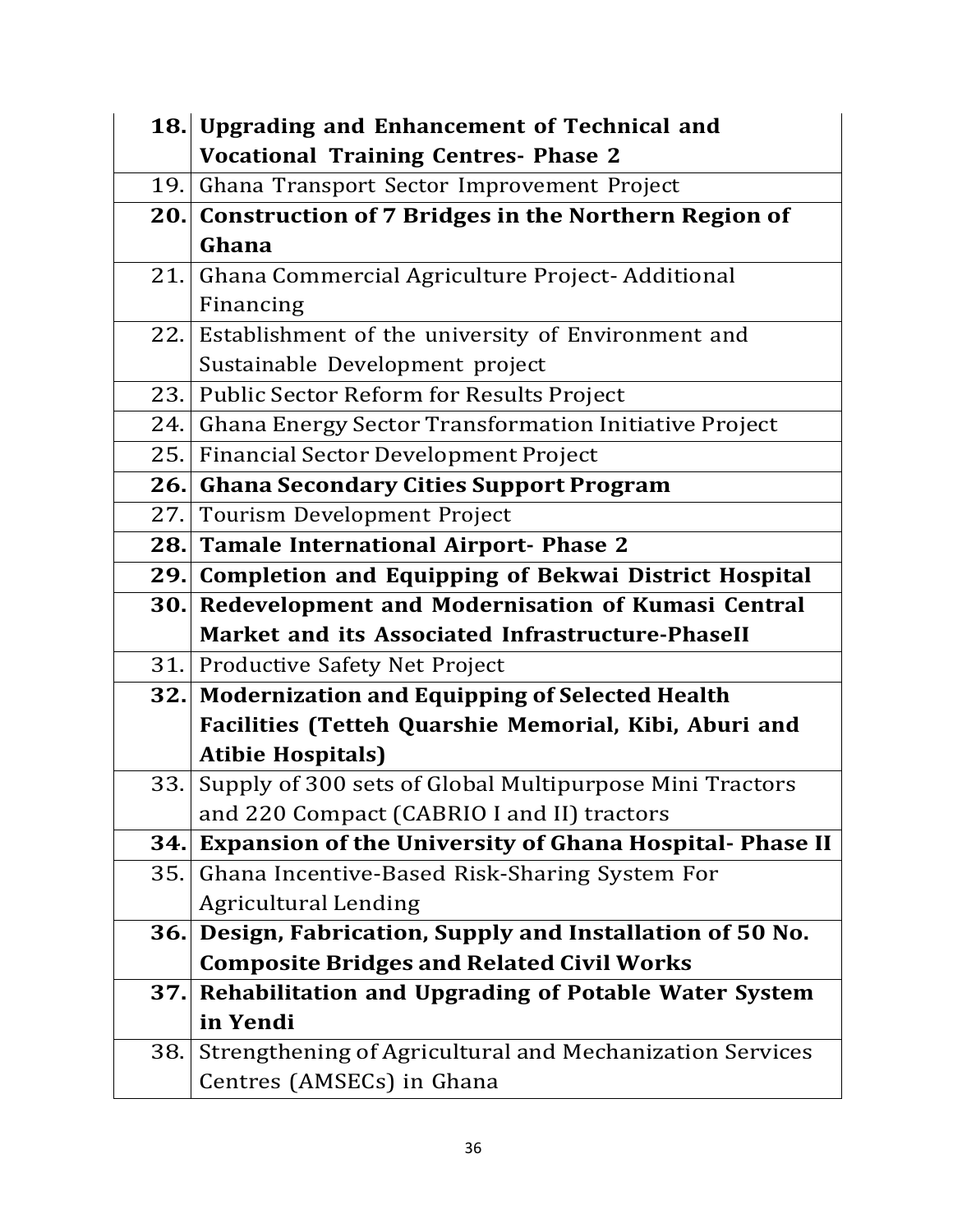| | |
|---|---|
| **18.** | **Upgrading and Enhancement of Technical and Vocational Training Centres- Phase 2** |
| 19. | Ghana Transport Sector Improvement Project |
| **20.** | **Construction of 7 Bridges in the Northern Region of Ghana** |
| 21. | Ghana Commercial Agriculture Project- Additional Financing |
| 22. | Establishment of the university of Environment and Sustainable Development project |
| 23. | Public Sector Reform for Results Project |
| 24. | Ghana Energy Sector Transformation Initiative Project |
| 25. | Financial Sector Development Project |
| **26.** | **Ghana Secondary Cities Support Program** |
| 27. | Tourism Development Project |
| **28.** | **Tamale International Airport- Phase 2** |
| **29.** | **Completion and Equipping of Bekwai District Hospital** |
| **30.** | **Redevelopment and Modernisation of Kumasi Central Market and its Associated Infrastructure-PhaseII** |
| 31. | Productive Safety Net Project |
| **32.** | **Modernization and Equipping of Selected Health Facilities (Tetteh Quarshie Memorial, Kibi, Aburi and Atibie Hospitals)** |
| 33. | Supply of 300 sets of Global Multipurpose Mini Tractors and 220 Compact (CABRIO I and II) tractors |
| **34.** | **Expansion of the University of Ghana Hospital- Phase II** |
| 35. | Ghana Incentive-Based Risk-Sharing System For Agricultural Lending |
| **36.** | **Design, Fabrication, Supply and Installation of 50 No. Composite Bridges and Related Civil Works** |
| **37.** | **Rehabilitation and Upgrading of Potable Water System in Yendi** |
| 38. | Strengthening of Agricultural and Mechanization Services Centres (AMSECs) in Ghana |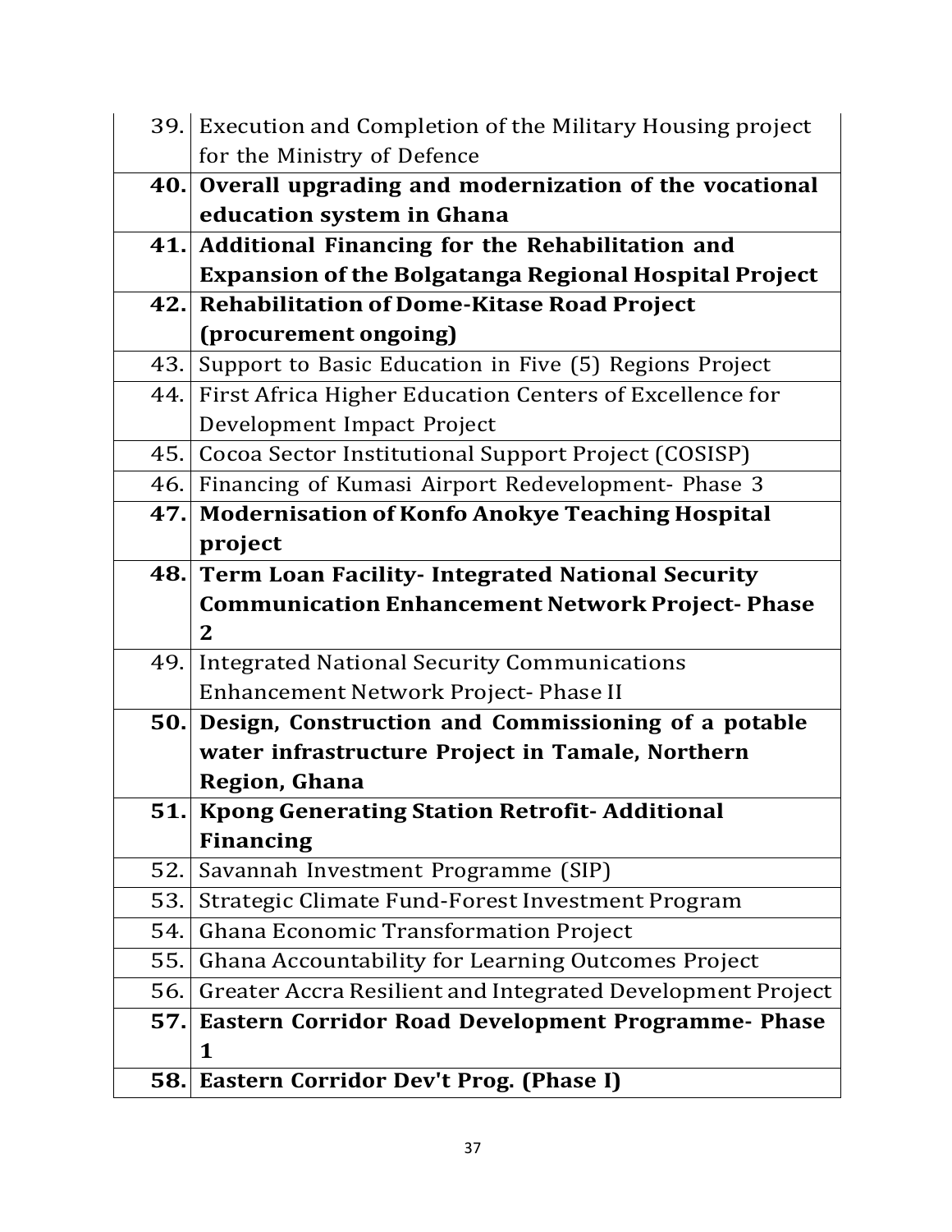| | |
|---|---|
| 39. | Execution and Completion of the Military Housing project for the Ministry of Defence |
| **40.** | **Overall upgrading and modernization of the vocational education system in Ghana** |
| **41.** | **Additional Financing for the Rehabilitation and Expansion of the Bolgatanga Regional Hospital Project** |
| **42.** | **Rehabilitation of Dome-Kitase Road Project (procurement ongoing)** |
| 43. | Support to Basic Education in Five (5) Regions Project |
| 44. | First Africa Higher Education Centers of Excellence for Development Impact Project |
| 45. | Cocoa Sector Institutional Support Project (COSISP) |
| 46. | Financing of Kumasi Airport Redevelopment- Phase 3 |
| **47.** | **Modernisation of Konfo Anokye Teaching Hospital project** |
| **48.** | **Term Loan Facility- Integrated National Security Communication Enhancement Network Project- Phase 2** |
| 49. | Integrated National Security Communications Enhancement Network Project- Phase II |
| **50.** | **Design, Construction and Commissioning of a potable water infrastructure Project in Tamale, Northern Region, Ghana** |
| **51.** | **Kpong Generating Station Retrofit- Additional Financing** |
| 52. | Savannah Investment Programme (SIP) |
| 53. | Strategic Climate Fund-Forest Investment Program |
| 54. | Ghana Economic Transformation Project |
| 55. | Ghana Accountability for Learning Outcomes Project |
| 56. | Greater Accra Resilient and Integrated Development Project |
| **57.** | **Eastern Corridor Road Development Programme- Phase 1** |
| **58.** | **Eastern Corridor Dev't Prog. (Phase I)** |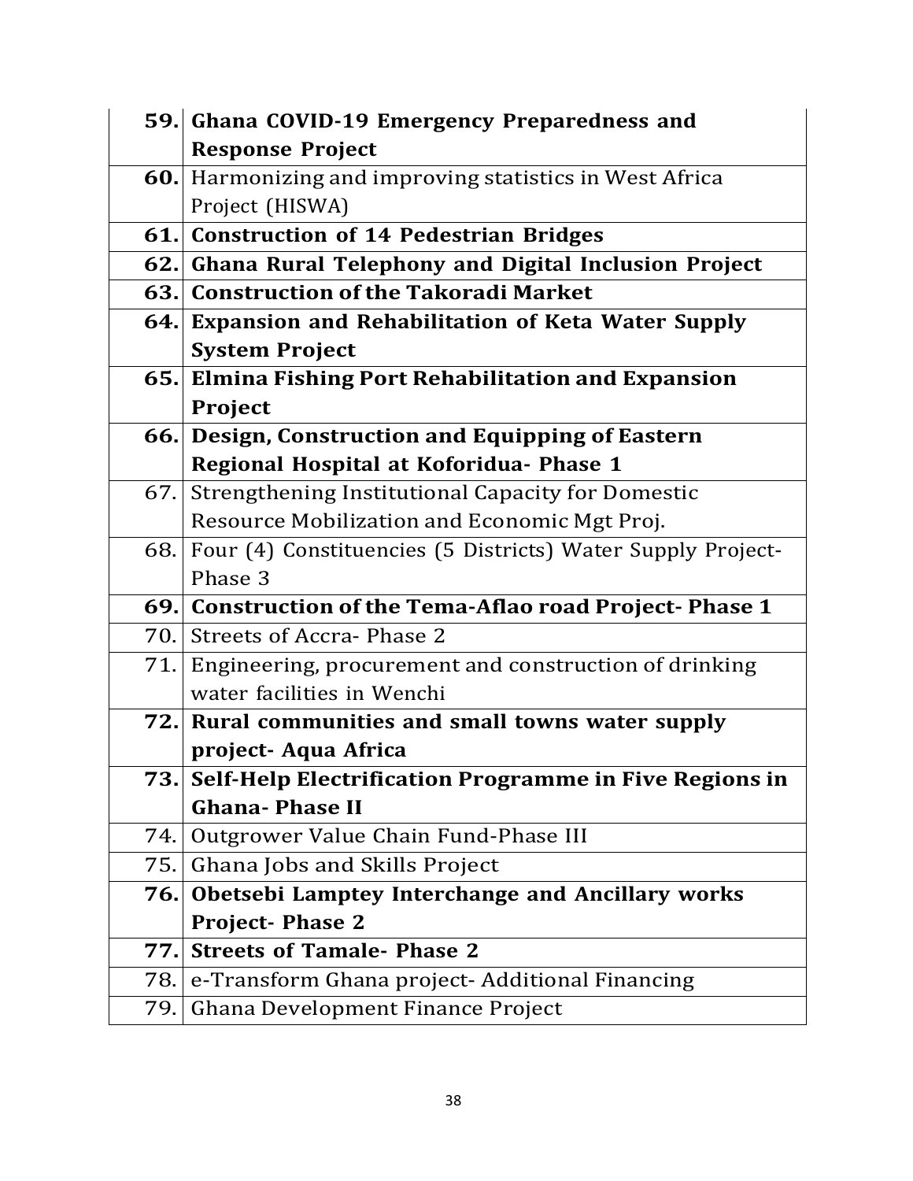| | |
|---|---|
| **59.** | **Ghana COVID-19 Emergency Preparedness and Response Project** |
| **60.** | Harmonizing and improving statistics in West Africa Project (HISWA) |
| **61.** | **Construction of 14 Pedestrian Bridges** |
| **62.** | **Ghana Rural Telephony and Digital Inclusion Project** |
| **63.** | **Construction of the Takoradi Market** |
| **64.** | **Expansion and Rehabilitation of Keta Water Supply System Project** |
| **65.** | **Elmina Fishing Port Rehabilitation and Expansion Project** |
| **66.** | **Design, Construction and Equipping of Eastern Regional Hospital at Koforidua- Phase 1** |
| 67. | Strengthening Institutional Capacity for Domestic Resource Mobilization and Economic Mgt Proj. |
| 68. | Four (4) Constituencies (5 Districts) Water Supply Project- Phase 3 |
| **69.** | **Construction of the Tema-Aflao road Project- Phase 1** |
| 70. | Streets of Accra- Phase 2 |
| 71. | Engineering, procurement and construction of drinking water facilities in Wenchi |
| **72.** | **Rural communities and small towns water supply project- Aqua Africa** |
| **73.** | **Self-Help Electrification Programme in Five Regions in Ghana- Phase II** |
| 74. | Outgrower Value Chain Fund-Phase III |
| 75. | Ghana Jobs and Skills Project |
| **76.** | **Obetsebi Lamptey Interchange and Ancillary works Project- Phase 2** |
| **77.** | **Streets of Tamale- Phase 2** |
| 78. | e-Transform Ghana project- Additional Financing |
| 79. | Ghana Development Finance Project |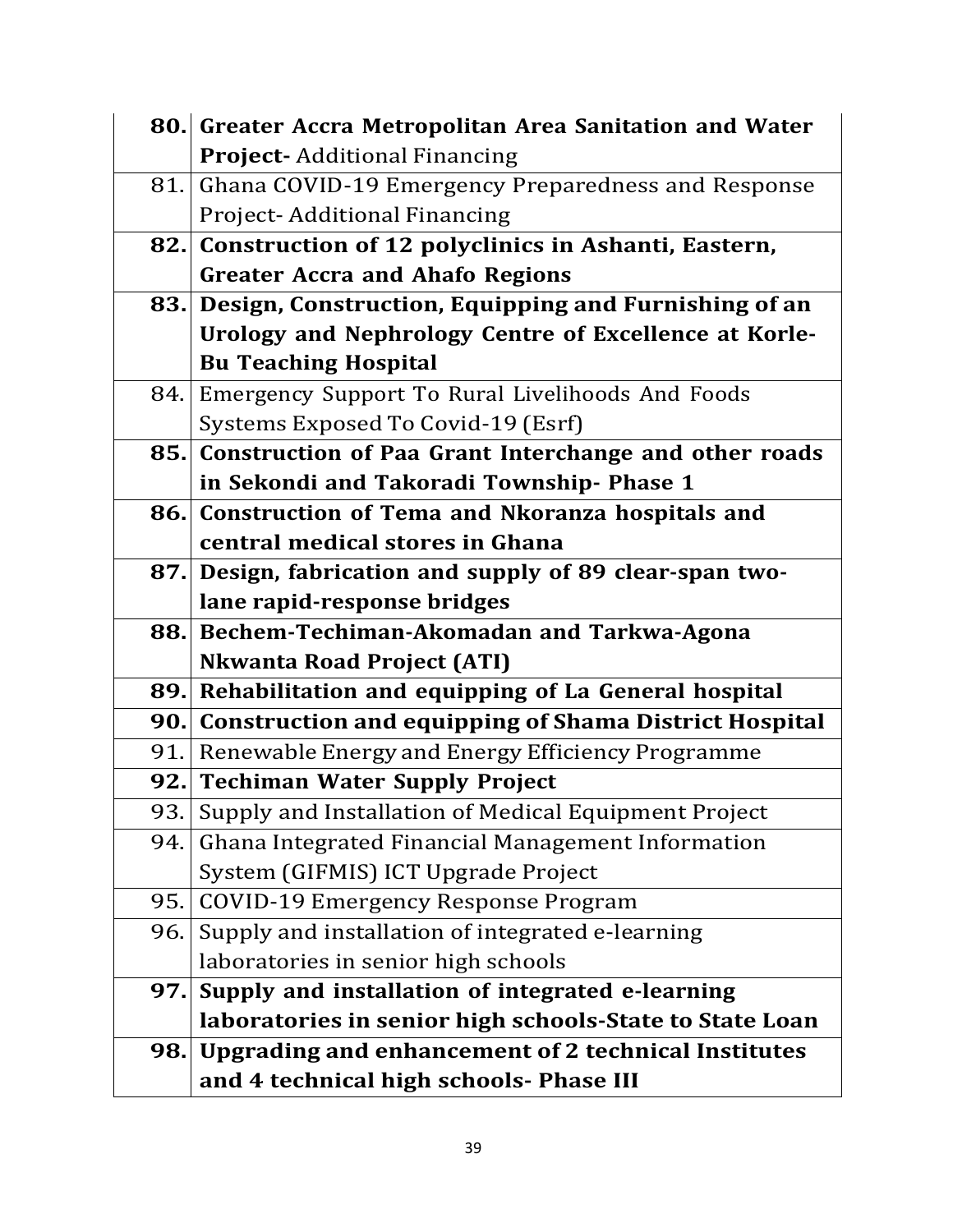| | |
|---|---|
| **80.** | **Greater Accra Metropolitan Area Sanitation and Water Project-** Additional Financing |
| 81. | Ghana COVID-19 Emergency Preparedness and Response Project- Additional Financing |
| **82.** | **Construction of 12 polyclinics in Ashanti, Eastern, Greater Accra and Ahafo Regions** |
| **83.** | **Design, Construction, Equipping and Furnishing of an Urology and Nephrology Centre of Excellence at Korle-Bu Teaching Hospital** |
| 84. | Emergency Support To Rural Livelihoods And Foods Systems Exposed To Covid-19 (Esrf) |
| **85.** | **Construction of Paa Grant Interchange and other roads in Sekondi and Takoradi Township- Phase 1** |
| **86.** | **Construction of Tema and Nkoranza hospitals and central medical stores in Ghana** |
| **87.** | **Design, fabrication and supply of 89 clear-span two-lane rapid-response bridges** |
| **88.** | **Bechem-Techiman-Akomadan and Tarkwa-Agona Nkwanta Road Project (ATI)** |
| **89.** | **Rehabilitation and equipping of La General hospital** |
| **90.** | **Construction and equipping of Shama District Hospital** |
| 91. | Renewable Energy and Energy Efficiency Programme |
| **92.** | **Techiman Water Supply Project** |
| 93. | Supply and Installation of Medical Equipment Project |
| 94. | Ghana Integrated Financial Management Information System (GIFMIS) ICT Upgrade Project |
| 95. | COVID-19 Emergency Response Program |
| 96. | Supply and installation of integrated e-learning laboratories in senior high schools |
| **97.** | **Supply and installation of integrated e-learning laboratories in senior high schools-State to State Loan** |
| **98.** | **Upgrading and enhancement of 2 technical Institutes and 4 technical high schools- Phase III** |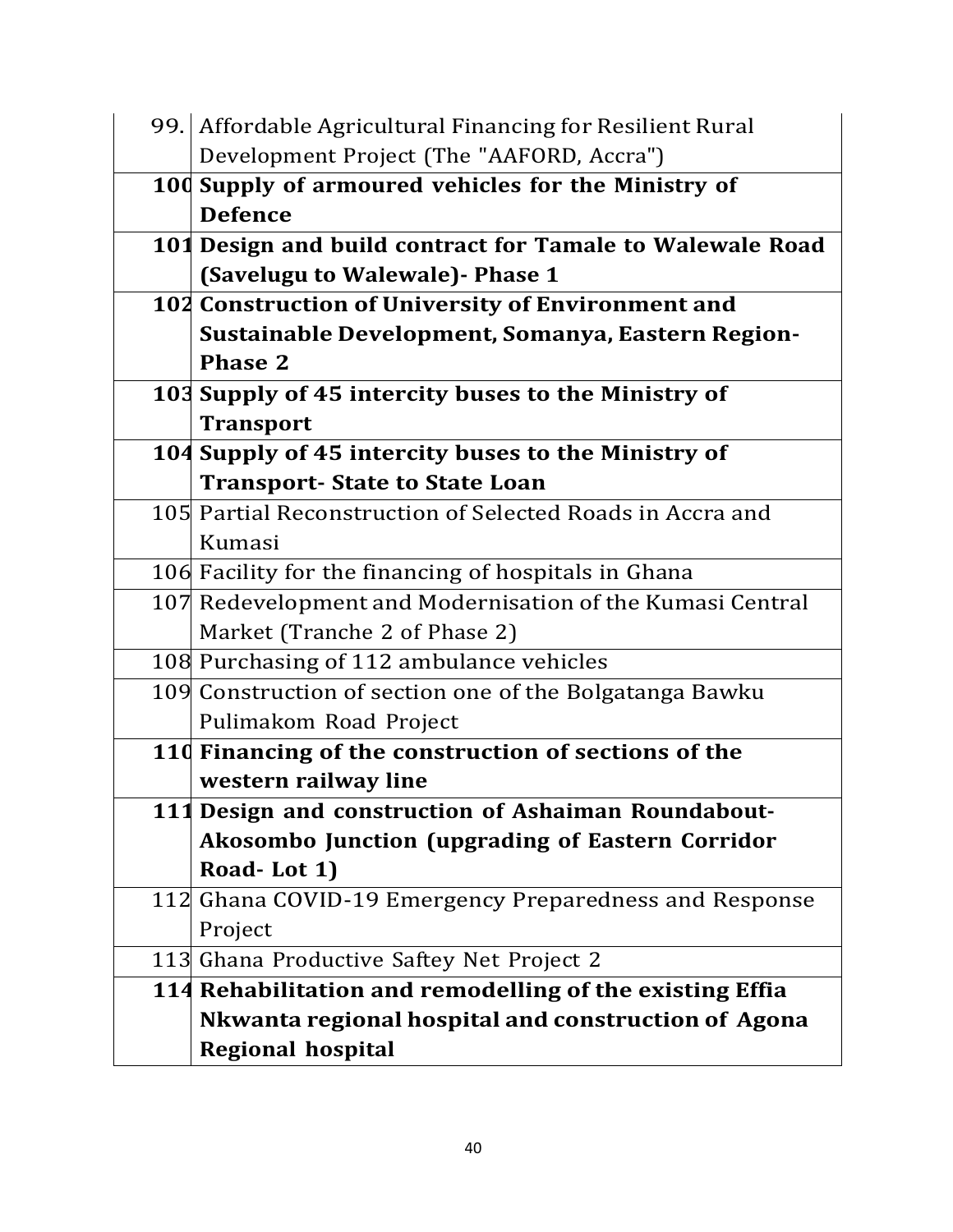| | |
|---|---|
| 99. | Affordable Agricultural Financing for Resilient Rural Development Project (The "AAFORD, Accra") |
| **100** | **Supply of armoured vehicles for the Ministry of Defence** |
| **101** | **Design and build contract for Tamale to Walewale Road (Savelugu to Walewale)- Phase 1** |
| **102** | **Construction of University of Environment and Sustainable Development, Somanya, Eastern Region- Phase 2** |
| **103** | **Supply of 45 intercity buses to the Ministry of Transport** |
| **104** | **Supply of 45 intercity buses to the Ministry of Transport- State to State Loan** |
| 105 | Partial Reconstruction of Selected Roads in Accra and Kumasi |
| 106 | Facility for the financing of hospitals in Ghana |
| 107 | Redevelopment and Modernisation of the Kumasi Central Market (Tranche 2 of Phase 2) |
| 108 | Purchasing of 112 ambulance vehicles |
| 109 | Construction of section one of the Bolgatanga Bawku Pulimakom Road Project |
| **110** | **Financing of the construction of sections of the western railway line** |
| **111** | **Design and construction of Ashaiman Roundabout- Akosombo Junction (upgrading of Eastern Corridor Road- Lot 1)** |
| 112 | Ghana COVID-19 Emergency Preparedness and Response Project |
| 113 | Ghana Productive Saftey Net Project 2 |
| **114** | **Rehabilitation and remodelling of the existing Effia Nkwanta regional hospital and construction of Agona Regional hospital** |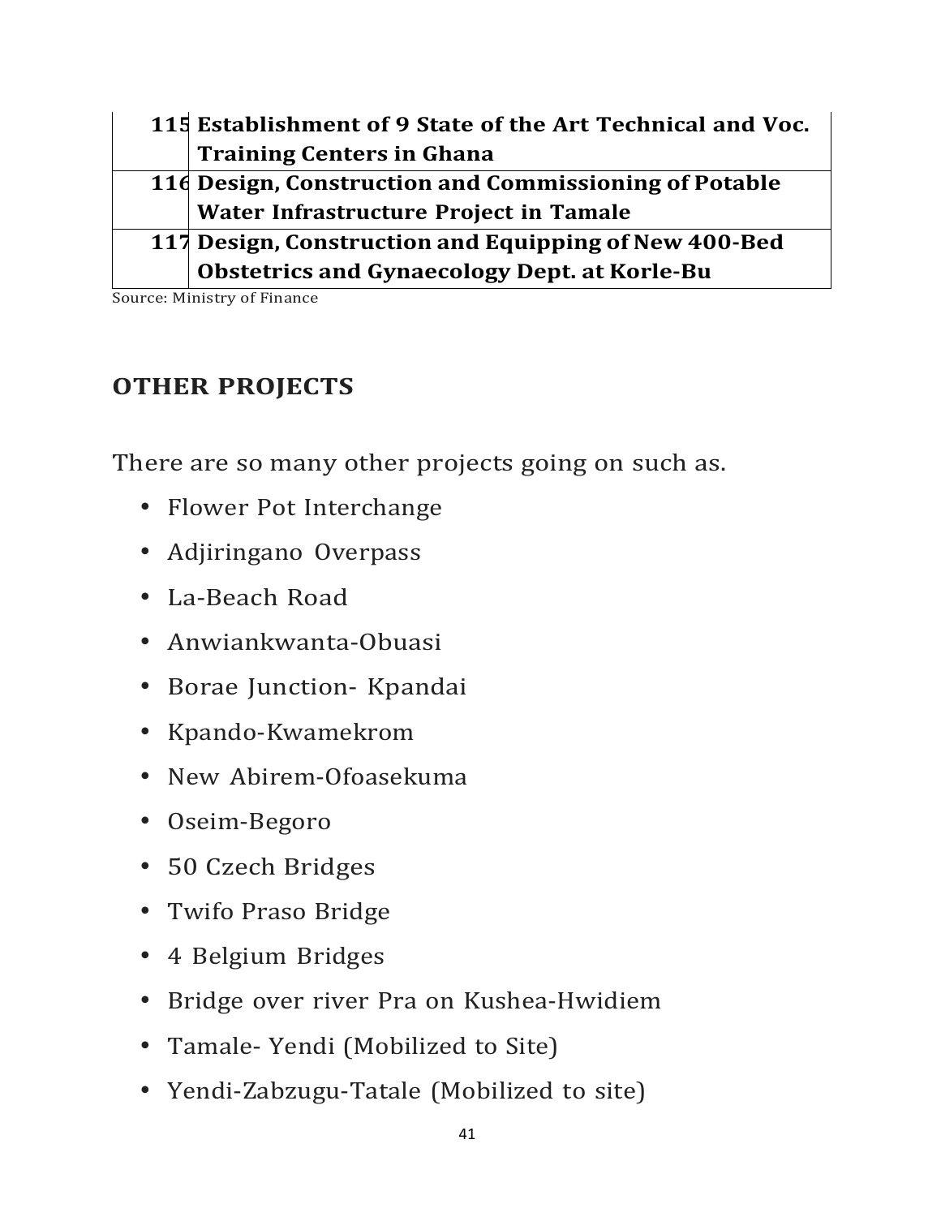| | |
|---|---|
| **115** | **Establishment of 9 State of the Art Technical and Voc. Training Centers in Ghana** |
| **116** | **Design, Construction and Commissioning of Potable Water Infrastructure Project in Tamale** |
| **117** | **Design, Construction and Equipping of New 400-Bed Obstetrics and Gynaecology Dept. at Korle-Bu** |

Source: Ministry of Finance

## OTHER PROJECTS

There are so many other projects going on such as.

- Flower Pot Interchange
- Adjiringano Overpass
- La-Beach Road
- Anwiankwanta-Obuasi
- Borae Junction- Kpandai
- Kpando-Kwamekrom
- New Abirem-Ofoasekuma
- Oseim-Begoro
- 50 Czech Bridges
- Twifo Praso Bridge
- 4 Belgium Bridges
- Bridge over river Pra on Kushea-Hwidiem
- Tamale- Yendi (Mobilized to Site)
- Yendi-Zabzugu-Tatale (Mobilized to site)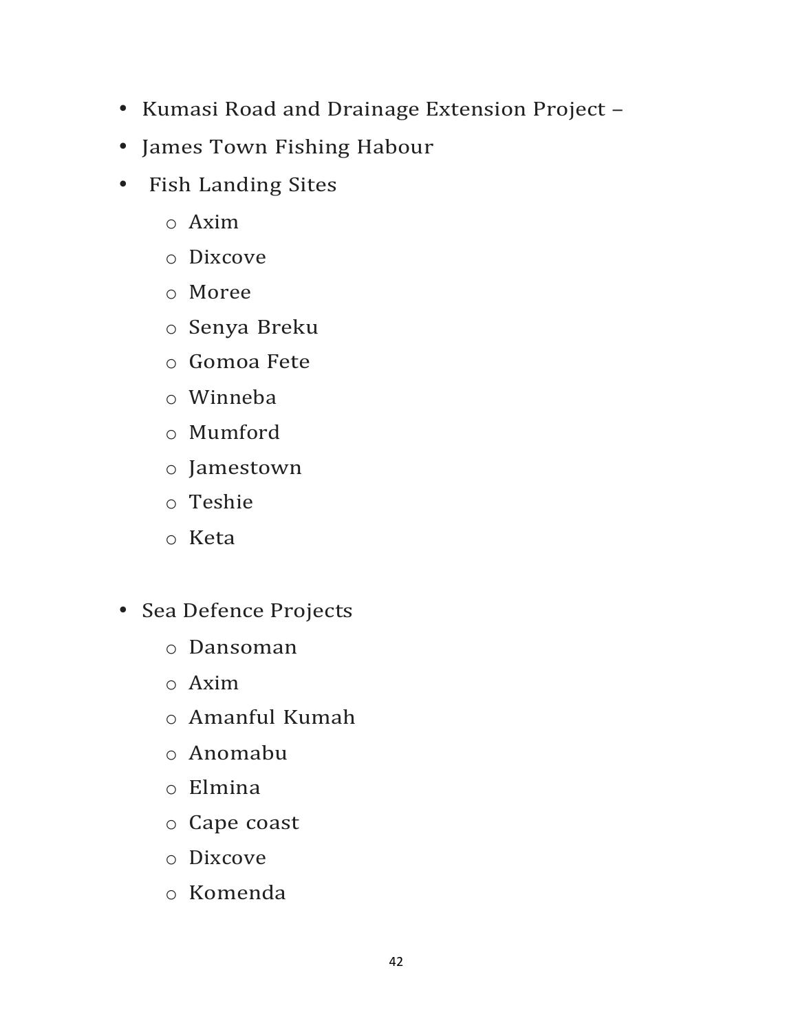- Kumasi Road and Drainage Extension Project –
- James Town Fishing Habour
- Fish Landing Sites
    - Axim
    - Dixcove
    - Moree
    - Senya Breku
    - Gomoa Fete
    - Winneba
    - Mumford
    - Jamestown
    - Teshie
    - Keta

- Sea Defence Projects
    - Dansoman
    - Axim
    - Amanful Kumah
    - Anomabu
    - Elmina
    - Cape coast
    - Dixcove
    - Komenda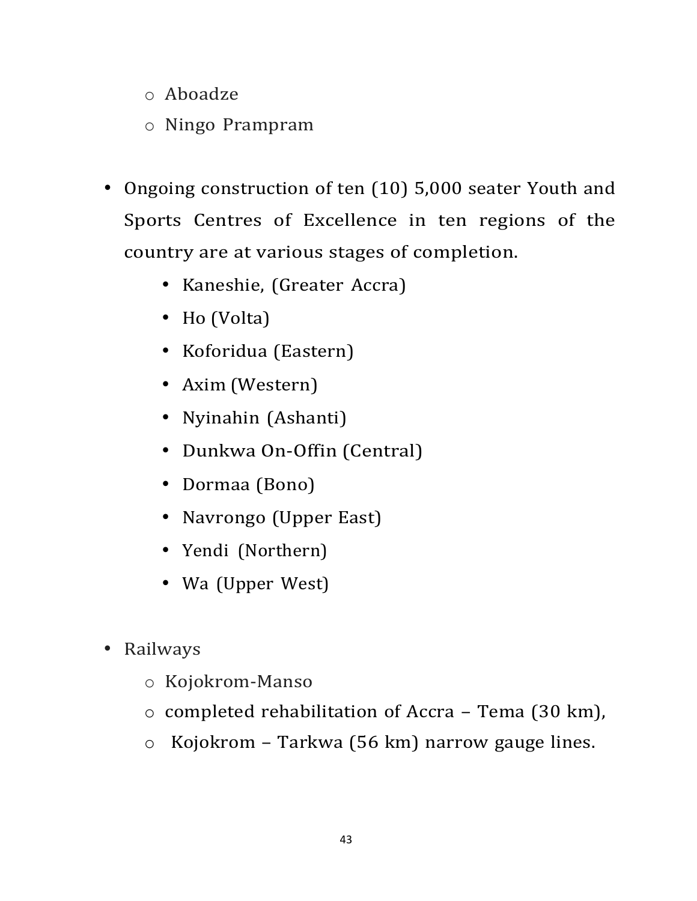- Aboadze
  - Ningo Prampram

- Ongoing construction of ten (10) 5,000 seater Youth and Sports Centres of Excellence in ten regions of the country are at various stages of completion.
  - Kaneshie, (Greater Accra)
  - Ho (Volta)
  - Koforidua (Eastern)
  - Axim (Western)
  - Nyinahin (Ashanti)
  - Dunkwa On-Offin (Central)
  - Dormaa (Bono)
  - Navrongo (Upper East)
  - Yendi (Northern)
  - Wa (Upper West)

- Railways
  - Kojokrom-Manso
  - completed rehabilitation of Accra – Tema (30 km),
  - Kojokrom – Tarkwa (56 km) narrow gauge lines.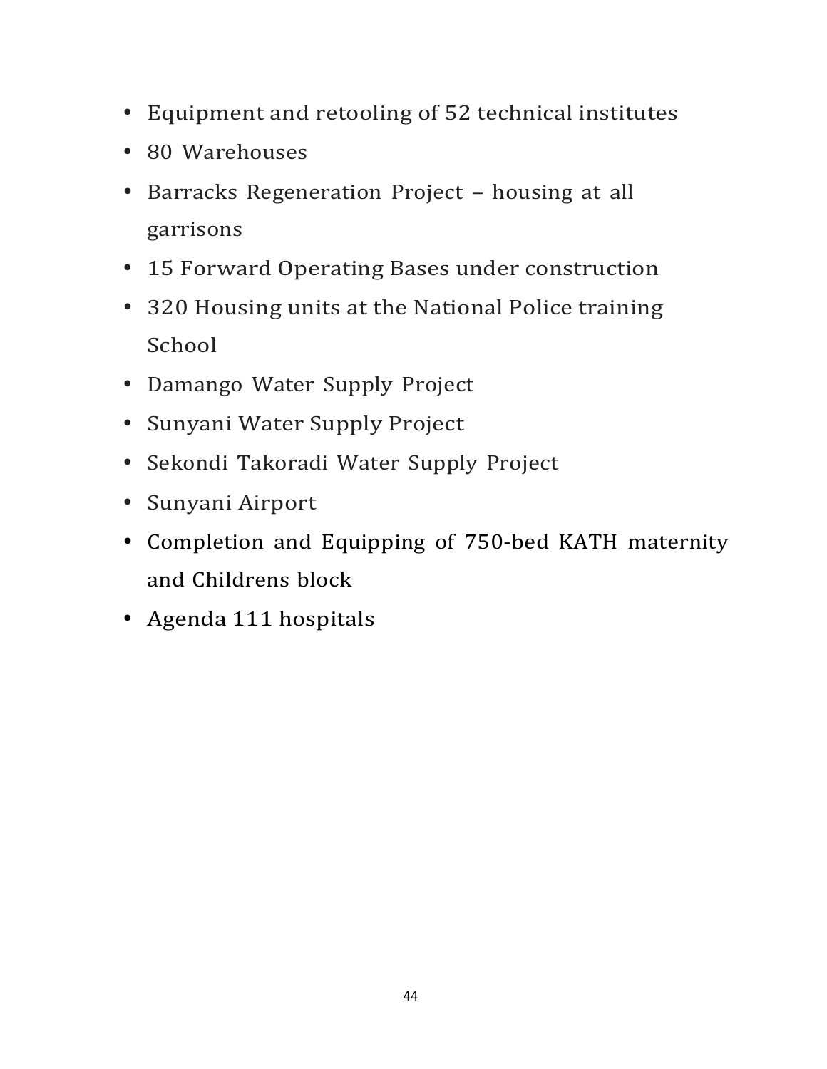- Equipment and retooling of 52 technical institutes
- 80 Warehouses
- Barracks Regeneration Project – housing at all garrisons
- 15 Forward Operating Bases under construction
- 320 Housing units at the National Police training School
- Damango Water Supply Project
- Sunyani Water Supply Project
- Sekondi Takoradi Water Supply Project
- Sunyani Airport
- Completion and Equipping of 750-bed KATH maternity and Childrens block
- Agenda 111 hospitals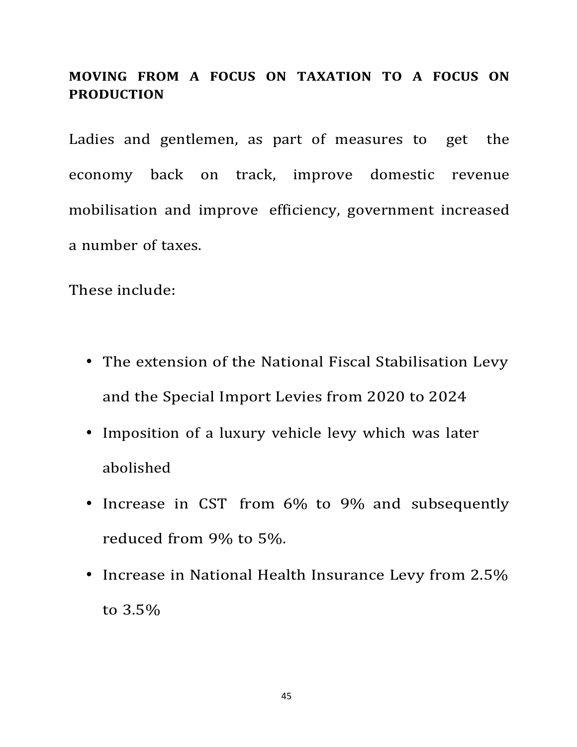**MOVING FROM A FOCUS ON TAXATION TO A FOCUS ON PRODUCTION**

Ladies and gentlemen, as part of measures to get the economy back on track, improve domestic revenue mobilisation and improve efficiency, government increased a number of taxes.

These include:

- The extension of the National Fiscal Stabilisation Levy and the Special Import Levies from 2020 to 2024
- Imposition of a luxury vehicle levy which was later abolished
- Increase in CST from 6% to 9% and subsequently reduced from 9% to 5%.
- Increase in National Health Insurance Levy from 2.5% to 3.5%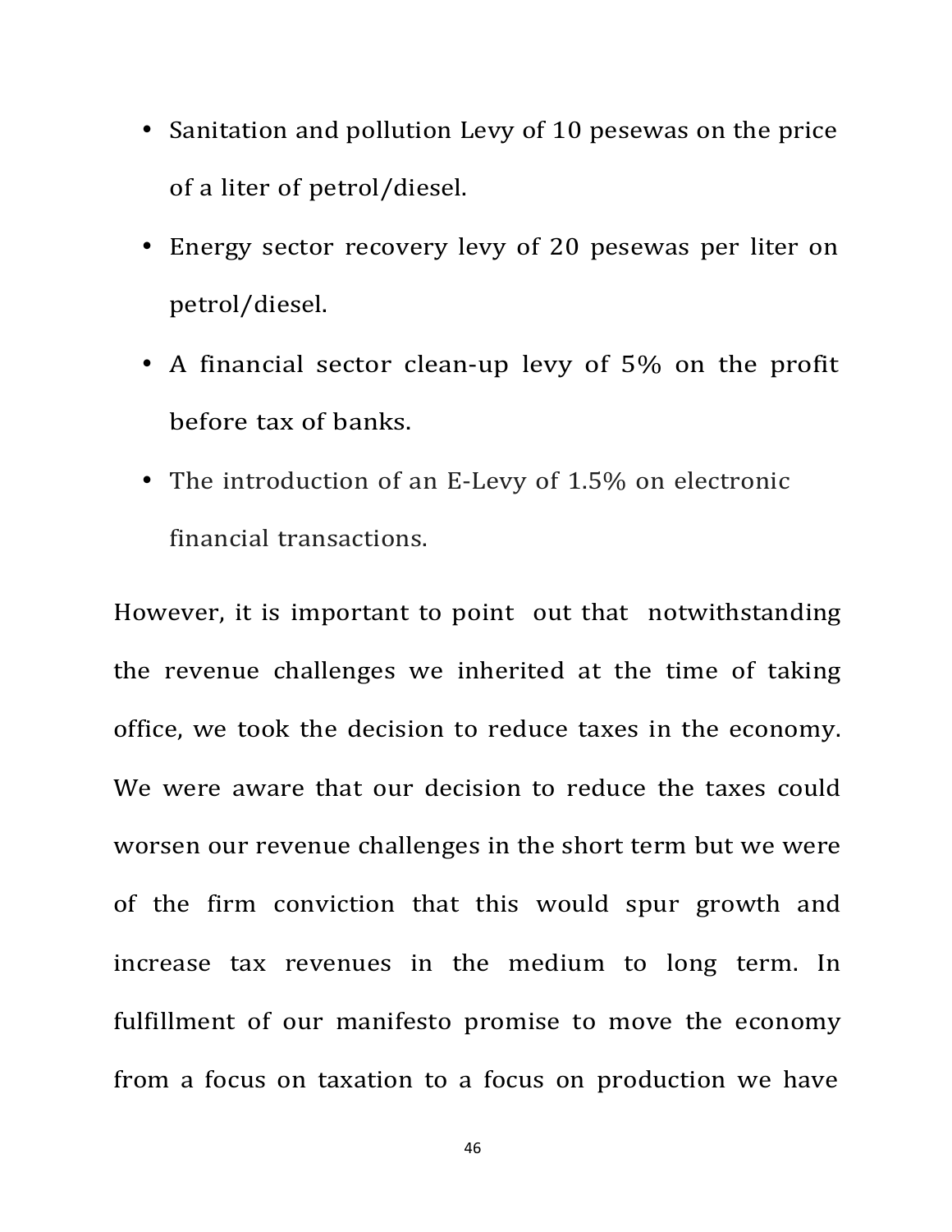- Sanitation and pollution Levy of 10 pesewas on the price of a liter of petrol/diesel.
- Energy sector recovery levy of 20 pesewas per liter on petrol/diesel.
- A financial sector clean-up levy of 5% on the profit before tax of banks.
- The introduction of an E-Levy of 1.5% on electronic financial transactions.

However, it is important to point out that notwithstanding the revenue challenges we inherited at the time of taking office, we took the decision to reduce taxes in the economy. We were aware that our decision to reduce the taxes could worsen our revenue challenges in the short term but we were of the firm conviction that this would spur growth and increase tax revenues in the medium to long term. In fulfillment of our manifesto promise to move the economy from a focus on taxation to a focus on production we have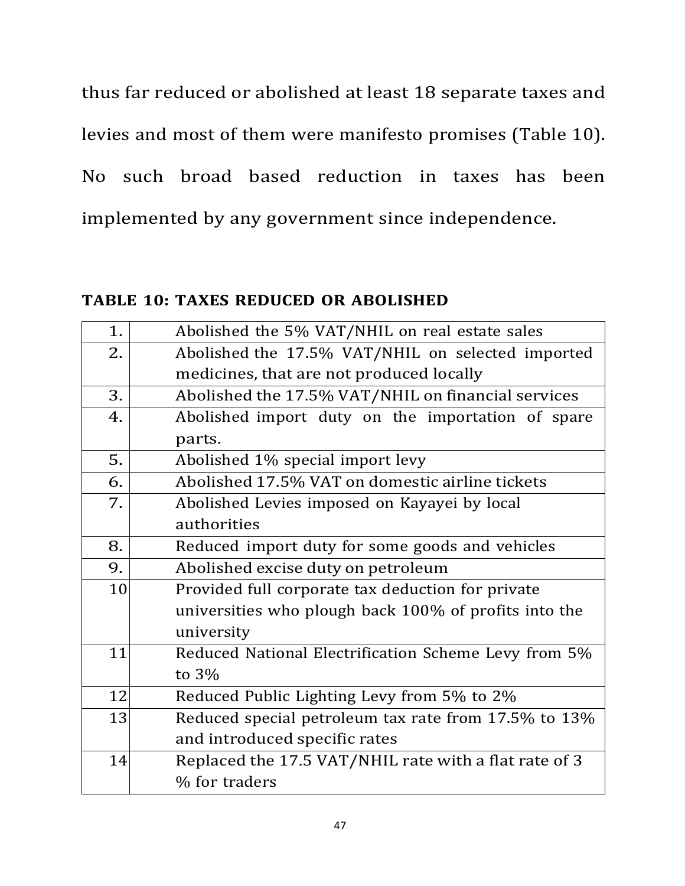thus far reduced or abolished at least 18 separate taxes and levies and most of them were manifesto promises (Table 10). No such broad based reduction in taxes has been implemented by any government since independence.

**TABLE 10: TAXES REDUCED OR ABOLISHED**

| | |
|---|---|
| 1. | Abolished the 5% VAT/NHIL on real estate sales |
| 2. | Abolished the 17.5% VAT/NHIL on selected imported medicines, that are not produced locally |
| 3. | Abolished the 17.5% VAT/NHIL on financial services |
| 4. | Abolished import duty on the importation of spare parts. |
| 5. | Abolished 1% special import levy |
| 6. | Abolished 17.5% VAT on domestic airline tickets |
| 7. | Abolished Levies imposed on Kayayei by local authorities |
| 8. | Reduced import duty for some goods and vehicles |
| 9. | Abolished excise duty on petroleum |
| 10 | Provided full corporate tax deduction for private universities who plough back 100% of profits into the university |
| 11 | Reduced National Electrification Scheme Levy from 5% to 3% |
| 12 | Reduced Public Lighting Levy from 5% to 2% |
| 13 | Reduced special petroleum tax rate from 17.5% to 13% and introduced specific rates |
| 14 | Replaced the 17.5 VAT/NHIL rate with a flat rate of 3 % for traders |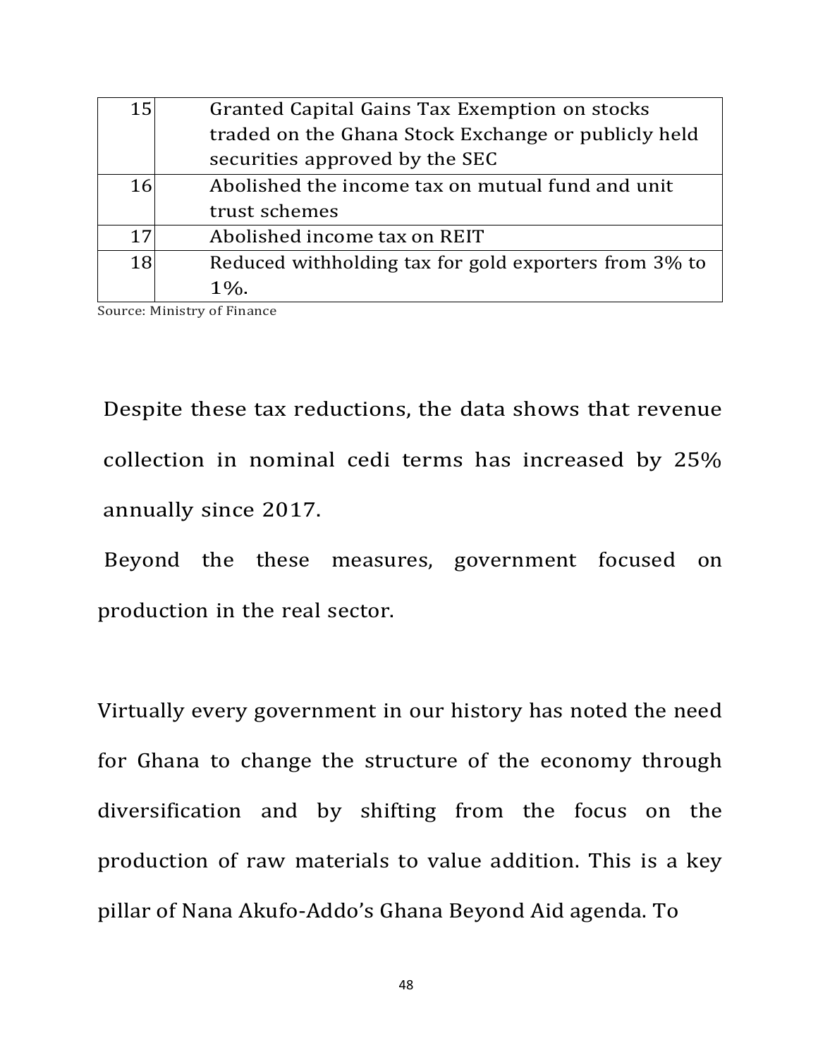| | |
|---|---|
| 15 | Granted Capital Gains Tax Exemption on stocks traded on the Ghana Stock Exchange or publicly held securities approved by the SEC |
| 16 | Abolished the income tax on mutual fund and unit trust schemes |
| 17 | Abolished income tax on REIT |
| 18 | Reduced withholding tax for gold exporters from 3% to 1%. |

Source: Ministry of Finance

Despite these tax reductions, the data shows that revenue collection in nominal cedi terms has increased by 25% annually since 2017.

Beyond the these measures, government focused on production in the real sector.

Virtually every government in our history has noted the need for Ghana to change the structure of the economy through diversification and by shifting from the focus on the production of raw materials to value addition. This is a key pillar of Nana Akufo-Addo's Ghana Beyond Aid agenda. To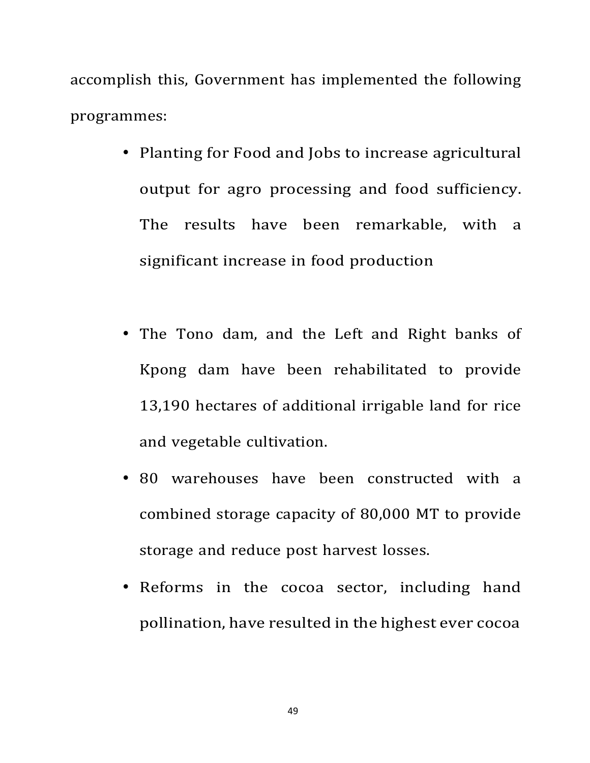accomplish this, Government has implemented the following programmes:

- Planting for Food and Jobs to increase agricultural output for agro processing and food sufficiency. The results have been remarkable, with a significant increase in food production

- The Tono dam, and the Left and Right banks of Kpong dam have been rehabilitated to provide 13,190 hectares of additional irrigable land for rice and vegetable cultivation.
- 80 warehouses have been constructed with a combined storage capacity of 80,000 MT to provide storage and reduce post harvest losses.
- Reforms in the cocoa sector, including hand pollination, have resulted in the highest ever cocoa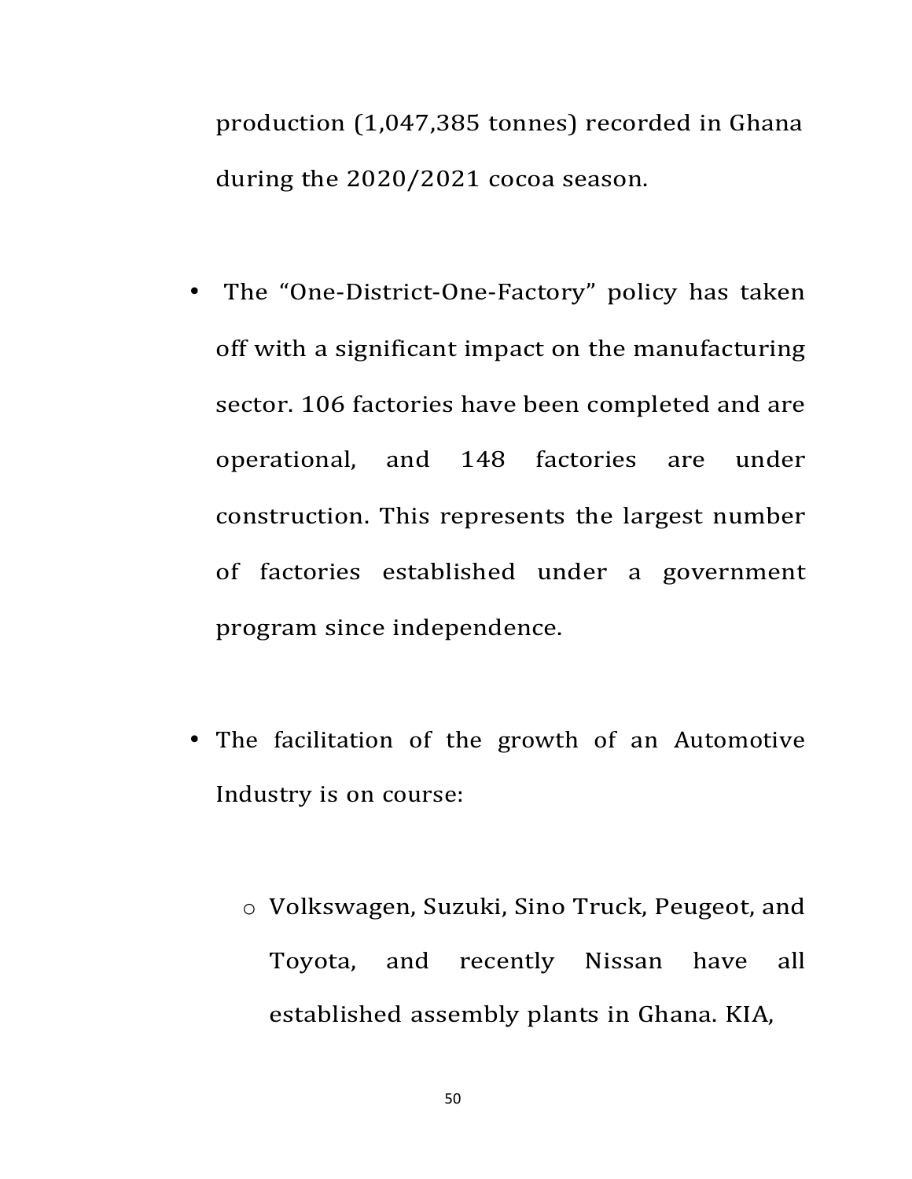production (1,047,385 tonnes) recorded in Ghana during the 2020/2021 cocoa season.

- The "One-District-One-Factory" policy has taken off with a significant impact on the manufacturing sector. 106 factories have been completed and are operational, and 148 factories are under construction. This represents the largest number of factories established under a government program since independence.

- The facilitation of the growth of an Automotive Industry is on course:

  - Volkswagen, Suzuki, Sino Truck, Peugeot, and Toyota, and recently Nissan have all established assembly plants in Ghana. KIA,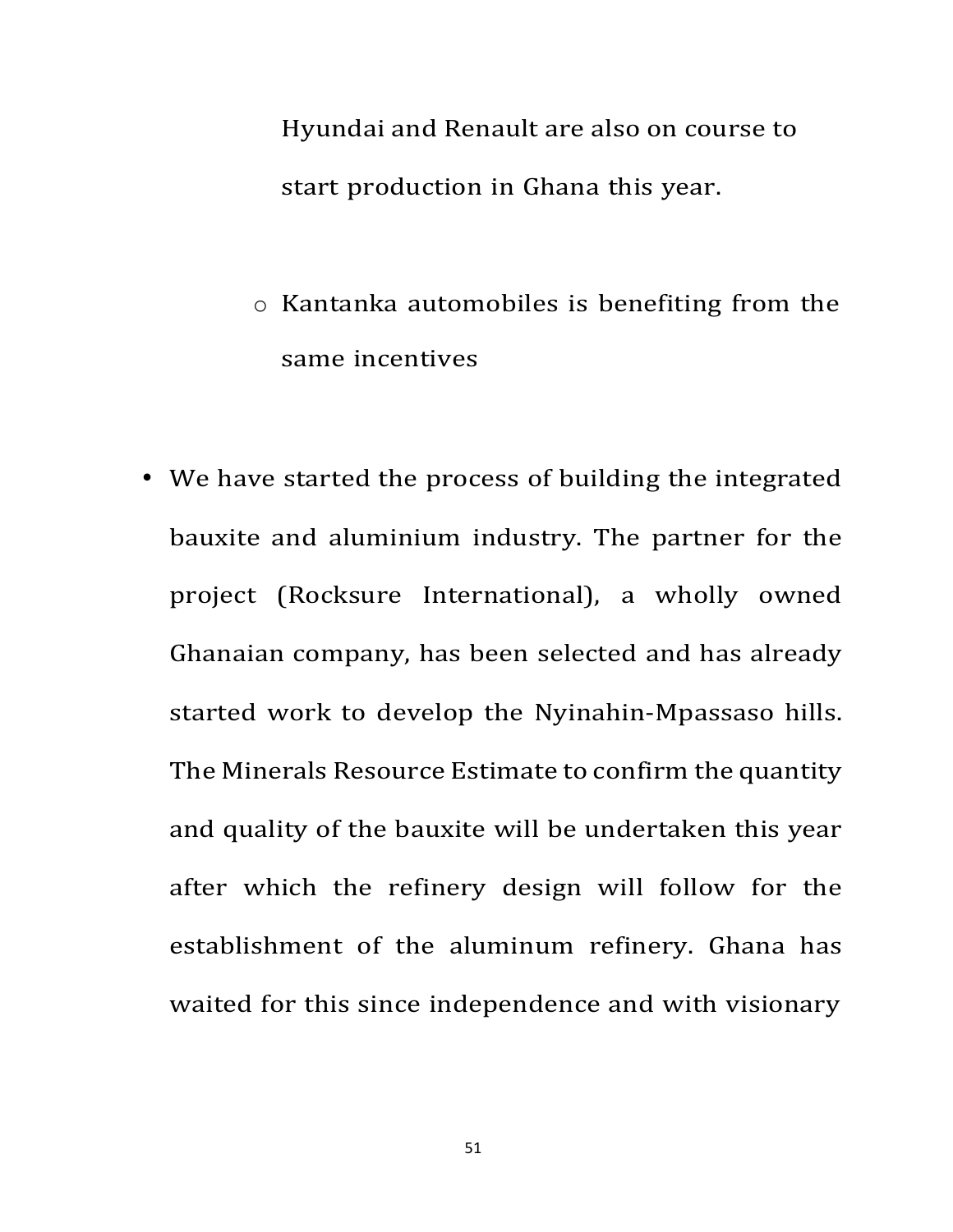Hyundai and Renault are also on course to start production in Ghana this year.

  - Kantanka automobiles is benefiting from the same incentives

- We have started the process of building the integrated bauxite and aluminium industry. The partner for the project (Rocksure International), a wholly owned Ghanaian company, has been selected and has already started work to develop the Nyinahin-Mpassaso hills. The Minerals Resource Estimate to confirm the quantity and quality of the bauxite will be undertaken this year after which the refinery design will follow for the establishment of the aluminum refinery. Ghana has waited for this since independence and with visionary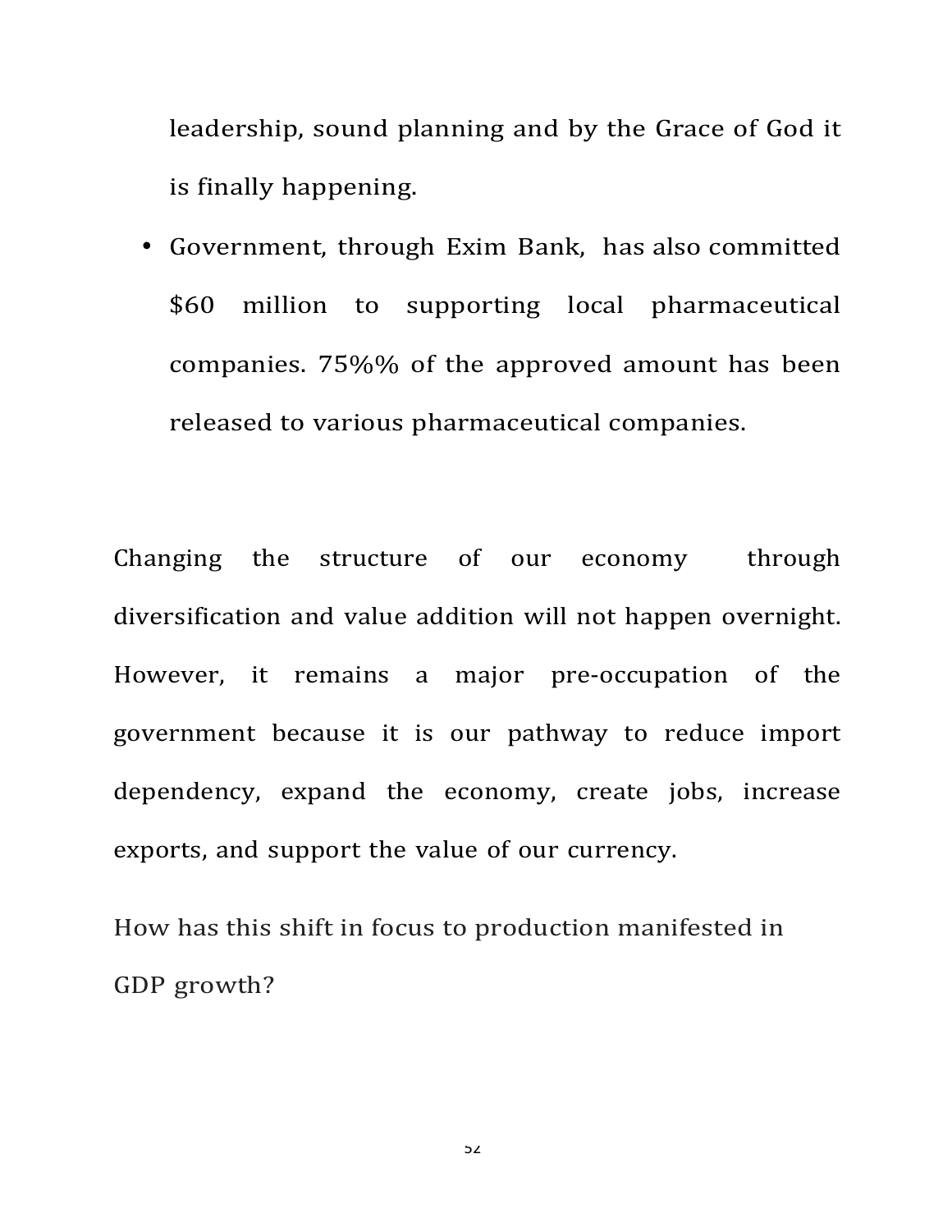leadership, sound planning and by the Grace of God it is finally happening.

- Government, through Exim Bank, has also committed $60 million to supporting local pharmaceutical companies. 75%% of the approved amount has been released to various pharmaceutical companies.

Changing the structure of our economy through diversification and value addition will not happen overnight. However, it remains a major pre-occupation of the government because it is our pathway to reduce import dependency, expand the economy, create jobs, increase exports, and support the value of our currency.

How has this shift in focus to production manifested in GDP growth?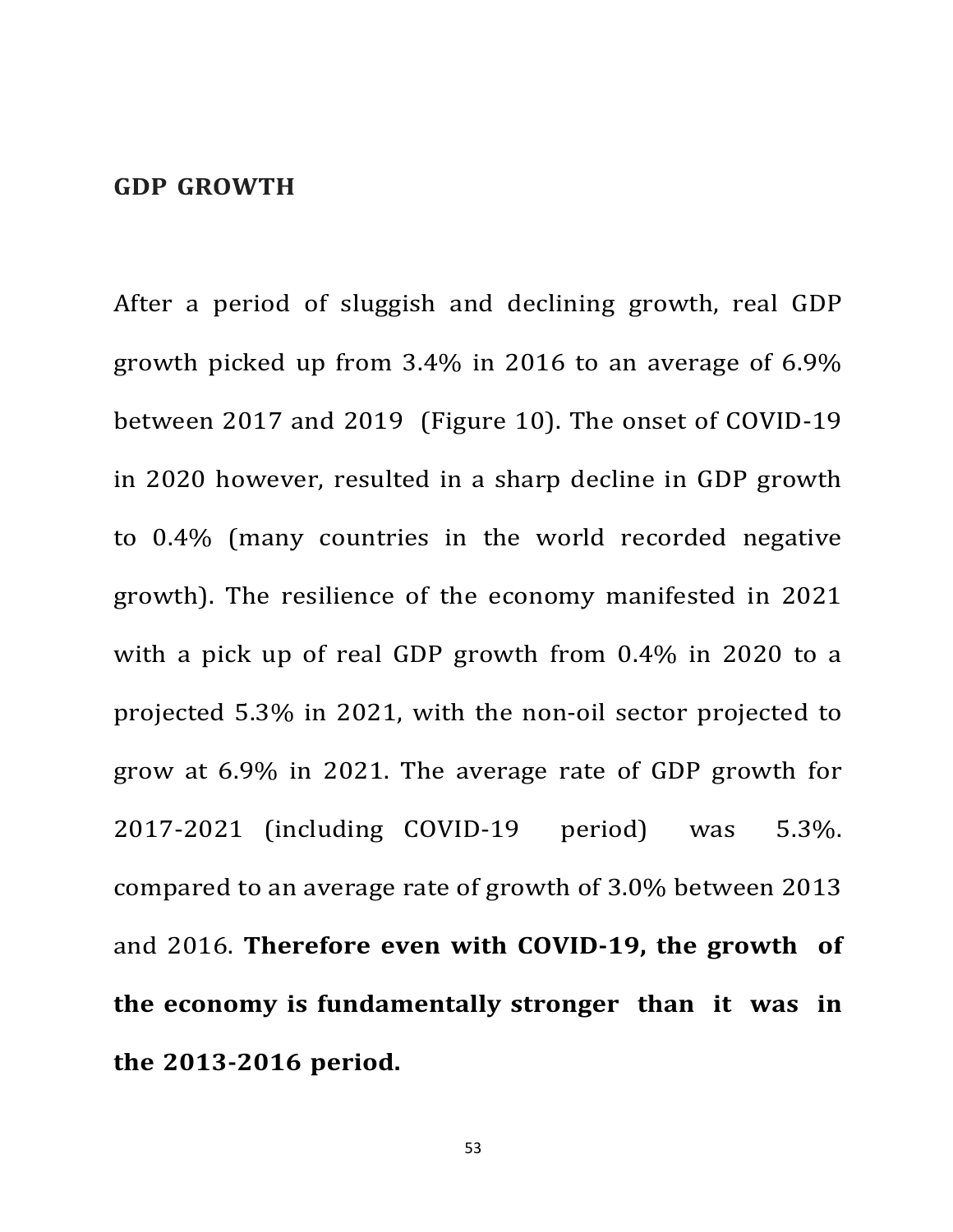## GDP GROWTH

After a period of sluggish and declining growth, real GDP growth picked up from 3.4% in 2016 to an average of 6.9% between 2017 and 2019 (Figure 10). The onset of COVID-19 in 2020 however, resulted in a sharp decline in GDP growth to 0.4% (many countries in the world recorded negative growth). The resilience of the economy manifested in 2021 with a pick up of real GDP growth from 0.4% in 2020 to a projected 5.3% in 2021, with the non-oil sector projected to grow at 6.9% in 2021. The average rate of GDP growth for 2017-2021 (including COVID-19 period) was 5.3%. compared to an average rate of growth of 3.0% between 2013 and 2016. **Therefore even with COVID-19, the growth of the economy is fundamentally stronger than it was in the 2013-2016 period.**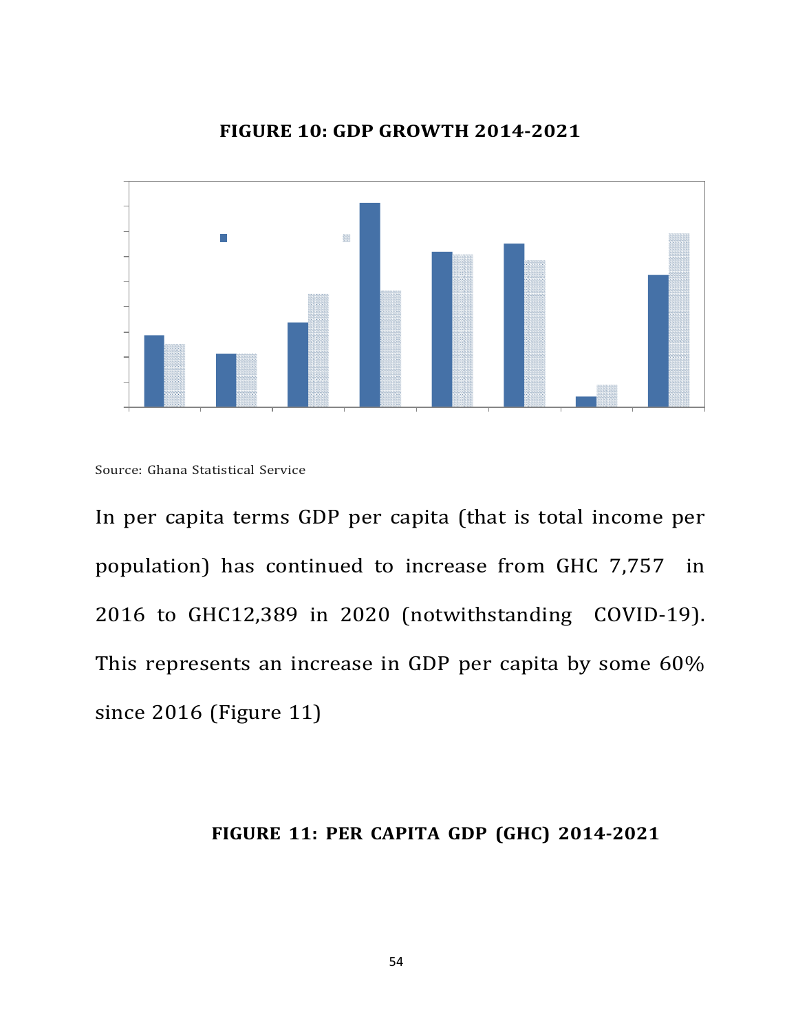**FIGURE 10: GDP GROWTH 2014-2021**

Source: Ghana Statistical Service

In per capita terms GDP per capita (that is total income per population) has continued to increase from GHC 7,757 in 2016 to GHC12,389 in 2020 (notwithstanding COVID-19). This represents an increase in GDP per capita by some 60% since 2016 (Figure 11)

**FIGURE 11: PER CAPITA GDP (GHC) 2014-2021**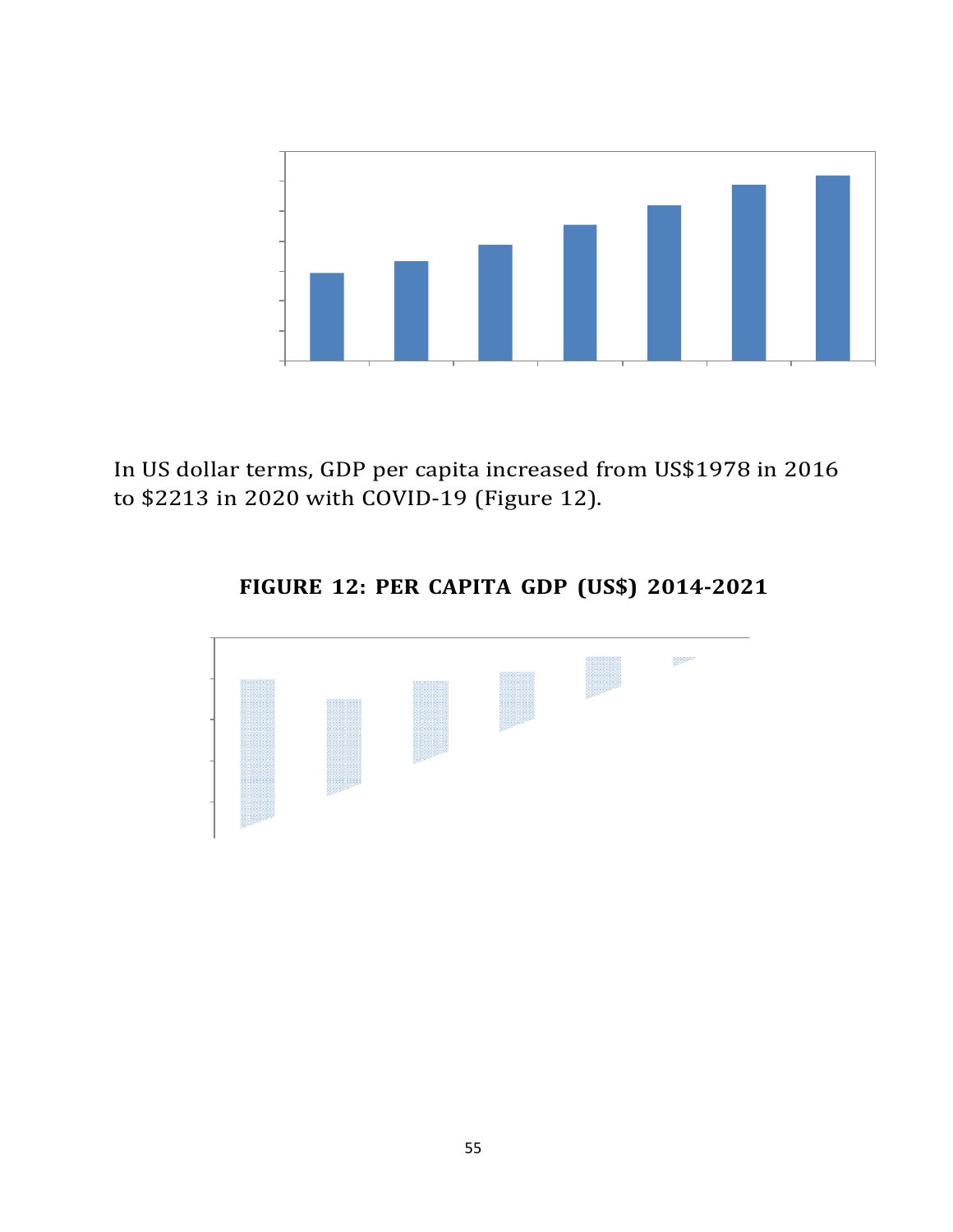In US dollar terms, GDP per capita increased from US$1978 in 2016 to $2213 in 2020 with COVID-19 (Figure 12).

**FIGURE 12: PER CAPITA GDP (US$) 2014-2021**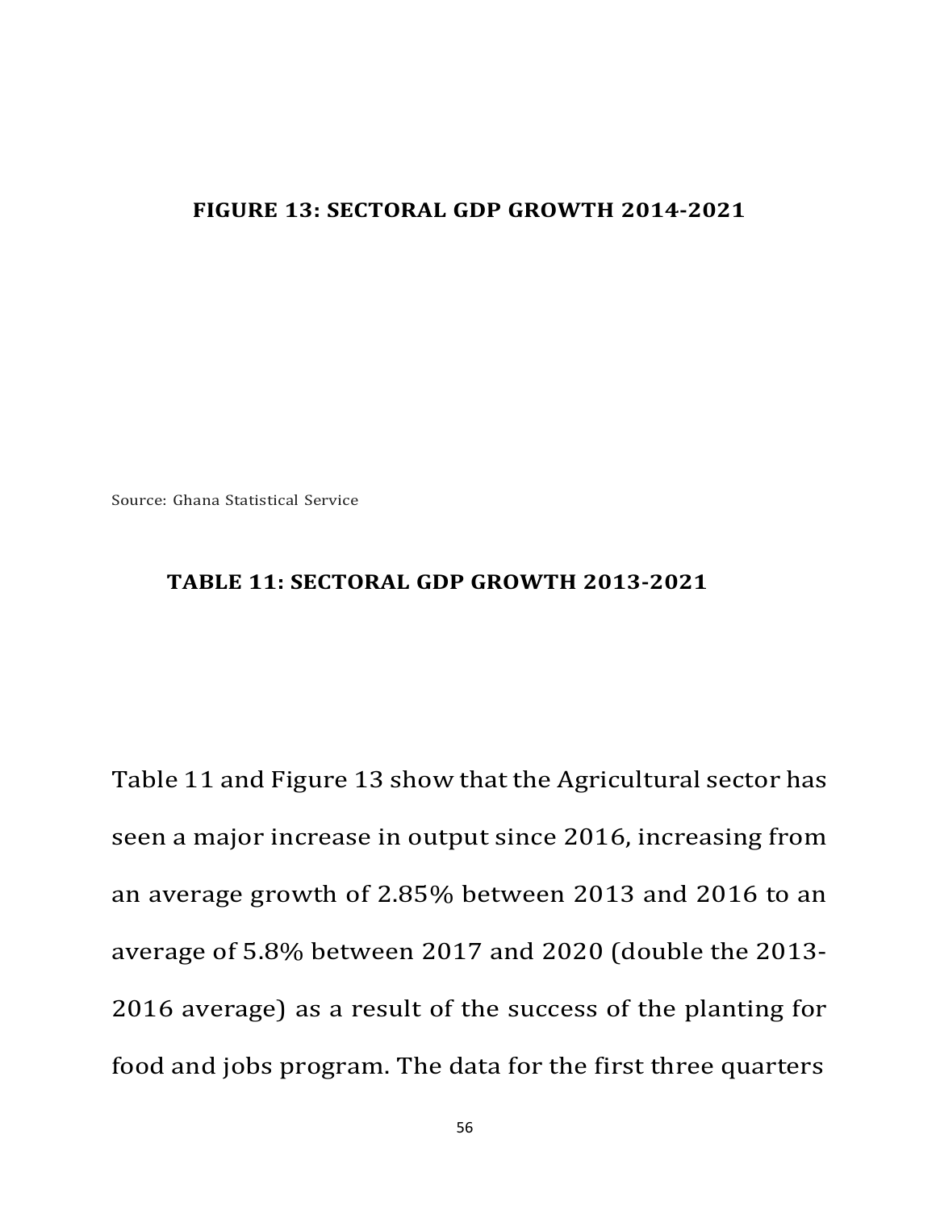**FIGURE 13: SECTORAL GDP GROWTH 2014-2021**

Source: Ghana Statistical Service

**TABLE 11: SECTORAL GDP GROWTH 2013-2021**

Table 11 and Figure 13 show that the Agricultural sector has seen a major increase in output since 2016, increasing from an average growth of 2.85% between 2013 and 2016 to an average of 5.8% between 2017 and 2020 (double the 2013-2016 average) as a result of the success of the planting for food and jobs program. The data for the first three quarters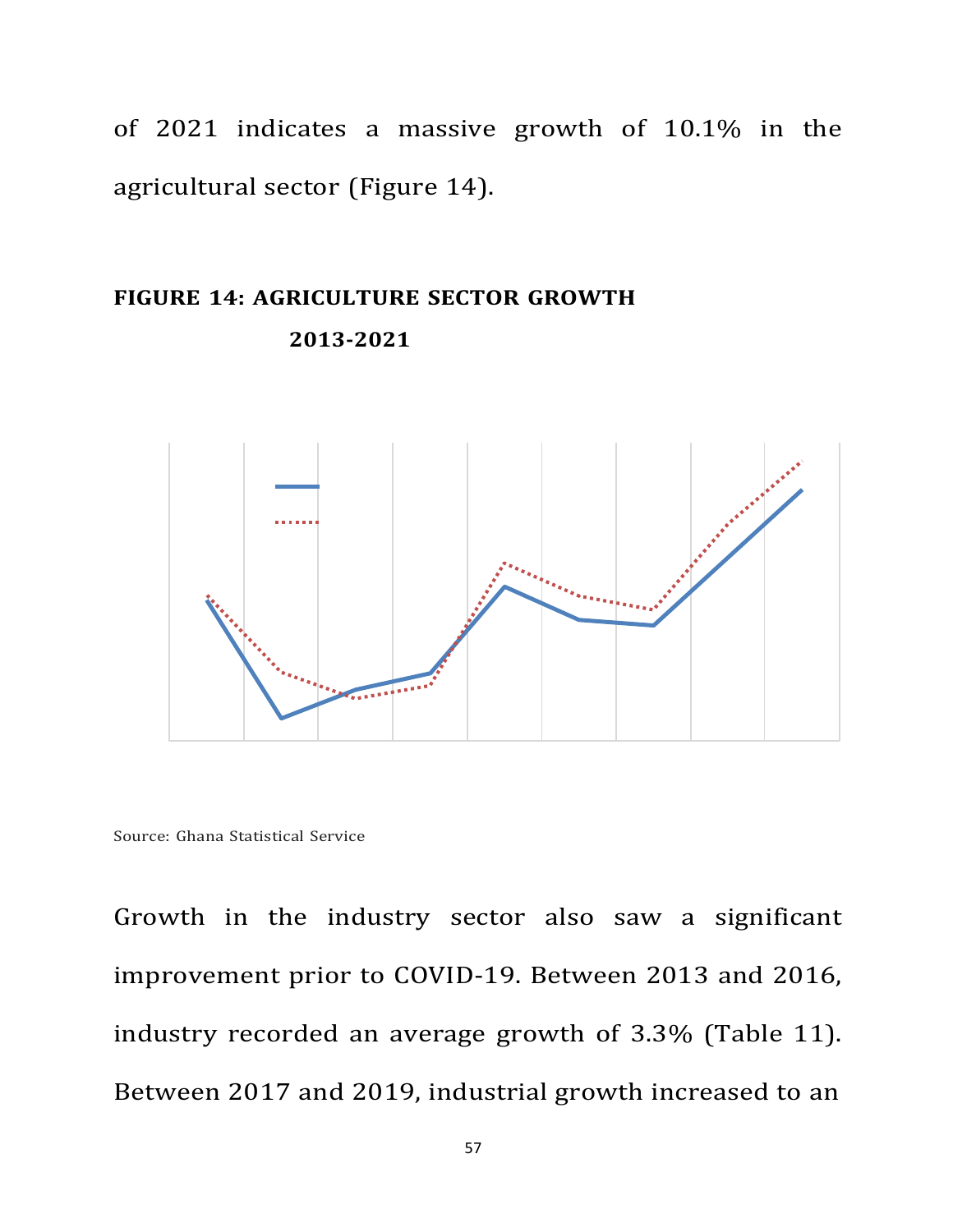of 2021 indicates a massive growth of 10.1% in the agricultural sector (Figure 14).

**FIGURE 14: AGRICULTURE SECTOR GROWTH 2013-2021**

Source: Ghana Statistical Service

Growth in the industry sector also saw a significant improvement prior to COVID-19. Between 2013 and 2016, industry recorded an average growth of 3.3% (Table 11). Between 2017 and 2019, industrial growth increased to an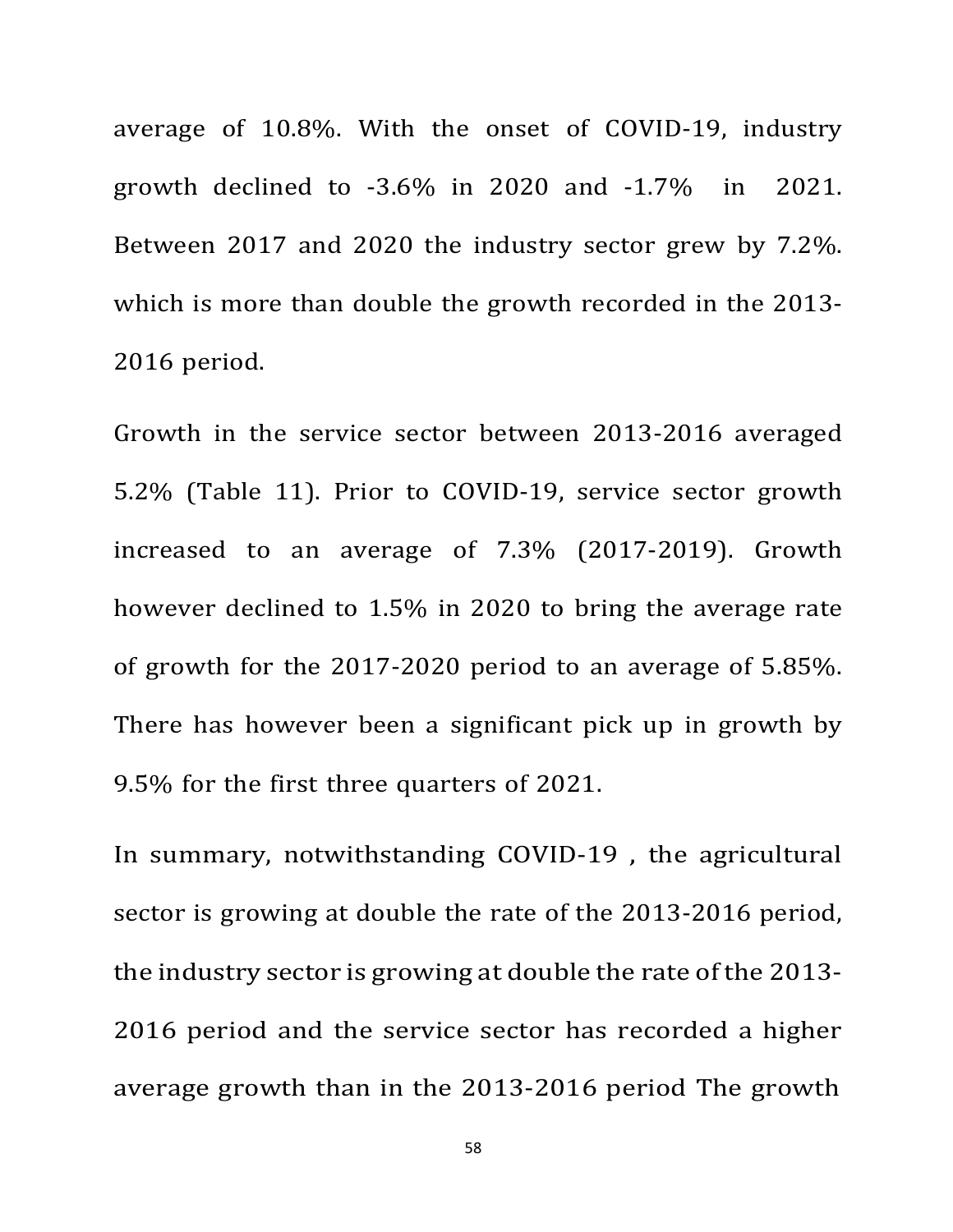average of 10.8%. With the onset of COVID-19, industry growth declined to -3.6% in 2020 and -1.7% in 2021. Between 2017 and 2020 the industry sector grew by 7.2%. which is more than double the growth recorded in the 2013-2016 period.

Growth in the service sector between 2013-2016 averaged 5.2% (Table 11). Prior to COVID-19, service sector growth increased to an average of 7.3% (2017-2019). Growth however declined to 1.5% in 2020 to bring the average rate of growth for the 2017-2020 period to an average of 5.85%. There has however been a significant pick up in growth by 9.5% for the first three quarters of 2021.

In summary, notwithstanding COVID-19 , the agricultural sector is growing at double the rate of the 2013-2016 period, the industry sector is growing at double the rate of the 2013-2016 period and the service sector has recorded a higher average growth than in the 2013-2016 period The growth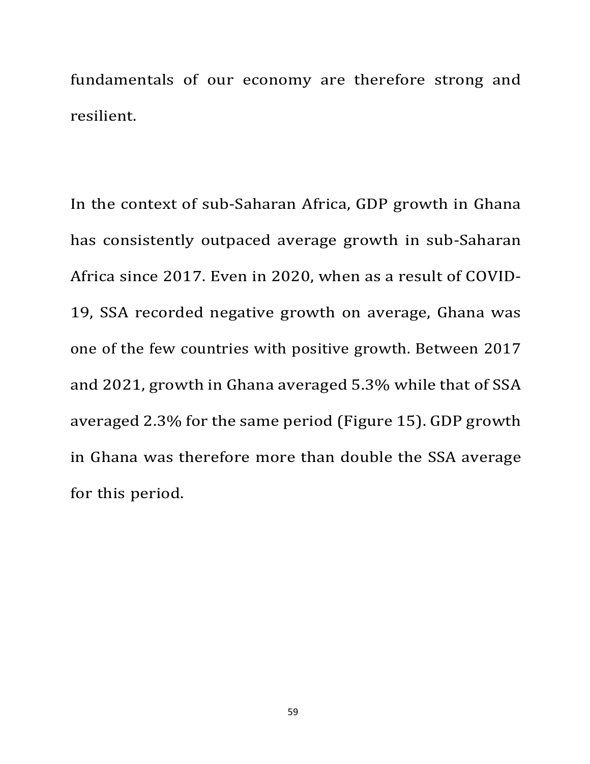fundamentals of our economy are therefore strong and resilient.

In the context of sub-Saharan Africa, GDP growth in Ghana has consistently outpaced average growth in sub-Saharan Africa since 2017. Even in 2020, when as a result of COVID-19, SSA recorded negative growth on average, Ghana was one of the few countries with positive growth. Between 2017 and 2021, growth in Ghana averaged 5.3% while that of SSA averaged 2.3% for the same period (Figure 15). GDP growth in Ghana was therefore more than double the SSA average for this period.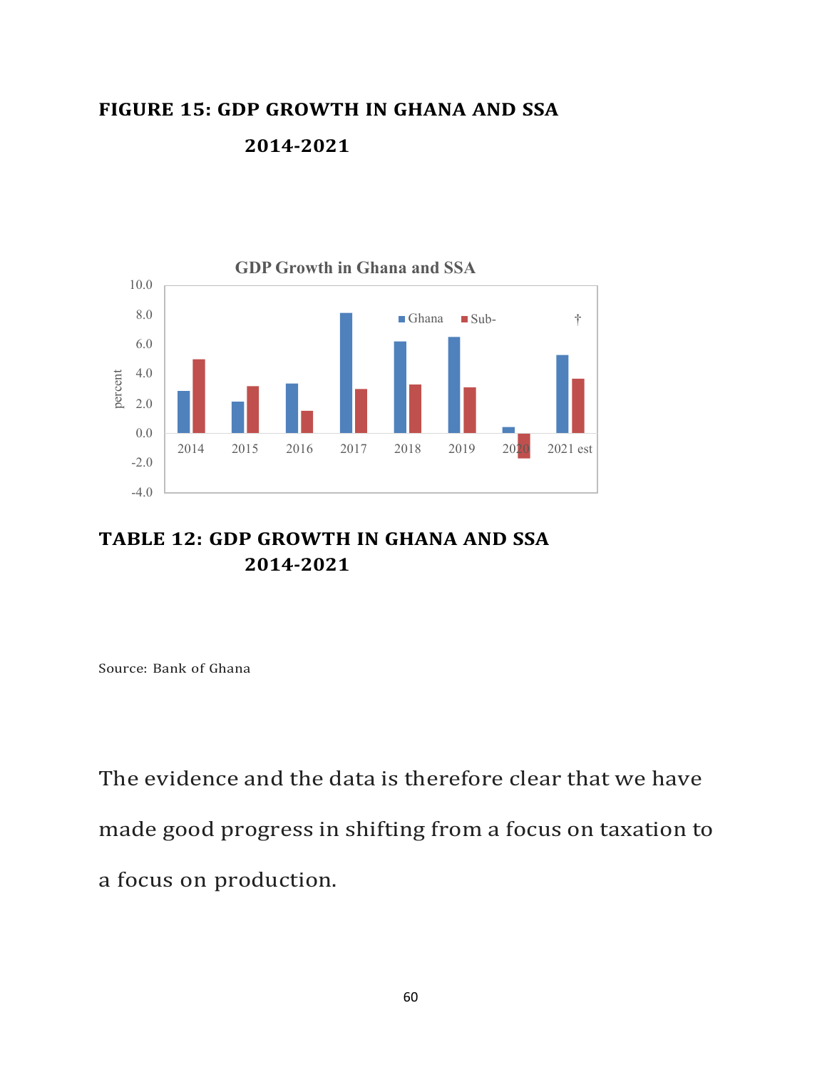**FIGURE 15: GDP GROWTH IN GHANA AND SSA 2014-2021**

**TABLE 12: GDP GROWTH IN GHANA AND SSA 2014-2021**

Source: Bank of Ghana

The evidence and the data is therefore clear that we have made good progress in shifting from a focus on taxation to a focus on production.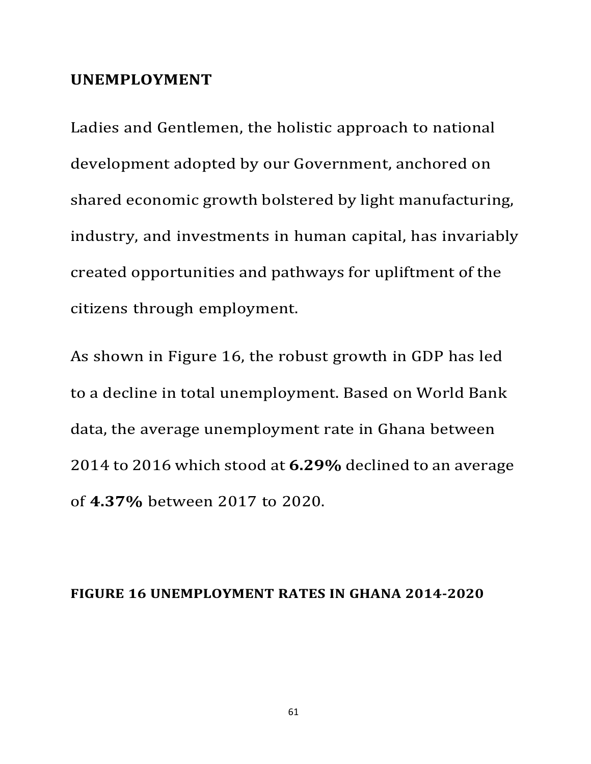## UNEMPLOYMENT

Ladies and Gentlemen, the holistic approach to national development adopted by our Government, anchored on shared economic growth bolstered by light manufacturing, industry, and investments in human capital, has invariably created opportunities and pathways for upliftment of the citizens through employment.

As shown in Figure 16, the robust growth in GDP has led to a decline in total unemployment. Based on World Bank data, the average unemployment rate in Ghana between 2014 to 2016 which stood at **6.29%** declined to an average of **4.37%** between 2017 to 2020.

**FIGURE 16 UNEMPLOYMENT RATES IN GHANA 2014-2020**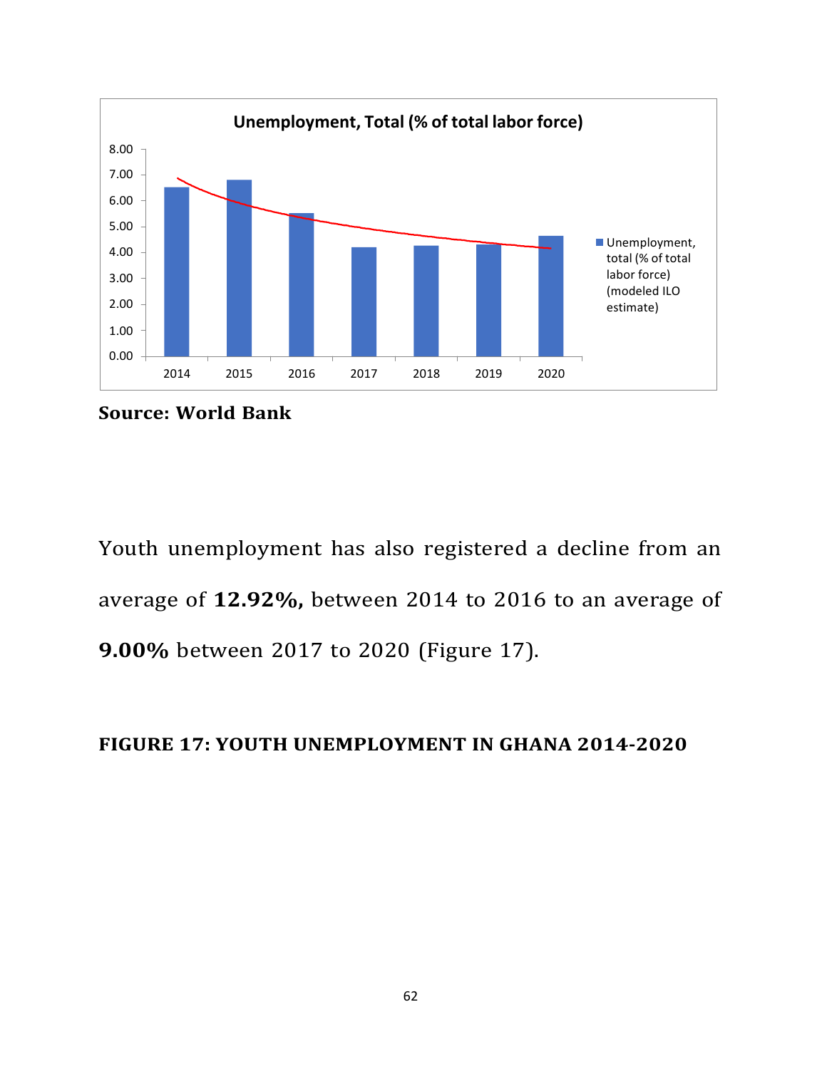**Source: World Bank**

Youth unemployment has also registered a decline from an average of **12.92%,** between 2014 to 2016 to an average of **9.00%** between 2017 to 2020 (Figure 17).

**FIGURE 17: YOUTH UNEMPLOYMENT IN GHANA 2014-2020**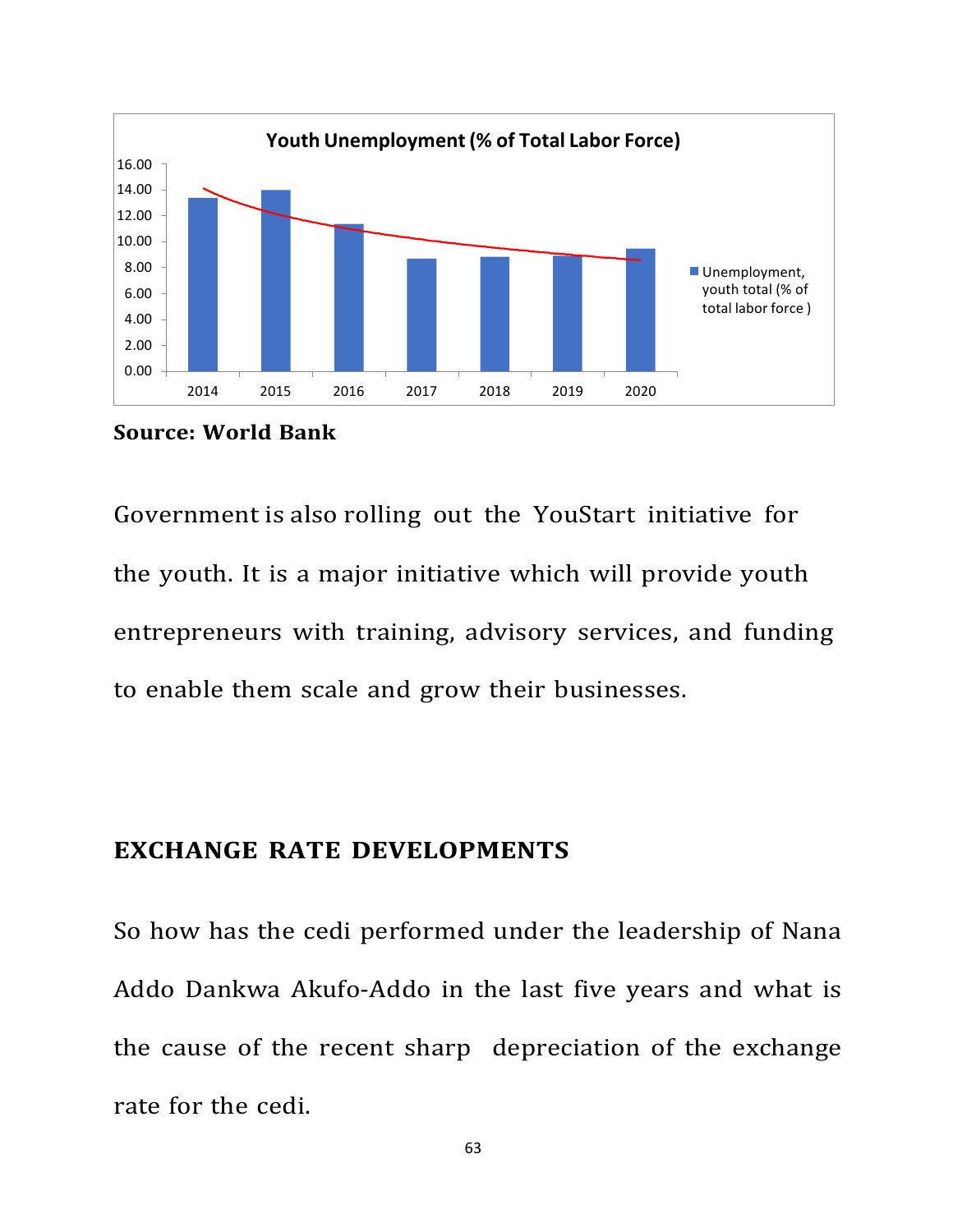**Youth Unemployment (% of Total Labor Force)**

**Source: World Bank**

Government is also rolling out the YouStart initiative for the youth. It is a major initiative which will provide youth entrepreneurs with training, advisory services, and funding to enable them scale and grow their businesses.

## EXCHANGE RATE DEVELOPMENTS

So how has the cedi performed under the leadership of Nana Addo Dankwa Akufo-Addo in the last five years and what is the cause of the recent sharp depreciation of the exchange rate for the cedi.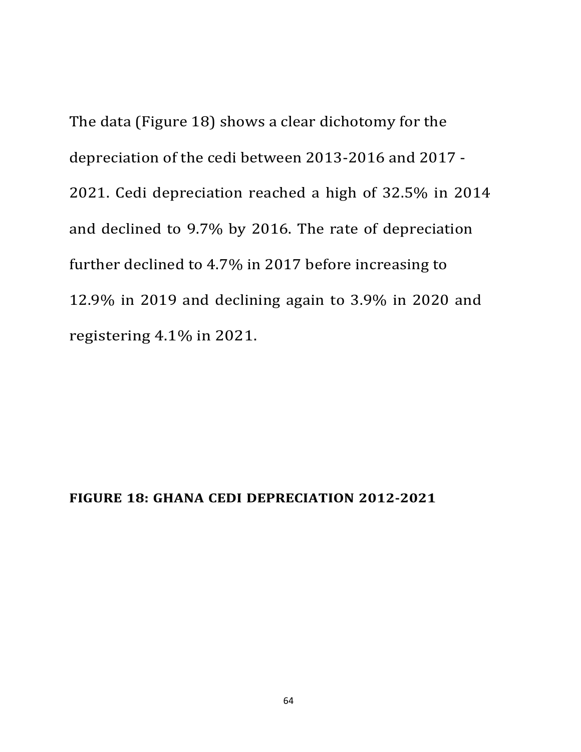The data (Figure 18) shows a clear dichotomy for the depreciation of the cedi between 2013-2016 and 2017 - 2021. Cedi depreciation reached a high of 32.5% in 2014 and declined to 9.7% by 2016. The rate of depreciation further declined to 4.7% in 2017 before increasing to 12.9% in 2019 and declining again to 3.9% in 2020 and registering 4.1% in 2021.

**FIGURE 18: GHANA CEDI DEPRECIATION 2012-2021**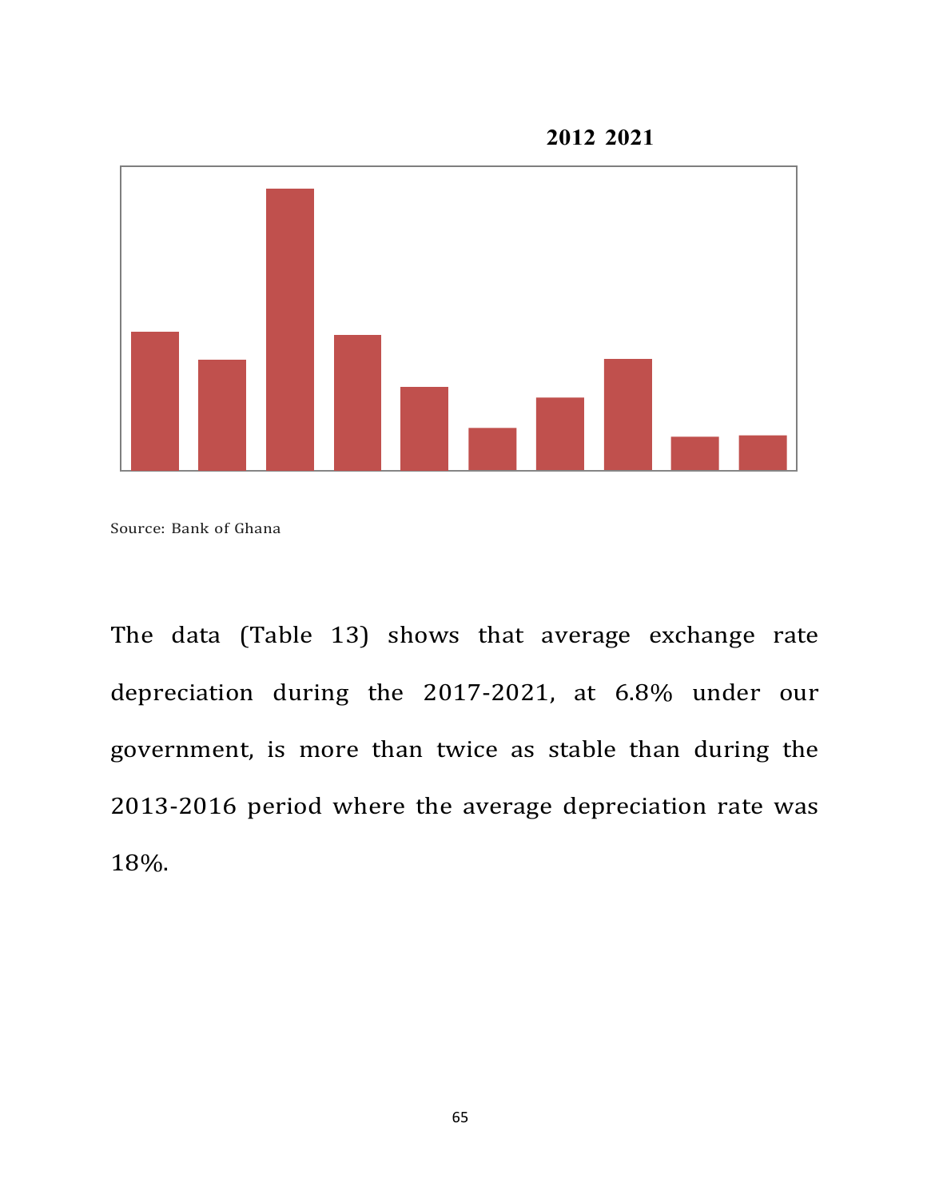**2012 2021**

Source: Bank of Ghana

The data (Table 13) shows that average exchange rate depreciation during the 2017-2021, at 6.8% under our government, is more than twice as stable than during the 2013-2016 period where the average depreciation rate was 18%.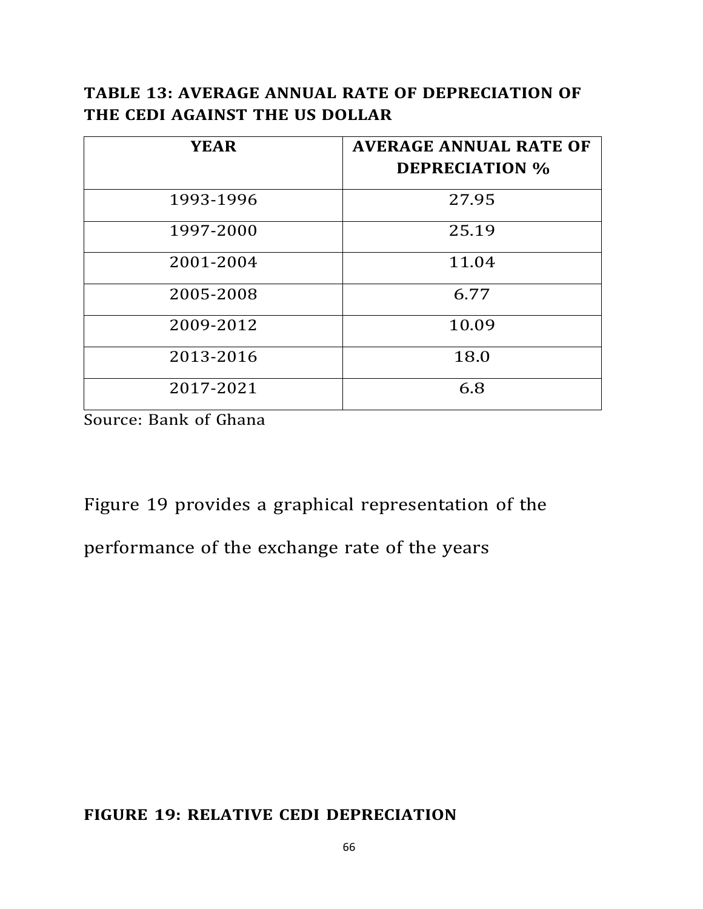**TABLE 13: AVERAGE ANNUAL RATE OF DEPRECIATION OF THE CEDI AGAINST THE US DOLLAR**

| YEAR | AVERAGE ANNUAL RATE OF DEPRECIATION % |
|---|---|
| 1993-1996 | 27.95 |
| 1997-2000 | 25.19 |
| 2001-2004 | 11.04 |
| 2005-2008 | 6.77 |
| 2009-2012 | 10.09 |
| 2013-2016 | 18.0 |
| 2017-2021 | 6.8 |

Source: Bank of Ghana

Figure 19 provides a graphical representation of the performance of the exchange rate of the years

**FIGURE 19: RELATIVE CEDI DEPRECIATION**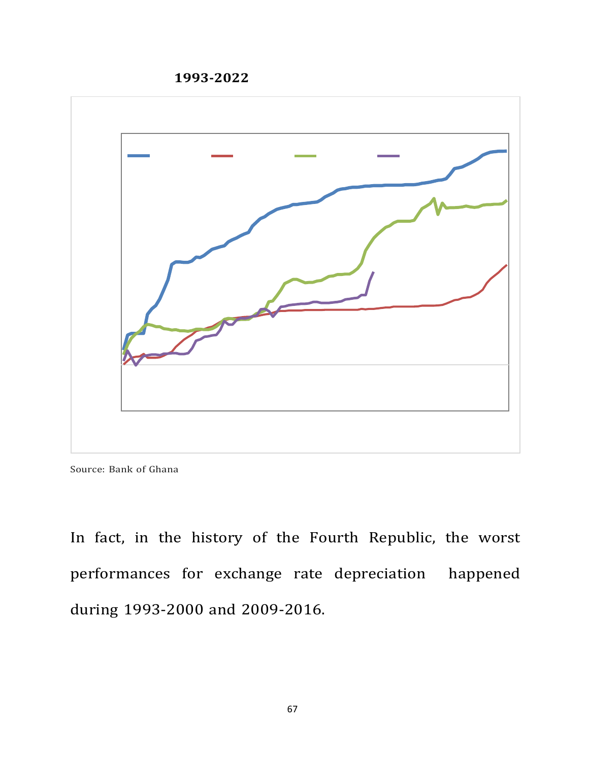**1993-2022**

Source: Bank of Ghana

In fact, in the history of the Fourth Republic, the worst performances for exchange rate depreciation happened during 1993-2000 and 2009-2016.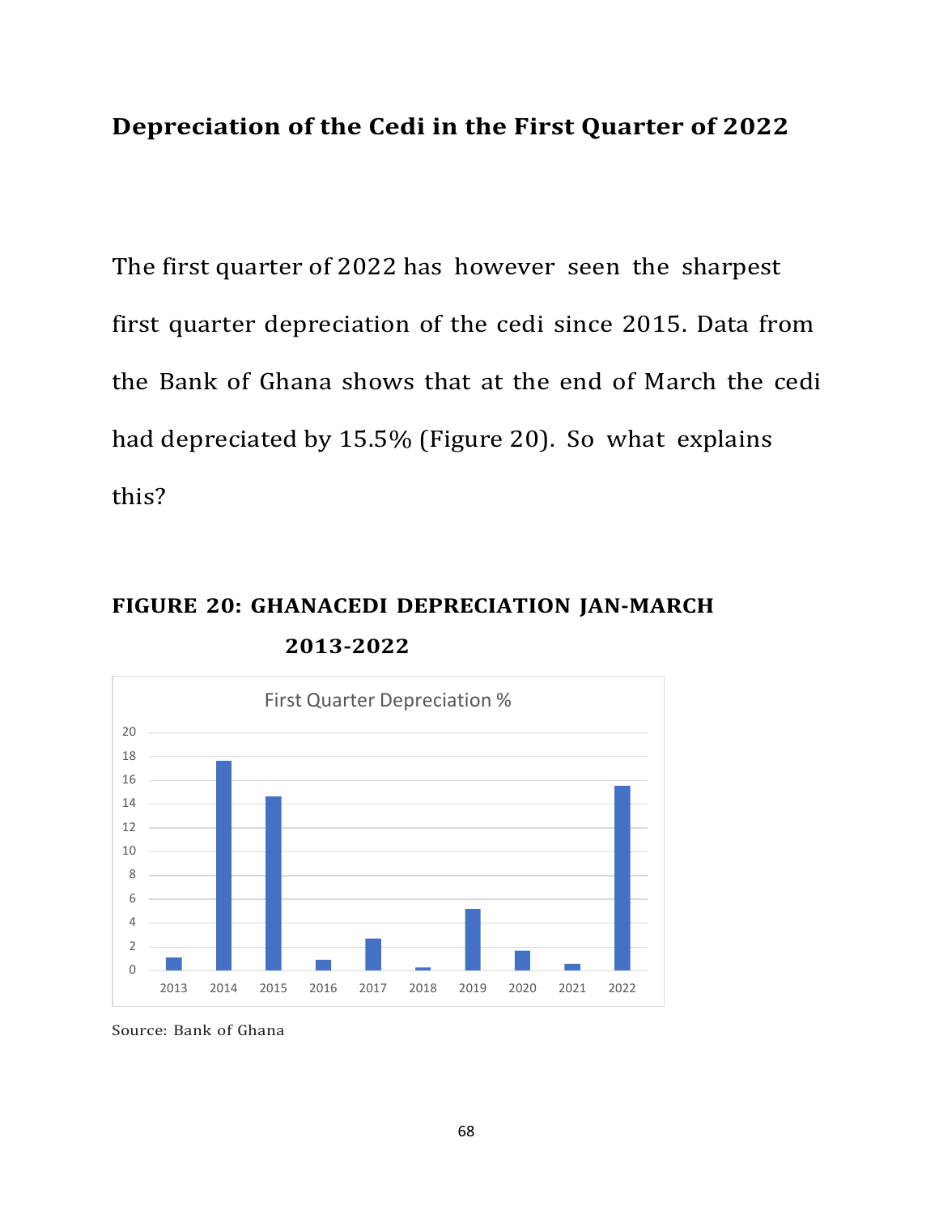## Depreciation of the Cedi in the First Quarter of 2022

The first quarter of 2022 has however seen the sharpest first quarter depreciation of the cedi since 2015. Data from the Bank of Ghana shows that at the end of March the cedi had depreciated by 15.5% (Figure 20). So what explains this?

**FIGURE 20: GHANACEDI DEPRECIATION JAN-MARCH 2013-2022**

Source: Bank of Ghana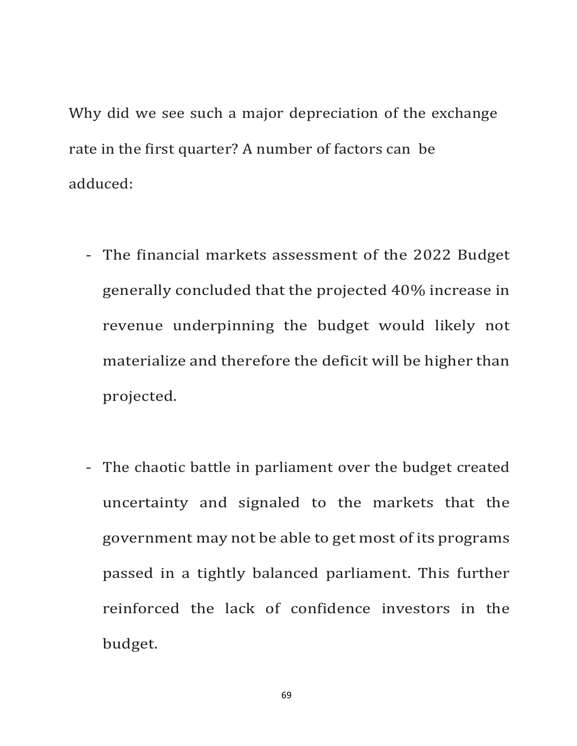Why did we see such a major depreciation of the exchange rate in the first quarter? A number of factors can be adduced:

- The financial markets assessment of the 2022 Budget generally concluded that the projected 40% increase in revenue underpinning the budget would likely not materialize and therefore the deficit will be higher than projected.

- The chaotic battle in parliament over the budget created uncertainty and signaled to the markets that the government may not be able to get most of its programs passed in a tightly balanced parliament. This further reinforced the lack of confidence investors in the budget.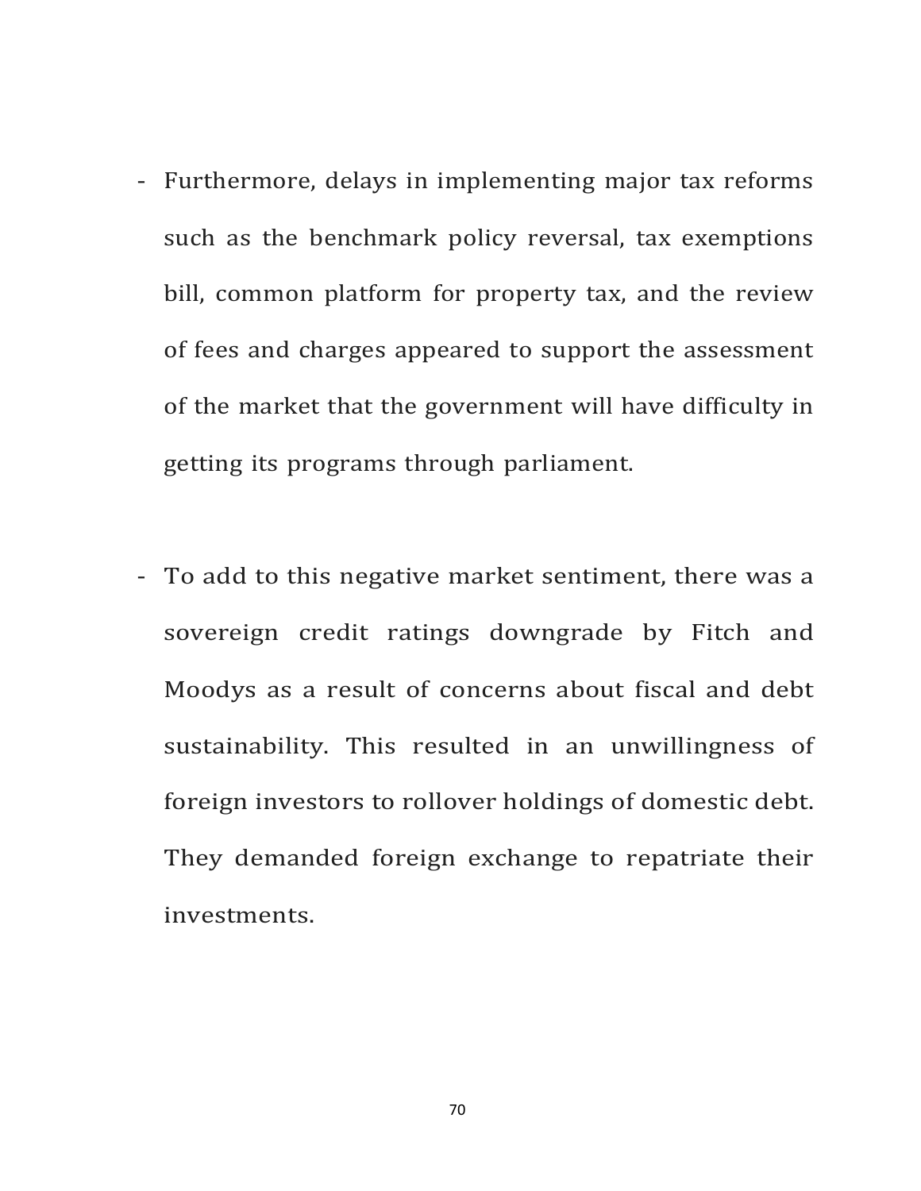- Furthermore, delays in implementing major tax reforms such as the benchmark policy reversal, tax exemptions bill, common platform for property tax, and the review of fees and charges appeared to support the assessment of the market that the government will have difficulty in getting its programs through parliament.

- To add to this negative market sentiment, there was a sovereign credit ratings downgrade by Fitch and Moodys as a result of concerns about fiscal and debt sustainability. This resulted in an unwillingness of foreign investors to rollover holdings of domestic debt. They demanded foreign exchange to repatriate their investments.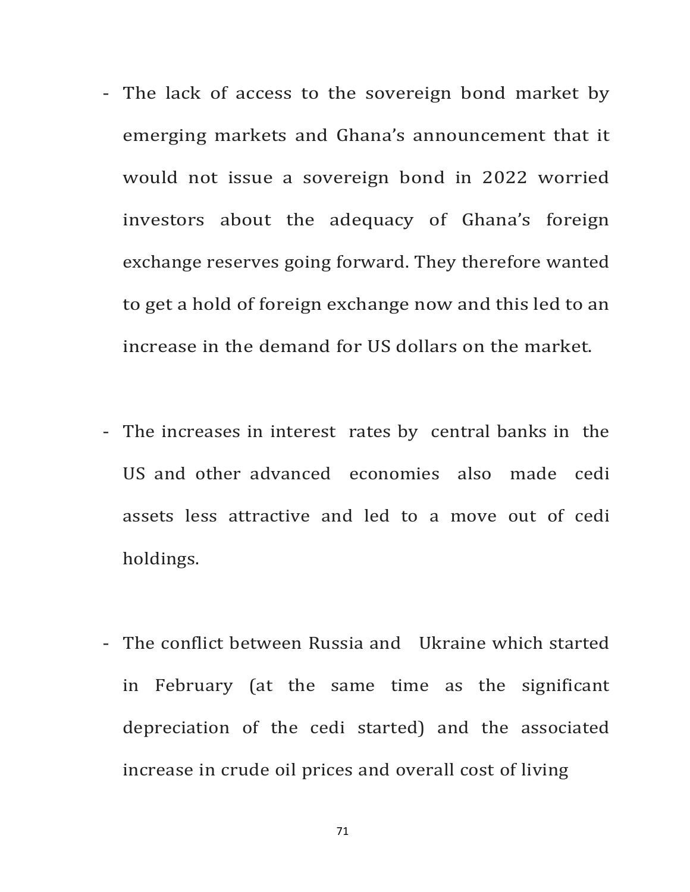- The lack of access to the sovereign bond market by emerging markets and Ghana's announcement that it would not issue a sovereign bond in 2022 worried investors about the adequacy of Ghana's foreign exchange reserves going forward. They therefore wanted to get a hold of foreign exchange now and this led to an increase in the demand for US dollars on the market.

- The increases in interest rates by central banks in the US and other advanced economies also made cedi assets less attractive and led to a move out of cedi holdings.

- The conflict between Russia and Ukraine which started in February (at the same time as the significant depreciation of the cedi started) and the associated increase in crude oil prices and overall cost of living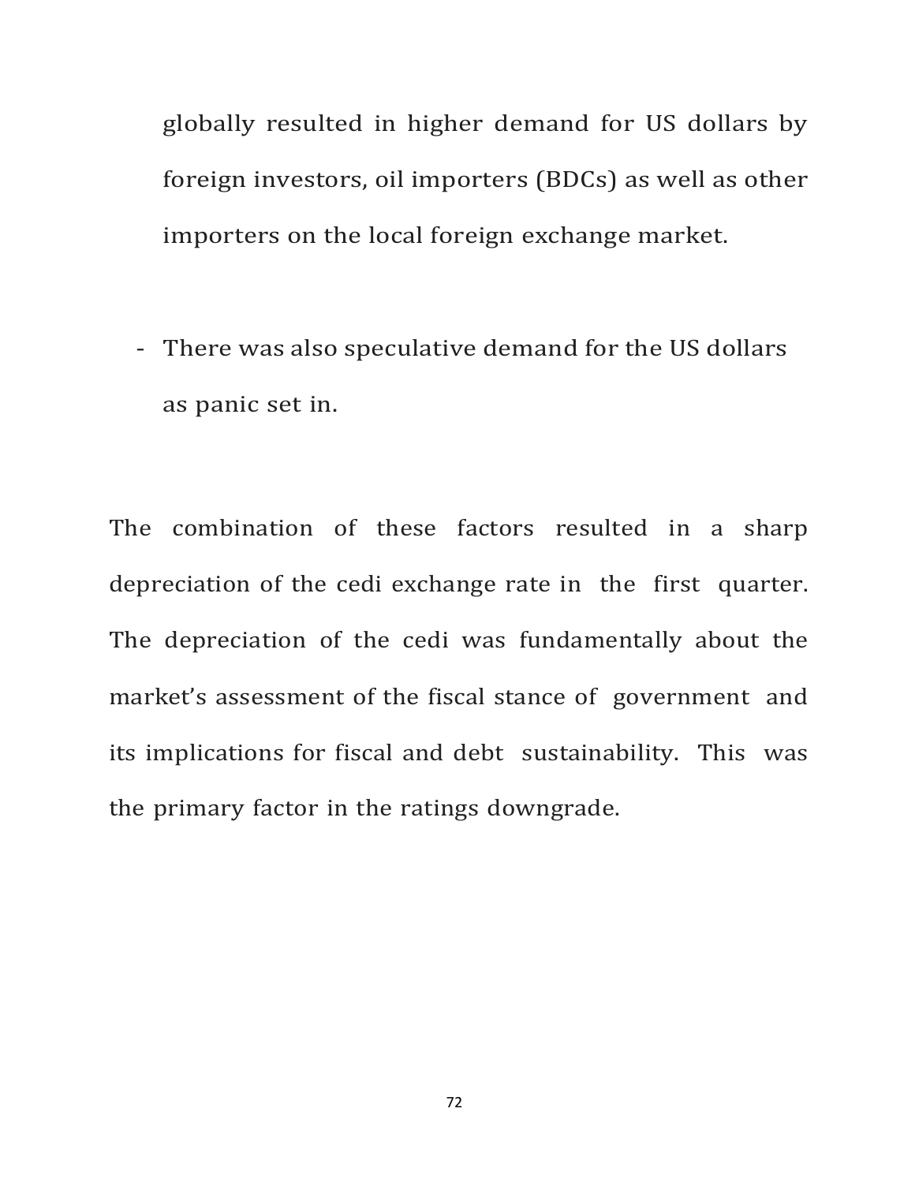globally resulted in higher demand for US dollars by foreign investors, oil importers (BDCs) as well as other importers on the local foreign exchange market.

- There was also speculative demand for the US dollars as panic set in.

The combination of these factors resulted in a sharp depreciation of the cedi exchange rate in the first quarter. The depreciation of the cedi was fundamentally about the market's assessment of the fiscal stance of government and its implications for fiscal and debt sustainability. This was the primary factor in the ratings downgrade.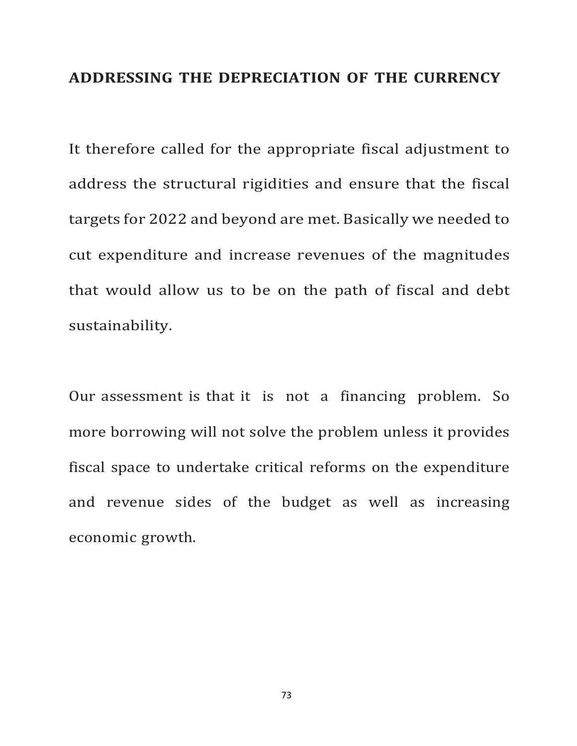## ADDRESSING THE DEPRECIATION OF THE CURRENCY

It therefore called for the appropriate fiscal adjustment to address the structural rigidities and ensure that the fiscal targets for 2022 and beyond are met. Basically we needed to cut expenditure and increase revenues of the magnitudes that would allow us to be on the path of fiscal and debt sustainability.

Our assessment is that it is not a financing problem. So more borrowing will not solve the problem unless it provides fiscal space to undertake critical reforms on the expenditure and revenue sides of the budget as well as increasing economic growth.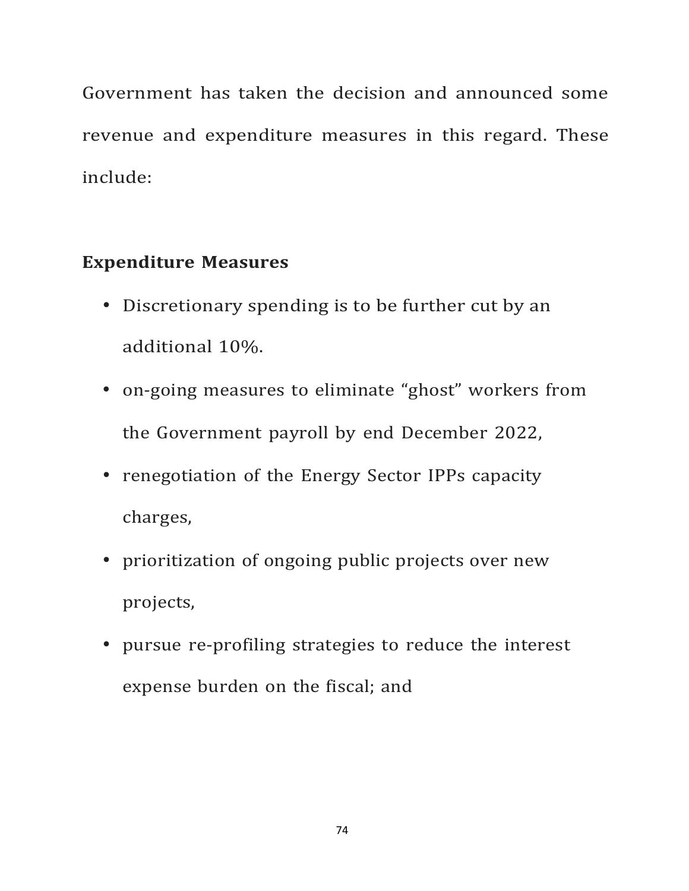Government has taken the decision and announced some revenue and expenditure measures in this regard. These include:

**Expenditure Measures**

- Discretionary spending is to be further cut by an additional 10%.
- on-going measures to eliminate “ghost” workers from the Government payroll by end December 2022,
- renegotiation of the Energy Sector IPPs capacity charges,
- prioritization of ongoing public projects over new projects,
- pursue re-profiling strategies to reduce the interest expense burden on the fiscal; and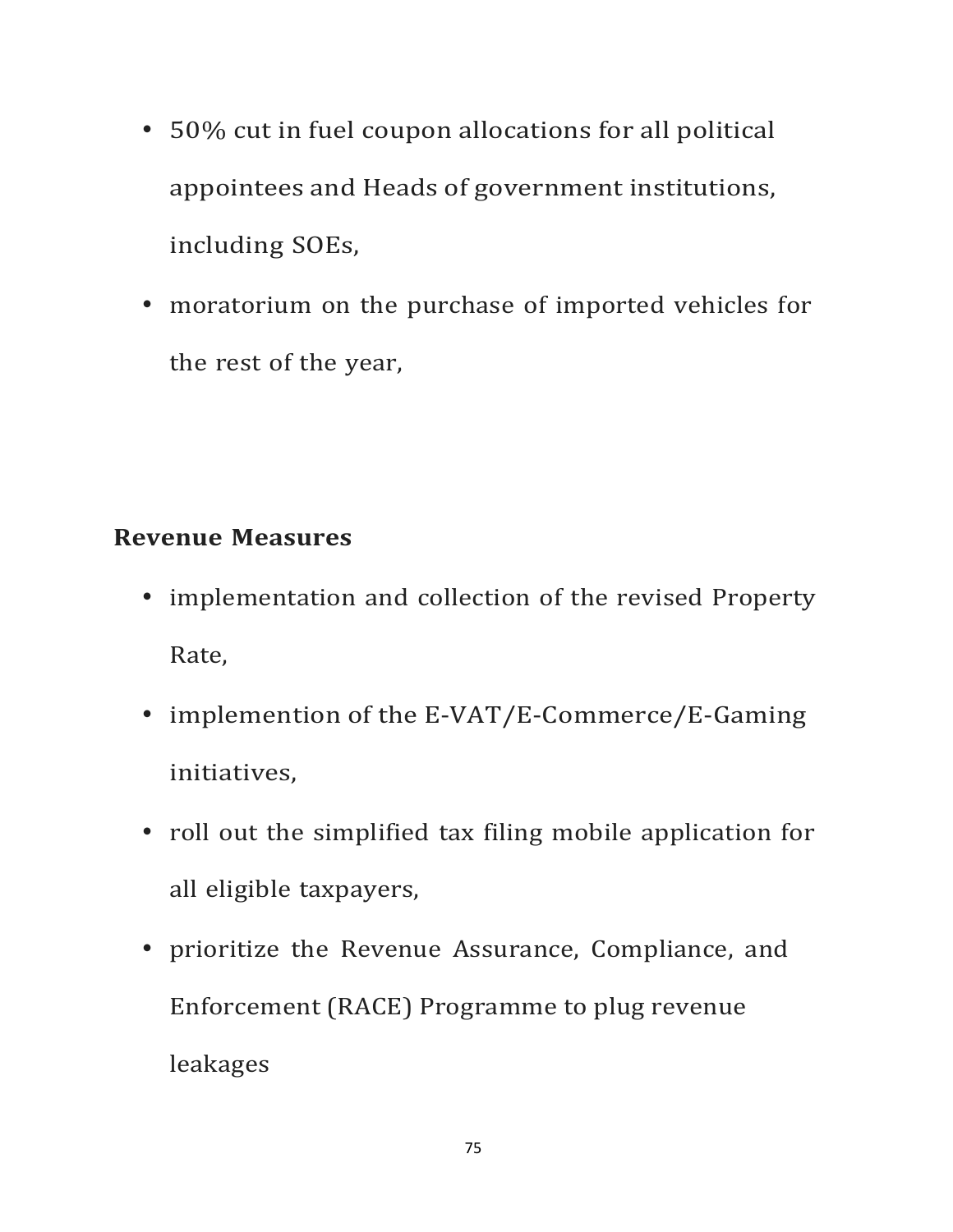- 50% cut in fuel coupon allocations for all political appointees and Heads of government institutions, including SOEs,
- moratorium on the purchase of imported vehicles for the rest of the year,

**Revenue Measures**

- implementation and collection of the revised Property Rate,
- implemention of the E-VAT/E-Commerce/E-Gaming initiatives,
- roll out the simplified tax filing mobile application for all eligible taxpayers,
- prioritize the Revenue Assurance, Compliance, and Enforcement (RACE) Programme to plug revenue leakages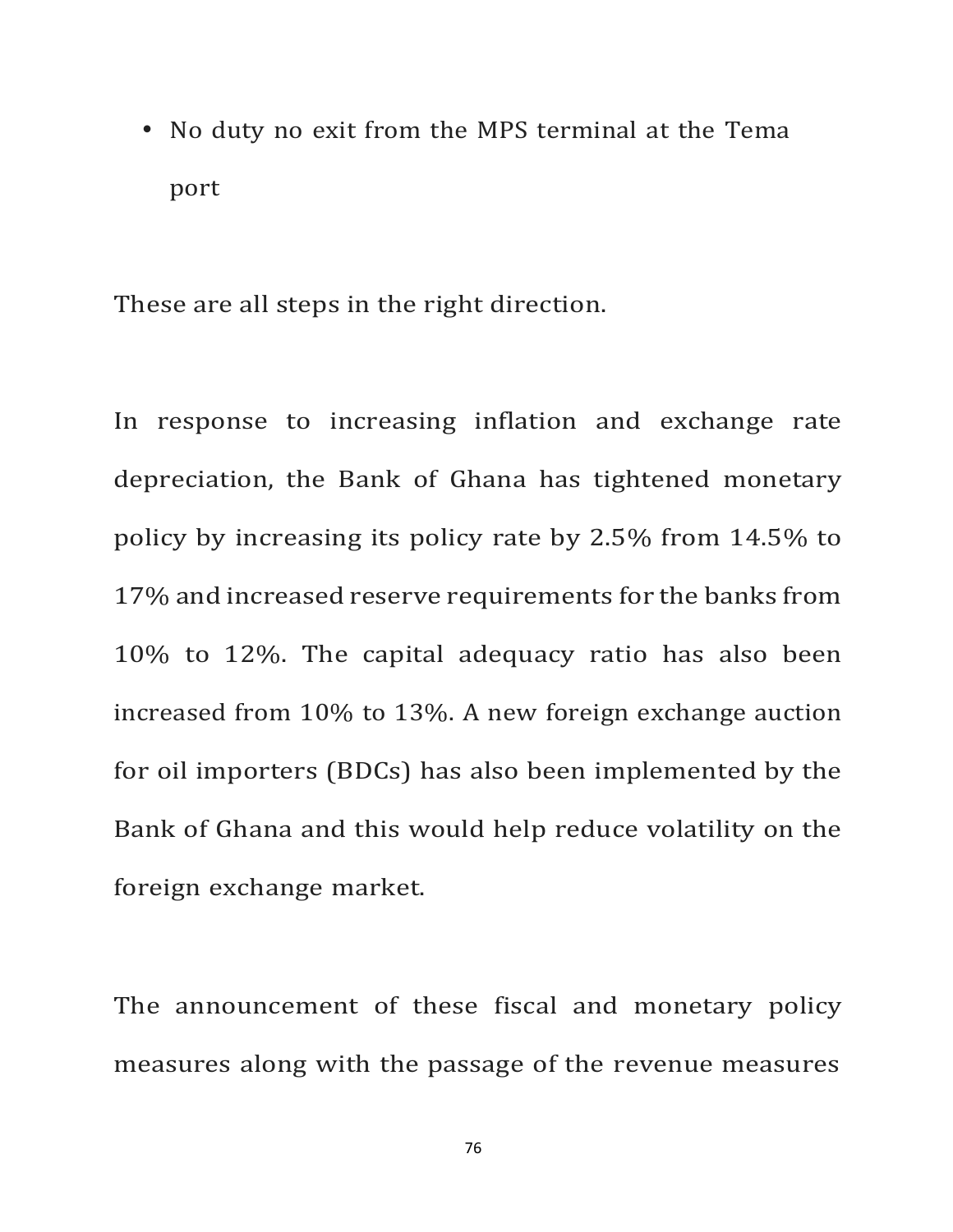- No duty no exit from the MPS terminal at the Tema port

These are all steps in the right direction.

In response to increasing inflation and exchange rate depreciation, the Bank of Ghana has tightened monetary policy by increasing its policy rate by 2.5% from 14.5% to 17% and increased reserve requirements for the banks from 10% to 12%. The capital adequacy ratio has also been increased from 10% to 13%. A new foreign exchange auction for oil importers (BDCs) has also been implemented by the Bank of Ghana and this would help reduce volatility on the foreign exchange market.

The announcement of these fiscal and monetary policy measures along with the passage of the revenue measures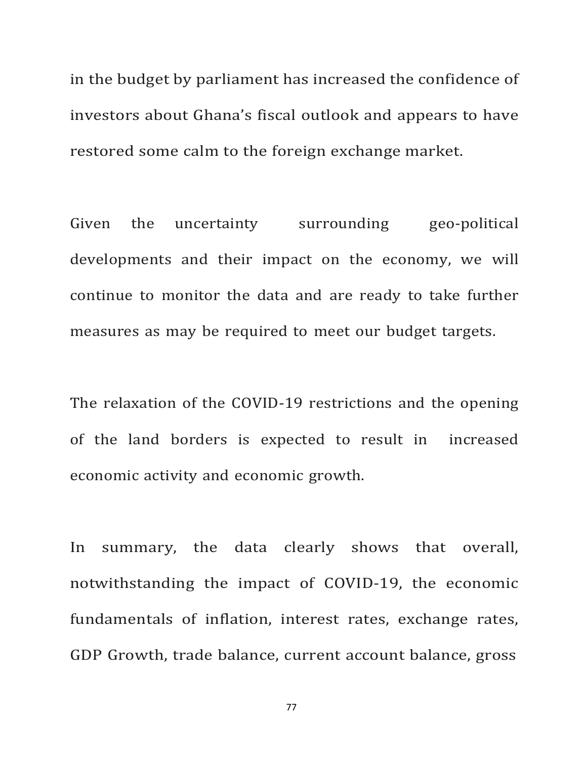in the budget by parliament has increased the confidence of investors about Ghana's fiscal outlook and appears to have restored some calm to the foreign exchange market.

Given the uncertainty surrounding geo-political developments and their impact on the economy, we will continue to monitor the data and are ready to take further measures as may be required to meet our budget targets.

The relaxation of the COVID-19 restrictions and the opening of the land borders is expected to result in increased economic activity and economic growth.

In summary, the data clearly shows that overall, notwithstanding the impact of COVID-19, the economic fundamentals of inflation, interest rates, exchange rates, GDP Growth, trade balance, current account balance, gross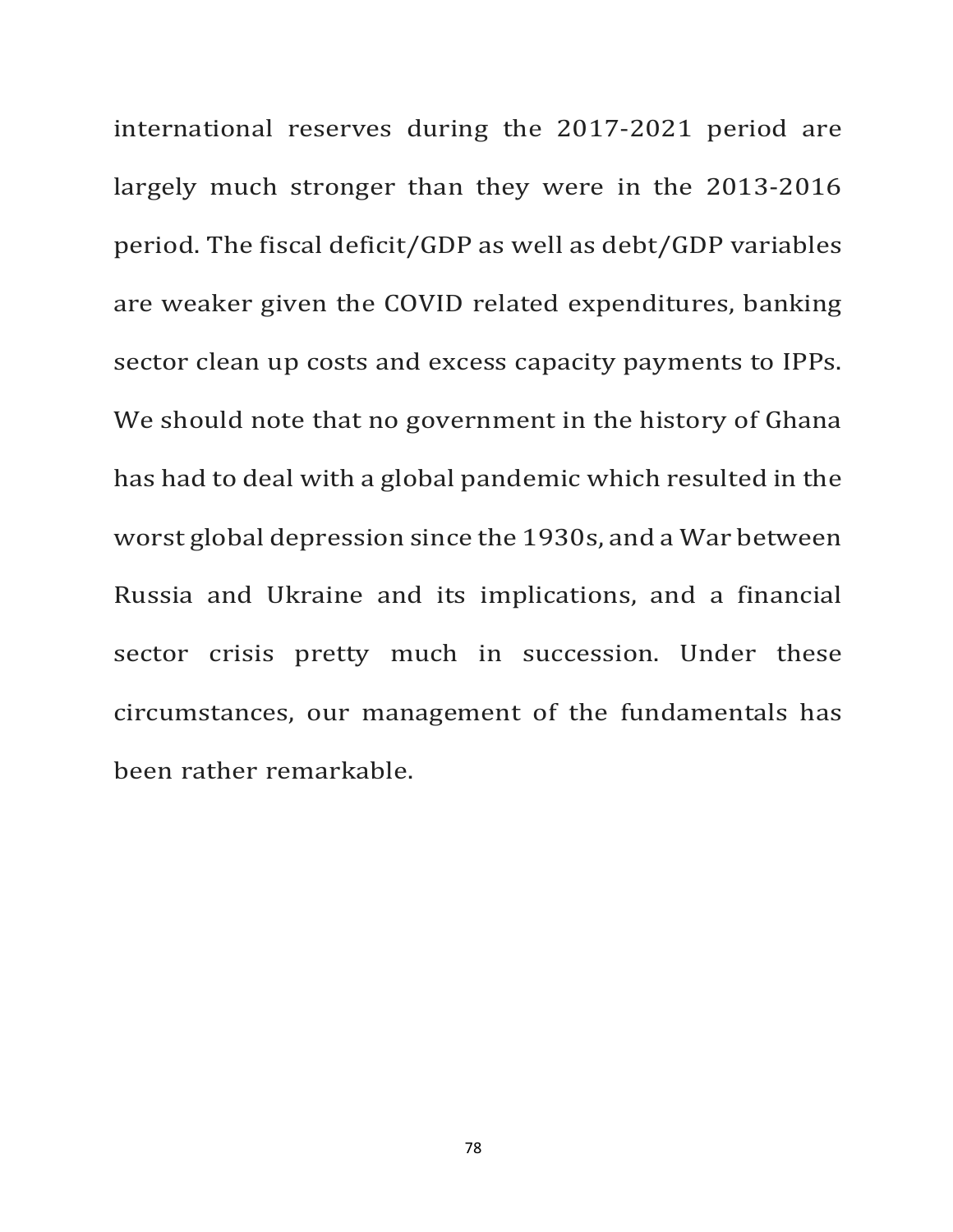international reserves during the 2017-2021 period are largely much stronger than they were in the 2013-2016 period. The fiscal deficit/GDP as well as debt/GDP variables are weaker given the COVID related expenditures, banking sector clean up costs and excess capacity payments to IPPs. We should note that no government in the history of Ghana has had to deal with a global pandemic which resulted in the worst global depression since the 1930s, and a War between Russia and Ukraine and its implications, and a financial sector crisis pretty much in succession. Under these circumstances, our management of the fundamentals has been rather remarkable.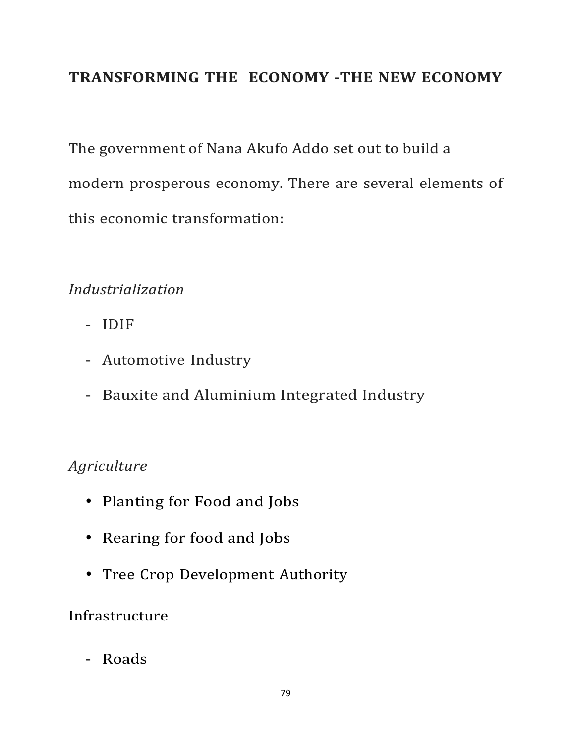## TRANSFORMING THE ECONOMY -THE NEW ECONOMY

The government of Nana Akufo Addo set out to build a modern prosperous economy. There are several elements of this economic transformation:

*Industrialization*

- IDIF
- Automotive Industry
- Bauxite and Aluminium Integrated Industry

*Agriculture*

- Planting for Food and Jobs
- Rearing for food and Jobs
- Tree Crop Development Authority

Infrastructure

- Roads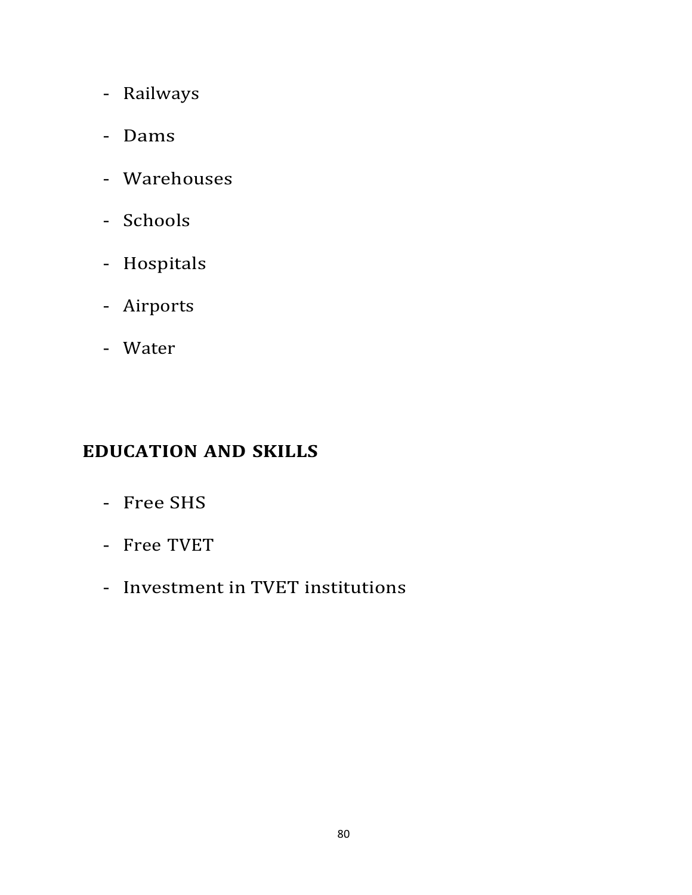- Railways
- Dams
- Warehouses
- Schools
- Hospitals
- Airports
- Water

## EDUCATION AND SKILLS

- Free SHS
- Free TVET
- Investment in TVET institutions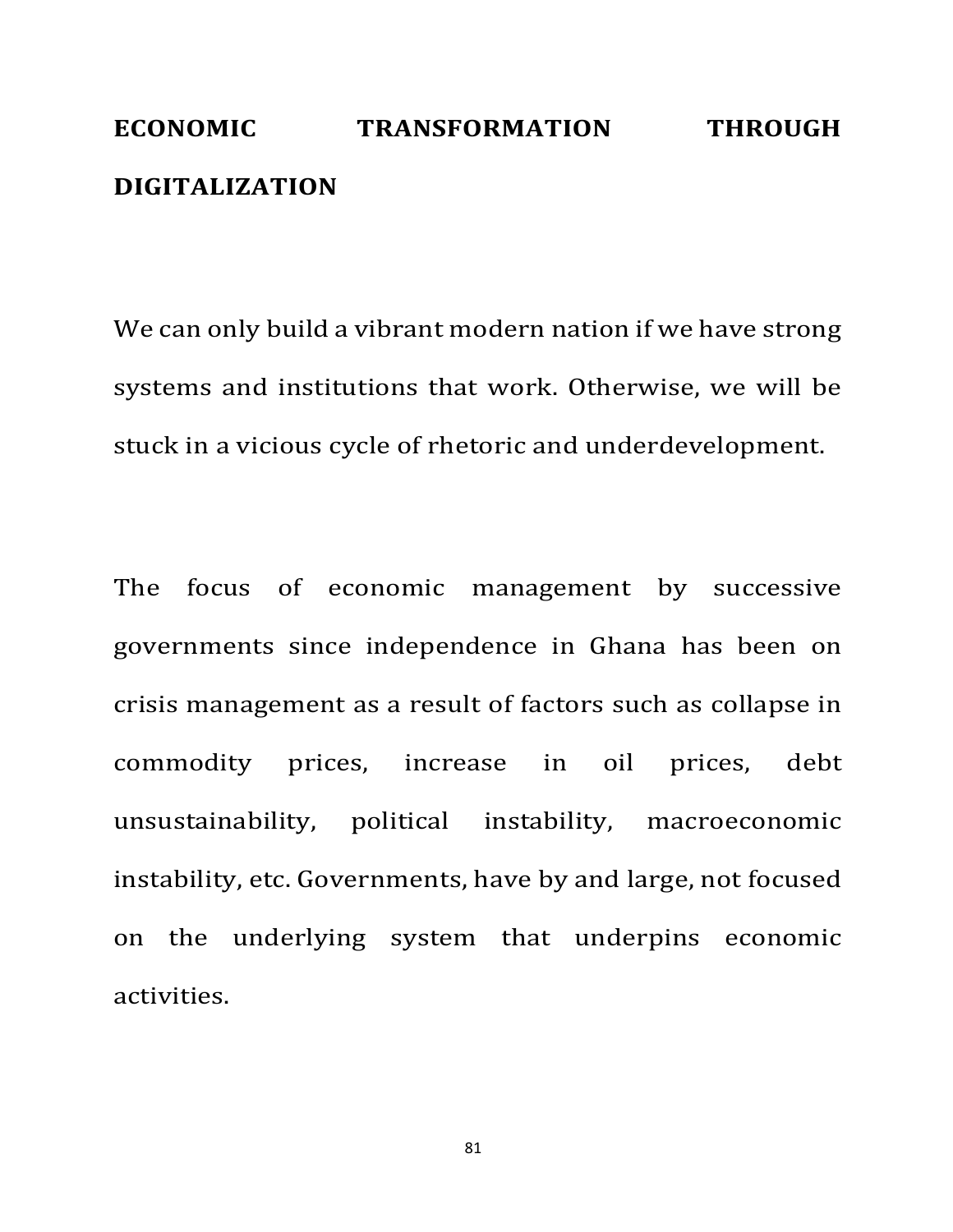# ECONOMIC TRANSFORMATION THROUGH DIGITALIZATION

We can only build a vibrant modern nation if we have strong systems and institutions that work. Otherwise, we will be stuck in a vicious cycle of rhetoric and underdevelopment.

The focus of economic management by successive governments since independence in Ghana has been on crisis management as a result of factors such as collapse in commodity prices, increase in oil prices, debt unsustainability, political instability, macroeconomic instability, etc. Governments, have by and large, not focused on the underlying system that underpins economic activities.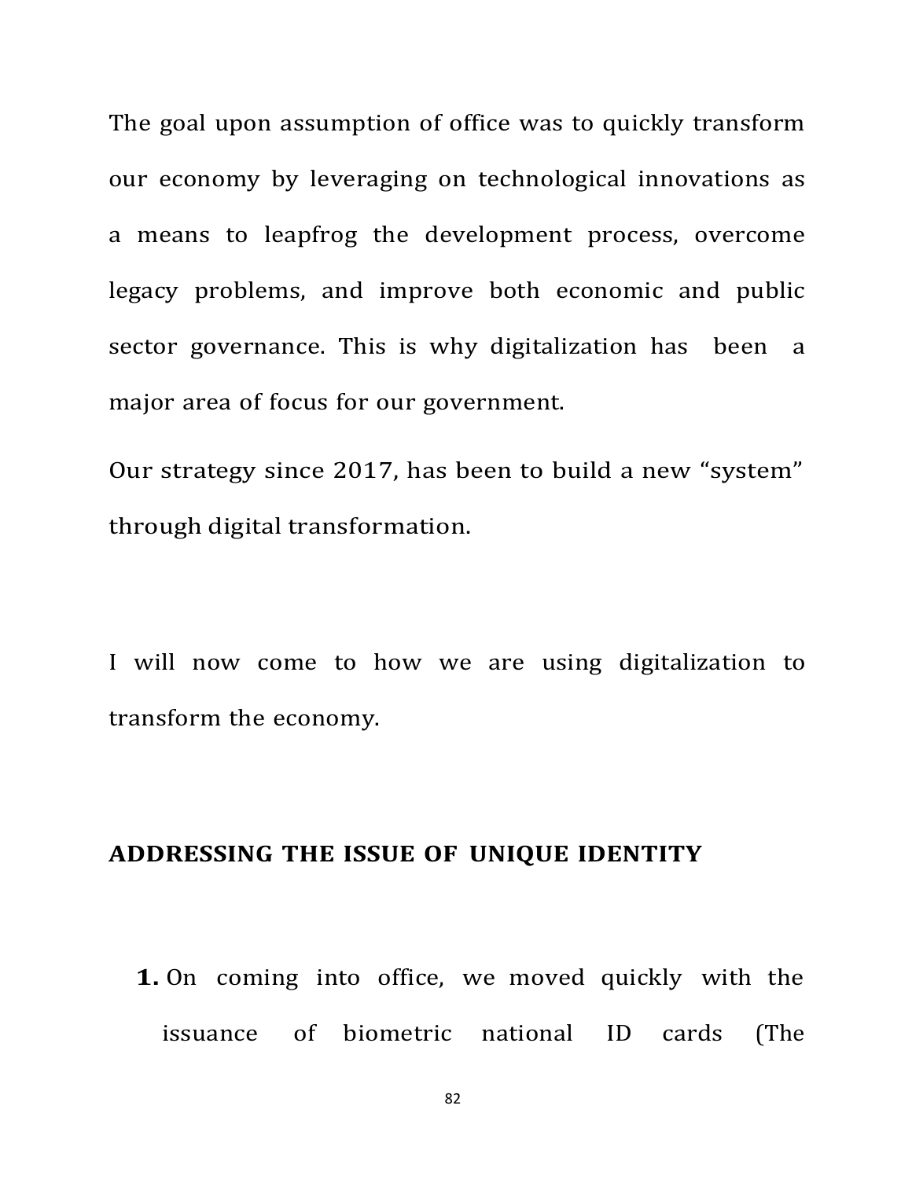The goal upon assumption of office was to quickly transform our economy by leveraging on technological innovations as a means to leapfrog the development process, overcome legacy problems, and improve both economic and public sector governance. This is why digitalization has been a major area of focus for our government.

Our strategy since 2017, has been to build a new "system" through digital transformation.

I will now come to how we are using digitalization to transform the economy.

**ADDRESSING THE ISSUE OF UNIQUE IDENTITY**

1. On coming into office, we moved quickly with the issuance of biometric national ID cards (The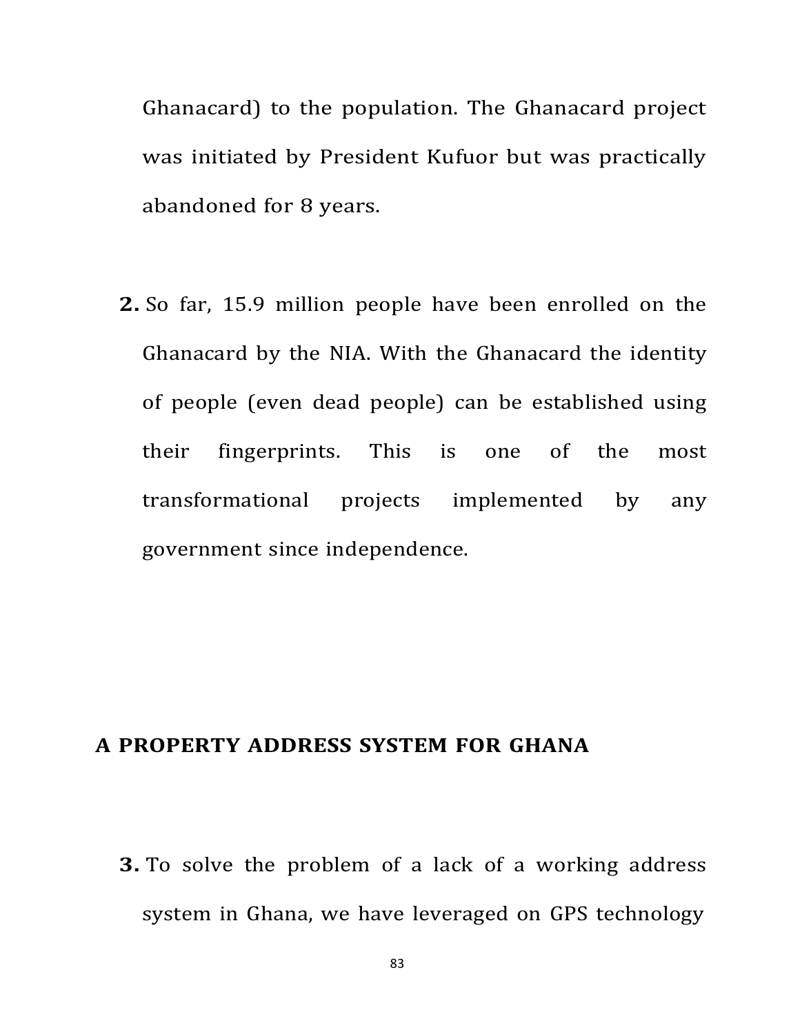Ghanacard) to the population. The Ghanacard project was initiated by President Kufuor but was practically abandoned for 8 years.

**2.** So far, 15.9 million people have been enrolled on the Ghanacard by the NIA. With the Ghanacard the identity of people (even dead people) can be established using their fingerprints. This is one of the most transformational projects implemented by any government since independence.

## A PROPERTY ADDRESS SYSTEM FOR GHANA

**3.** To solve the problem of a lack of a working address system in Ghana, we have leveraged on GPS technology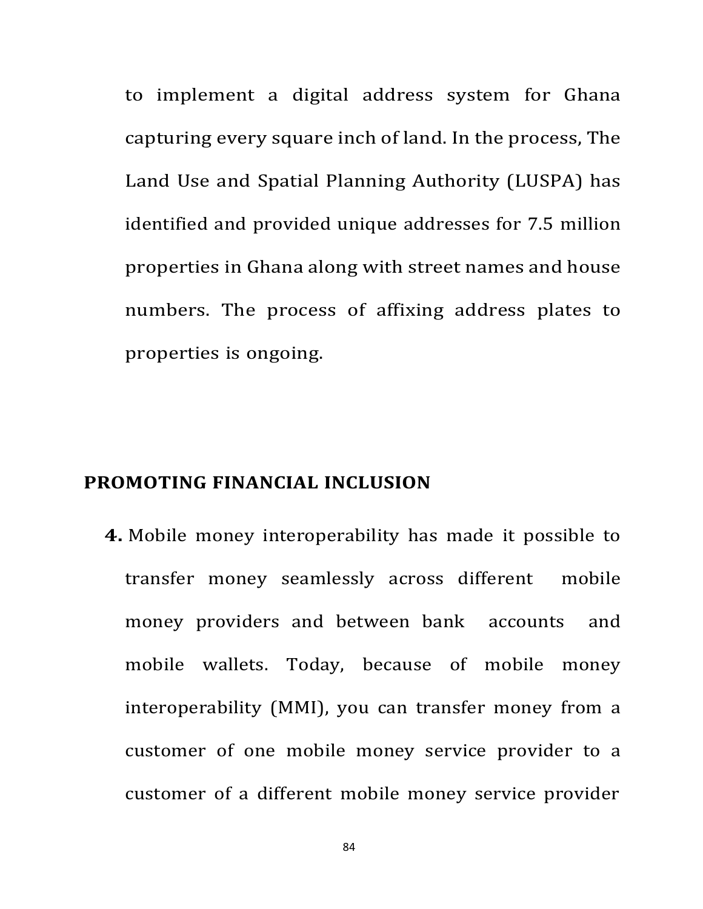to implement a digital address system for Ghana capturing every square inch of land. In the process, The Land Use and Spatial Planning Authority (LUSPA) has identified and provided unique addresses for 7.5 million properties in Ghana along with street names and house numbers. The process of affixing address plates to properties is ongoing.

## PROMOTING FINANCIAL INCLUSION

**4.** Mobile money interoperability has made it possible to transfer money seamlessly across different mobile money providers and between bank accounts and mobile wallets. Today, because of mobile money interoperability (MMI), you can transfer money from a customer of one mobile money service provider to a customer of a different mobile money service provider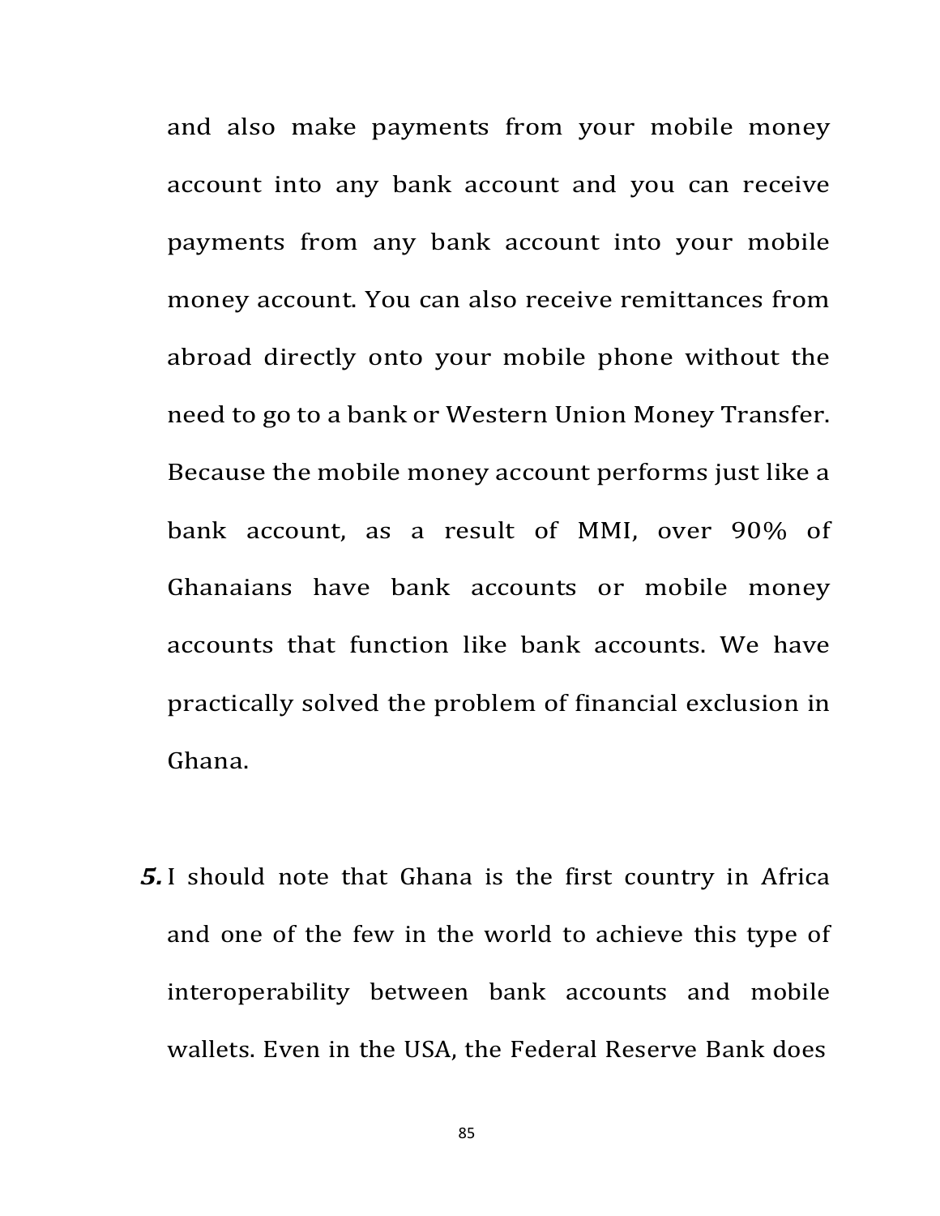and also make payments from your mobile money account into any bank account and you can receive payments from any bank account into your mobile money account. You can also receive remittances from abroad directly onto your mobile phone without the need to go to a bank or Western Union Money Transfer. Because the mobile money account performs just like a bank account, as a result of MMI, over 90% of Ghanaians have bank accounts or mobile money accounts that function like bank accounts. We have practically solved the problem of financial exclusion in Ghana.

***5.*** I should note that Ghana is the first country in Africa and one of the few in the world to achieve this type of interoperability between bank accounts and mobile wallets. Even in the USA, the Federal Reserve Bank does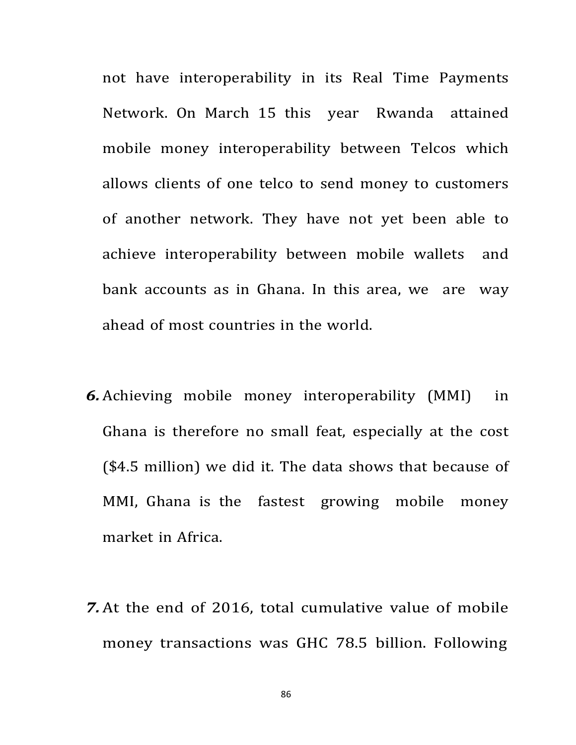not have interoperability in its Real Time Payments Network. On March 15 this year Rwanda attained mobile money interoperability between Telcos which allows clients of one telco to send money to customers of another network. They have not yet been able to achieve interoperability between mobile wallets and bank accounts as in Ghana. In this area, we are way ahead of most countries in the world.

***6.*** Achieving mobile money interoperability (MMI) in Ghana is therefore no small feat, especially at the cost ($4.5 million) we did it. The data shows that because of MMI, Ghana is the fastest growing mobile money market in Africa.

***7.*** At the end of 2016, total cumulative value of mobile money transactions was GHC 78.5 billion. Following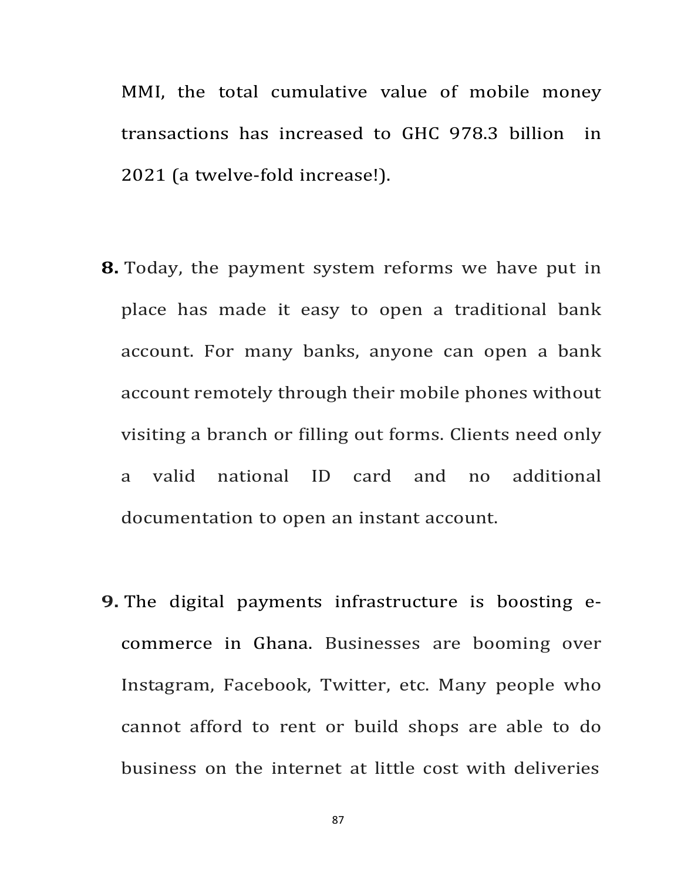MMI, the total cumulative value of mobile money transactions has increased to GHC 978.3 billion in 2021 (a twelve-fold increase!).

**8.** Today, the payment system reforms we have put in place has made it easy to open a traditional bank account. For many banks, anyone can open a bank account remotely through their mobile phones without visiting a branch or filling out forms. Clients need only a valid national ID card and no additional documentation to open an instant account.

**9.** The digital payments infrastructure is boosting e-commerce in Ghana. Businesses are booming over Instagram, Facebook, Twitter, etc. Many people who cannot afford to rent or build shops are able to do business on the internet at little cost with deliveries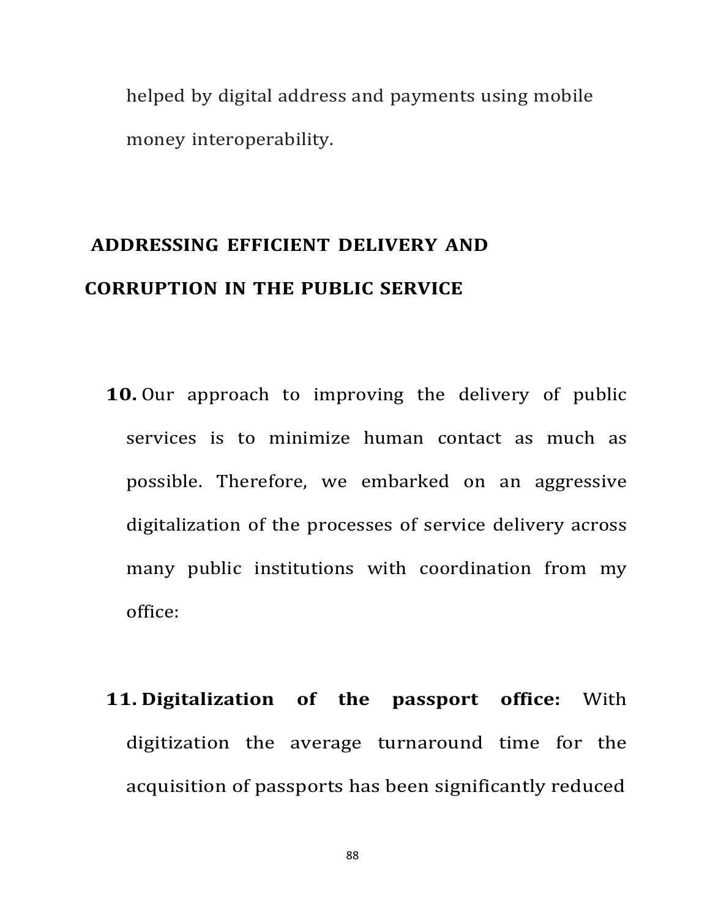helped by digital address and payments using mobile money interoperability.

## ADDRESSING EFFICIENT DELIVERY AND CORRUPTION IN THE PUBLIC SERVICE

**10.** Our approach to improving the delivery of public services is to minimize human contact as much as possible. Therefore, we embarked on an aggressive digitalization of the processes of service delivery across many public institutions with coordination from my office:

**11. Digitalization of the passport office:** With digitization the average turnaround time for the acquisition of passports has been significantly reduced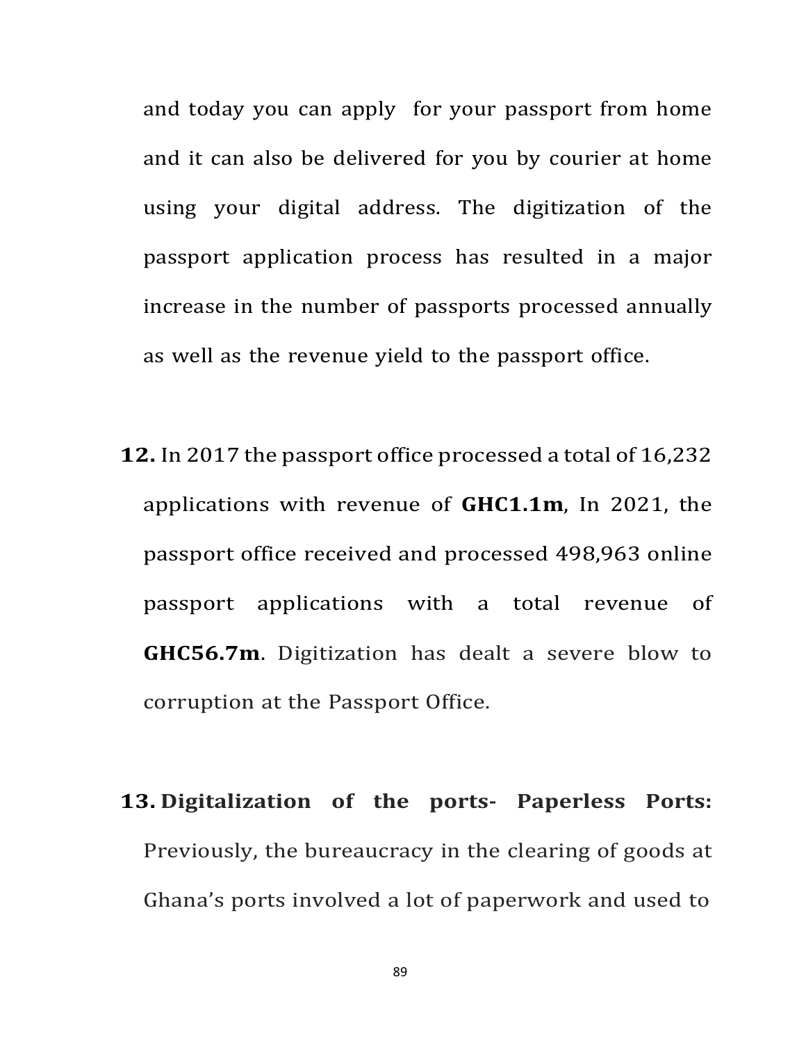and today you can apply  for your passport from home and it can also be delivered for you by courier at home using your digital address. The digitization of the passport application process has resulted in a major increase in the number of passports processed annually as well as the revenue yield to the passport office.

**12.** In 2017 the passport office processed a total of 16,232 applications with revenue of **GHC1.1m**, In 2021, the passport office received and processed 498,963 online passport applications with a total revenue of **GHC56.7m**. Digitization has dealt a severe blow to corruption at the Passport Office.

**13. Digitalization of the ports- Paperless Ports:** Previously, the bureaucracy in the clearing of goods at Ghana's ports involved a lot of paperwork and used to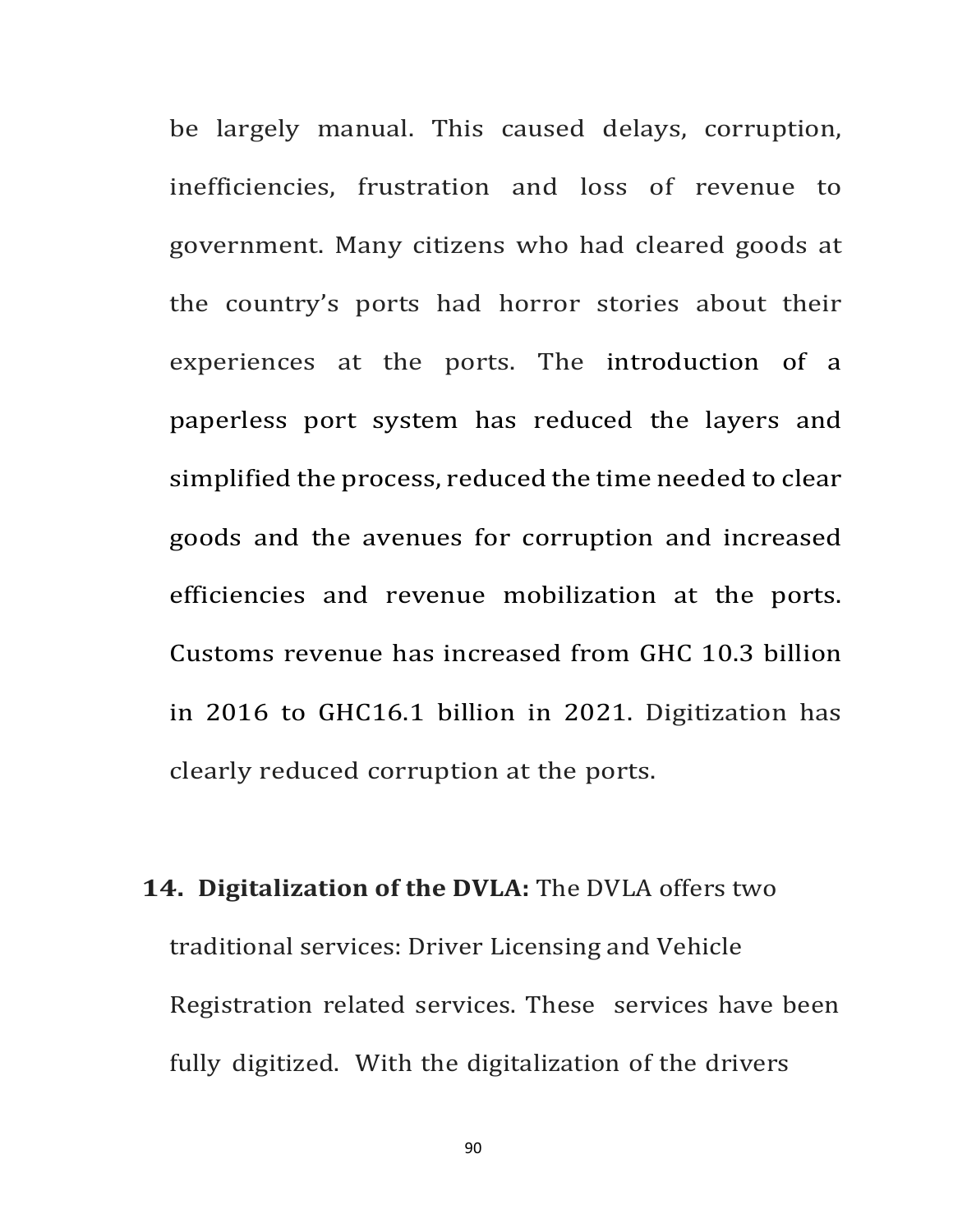be largely manual. This caused delays, corruption, inefficiencies, frustration and loss of revenue to government. Many citizens who had cleared goods at the country's ports had horror stories about their experiences at the ports. The introduction of a paperless port system has reduced the layers and simplified the process, reduced the time needed to clear goods and the avenues for corruption and increased efficiencies and revenue mobilization at the ports. Customs revenue has increased from GHC 10.3 billion in 2016 to GHC16.1 billion in 2021. Digitization has clearly reduced corruption at the ports.

14. **Digitalization of the DVLA:** The DVLA offers two traditional services: Driver Licensing and Vehicle Registration related services. These services have been fully digitized. With the digitalization of the drivers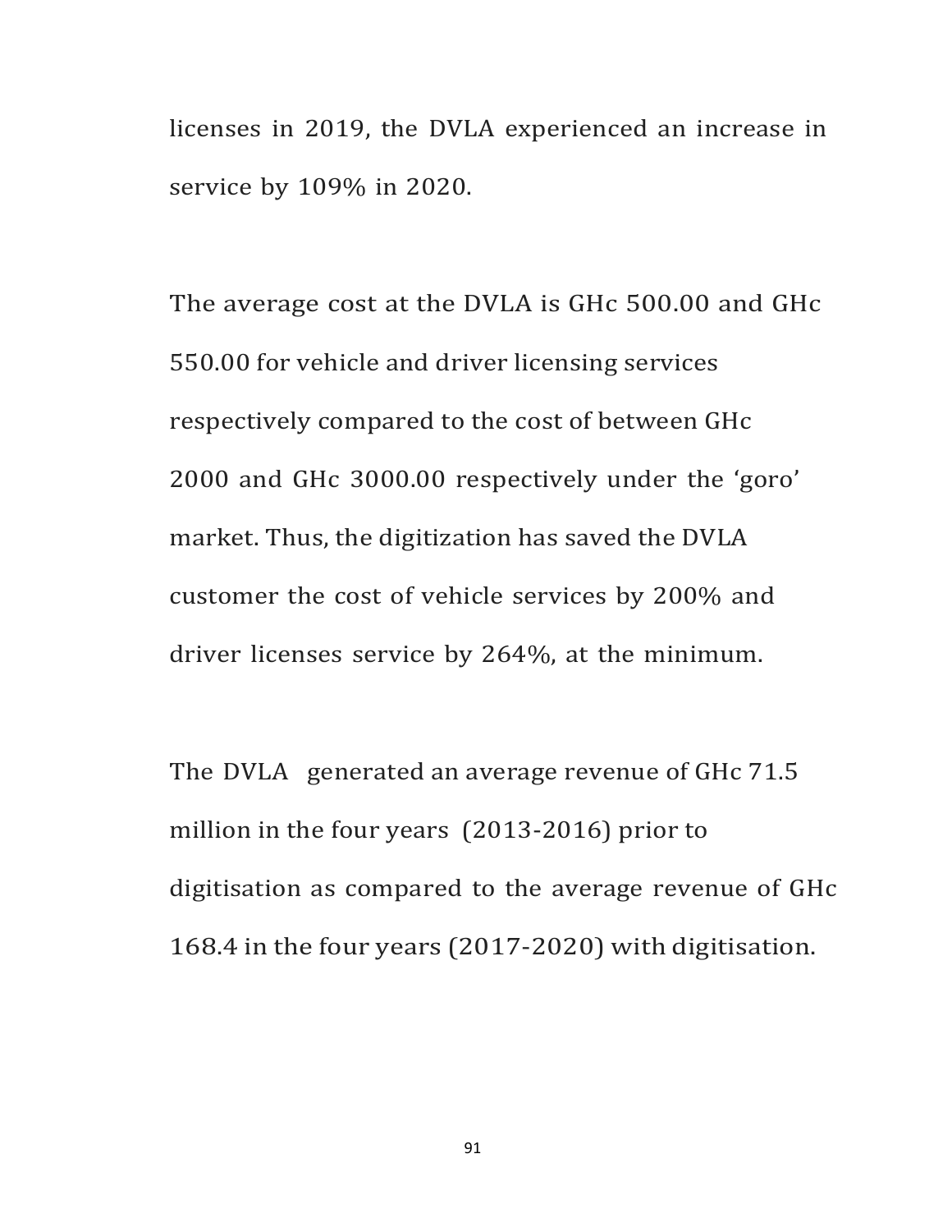licenses in 2019, the DVLA experienced an increase in service by 109% in 2020.

The average cost at the DVLA is GHc 500.00 and GHc 550.00 for vehicle and driver licensing services respectively compared to the cost of between GHc 2000 and GHc 3000.00 respectively under the 'goro' market. Thus, the digitization has saved the DVLA customer the cost of vehicle services by 200% and driver licenses service by 264%, at the minimum.

The DVLA generated an average revenue of GHc 71.5 million in the four years (2013-2016) prior to digitisation as compared to the average revenue of GHc 168.4 in the four years (2017-2020) with digitisation.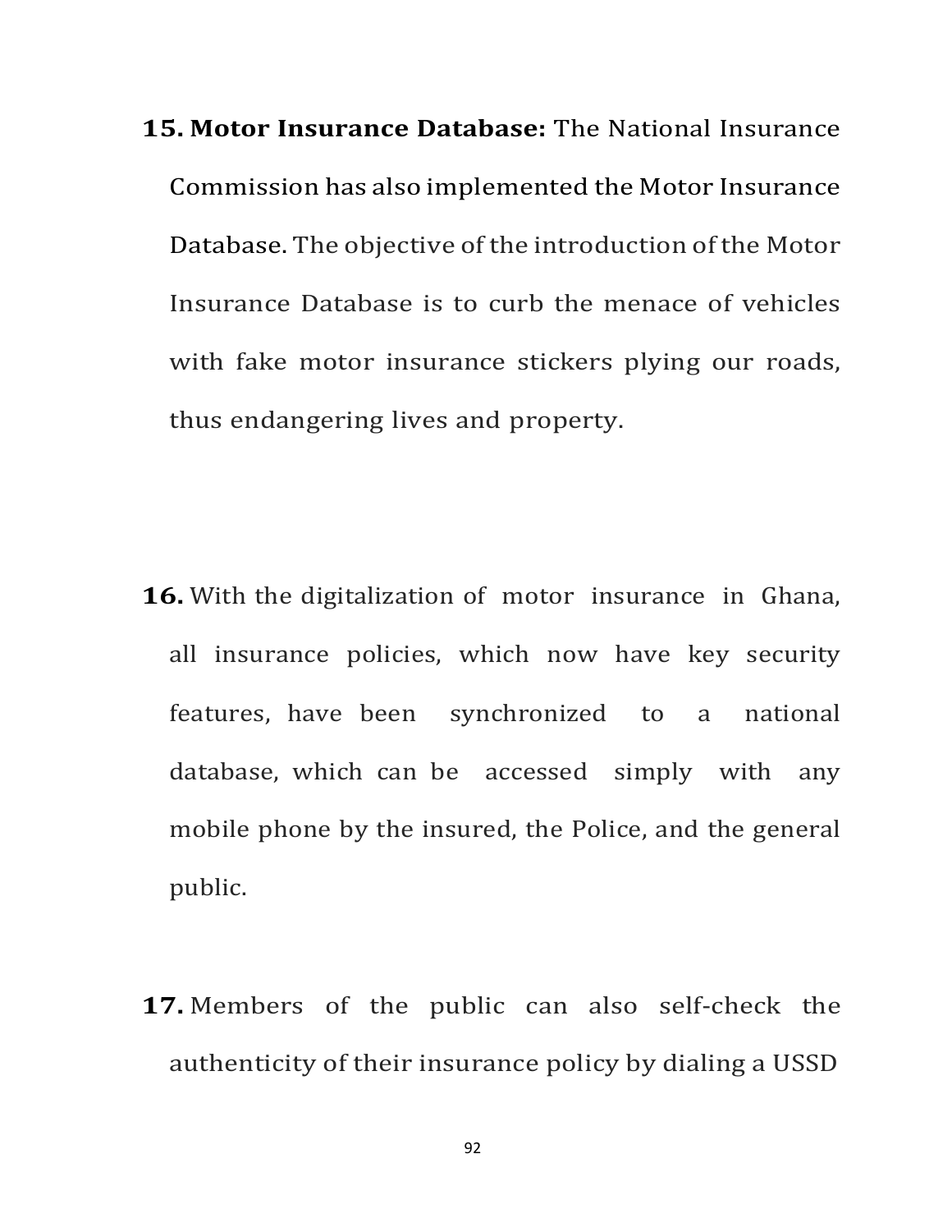15. **Motor Insurance Database:** The National Insurance Commission has also implemented the Motor Insurance Database. The objective of the introduction of the Motor Insurance Database is to curb the menace of vehicles with fake motor insurance stickers plying our roads, thus endangering lives and property.

16. With the digitalization of motor insurance in Ghana, all insurance policies, which now have key security features, have been synchronized to a national database, which can be accessed simply with any mobile phone by the insured, the Police, and the general public.

17. Members of the public can also self-check the authenticity of their insurance policy by dialing a USSD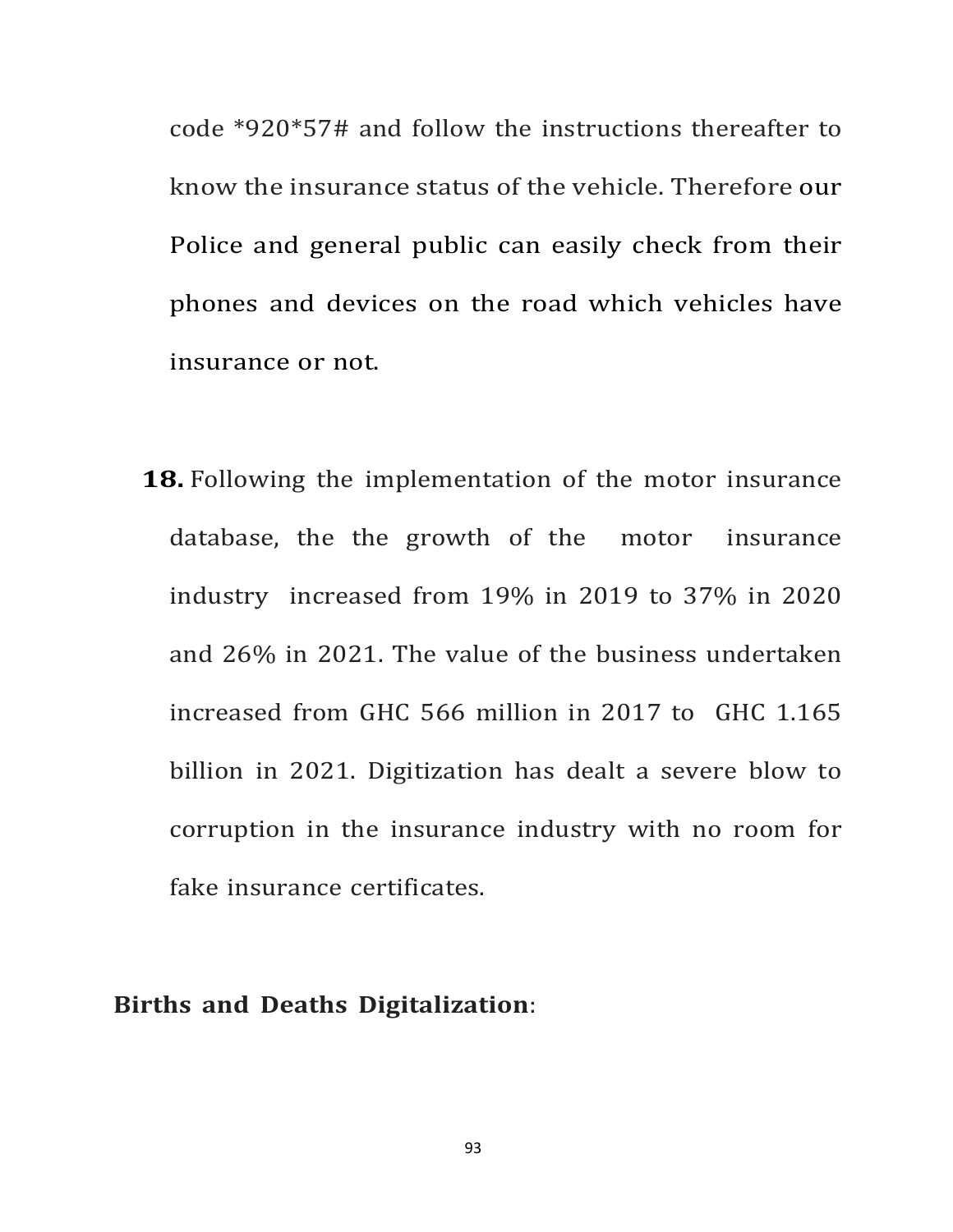code *920*57# and follow the instructions thereafter to know the insurance status of the vehicle. Therefore our Police and general public can easily check from their phones and devices on the road which vehicles have insurance or not.

**18.** Following the implementation of the motor insurance database, the the growth of the motor insurance industry increased from 19% in 2019 to 37% in 2020 and 26% in 2021. The value of the business undertaken increased from GHC 566 million in 2017 to GHC 1.165 billion in 2021. Digitization has dealt a severe blow to corruption in the insurance industry with no room for fake insurance certificates.

**Births and Deaths Digitalization**: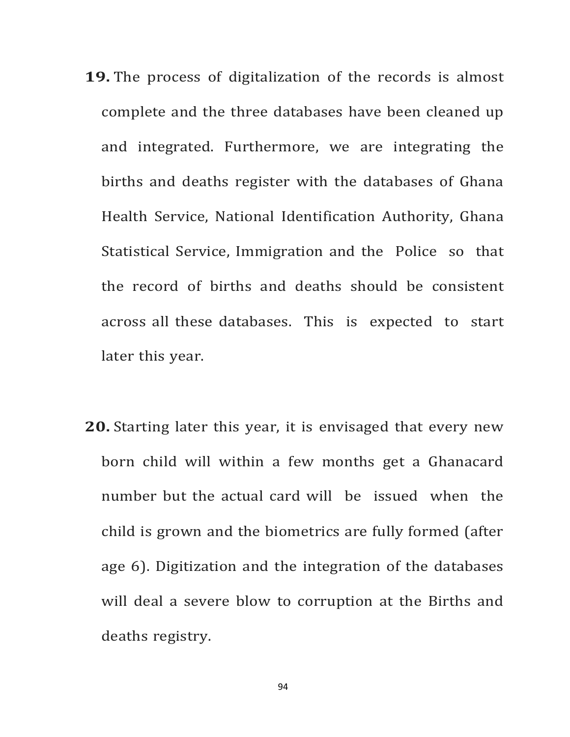**19.** The process of digitalization of the records is almost complete and the three databases have been cleaned up and integrated. Furthermore, we are integrating the births and deaths register with the databases of Ghana Health Service, National Identification Authority, Ghana Statistical Service, Immigration and the Police so that the record of births and deaths should be consistent across all these databases. This is expected to start later this year.

**20.** Starting later this year, it is envisaged that every new born child will within a few months get a Ghanacard number but the actual card will be issued when the child is grown and the biometrics are fully formed (after age 6). Digitization and the integration of the databases will deal a severe blow to corruption at the Births and deaths registry.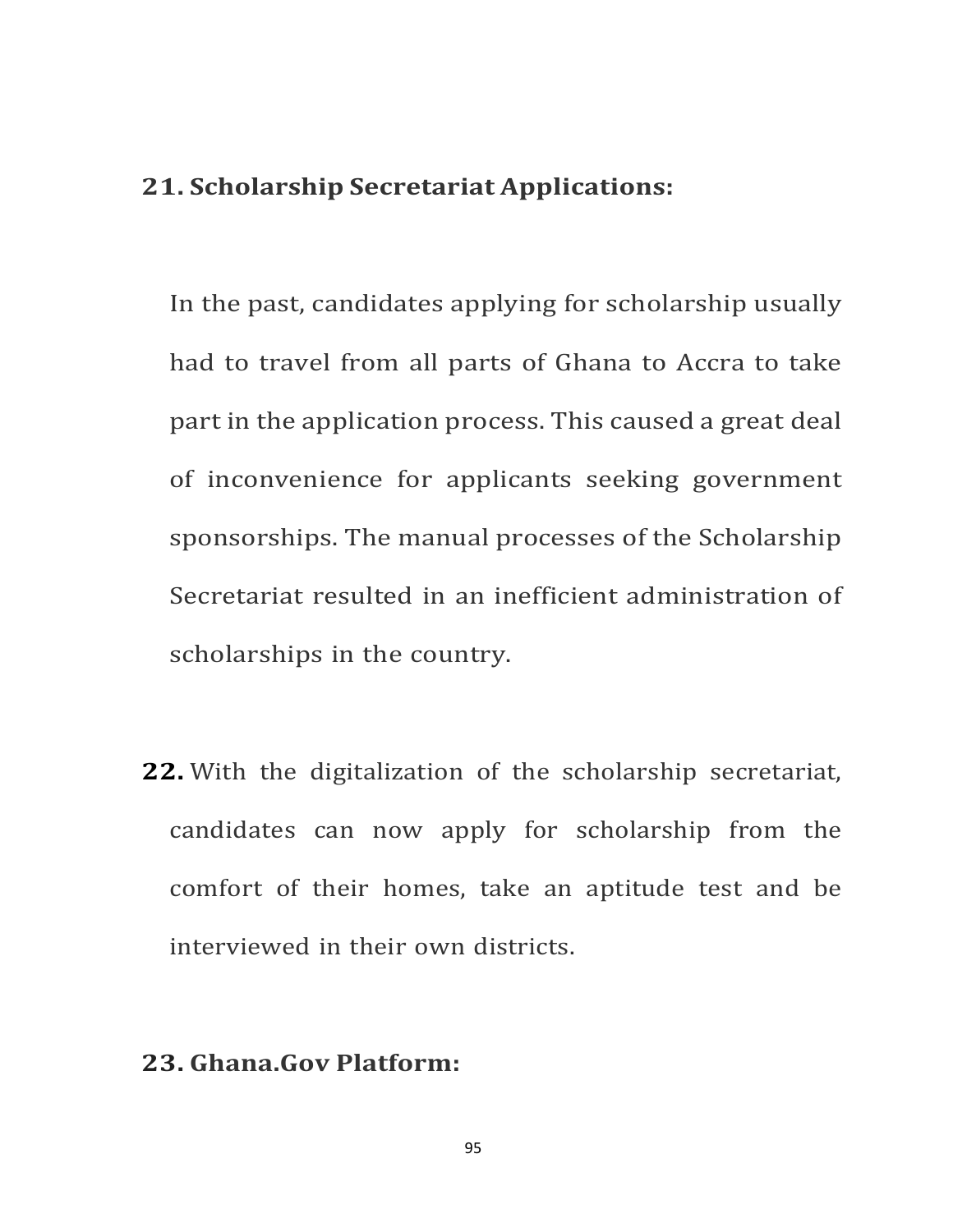**21. Scholarship Secretariat Applications:**

In the past, candidates applying for scholarship usually had to travel from all parts of Ghana to Accra to take part in the application process. This caused a great deal of inconvenience for applicants seeking government sponsorships. The manual processes of the Scholarship Secretariat resulted in an inefficient administration of scholarships in the country.

**22.** With the digitalization of the scholarship secretariat, candidates can now apply for scholarship from the comfort of their homes, take an aptitude test and be interviewed in their own districts.

**23. Ghana.Gov Platform:**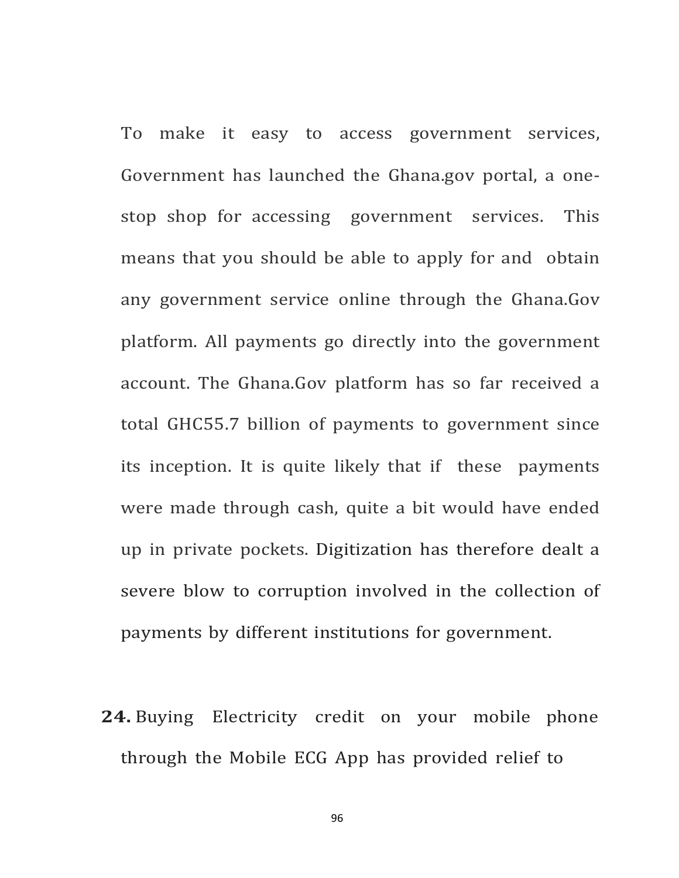To make it easy to access government services, Government has launched the Ghana.gov portal, a one-stop shop for accessing government services. This means that you should be able to apply for and obtain any government service online through the Ghana.Gov platform. All payments go directly into the government account. The Ghana.Gov platform has so far received a total GHC55.7 billion of payments to government since its inception. It is quite likely that if these payments were made through cash, quite a bit would have ended up in private pockets. Digitization has therefore dealt a severe blow to corruption involved in the collection of payments by different institutions for government.

**24.** Buying Electricity credit on your mobile phone through the Mobile ECG App has provided relief to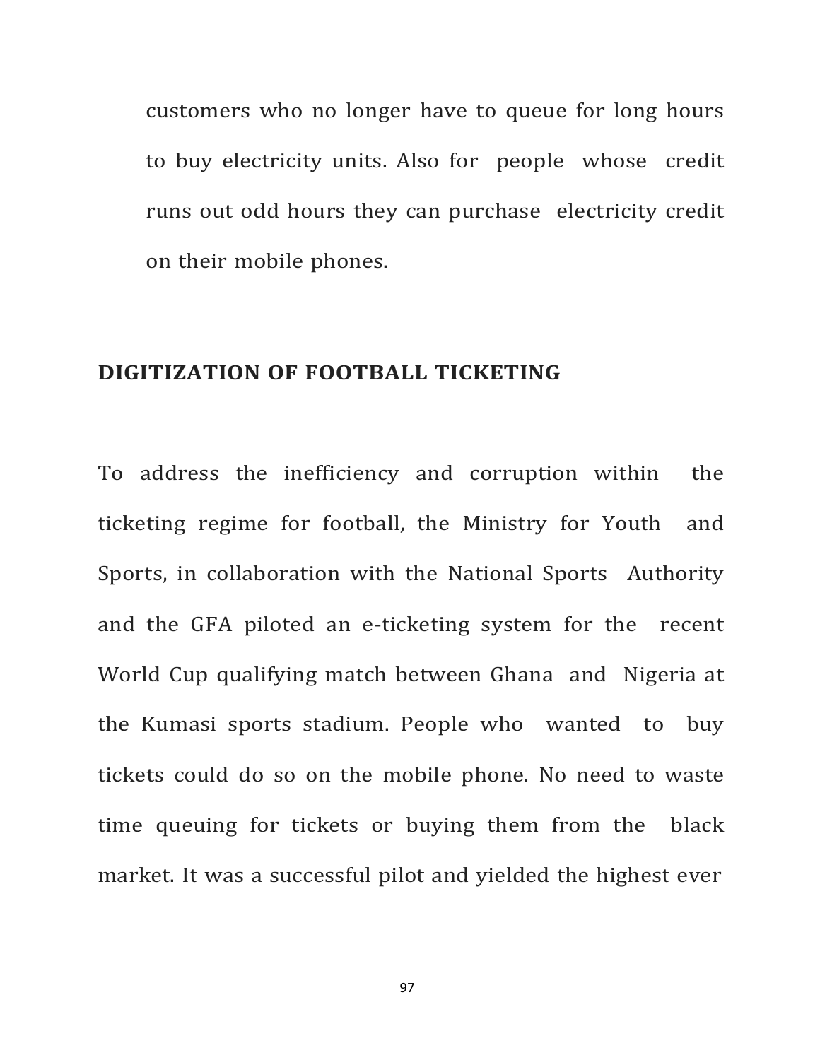customers who no longer have to queue for long hours to buy electricity units. Also for people whose credit runs out odd hours they can purchase electricity credit on their mobile phones.

## DIGITIZATION OF FOOTBALL TICKETING

To address the inefficiency and corruption within the ticketing regime for football, the Ministry for Youth and Sports, in collaboration with the National Sports Authority and the GFA piloted an e-ticketing system for the recent World Cup qualifying match between Ghana and Nigeria at the Kumasi sports stadium. People who wanted to buy tickets could do so on the mobile phone. No need to waste time queuing for tickets or buying them from the black market. It was a successful pilot and yielded the highest ever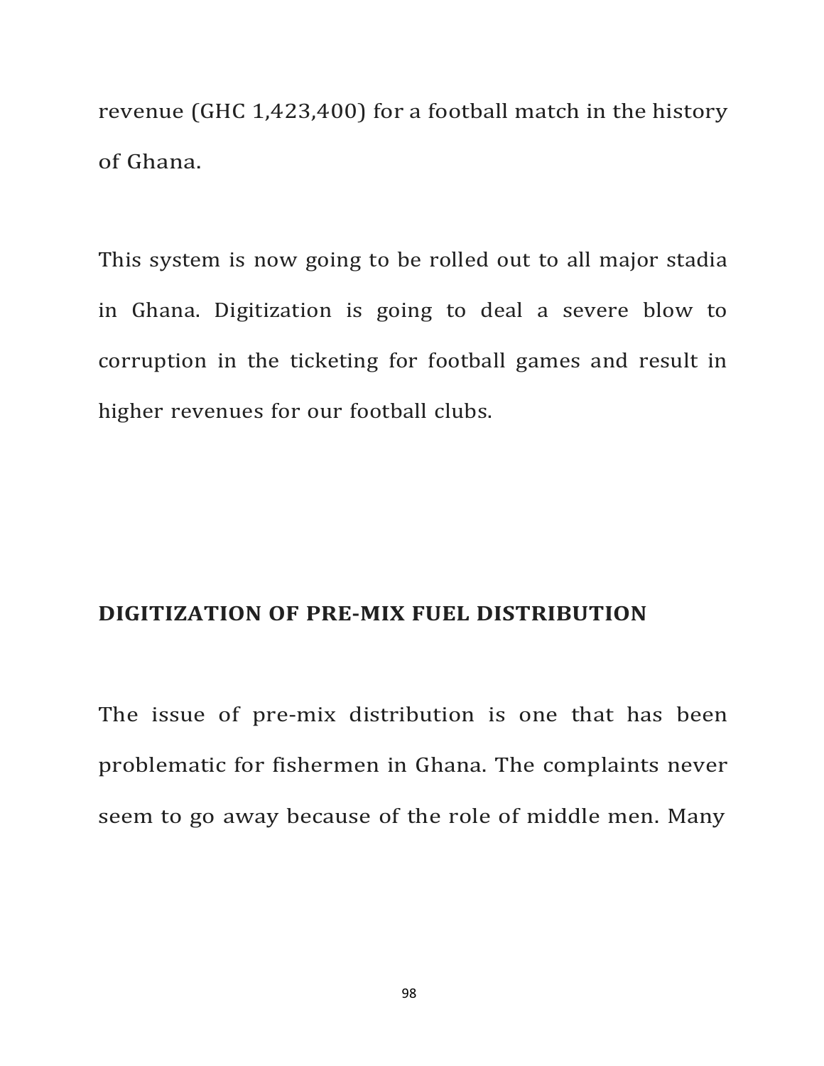revenue (GHC 1,423,400) for a football match in the history of Ghana.

This system is now going to be rolled out to all major stadia in Ghana. Digitization is going to deal a severe blow to corruption in the ticketing for football games and result in higher revenues for our football clubs.

## DIGITIZATION OF PRE-MIX FUEL DISTRIBUTION

The issue of pre-mix distribution is one that has been problematic for fishermen in Ghana. The complaints never seem to go away because of the role of middle men. Many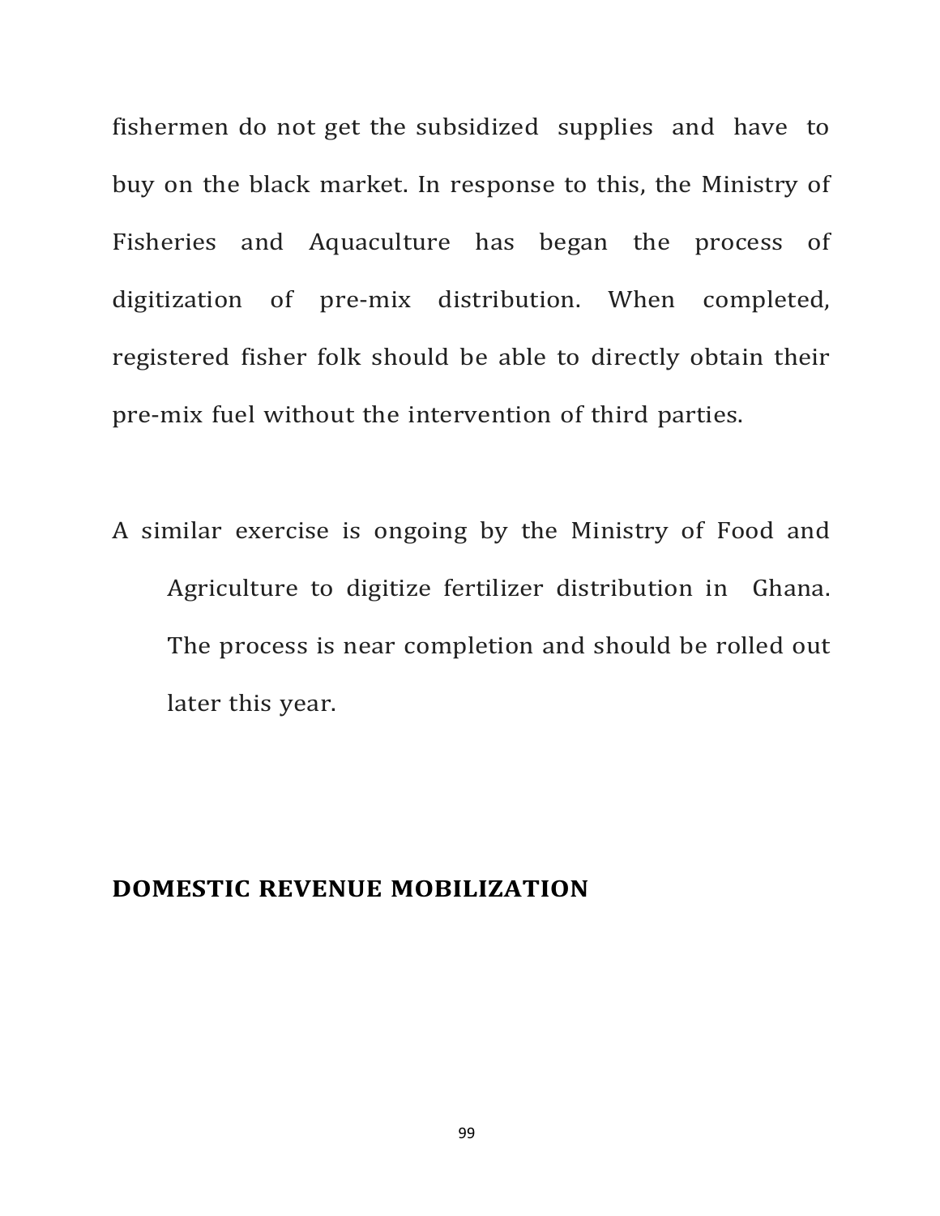fishermen do not get the subsidized supplies and have to buy on the black market. In response to this, the Ministry of Fisheries and Aquaculture has began the process of digitization of pre-mix distribution. When completed, registered fisher folk should be able to directly obtain their pre-mix fuel without the intervention of third parties.

A similar exercise is ongoing by the Ministry of Food and Agriculture to digitize fertilizer distribution in Ghana. The process is near completion and should be rolled out later this year.

## DOMESTIC REVENUE MOBILIZATION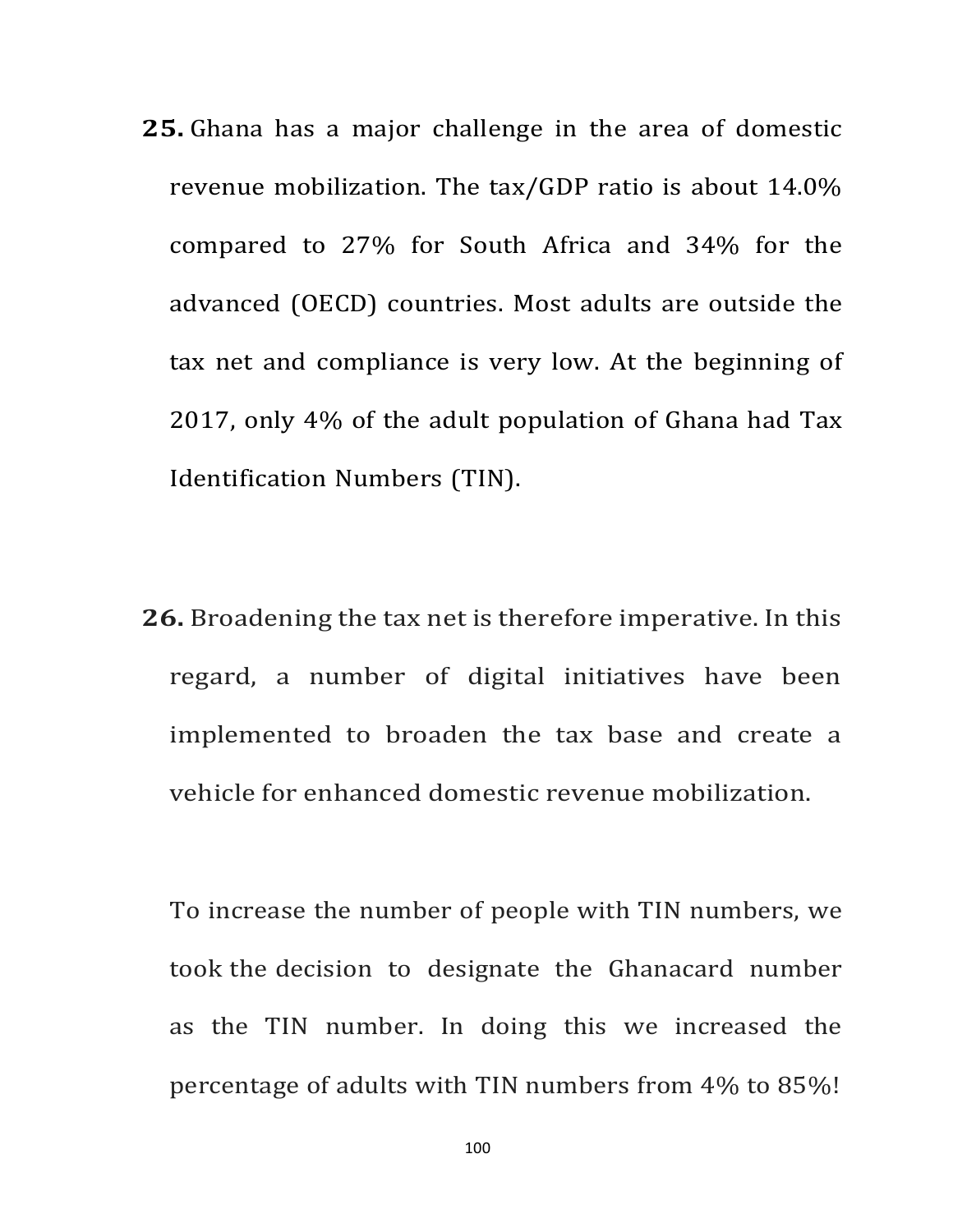**25.** Ghana has a major challenge in the area of domestic revenue mobilization. The tax/GDP ratio is about 14.0% compared to 27% for South Africa and 34% for the advanced (OECD) countries. Most adults are outside the tax net and compliance is very low. At the beginning of 2017, only 4% of the adult population of Ghana had Tax Identification Numbers (TIN).

**26.** Broadening the tax net is therefore imperative. In this regard, a number of digital initiatives have been implemented to broaden the tax base and create a vehicle for enhanced domestic revenue mobilization.

To increase the number of people with TIN numbers, we took the decision to designate the Ghanacard number as the TIN number. In doing this we increased the percentage of adults with TIN numbers from 4% to 85%!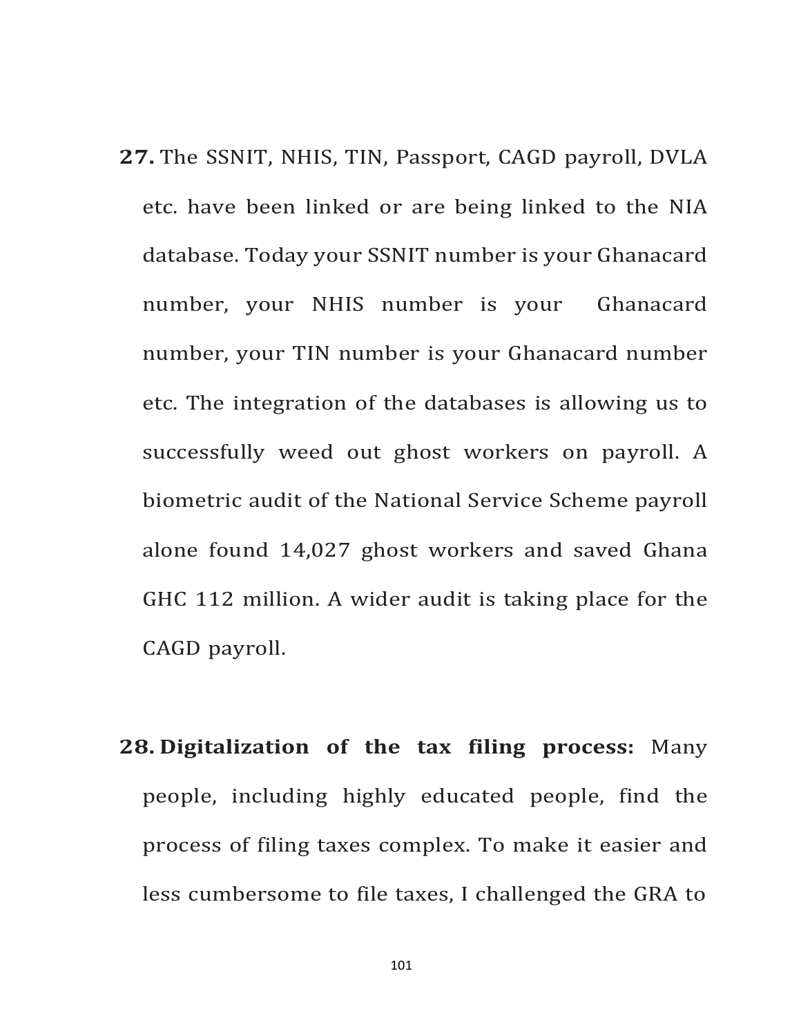27. The SSNIT, NHIS, TIN, Passport, CAGD payroll, DVLA etc. have been linked or are being linked to the NIA database. Today your SSNIT number is your Ghanacard number, your NHIS number is your Ghanacard number, your TIN number is your Ghanacard number etc. The integration of the databases is allowing us to successfully weed out ghost workers on payroll. A biometric audit of the National Service Scheme payroll alone found 14,027 ghost workers and saved Ghana GHC 112 million. A wider audit is taking place for the CAGD payroll.

28. **Digitalization of the tax filing process:** Many people, including highly educated people, find the process of filing taxes complex. To make it easier and less cumbersome to file taxes, I challenged the GRA to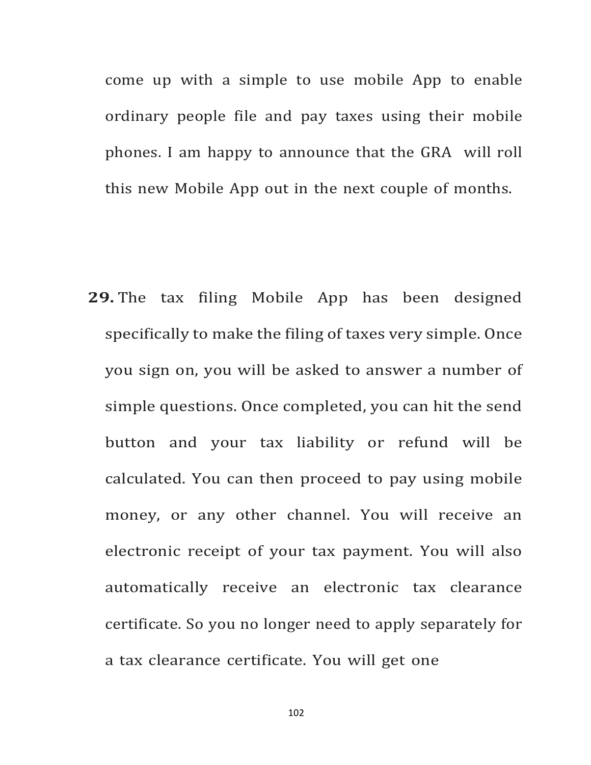come up with a simple to use mobile App to enable ordinary people file and pay taxes using their mobile phones. I am happy to announce that the GRA will roll this new Mobile App out in the next couple of months.

**29.** The tax filing Mobile App has been designed specifically to make the filing of taxes very simple. Once you sign on, you will be asked to answer a number of simple questions. Once completed, you can hit the send button and your tax liability or refund will be calculated. You can then proceed to pay using mobile money, or any other channel. You will receive an electronic receipt of your tax payment. You will also automatically receive an electronic tax clearance certificate. So you no longer need to apply separately for a tax clearance certificate. You will get one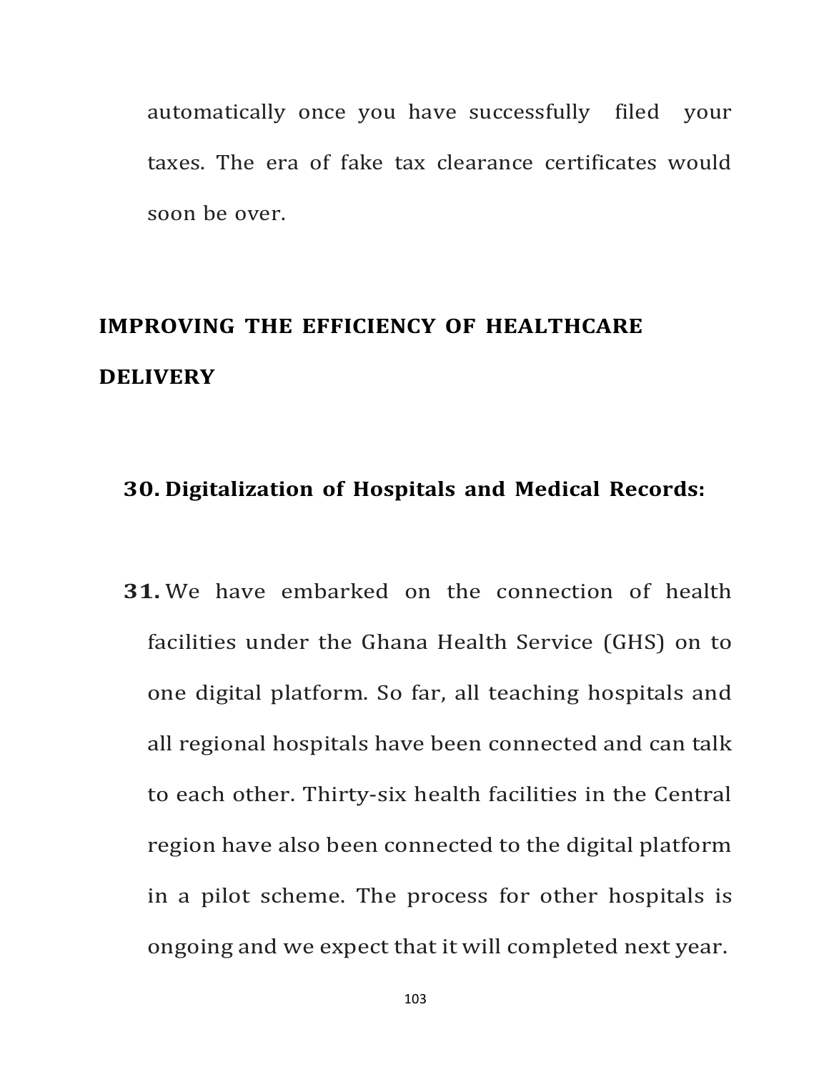automatically once you have successfully filed your taxes. The era of fake tax clearance certificates would soon be over.

## IMPROVING THE EFFICIENCY OF HEALTHCARE DELIVERY

**30. Digitalization of Hospitals and Medical Records:**

**31.** We have embarked on the connection of health facilities under the Ghana Health Service (GHS) on to one digital platform. So far, all teaching hospitals and all regional hospitals have been connected and can talk to each other. Thirty-six health facilities in the Central region have also been connected to the digital platform in a pilot scheme. The process for other hospitals is ongoing and we expect that it will completed next year.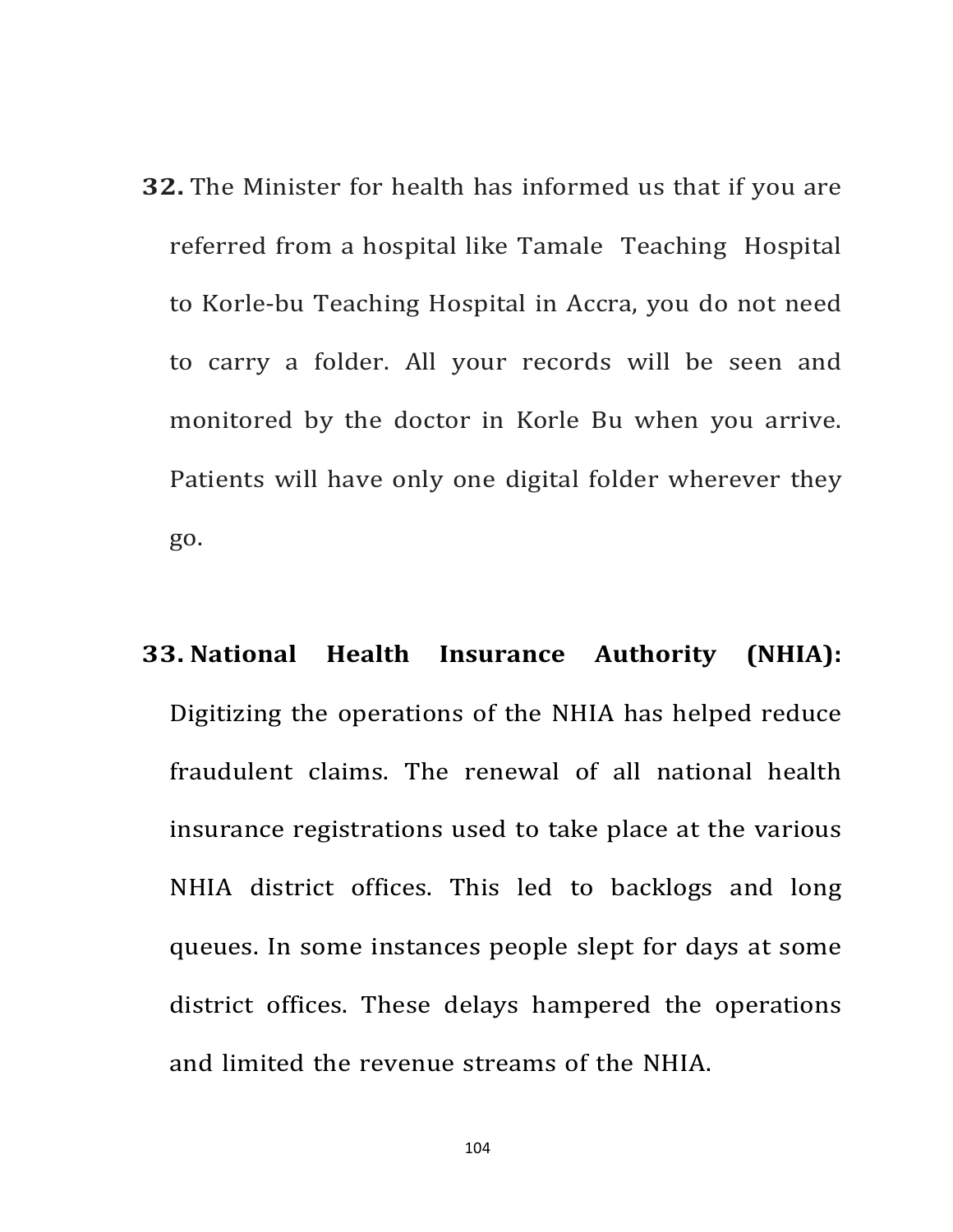**32.** The Minister for health has informed us that if you are referred from a hospital like Tamale Teaching Hospital to Korle-bu Teaching Hospital in Accra, you do not need to carry a folder. All your records will be seen and monitored by the doctor in Korle Bu when you arrive. Patients will have only one digital folder wherever they go.

**33. National Health Insurance Authority (NHIA):** Digitizing the operations of the NHIA has helped reduce fraudulent claims. The renewal of all national health insurance registrations used to take place at the various NHIA district offices. This led to backlogs and long queues. In some instances people slept for days at some district offices. These delays hampered the operations and limited the revenue streams of the NHIA.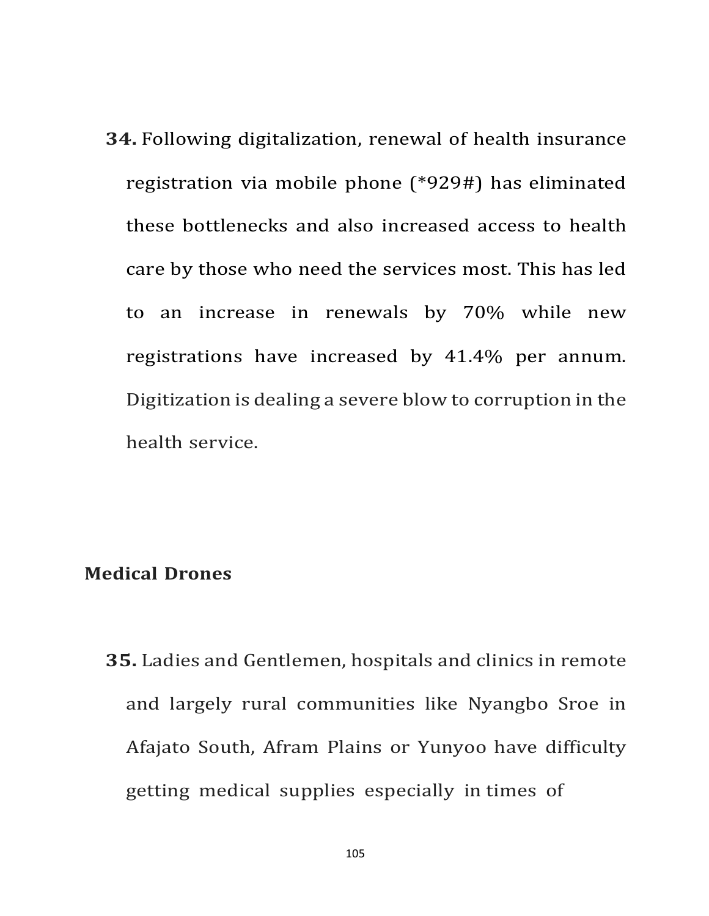**34.** Following digitalization, renewal of health insurance registration via mobile phone (*929#) has eliminated these bottlenecks and also increased access to health care by those who need the services most. This has led to an increase in renewals by 70% while new registrations have increased by 41.4% per annum. Digitization is dealing a severe blow to corruption in the health service.

## Medical Drones

**35.** Ladies and Gentlemen, hospitals and clinics in remote and largely rural communities like Nyangbo Sroe in Afajato South, Afram Plains or Yunyoo have difficulty getting medical supplies especially in times of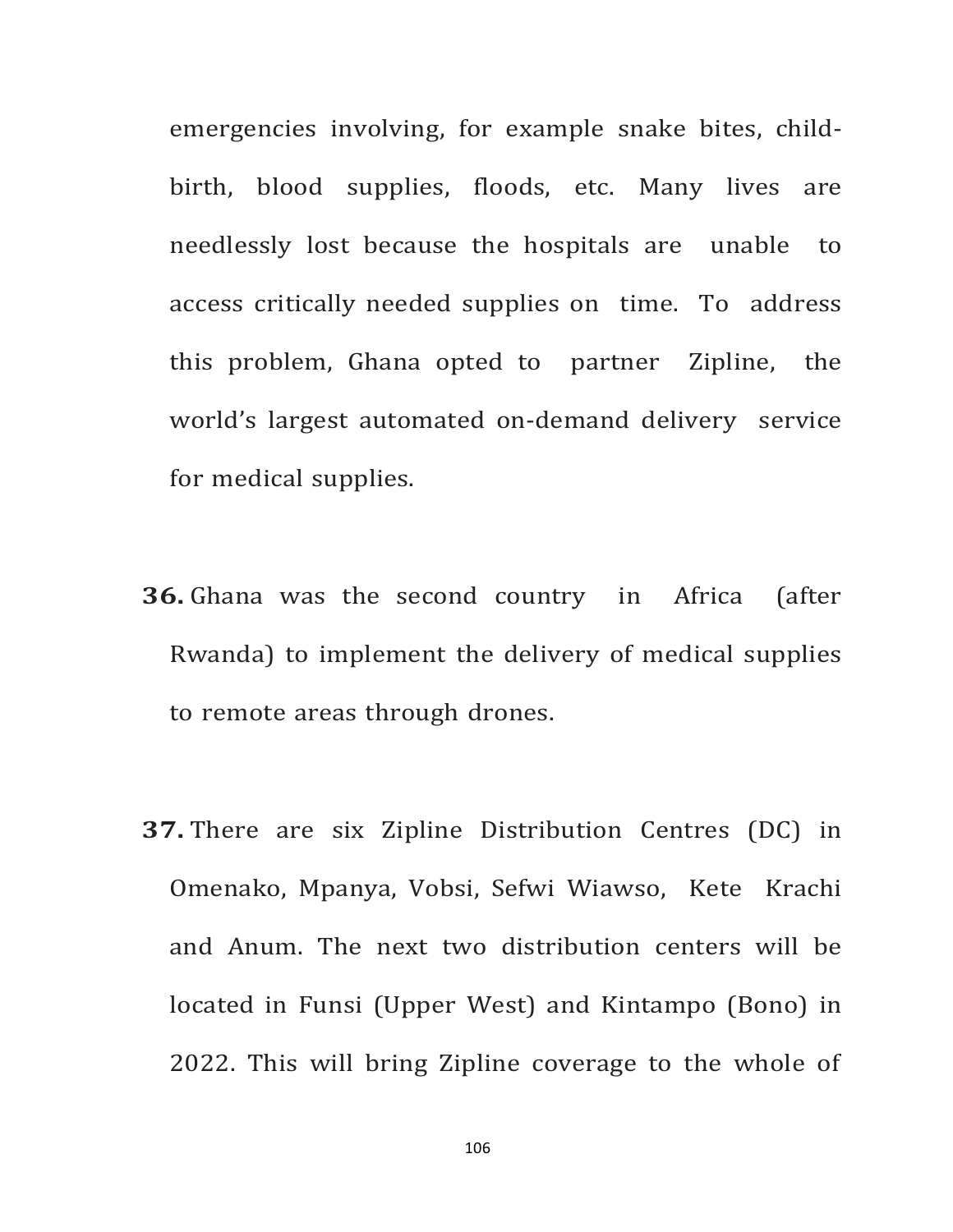emergencies involving, for example snake bites, child-birth, blood supplies, floods, etc. Many lives are needlessly lost because the hospitals are unable to access critically needed supplies on time. To address this problem, Ghana opted to partner Zipline, the world's largest automated on-demand delivery service for medical supplies.

**36.** Ghana was the second country in Africa (after Rwanda) to implement the delivery of medical supplies to remote areas through drones.

**37.** There are six Zipline Distribution Centres (DC) in Omenako, Mpanya, Vobsi, Sefwi Wiawso, Kete Krachi and Anum. The next two distribution centers will be located in Funsi (Upper West) and Kintampo (Bono) in 2022. This will bring Zipline coverage to the whole of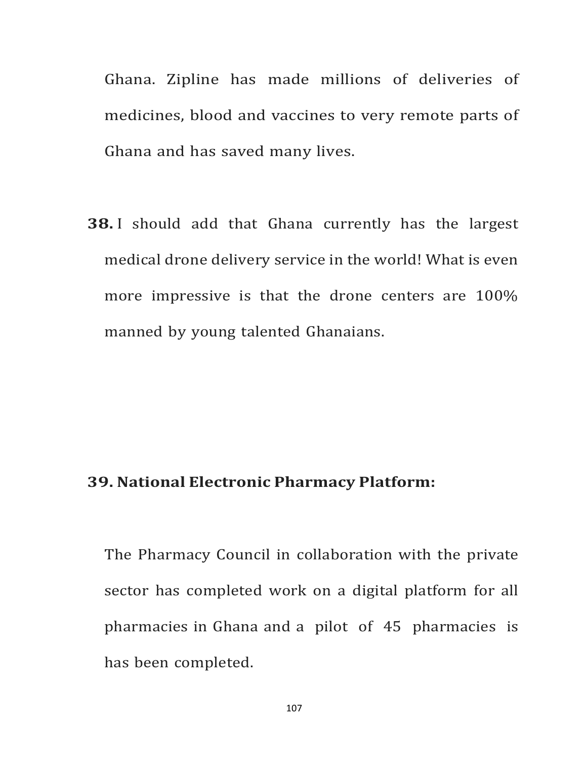Ghana. Zipline has made millions of deliveries of medicines, blood and vaccines to very remote parts of Ghana and has saved many lives.

**38.** I should add that Ghana currently has the largest medical drone delivery service in the world! What is even more impressive is that the drone centers are 100% manned by young talented Ghanaians.

**39. National Electronic Pharmacy Platform:**

The Pharmacy Council in collaboration with the private sector has completed work on a digital platform for all pharmacies in Ghana and a pilot of 45 pharmacies is has been completed.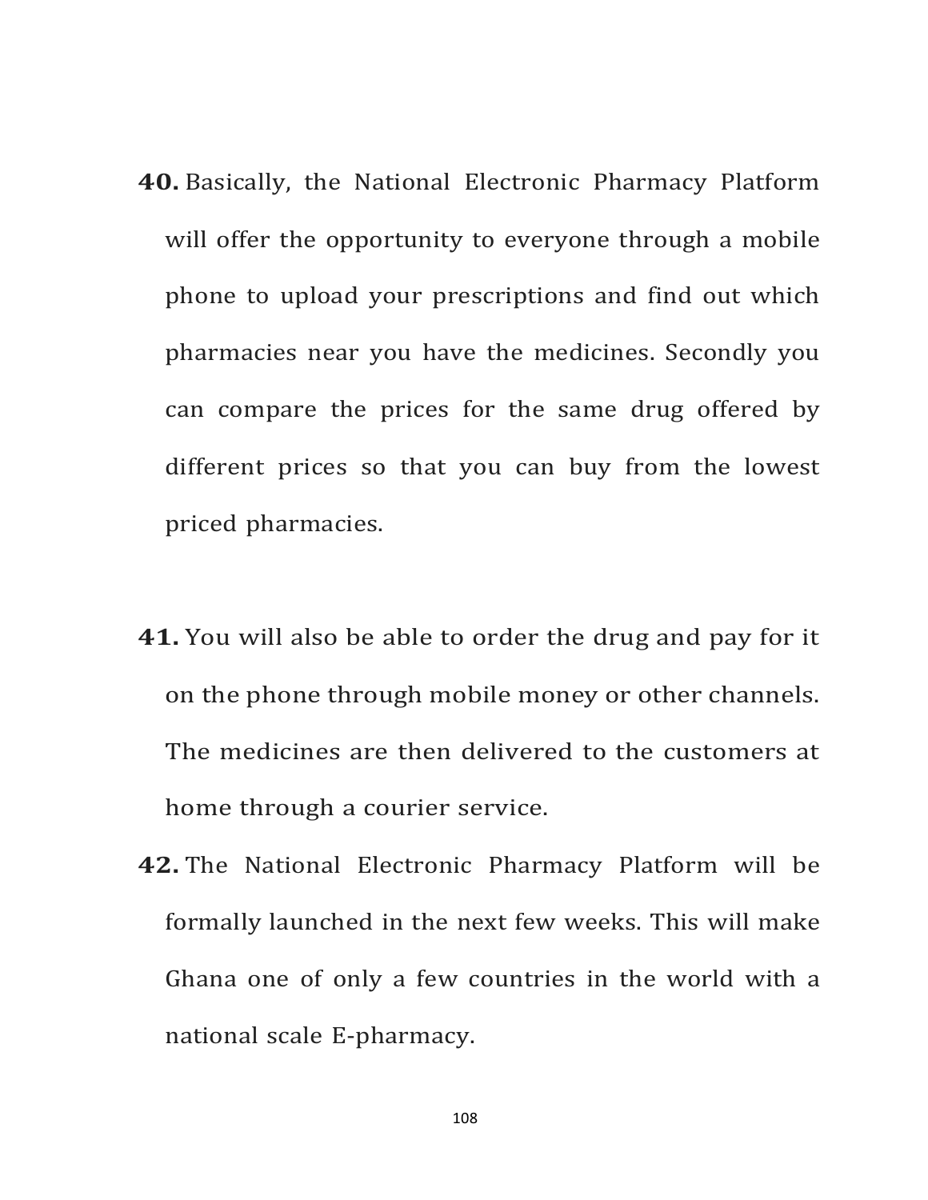**40.** Basically, the National Electronic Pharmacy Platform will offer the opportunity to everyone through a mobile phone to upload your prescriptions and find out which pharmacies near you have the medicines. Secondly you can compare the prices for the same drug offered by different prices so that you can buy from the lowest priced pharmacies.

**41.** You will also be able to order the drug and pay for it on the phone through mobile money or other channels. The medicines are then delivered to the customers at home through a courier service.

**42.** The National Electronic Pharmacy Platform will be formally launched in the next few weeks. This will make Ghana one of only a few countries in the world with a national scale E-pharmacy.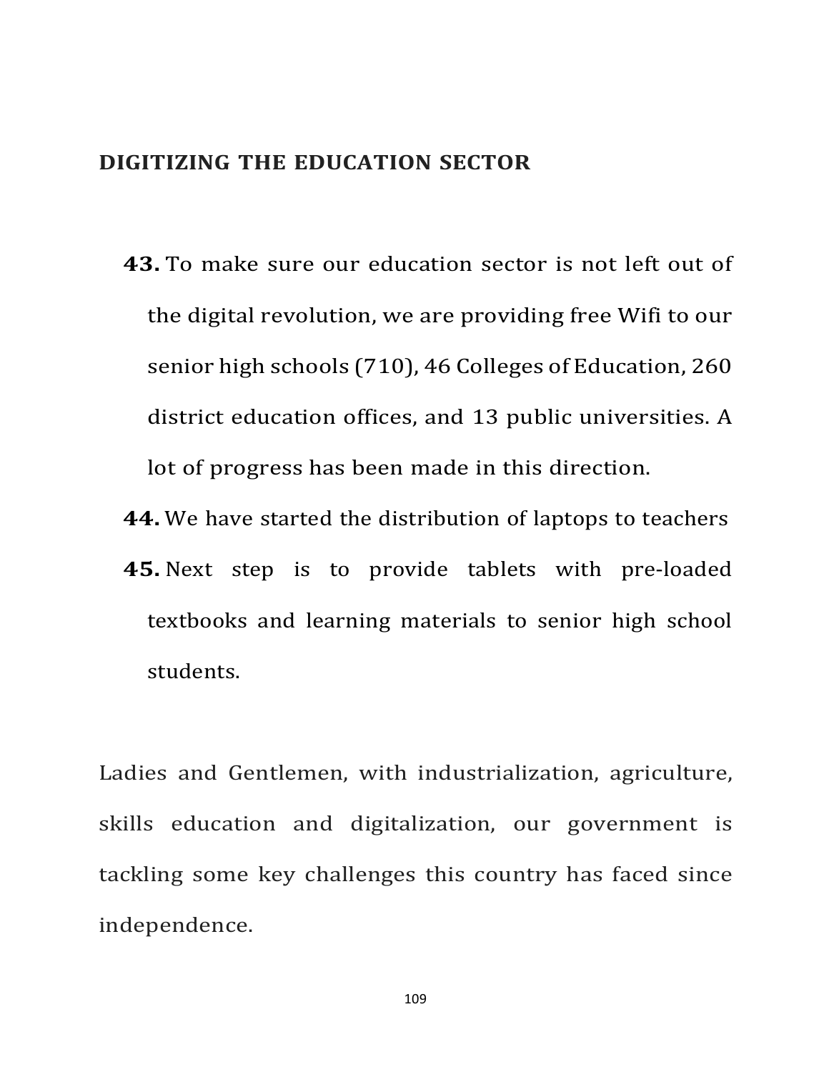## DIGITIZING THE EDUCATION SECTOR

**43.** To make sure our education sector is not left out of the digital revolution, we are providing free Wifi to our senior high schools (710), 46 Colleges of Education, 260 district education offices, and 13 public universities. A lot of progress has been made in this direction.

**44.** We have started the distribution of laptops to teachers

**45.** Next step is to provide tablets with pre-loaded textbooks and learning materials to senior high school students.

Ladies and Gentlemen, with industrialization, agriculture, skills education and digitalization, our government is tackling some key challenges this country has faced since independence.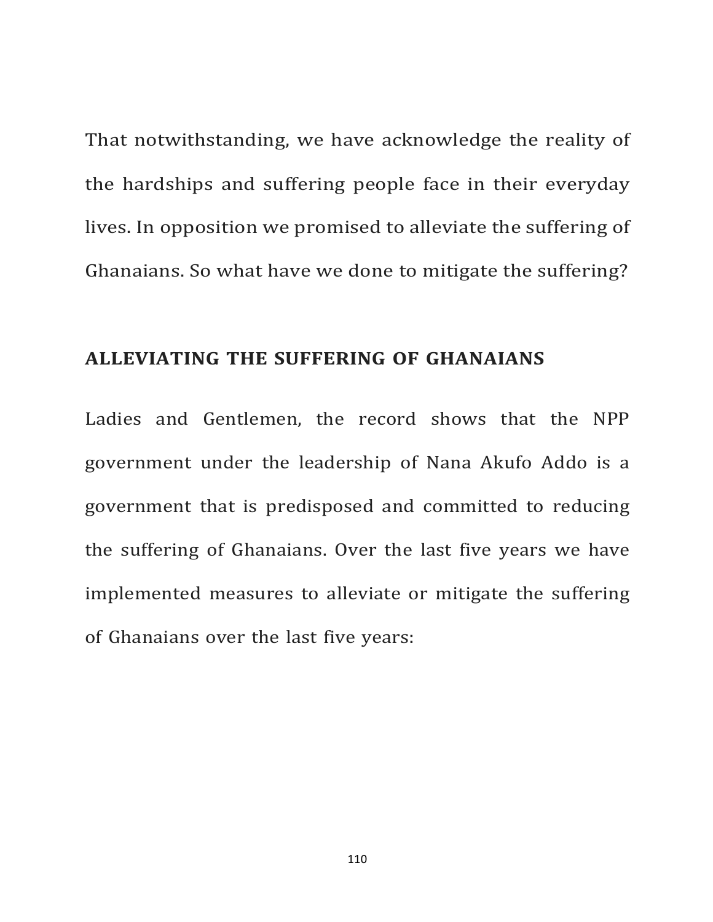That notwithstanding, we have acknowledge the reality of the hardships and suffering people face in their everyday lives. In opposition we promised to alleviate the suffering of Ghanaians. So what have we done to mitigate the suffering?

## ALLEVIATING THE SUFFERING OF GHANAIANS

Ladies and Gentlemen, the record shows that the NPP government under the leadership of Nana Akufo Addo is a government that is predisposed and committed to reducing the suffering of Ghanaians. Over the last five years we have implemented measures to alleviate or mitigate the suffering of Ghanaians over the last five years: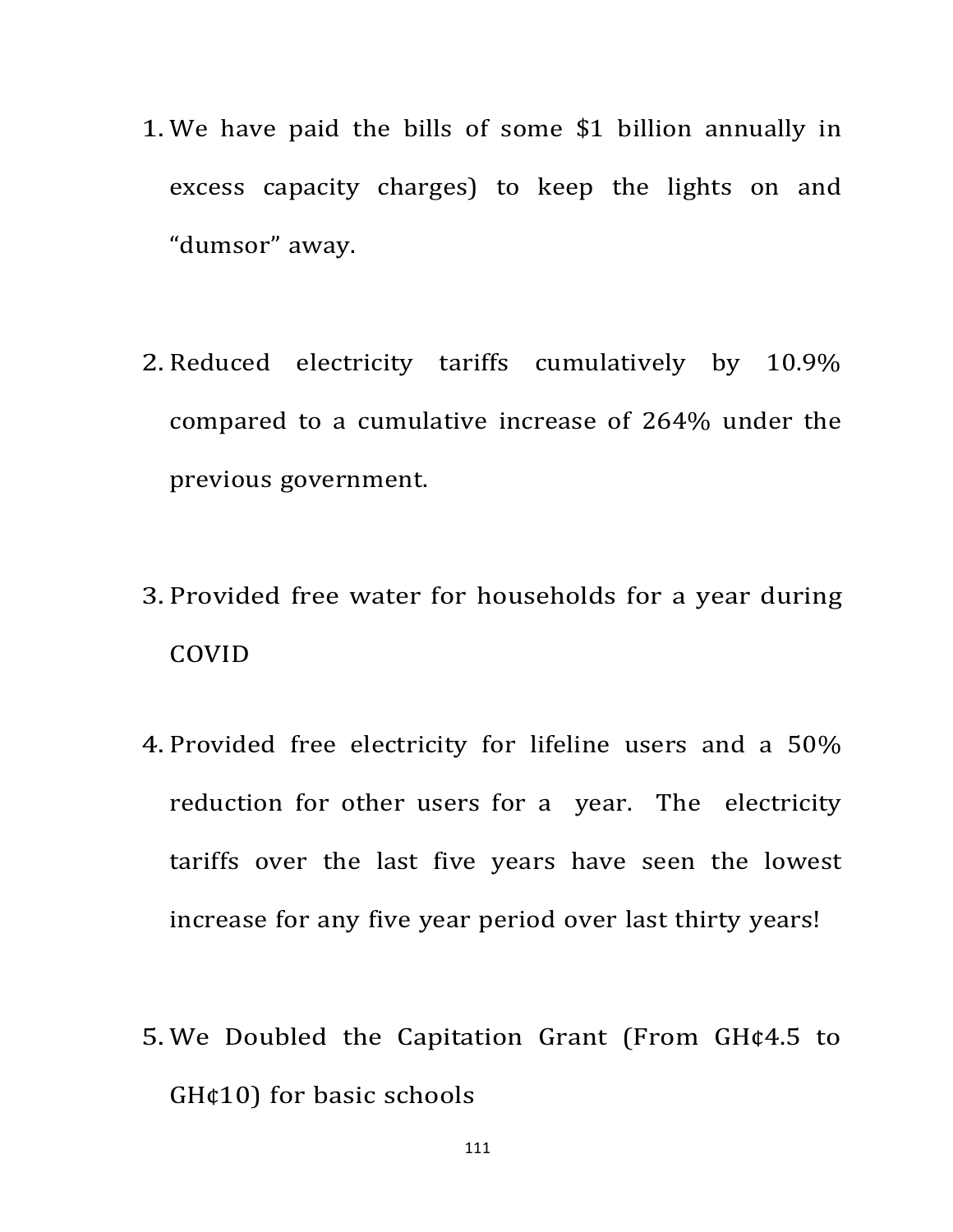1. We have paid the bills of some $1 billion annually in excess capacity charges) to keep the lights on and "dumsor" away.

2. Reduced electricity tariffs cumulatively by 10.9% compared to a cumulative increase of 264% under the previous government.

3. Provided free water for households for a year during COVID

4. Provided free electricity for lifeline users and a 50% reduction for other users for a year. The electricity tariffs over the last five years have seen the lowest increase for any five year period over last thirty years!

5. We Doubled the Capitation Grant (From GH¢4.5 to GH¢10) for basic schools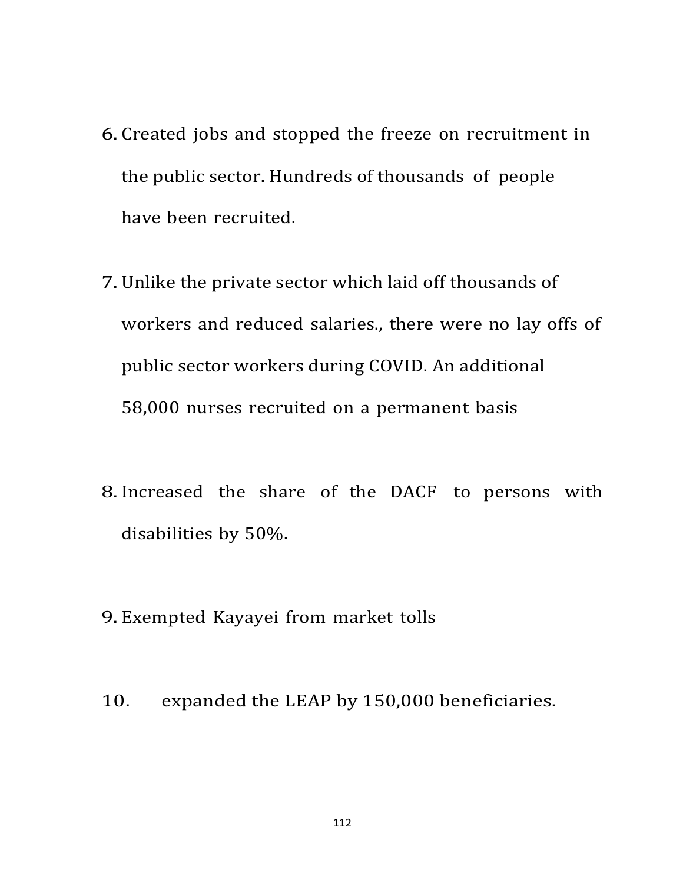6. Created jobs and stopped the freeze on recruitment in the public sector. Hundreds of thousands of people have been recruited.

7. Unlike the private sector which laid off thousands of workers and reduced salaries., there were no lay offs of public sector workers during COVID. An additional 58,000 nurses recruited on a permanent basis

8. Increased the share of the DACF to persons with disabilities by 50%.

9. Exempted Kayayei from market tolls

10. expanded the LEAP by 150,000 beneficiaries.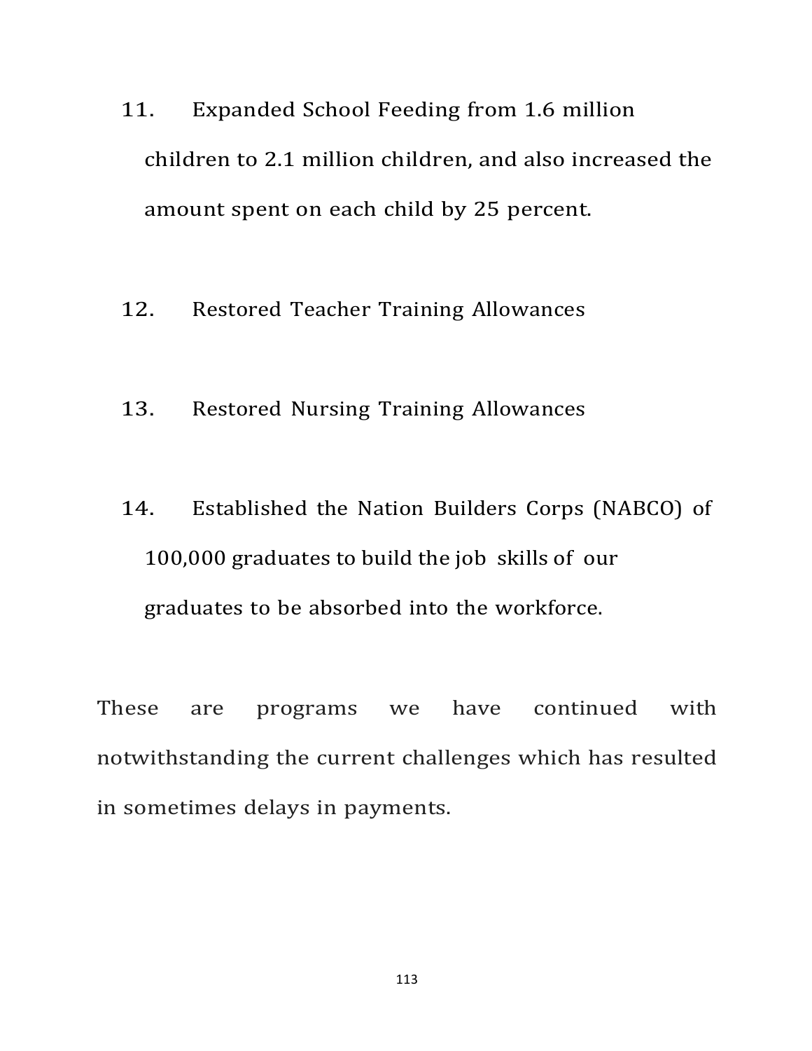11. Expanded School Feeding from 1.6 million children to 2.1 million children, and also increased the amount spent on each child by 25 percent.

12. Restored Teacher Training Allowances

13. Restored Nursing Training Allowances

14. Established the Nation Builders Corps (NABCO) of 100,000 graduates to build the job skills of our graduates to be absorbed into the workforce.

These are programs we have continued with notwithstanding the current challenges which has resulted in sometimes delays in payments.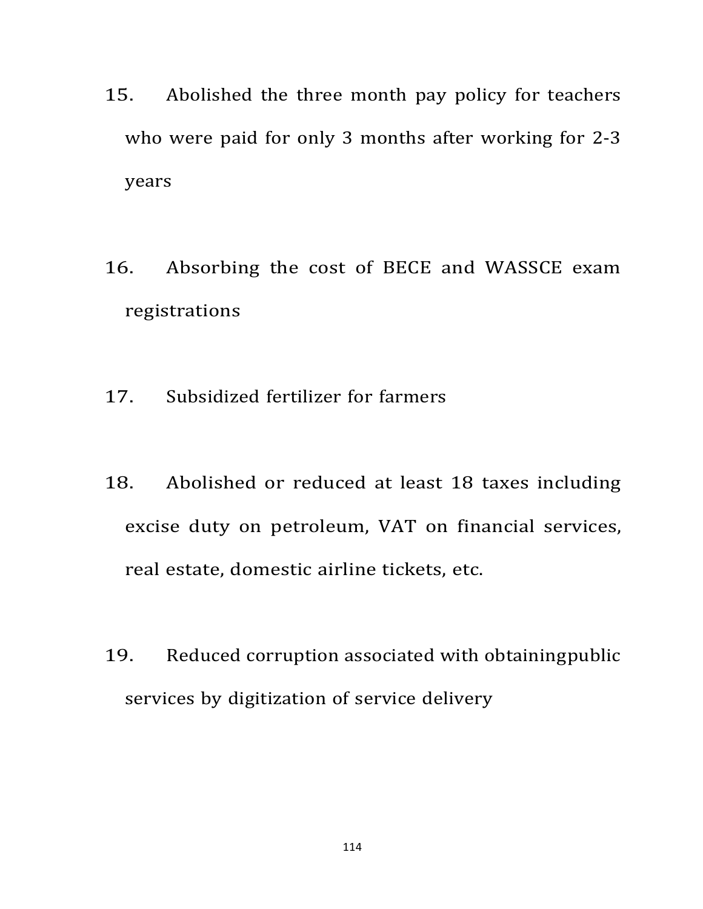15. Abolished the three month pay policy for teachers who were paid for only 3 months after working for 2-3 years

16. Absorbing the cost of BECE and WASSCE exam registrations

17. Subsidized fertilizer for farmers

18. Abolished or reduced at least 18 taxes including excise duty on petroleum, VAT on financial services, real estate, domestic airline tickets, etc.

19. Reduced corruption associated with obtainingpublic services by digitization of service delivery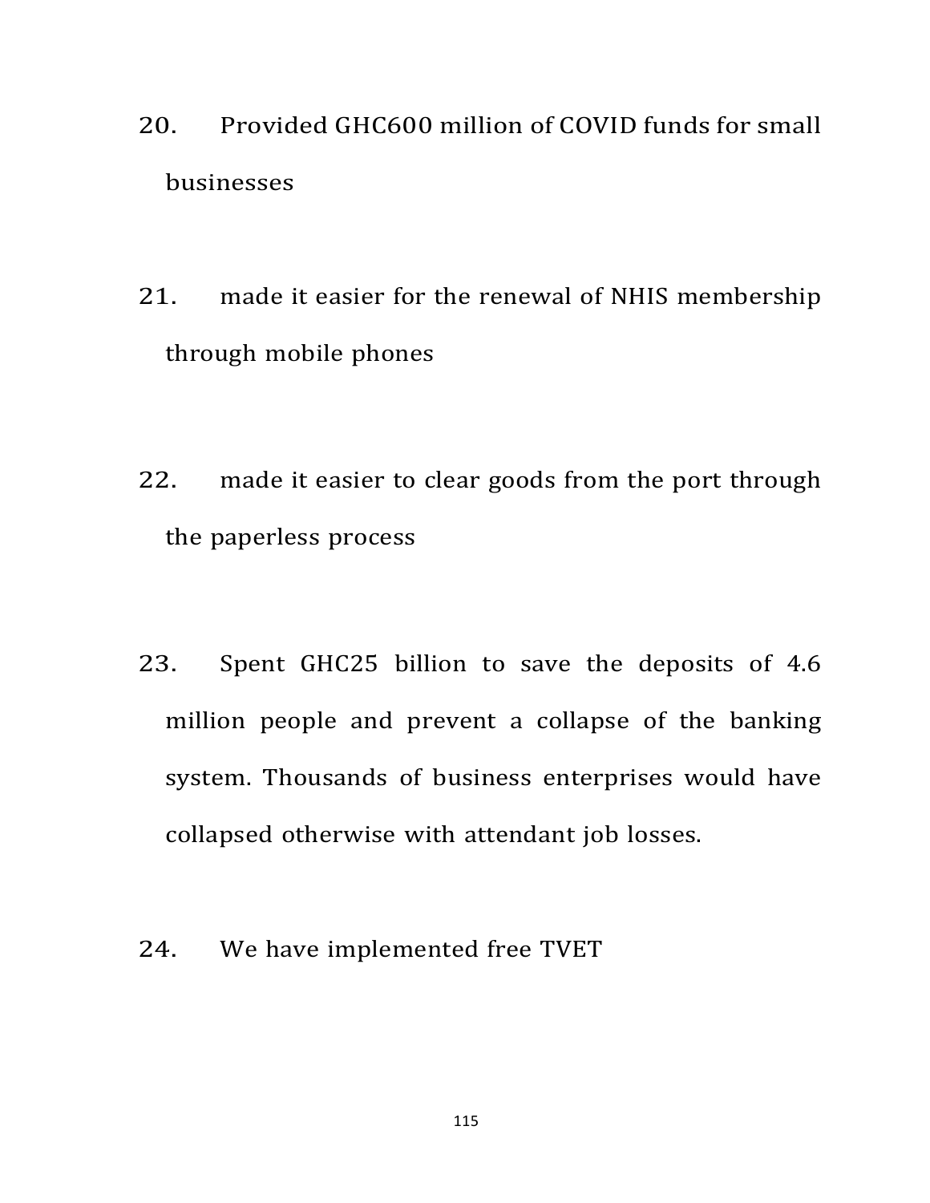20. Provided GHC600 million of COVID funds for small businesses

21. made it easier for the renewal of NHIS membership through mobile phones

22. made it easier to clear goods from the port through the paperless process

23. Spent GHC25 billion to save the deposits of 4.6 million people and prevent a collapse of the banking system. Thousands of business enterprises would have collapsed otherwise with attendant job losses.

24. We have implemented free TVET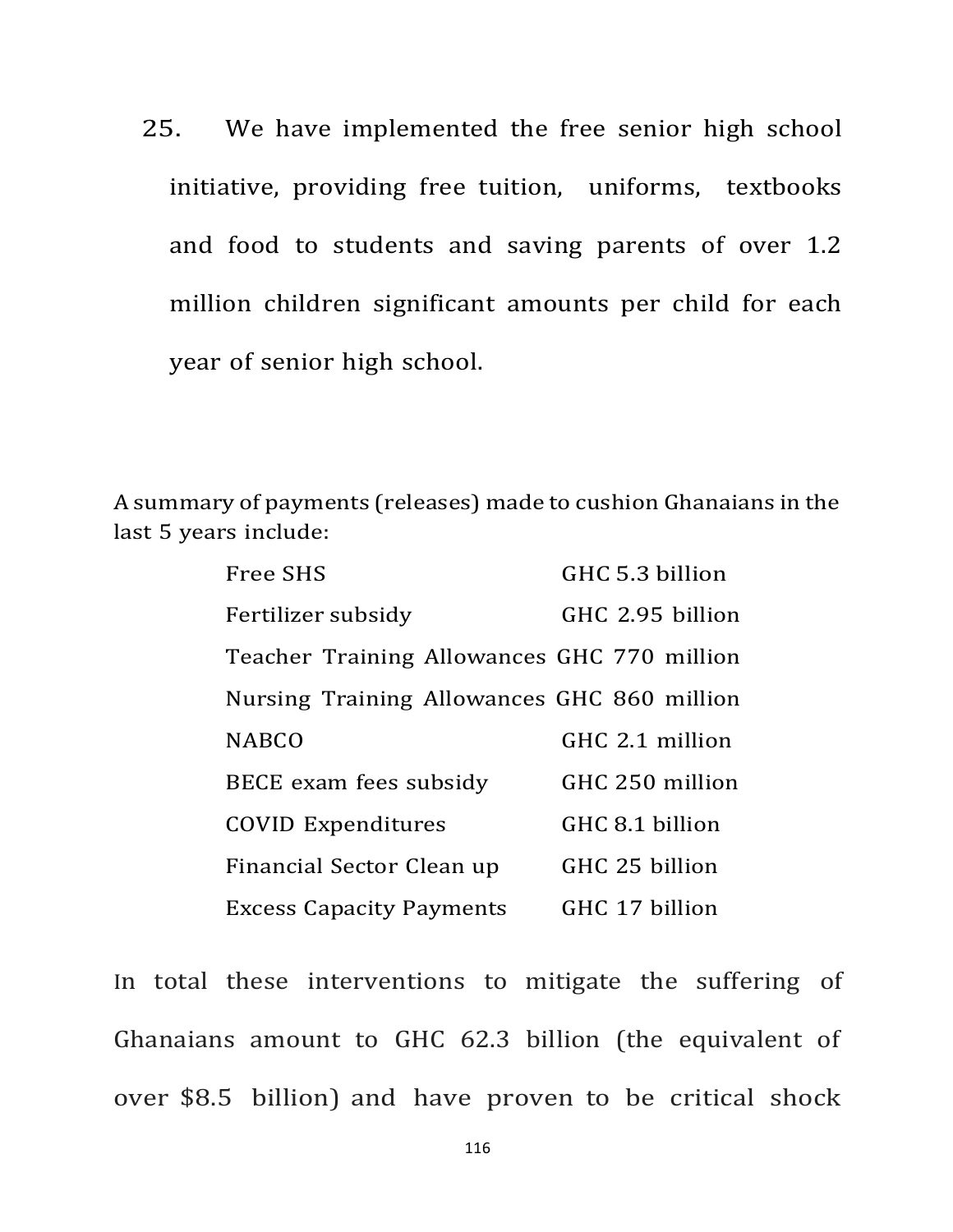25. We have implemented the free senior high school initiative, providing free tuition, uniforms, textbooks and food to students and saving parents of over 1.2 million children significant amounts per child for each year of senior high school.

A summary of payments (releases) made to cushion Ghanaians in the last 5 years include:

| | |
|---|---|
| Free SHS | GHC 5.3 billion |
| Fertilizer subsidy | GHC 2.95 billion |
| Teacher Training Allowances | GHC 770 million |
| Nursing Training Allowances | GHC 860 million |
| NABCO | GHC 2.1 million |
| BECE exam fees subsidy | GHC 250 million |
| COVID Expenditures | GHC 8.1 billion |
| Financial Sector Clean up | GHC 25 billion |
| Excess Capacity Payments | GHC 17 billion |

In total these interventions to mitigate the suffering of Ghanaians amount to GHC 62.3 billion (the equivalent of over $8.5 billion) and have proven to be critical shock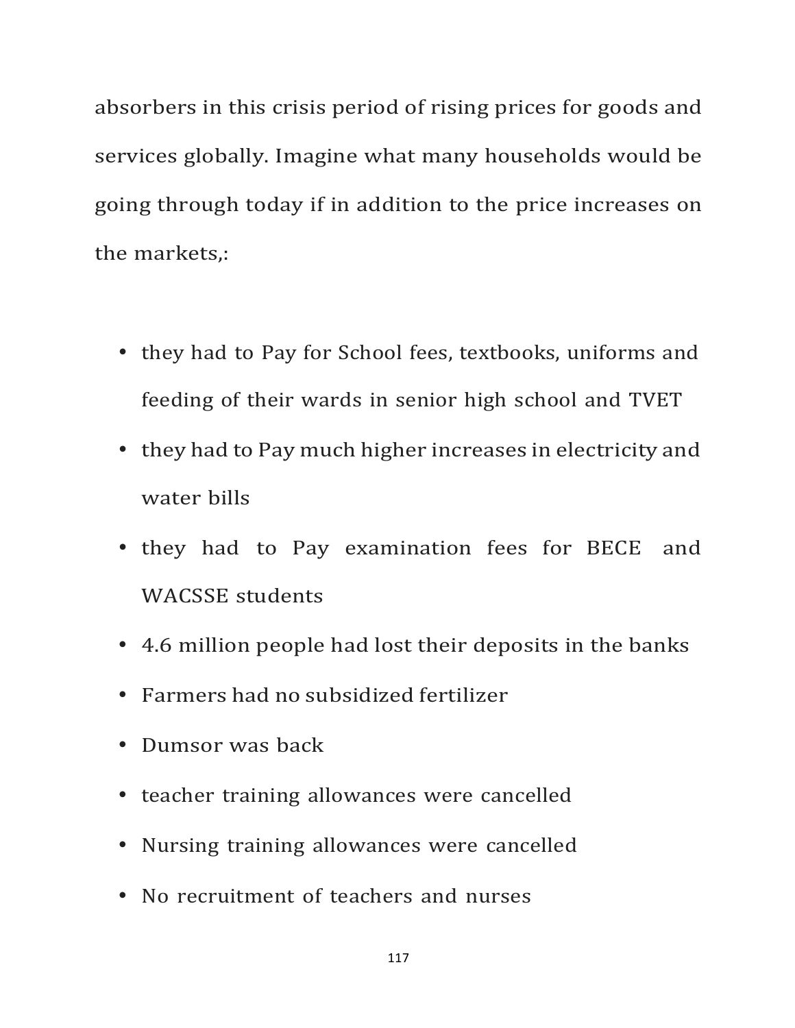absorbers in this crisis period of rising prices for goods and services globally. Imagine what many households would be going through today if in addition to the price increases on the markets,:

- they had to Pay for School fees, textbooks, uniforms and feeding of their wards in senior high school and TVET
- they had to Pay much higher increases in electricity and water bills
- they had to Pay examination fees for BECE and WACSSE students
- 4.6 million people had lost their deposits in the banks
- Farmers had no subsidized fertilizer
- Dumsor was back
- teacher training allowances were cancelled
- Nursing training allowances were cancelled
- No recruitment of teachers and nurses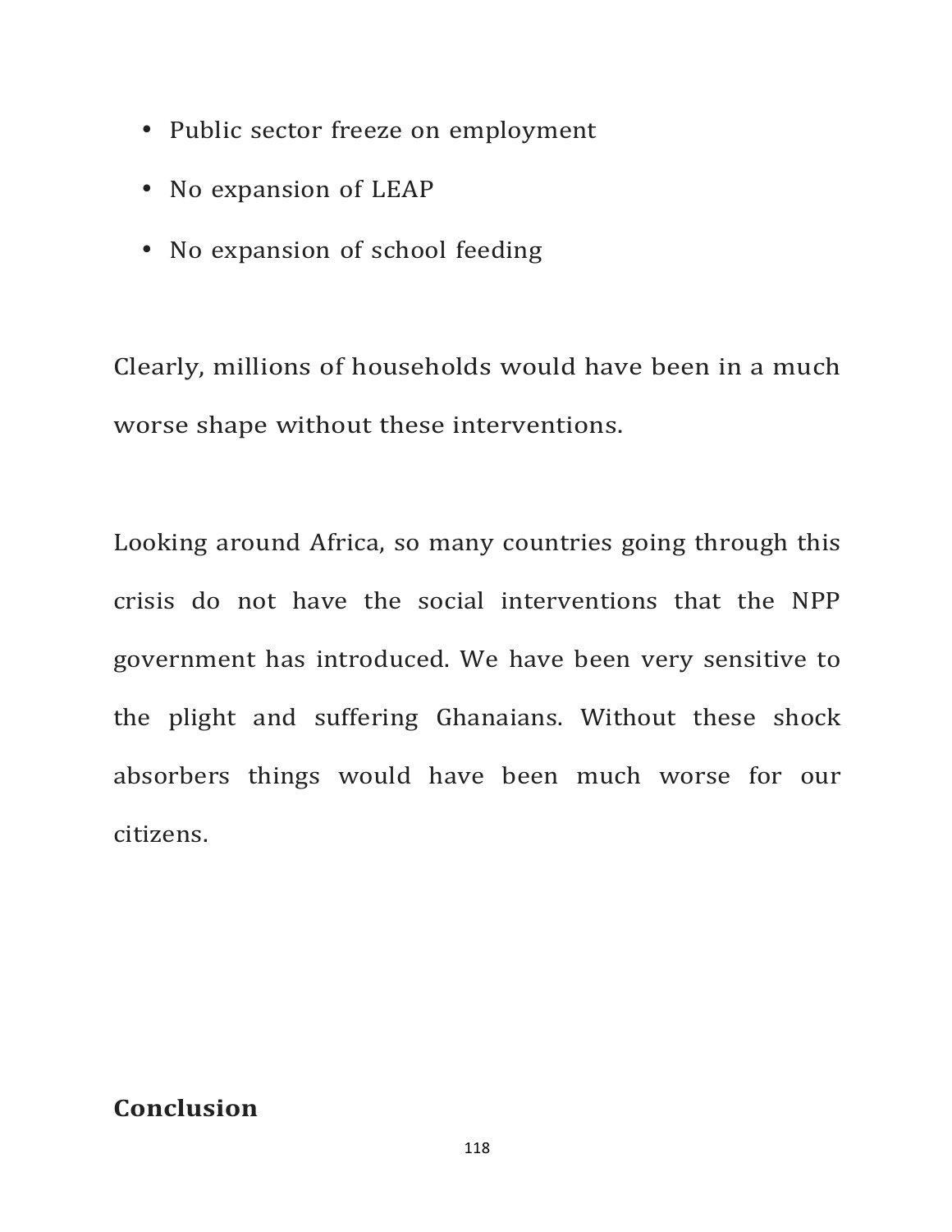- Public sector freeze on employment
- No expansion of LEAP
- No expansion of school feeding

Clearly, millions of households would have been in a much worse shape without these interventions.

Looking around Africa, so many countries going through this crisis do not have the social interventions that the NPP government has introduced. We have been very sensitive to the plight and suffering Ghanaians. Without these shock absorbers things would have been much worse for our citizens.

**Conclusion**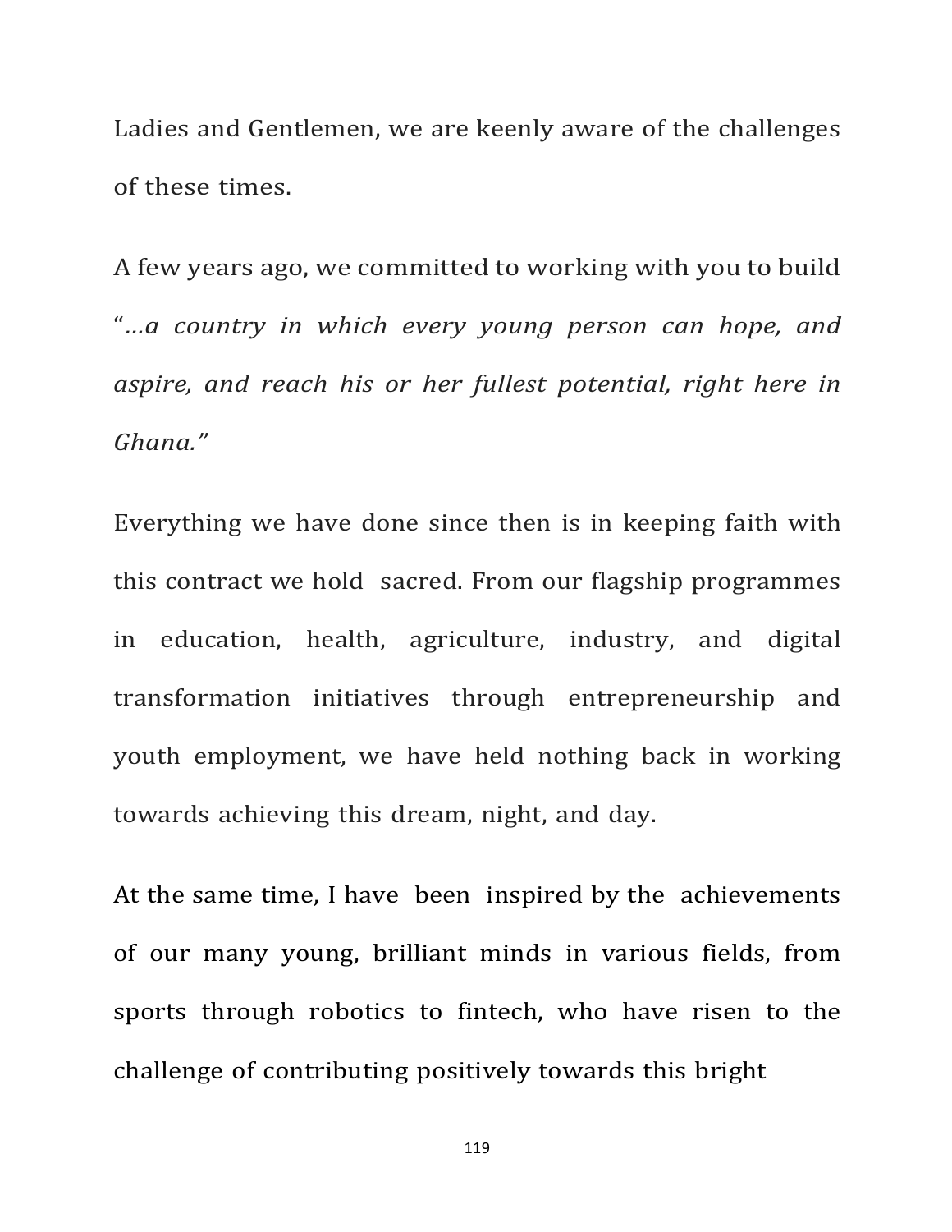Ladies and Gentlemen, we are keenly aware of the challenges of these times.

A few years ago, we committed to working with you to build "*...a country in which every young person can hope, and aspire, and reach his or her fullest potential, right here in Ghana."*

Everything we have done since then is in keeping faith with this contract we hold sacred. From our flagship programmes in education, health, agriculture, industry, and digital transformation initiatives through entrepreneurship and youth employment, we have held nothing back in working towards achieving this dream, night, and day.

At the same time, I have been inspired by the achievements of our many young, brilliant minds in various fields, from sports through robotics to fintech, who have risen to the challenge of contributing positively towards this bright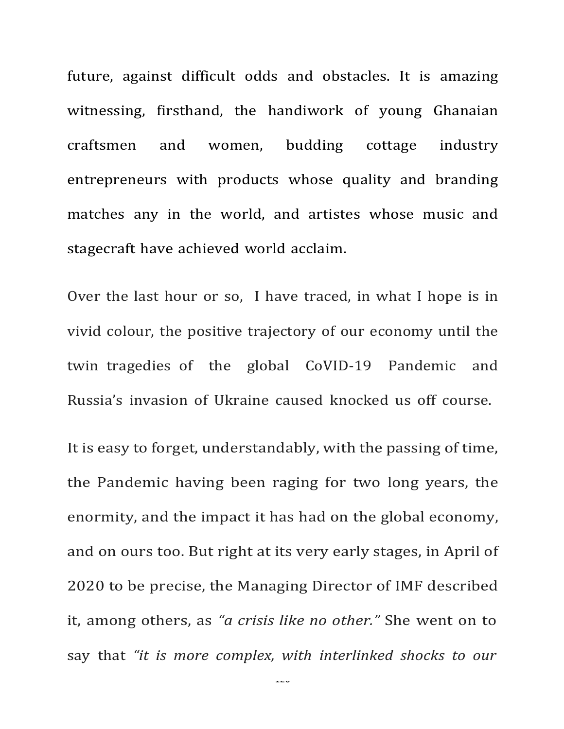future, against difficult odds and obstacles. It is amazing witnessing, firsthand, the handiwork of young Ghanaian craftsmen and women, budding cottage industry entrepreneurs with products whose quality and branding matches any in the world, and artistes whose music and stagecraft have achieved world acclaim.

Over the last hour or so, I have traced, in what I hope is in vivid colour, the positive trajectory of our economy until the twin tragedies of the global CoVID-19 Pandemic and Russia's invasion of Ukraine caused knocked us off course.

It is easy to forget, understandably, with the passing of time, the Pandemic having been raging for two long years, the enormity, and the impact it has had on the global economy, and on ours too. But right at its very early stages, in April of 2020 to be precise, the Managing Director of IMF described it, among others, as *"a crisis like no other."* She went on to say that *"it is more complex, with interlinked shocks to our*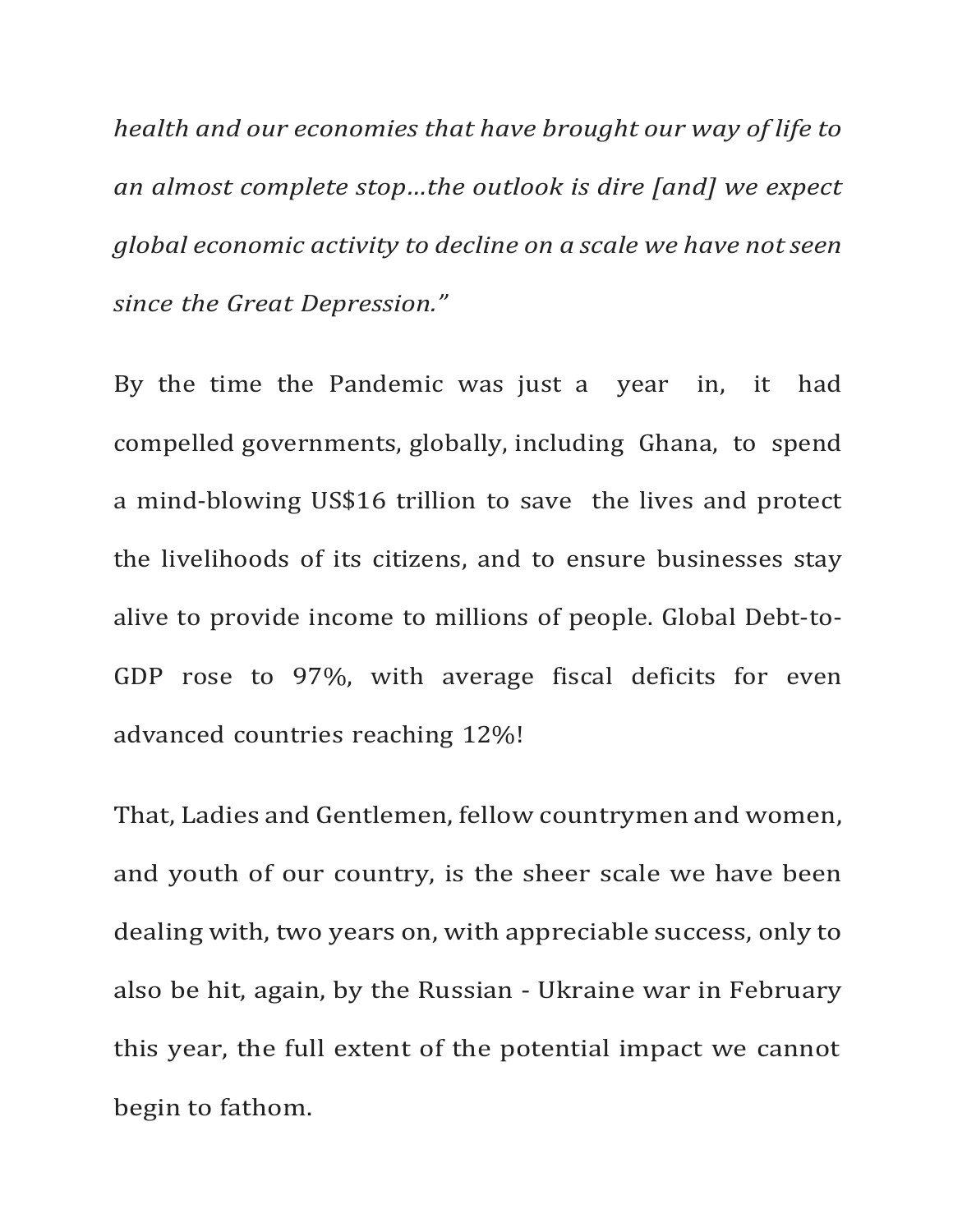*health and our economies that have brought our way of life to an almost complete stop…the outlook is dire [and] we expect global economic activity to decline on a scale we have not seen since the Great Depression."*

By the time the Pandemic was just a year in, it had compelled governments, globally, including Ghana, to spend a mind-blowing US$16 trillion to save the lives and protect the livelihoods of its citizens, and to ensure businesses stay alive to provide income to millions of people. Global Debt-to-GDP rose to 97%, with average fiscal deficits for even advanced countries reaching 12%!

That, Ladies and Gentlemen, fellow countrymen and women, and youth of our country, is the sheer scale we have been dealing with, two years on, with appreciable success, only to also be hit, again, by the Russian - Ukraine war in February this year, the full extent of the potential impact we cannot begin to fathom.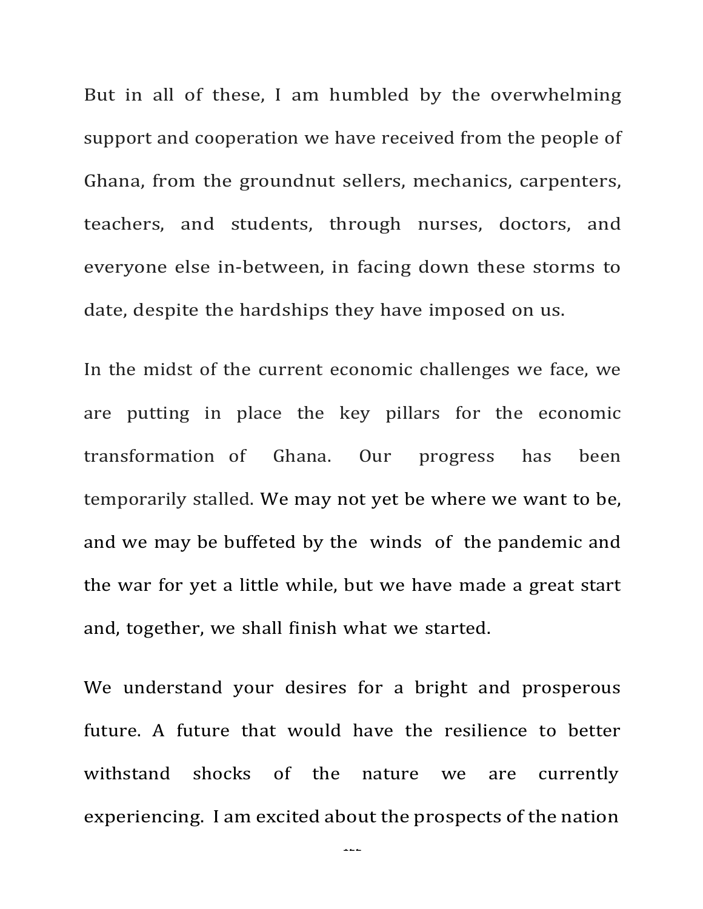But in all of these, I am humbled by the overwhelming support and cooperation we have received from the people of Ghana, from the groundnut sellers, mechanics, carpenters, teachers, and students, through nurses, doctors, and everyone else in-between, in facing down these storms to date, despite the hardships they have imposed on us.

In the midst of the current economic challenges we face, we are putting in place the key pillars for the economic transformation of Ghana. Our progress has been temporarily stalled. We may not yet be where we want to be, and we may be buffeted by the winds of the pandemic and the war for yet a little while, but we have made a great start and, together, we shall finish what we started.

We understand your desires for a bright and prosperous future. A future that would have the resilience to better withstand shocks of the nature we are currently experiencing. I am excited about the prospects of the nation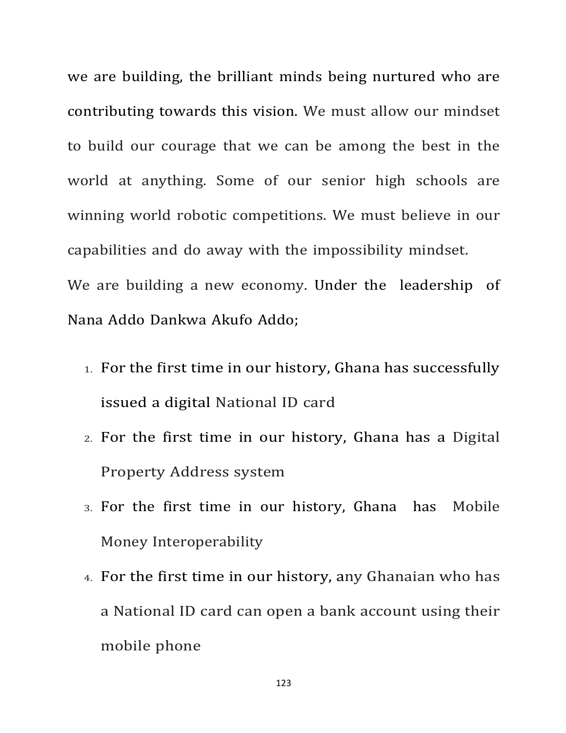we are building, the brilliant minds being nurtured who are contributing towards this vision. We must allow our mindset to build our courage that we can be among the best in the world at anything. Some of our senior high schools are winning world robotic competitions. We must believe in our capabilities and do away with the impossibility mindset.

We are building a new economy. Under the leadership of Nana Addo Dankwa Akufo Addo;

1. For the first time in our history, Ghana has successfully issued a digital National ID card
2. For the first time in our history, Ghana has a Digital Property Address system
3. For the first time in our history, Ghana has Mobile Money Interoperability
4. For the first time in our history, any Ghanaian who has a National ID card can open a bank account using their mobile phone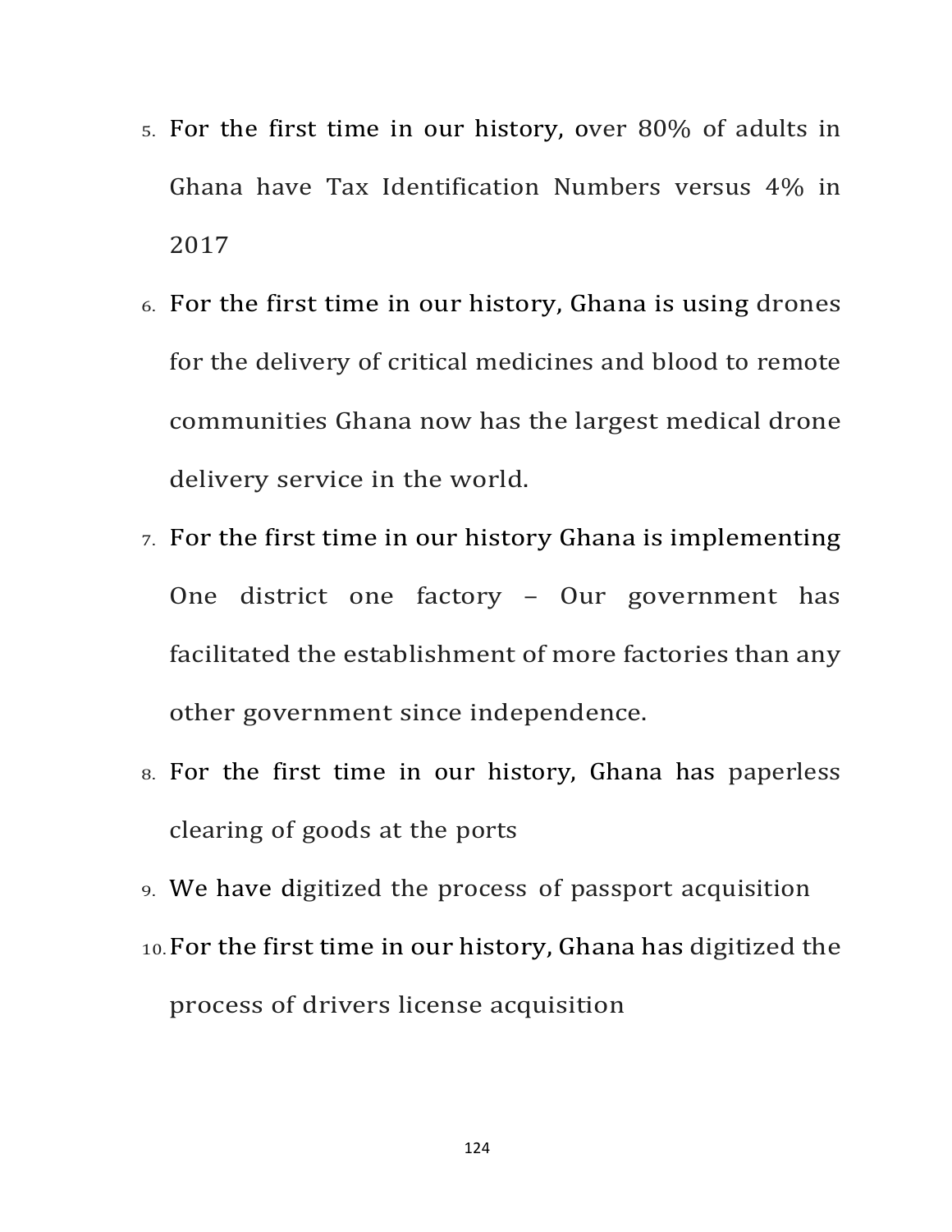5. For the first time in our history, over 80% of adults in Ghana have Tax Identification Numbers versus 4% in 2017
6. For the first time in our history, Ghana is using drones for the delivery of critical medicines and blood to remote communities Ghana now has the largest medical drone delivery service in the world.
7. For the first time in our history Ghana is implementing One district one factory – Our government has facilitated the establishment of more factories than any other government since independence.
8. For the first time in our history, Ghana has paperless clearing of goods at the ports
9. We have digitized the process of passport acquisition
10. For the first time in our history, Ghana has digitized the process of drivers license acquisition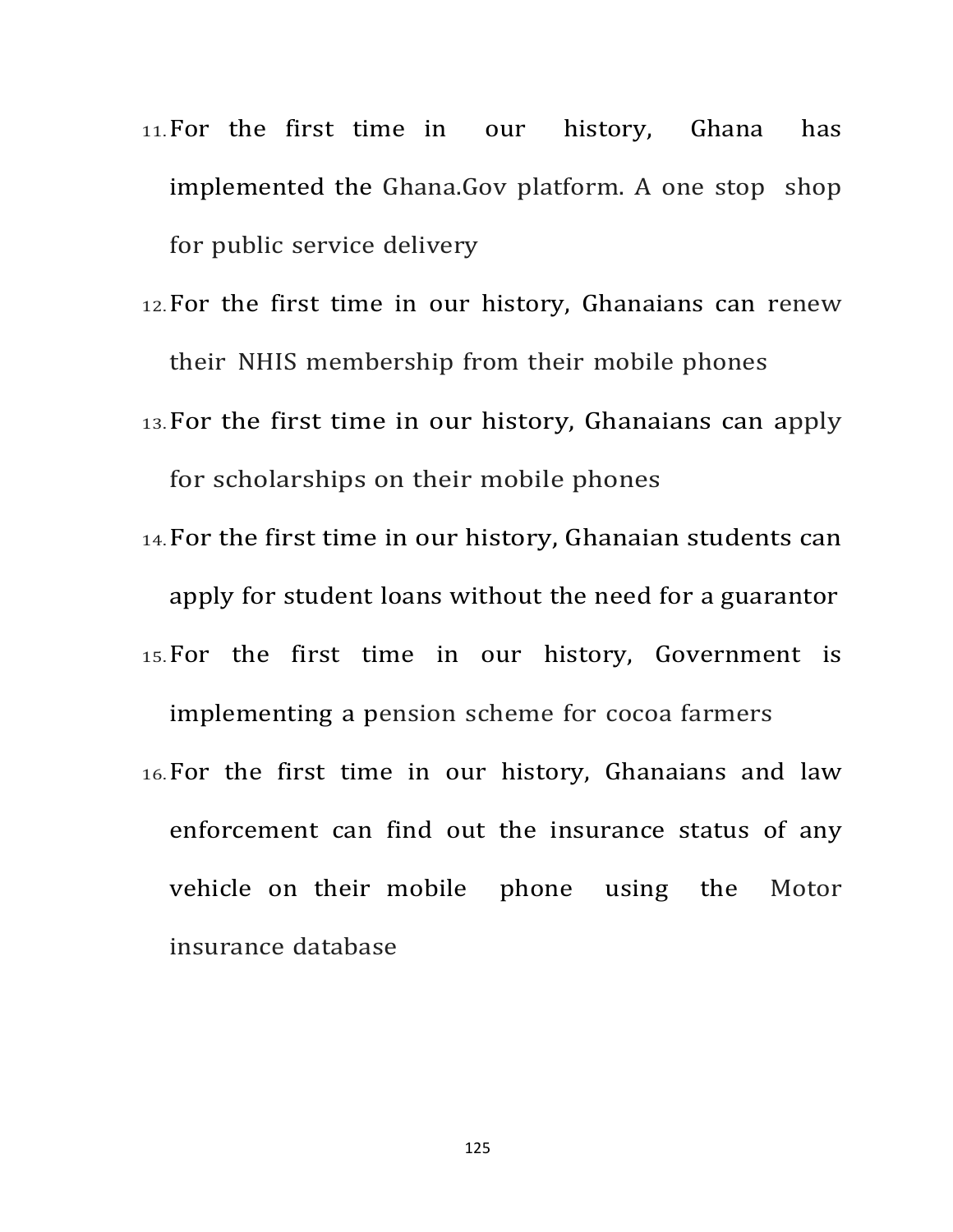11. For the first time in our history, Ghana has implemented the Ghana.Gov platform. A one stop shop for public service delivery
12. For the first time in our history, Ghanaians can renew their NHIS membership from their mobile phones
13. For the first time in our history, Ghanaians can apply for scholarships on their mobile phones
14. For the first time in our history, Ghanaian students can apply for student loans without the need for a guarantor
15. For the first time in our history, Government is implementing a pension scheme for cocoa farmers
16. For the first time in our history, Ghanaians and law enforcement can find out the insurance status of any vehicle on their mobile phone using the Motor insurance database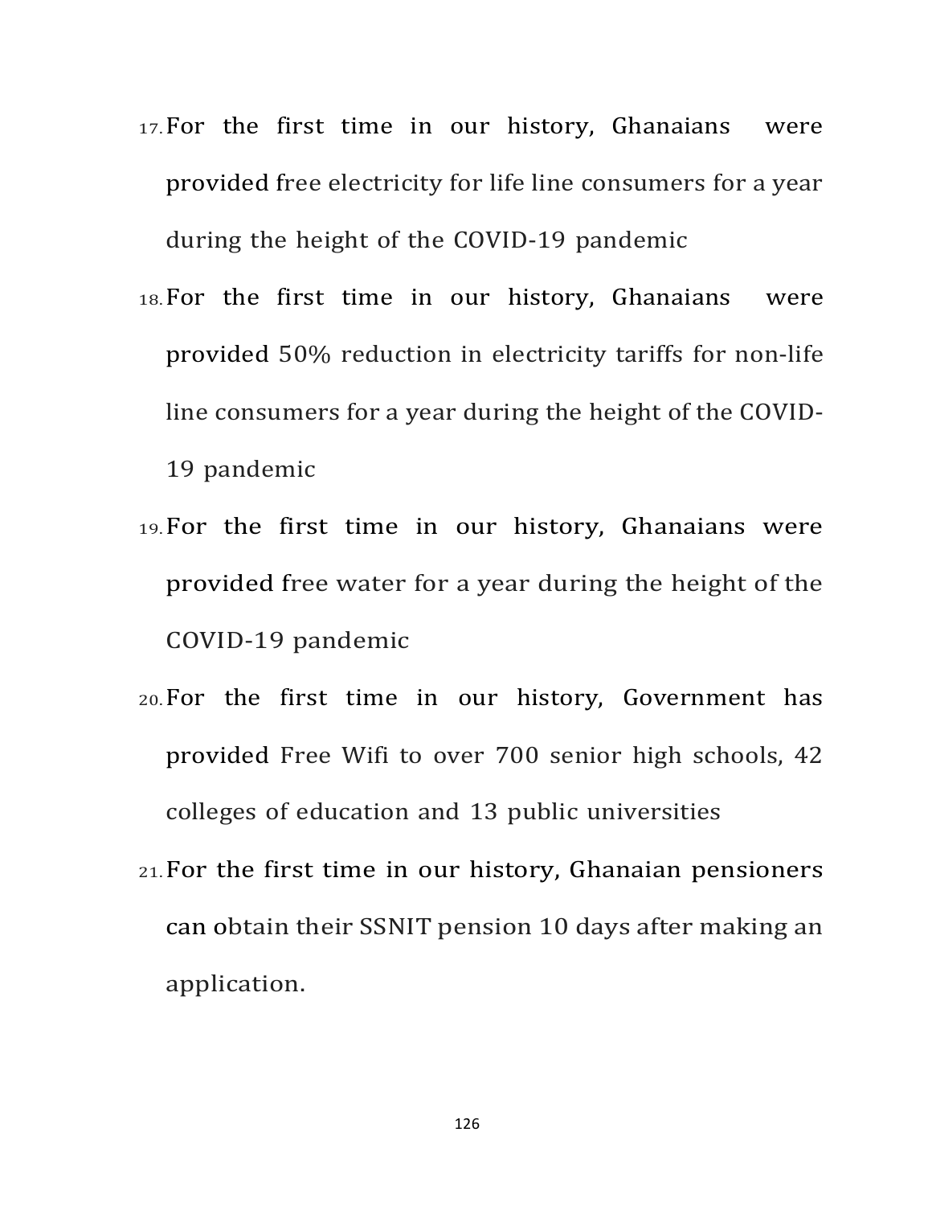17. For the first time in our history, Ghanaians were provided free electricity for life line consumers for a year during the height of the COVID-19 pandemic
18. For the first time in our history, Ghanaians were provided 50% reduction in electricity tariffs for non-life line consumers for a year during the height of the COVID-19 pandemic
19. For the first time in our history, Ghanaians were provided free water for a year during the height of the COVID-19 pandemic
20. For the first time in our history, Government has provided Free Wifi to over 700 senior high schools, 42 colleges of education and 13 public universities
21. For the first time in our history, Ghanaian pensioners can obtain their SSNIT pension 10 days after making an application.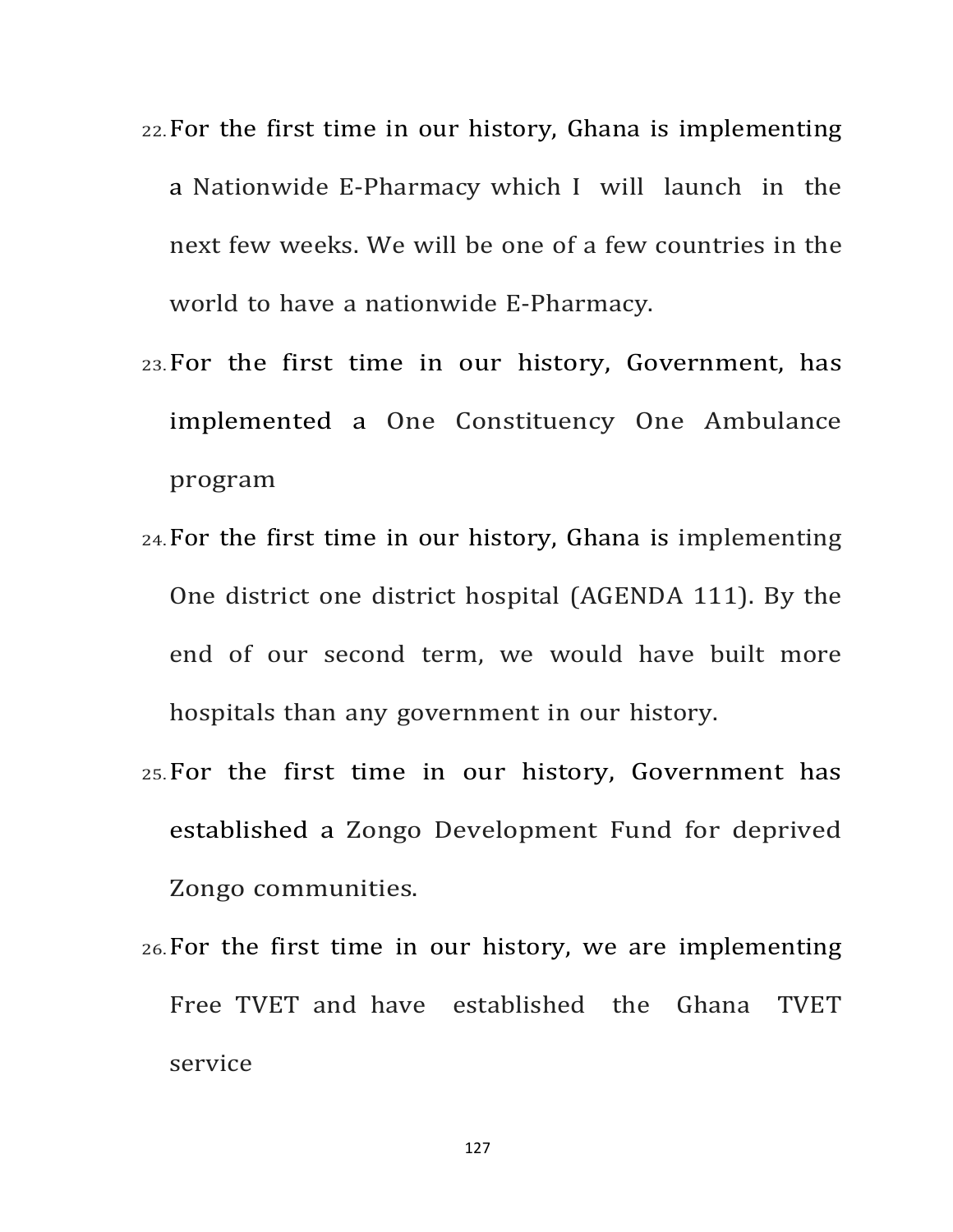22. For the first time in our history, Ghana is implementing a Nationwide E-Pharmacy which I will launch in the next few weeks. We will be one of a few countries in the world to have a nationwide E-Pharmacy.
23. For the first time in our history, Government, has implemented a One Constituency One Ambulance program
24. For the first time in our history, Ghana is implementing One district one district hospital (AGENDA 111). By the end of our second term, we would have built more hospitals than any government in our history.
25. For the first time in our history, Government has established a Zongo Development Fund for deprived Zongo communities.
26. For the first time in our history, we are implementing Free TVET and have established the Ghana TVET service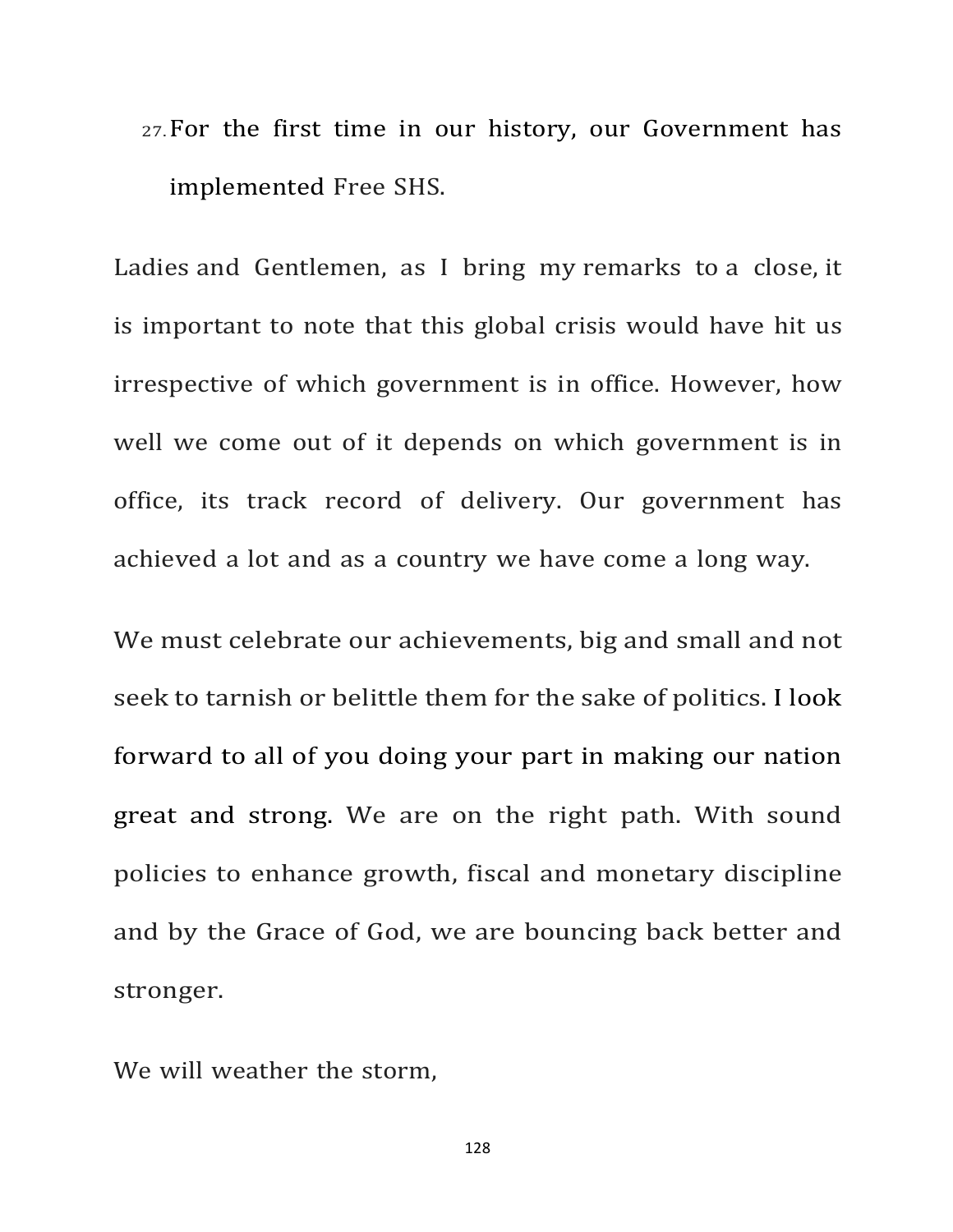27. For the first time in our history, our Government has implemented Free SHS.

Ladies and Gentlemen, as I bring my remarks to a close, it is important to note that this global crisis would have hit us irrespective of which government is in office. However, how well we come out of it depends on which government is in office, its track record of delivery. Our government has achieved a lot and as a country we have come a long way.

We must celebrate our achievements, big and small and not seek to tarnish or belittle them for the sake of politics. I look forward to all of you doing your part in making our nation great and strong. We are on the right path. With sound policies to enhance growth, fiscal and monetary discipline and by the Grace of God, we are bouncing back better and stronger.

We will weather the storm,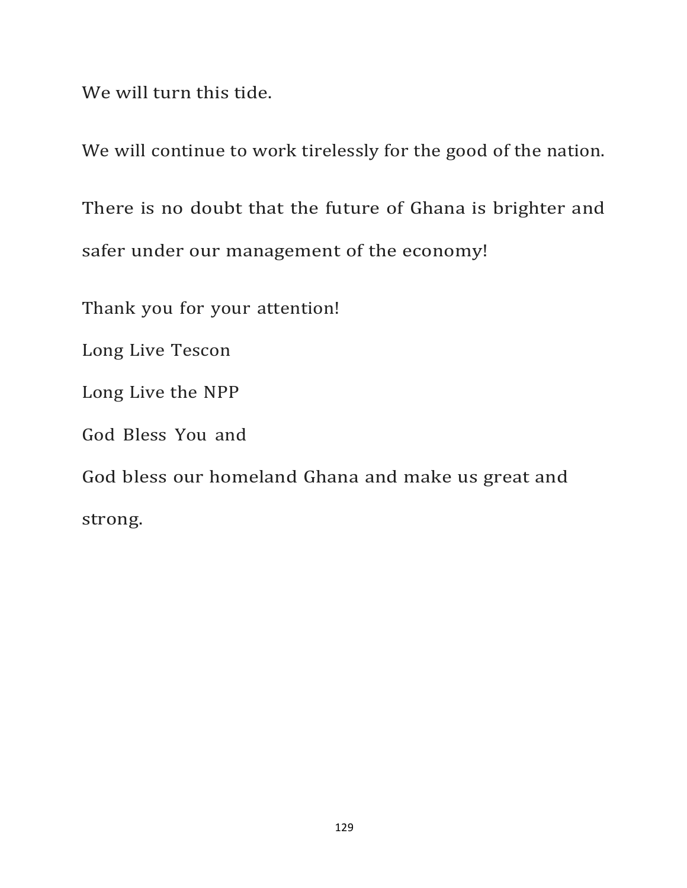We will turn this tide.

We will continue to work tirelessly for the good of the nation.

There is no doubt that the future of Ghana is brighter and safer under our management of the economy!

Thank you for your attention!

Long Live Tescon

Long Live the NPP

God Bless You and

God bless our homeland Ghana and make us great and strong.